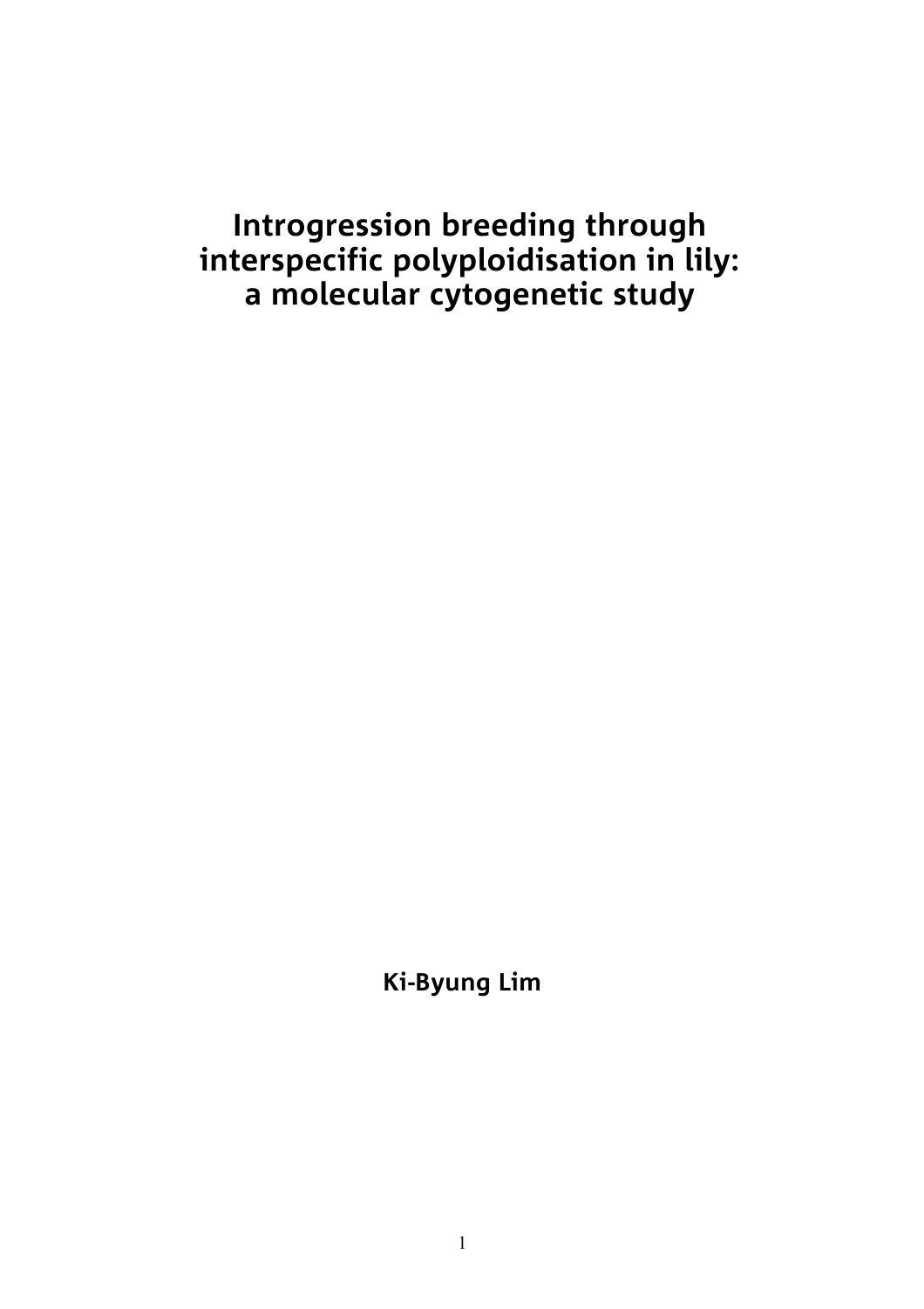# Introgression breeding through interspecific polyploidisation in lily: a molecular cytogenetic study

**Ki-Byung Lim**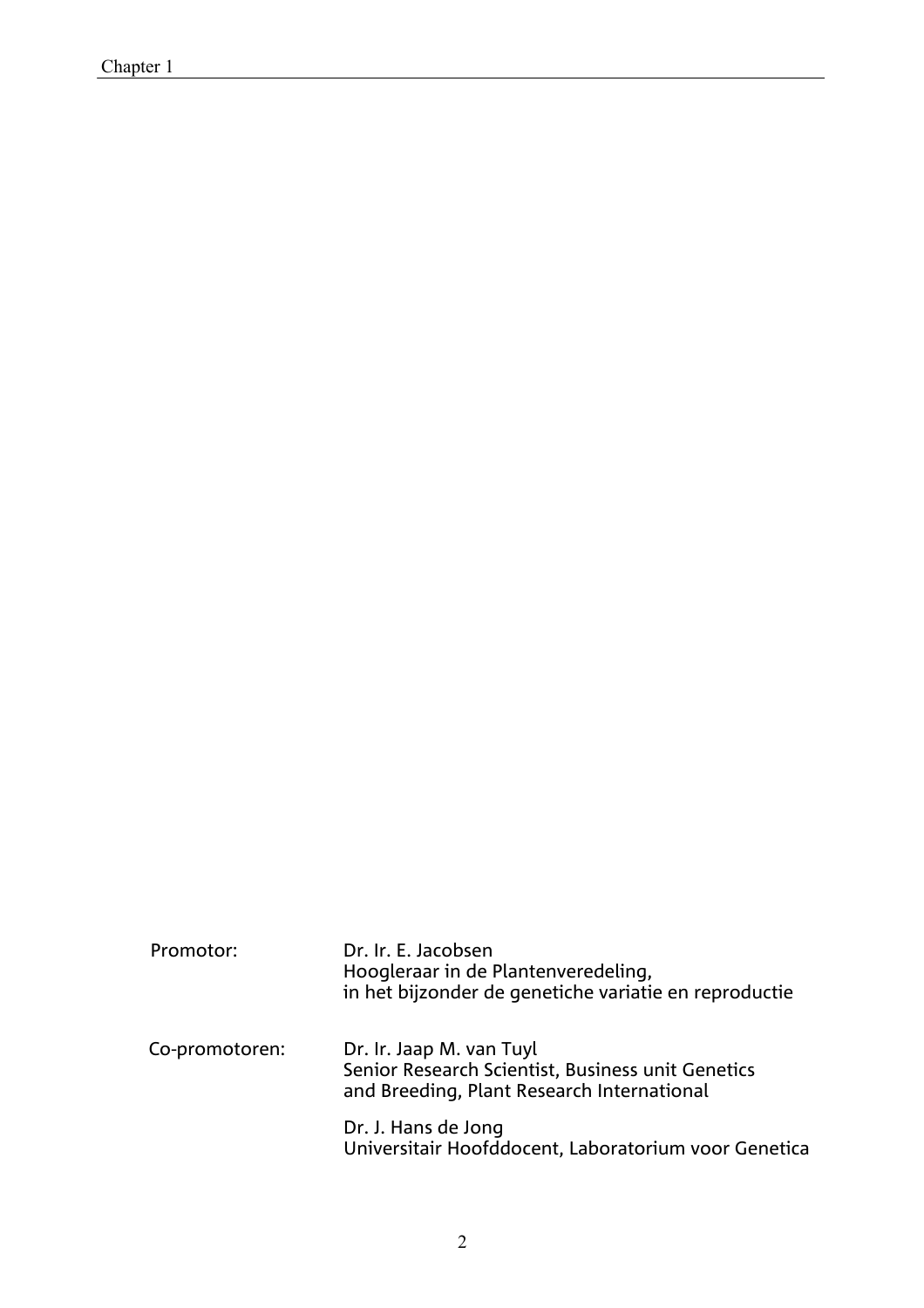Promotor: Dr. Ir. E. Jacobsen
Hoogleraar in de Plantenveredeling,
in het bijzonder de genetiche variatie en reproductie

Co-promotoren: Dr. Ir. Jaap M. van Tuyl
Senior Research Scientist, Business unit Genetics and Breeding, Plant Research International

Dr. J. Hans de Jong
Universitair Hoofddocent, Laboratorium voor Genetica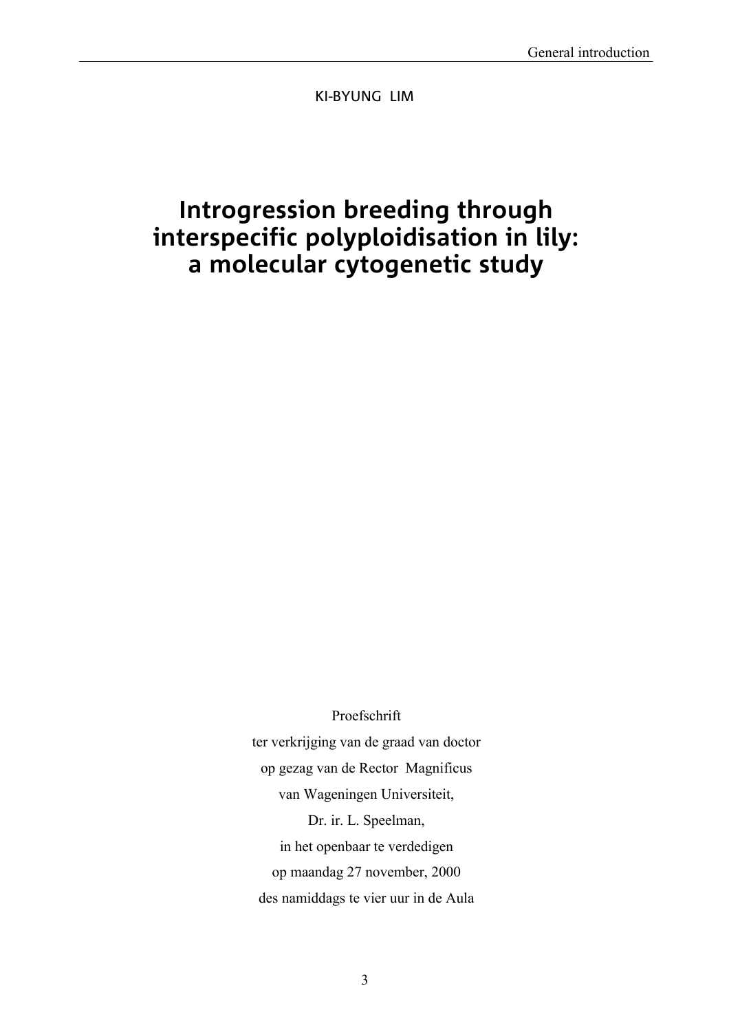KI-BYUNG LIM

# Introgression breeding through interspecific polyploidisation in lily: a molecular cytogenetic study

Proefschrift
ter verkrijging van de graad van doctor
op gezag van de Rector Magnificus
van Wageningen Universiteit,
Dr. ir. L. Speelman,
in het openbaar te verdedigen
op maandag 27 november, 2000
des namiddags te vier uur in de Aula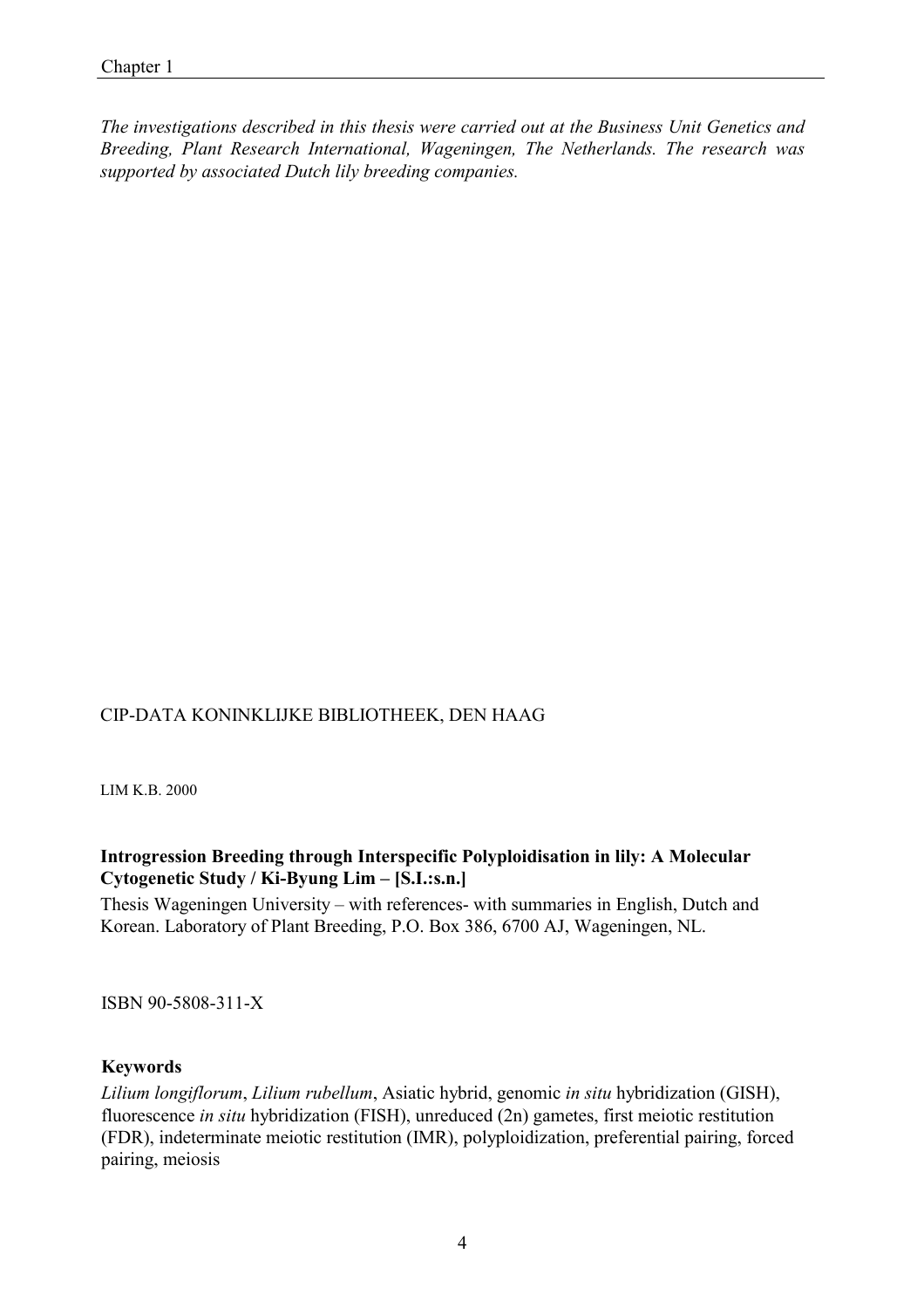*The investigations described in this thesis were carried out at the Business Unit Genetics and Breeding, Plant Research International, Wageningen, The Netherlands. The research was supported by associated Dutch lily breeding companies.*

CIP-DATA KONINKLIJKE BIBLIOTHEEK, DEN HAAG

LIM K.B. 2000

**Introgression Breeding through Interspecific Polyploidisation in lily: A Molecular Cytogenetic Study / Ki-Byung Lim – [S.I.:s.n.]**

Thesis Wageningen University – with references- with summaries in English, Dutch and Korean. Laboratory of Plant Breeding, P.O. Box 386, 6700 AJ, Wageningen, NL.

ISBN 90-5808-311-X

**Keywords**

*Lilium longiflorum*, *Lilium rubellum*, Asiatic hybrid, genomic *in situ* hybridization (GISH), fluorescence *in situ* hybridization (FISH), unreduced (2n) gametes, first meiotic restitution (FDR), indeterminate meiotic restitution (IMR), polyploidization, preferential pairing, forced pairing, meiosis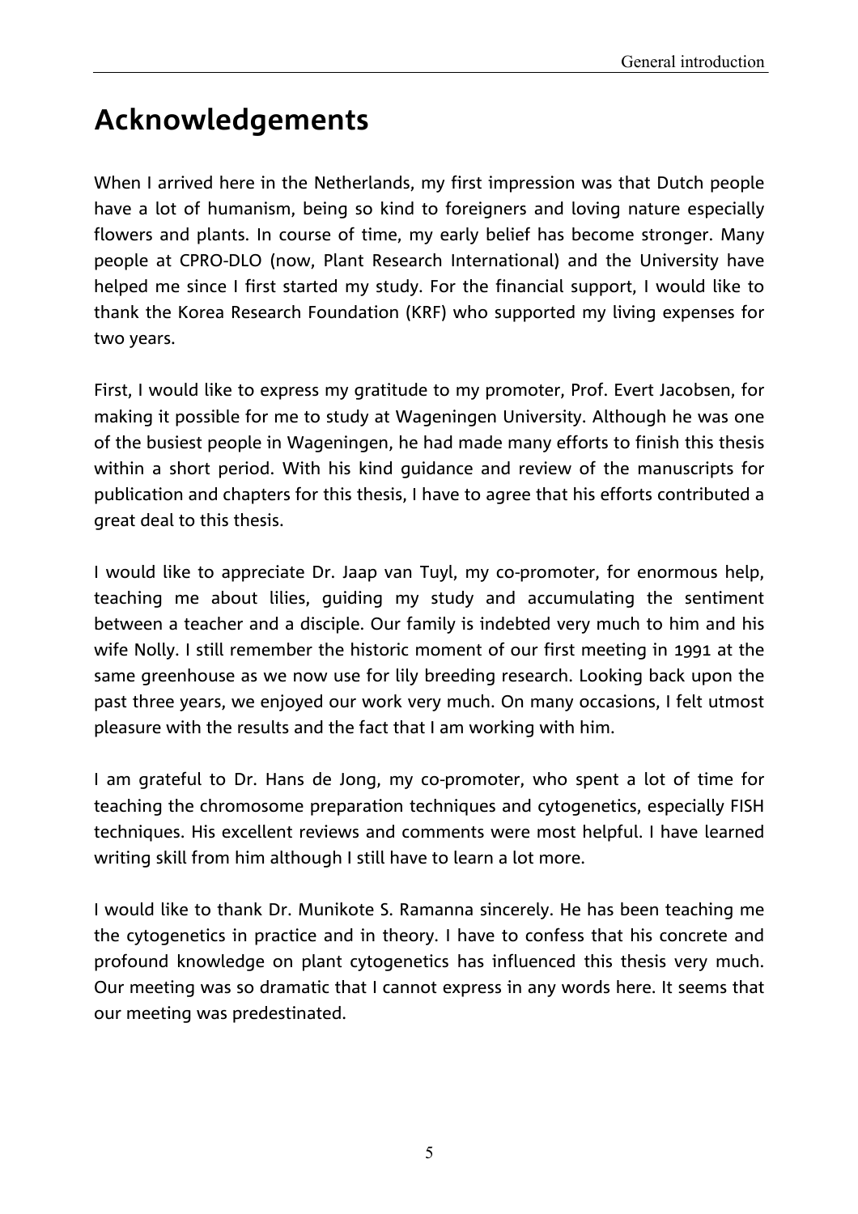# Acknowledgements

When I arrived here in the Netherlands, my first impression was that Dutch people have a lot of humanism, being so kind to foreigners and loving nature especially flowers and plants. In course of time, my early belief has become stronger. Many people at CPRO-DLO (now, Plant Research International) and the University have helped me since I first started my study. For the financial support, I would like to thank the Korea Research Foundation (KRF) who supported my living expenses for two years.

First, I would like to express my gratitude to my promoter, Prof. Evert Jacobsen, for making it possible for me to study at Wageningen University. Although he was one of the busiest people in Wageningen, he had made many efforts to finish this thesis within a short period. With his kind guidance and review of the manuscripts for publication and chapters for this thesis, I have to agree that his efforts contributed a great deal to this thesis.

I would like to appreciate Dr. Jaap van Tuyl, my co-promoter, for enormous help, teaching me about lilies, guiding my study and accumulating the sentiment between a teacher and a disciple. Our family is indebted very much to him and his wife Nolly. I still remember the historic moment of our first meeting in 1991 at the same greenhouse as we now use for lily breeding research. Looking back upon the past three years, we enjoyed our work very much. On many occasions, I felt utmost pleasure with the results and the fact that I am working with him.

I am grateful to Dr. Hans de Jong, my co-promoter, who spent a lot of time for teaching the chromosome preparation techniques and cytogenetics, especially FISH techniques. His excellent reviews and comments were most helpful. I have learned writing skill from him although I still have to learn a lot more.

I would like to thank Dr. Munikote S. Ramanna sincerely. He has been teaching me the cytogenetics in practice and in theory. I have to confess that his concrete and profound knowledge on plant cytogenetics has influenced this thesis very much. Our meeting was so dramatic that I cannot express in any words here. It seems that our meeting was predestinated.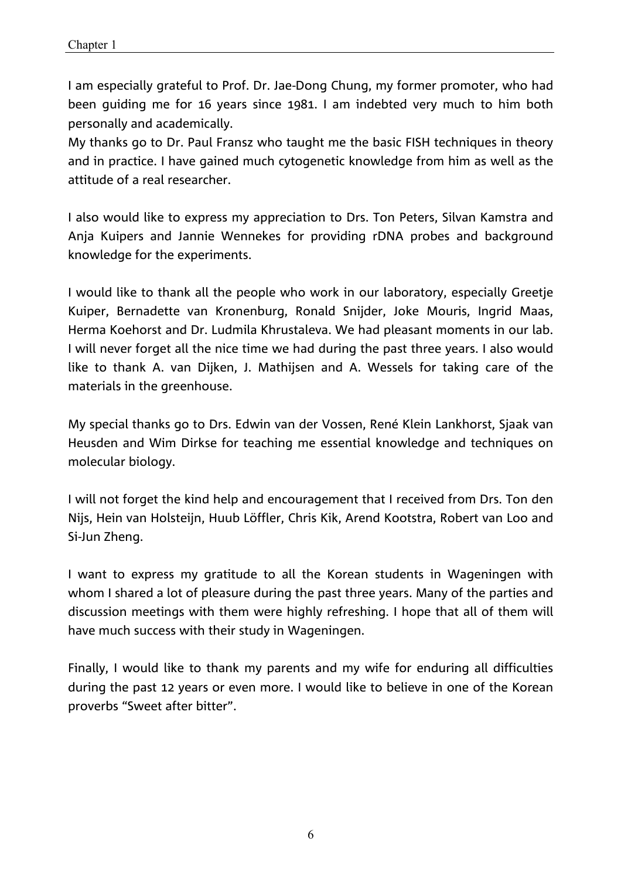I am especially grateful to Prof. Dr. Jae-Dong Chung, my former promoter, who had been guiding me for 16 years since 1981. I am indebted very much to him both personally and academically.
My thanks go to Dr. Paul Fransz who taught me the basic FISH techniques in theory and in practice. I have gained much cytogenetic knowledge from him as well as the attitude of a real researcher.

I also would like to express my appreciation to Drs. Ton Peters, Silvan Kamstra and Anja Kuipers and Jannie Wennekes for providing rDNA probes and background knowledge for the experiments.

I would like to thank all the people who work in our laboratory, especially Greetje Kuiper, Bernadette van Kronenburg, Ronald Snijder, Joke Mouris, Ingrid Maas, Herma Koehorst and Dr. Ludmila Khrustaleva. We had pleasant moments in our lab. I will never forget all the nice time we had during the past three years. I also would like to thank A. van Dijken, J. Mathijsen and A. Wessels for taking care of the materials in the greenhouse.

My special thanks go to Drs. Edwin van der Vossen, René Klein Lankhorst, Sjaak van Heusden and Wim Dirkse for teaching me essential knowledge and techniques on molecular biology.

I will not forget the kind help and encouragement that I received from Drs. Ton den Nijs, Hein van Holsteijn, Huub Löffler, Chris Kik, Arend Kootstra, Robert van Loo and Si-Jun Zheng.

I want to express my gratitude to all the Korean students in Wageningen with whom I shared a lot of pleasure during the past three years. Many of the parties and discussion meetings with them were highly refreshing. I hope that all of them will have much success with their study in Wageningen.

Finally, I would like to thank my parents and my wife for enduring all difficulties during the past 12 years or even more. I would like to believe in one of the Korean proverbs "Sweet after bitter".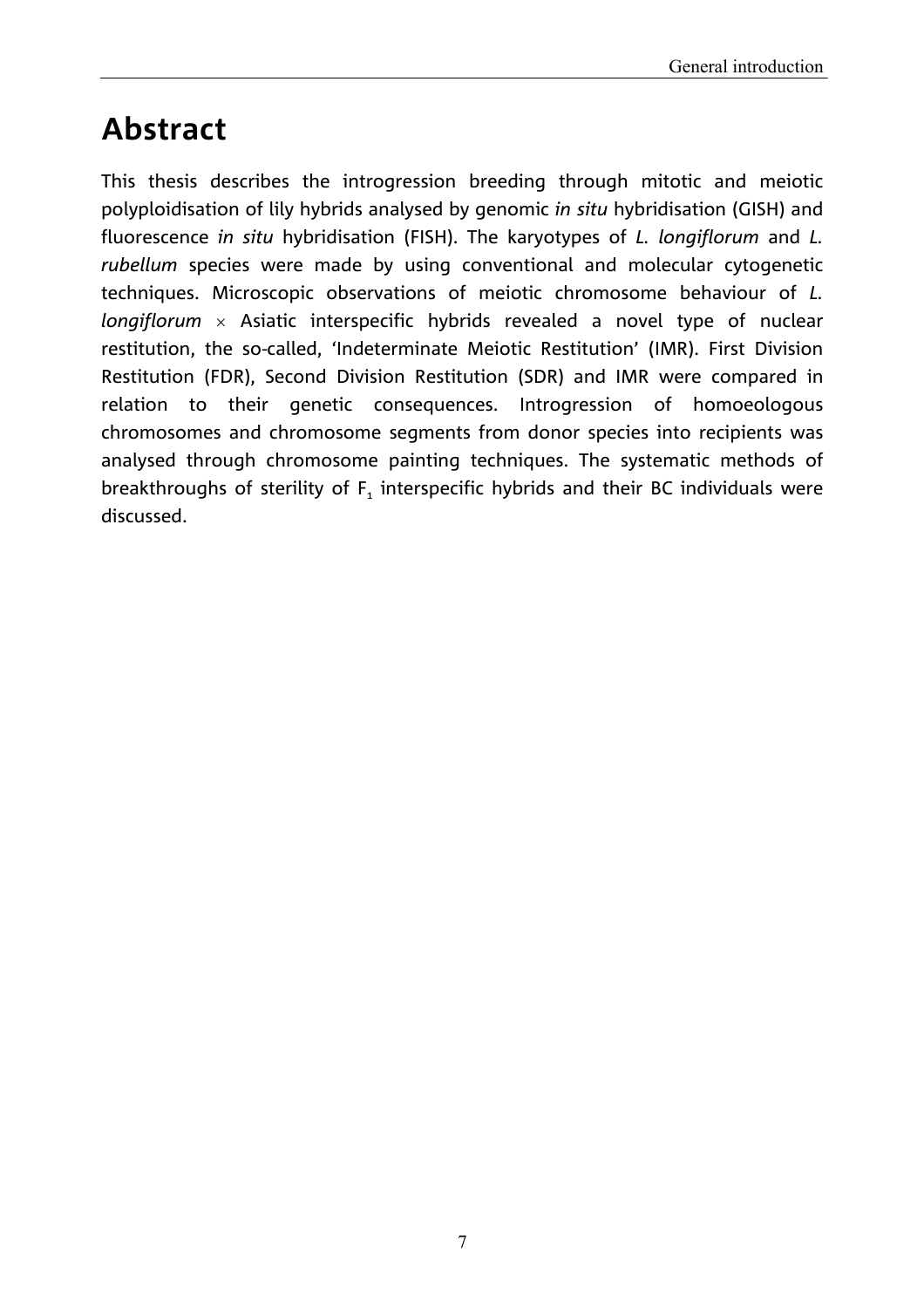# Abstract

This thesis describes the introgression breeding through mitotic and meiotic polyploidisation of lily hybrids analysed by genomic *in situ* hybridisation (GISH) and fluorescence *in situ* hybridisation (FISH). The karyotypes of *L. longiflorum* and *L. rubellum* species were made by using conventional and molecular cytogenetic techniques. Microscopic observations of meiotic chromosome behaviour of *L. longiflorum* × Asiatic interspecific hybrids revealed a novel type of nuclear restitution, the so-called, 'Indeterminate Meiotic Restitution' (IMR). First Division Restitution (FDR), Second Division Restitution (SDR) and IMR were compared in relation to their genetic consequences. Introgression of homoeologous chromosomes and chromosome segments from donor species into recipients was analysed through chromosome painting techniques. The systematic methods of breakthroughs of sterility of $F_1$ interspecific hybrids and their BC individuals were discussed.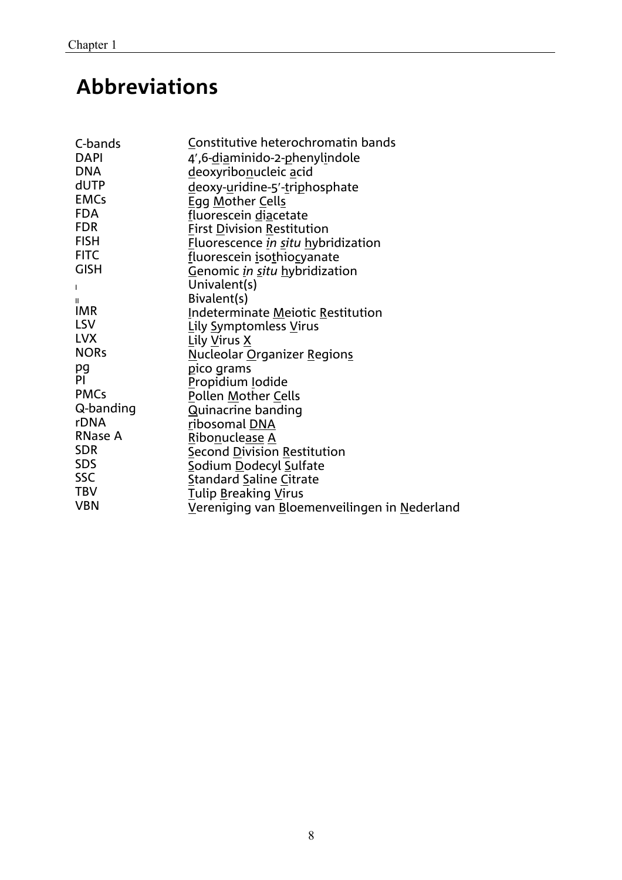# Abbreviations

| | |
|---|---|
| C-bands | Constitutive heterochromatin bands |
| DAPI | 4′,6-diaminido-2-phenylindole |
| DNA | deoxyribonucleic acid |
| dUTP | deoxy-uridine-5′-triphosphate |
| EMCs | Egg Mother Cells |
| FDA | fluorescein diacetate |
| FDR | First Division Restitution |
| FISH | Fluorescence *in situ* hybridization |
| FITC | fluorescein isothiocyanate |
| GISH | Genomic *in situ* hybridization |
| I | Univalent(s) |
| II | Bivalent(s) |
| IMR | Indeterminate Meiotic Restitution |
| LSV | Lily Symptomless Virus |
| LVX | Lily Virus X |
| NORs | Nucleolar Organizer Regions |
| pg | pico grams |
| PI | Propidium Iodide |
| PMCs | Pollen Mother Cells |
| Q-banding | Quinacrine banding |
| rDNA | ribosomal DNA |
| RNase A | Ribonuclease A |
| SDR | Second Division Restitution |
| SDS | Sodium Dodecyl Sulfate |
| SSC | Standard Saline Citrate |
| TBV | Tulip Breaking Virus |
| VBN | Vereniging van Bloemenveilingen in Nederland |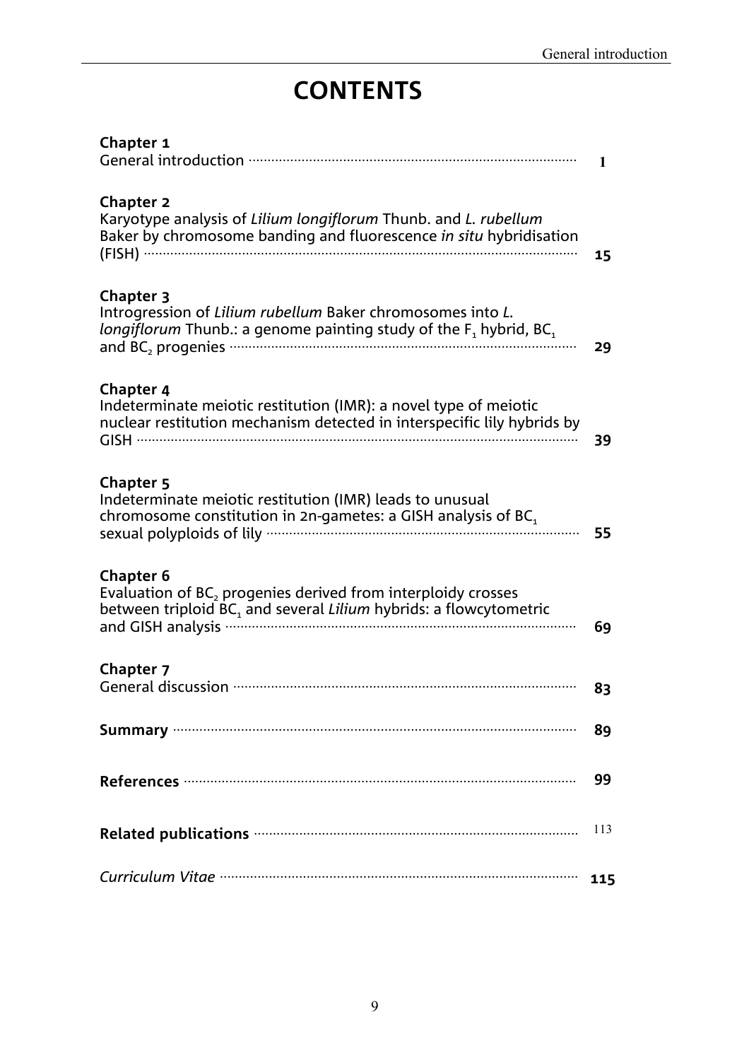# CONTENTS

**Chapter 1**
General introduction ........ 1

**Chapter 2**
Karyotype analysis of *Lilium longiflorum* Thunb. and *L. rubellum* Baker by chromosome banding and fluorescence *in situ* hybridisation (FISH) ........ 15

**Chapter 3**
Introgression of *Lilium rubellum* Baker chromosomes into *L. longiflorum* Thunb.: a genome painting study of the $F_1$ hybrid, $BC_1$ and $BC_2$ progenies ........ 29

**Chapter 4**
Indeterminate meiotic restitution (IMR): a novel type of meiotic nuclear restitution mechanism detected in interspecific lily hybrids by GISH ........ 39

**Chapter 5**
Indeterminate meiotic restitution (IMR) leads to unusual chromosome constitution in 2n-gametes: a GISH analysis of $BC_1$ sexual polyploids of lily ........ 55

**Chapter 6**
Evaluation of $BC_2$ progenies derived from interploidy crosses between triploid $BC_1$ and several *Lilium* hybrids: a flowcytometric and GISH analysis ........ 69

**Chapter 7**
General discussion ........ 83

**Summary** ........ 89

**References** ........ 99

**Related publications** ........ 113

*Curriculum Vitae* ........ 115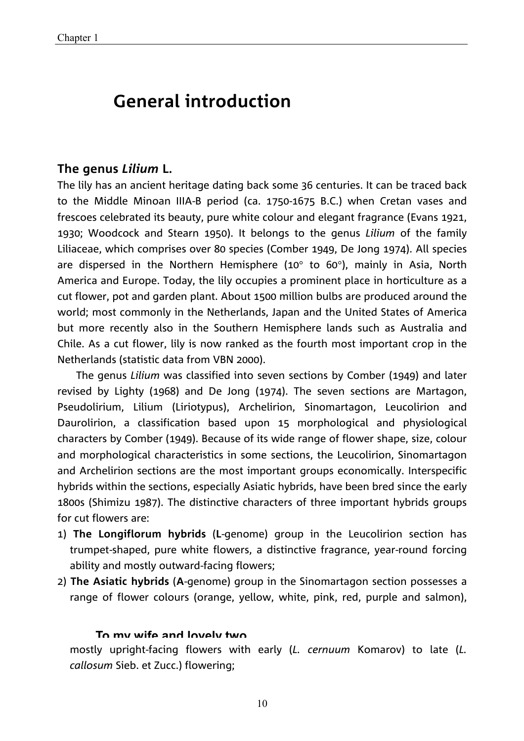# General introduction

## The genus *Lilium* L.

The lily has an ancient heritage dating back some 36 centuries. It can be traced back to the Middle Minoan IIIA-B period (ca. 1750-1675 B.C.) when Cretan vases and frescoes celebrated its beauty, pure white colour and elegant fragrance (Evans 1921, 1930; Woodcock and Stearn 1950). It belongs to the genus *Lilium* of the family Liliaceae, which comprises over 80 species (Comber 1949, De Jong 1974). All species are dispersed in the Northern Hemisphere (10° to 60°), mainly in Asia, North America and Europe. Today, the lily occupies a prominent place in horticulture as a cut flower, pot and garden plant. About 1500 million bulbs are produced around the world; most commonly in the Netherlands, Japan and the United States of America but more recently also in the Southern Hemisphere lands such as Australia and Chile. As a cut flower, lily is now ranked as the fourth most important crop in the Netherlands (statistic data from VBN 2000).

The genus *Lilium* was classified into seven sections by Comber (1949) and later revised by Lighty (1968) and De Jong (1974). The seven sections are Martagon, Pseudolirium, Lilium (Liriotypus), Archelirion, Sinomartagon, Leucolirion and Daurolirion, a classification based upon 15 morphological and physiological characters by Comber (1949). Because of its wide range of flower shape, size, colour and morphological characteristics in some sections, the Leucolirion, Sinomartagon and Archelirion sections are the most important groups economically. Interspecific hybrids within the sections, especially Asiatic hybrids, have been bred since the early 1800s (Shimizu 1987). The distinctive characters of three important hybrids groups for cut flowers are:

1) **The Longiflorum hybrids** (**L**-genome) group in the Leucolirion section has trumpet-shaped, pure white flowers, a distinctive fragrance, year-round forcing ability and mostly outward-facing flowers;
2) **The Asiatic hybrids** (**A**-genome) group in the Sinomartagon section possesses a range of flower colours (orange, yellow, white, pink, red, purple and salmon),

**To my wife and lovely two**

mostly upright-facing flowers with early (*L. cernuum* Komarov) to late (*L. callosum* Sieb. et Zucc.) flowering;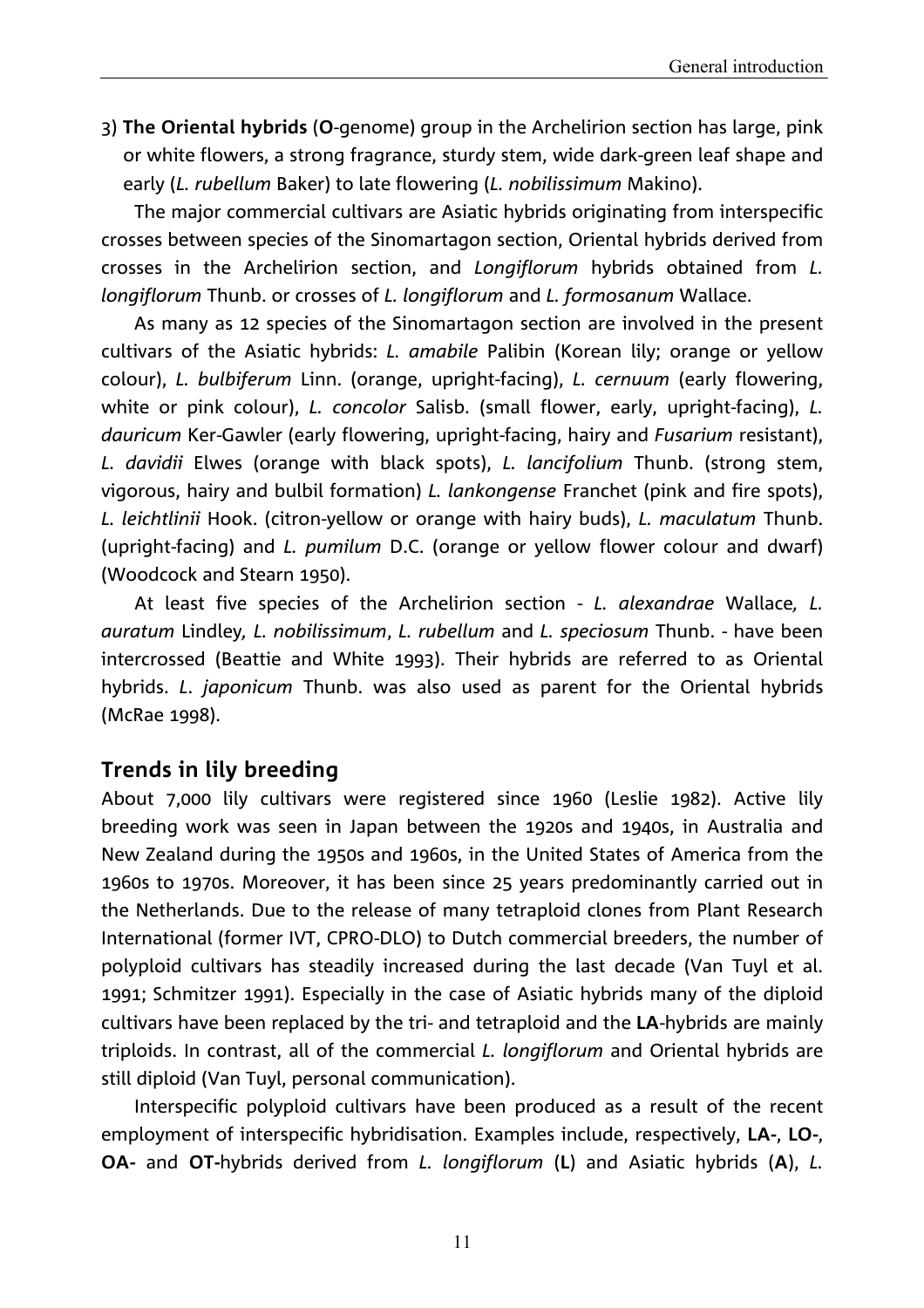3) **The Oriental hybrids** (**O**-genome) group in the Archelirion section has large, pink or white flowers, a strong fragrance, sturdy stem, wide dark-green leaf shape and early (*L. rubellum* Baker) to late flowering (*L. nobilissimum* Makino).

The major commercial cultivars are Asiatic hybrids originating from interspecific crosses between species of the Sinomartagon section, Oriental hybrids derived from crosses in the Archelirion section, and *Longiflorum* hybrids obtained from *L. longiflorum* Thunb. or crosses of *L. longiflorum* and *L. formosanum* Wallace.

As many as 12 species of the Sinomartagon section are involved in the present cultivars of the Asiatic hybrids: *L. amabile* Palibin (Korean lily; orange or yellow colour), *L. bulbiferum* Linn. (orange, upright-facing), *L. cernuum* (early flowering, white or pink colour), *L. concolor* Salisb. (small flower, early, upright-facing), *L. dauricum* Ker-Gawler (early flowering, upright-facing, hairy and *Fusarium* resistant), *L. davidii* Elwes (orange with black spots), *L. lancifolium* Thunb. (strong stem, vigorous, hairy and bulbil formation) *L. lankongense* Franchet (pink and fire spots), *L. leichtlinii* Hook. (citron-yellow or orange with hairy buds), *L. maculatum* Thunb. (upright-facing) and *L. pumilum* D.C. (orange or yellow flower colour and dwarf) (Woodcock and Stearn 1950).

At least five species of the Archelirion section - *L. alexandrae* Wallace, *L. auratum* Lindley, *L. nobilissimum*, *L. rubellum* and *L. speciosum* Thunb. - have been intercrossed (Beattie and White 1993). Their hybrids are referred to as Oriental hybrids. *L. japonicum* Thunb. was also used as parent for the Oriental hybrids (McRae 1998).

## Trends in lily breeding

About 7,000 lily cultivars were registered since 1960 (Leslie 1982). Active lily breeding work was seen in Japan between the 1920s and 1940s, in Australia and New Zealand during the 1950s and 1960s, in the United States of America from the 1960s to 1970s. Moreover, it has been since 25 years predominantly carried out in the Netherlands. Due to the release of many tetraploid clones from Plant Research International (former IVT, CPRO-DLO) to Dutch commercial breeders, the number of polyploid cultivars has steadily increased during the last decade (Van Tuyl et al. 1991; Schmitzer 1991). Especially in the case of Asiatic hybrids many of the diploid cultivars have been replaced by the tri- and tetraploid and the **LA**-hybrids are mainly triploids. In contrast, all of the commercial *L. longiflorum* and Oriental hybrids are still diploid (Van Tuyl, personal communication).

Interspecific polyploid cultivars have been produced as a result of the recent employment of interspecific hybridisation. Examples include, respectively, **LA-**, **LO-**, **OA-** and **OT-**hybrids derived from *L. longiflorum* (**L**) and Asiatic hybrids (**A**), *L.*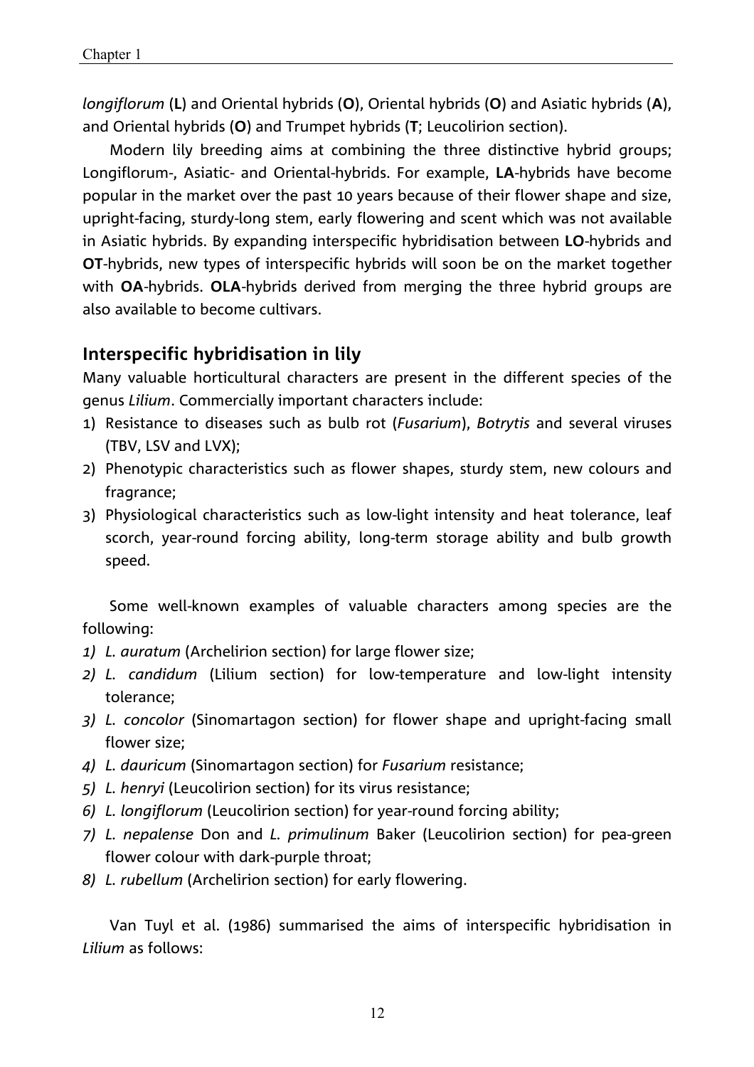*longiflorum* (**L**) and Oriental hybrids (**O**), Oriental hybrids (**O**) and Asiatic hybrids (**A**), and Oriental hybrids (**O**) and Trumpet hybrids (**T**; Leucolirion section).

Modern lily breeding aims at combining the three distinctive hybrid groups; Longiflorum-, Asiatic- and Oriental-hybrids. For example, **LA**-hybrids have become popular in the market over the past 10 years because of their flower shape and size, upright-facing, sturdy-long stem, early flowering and scent which was not available in Asiatic hybrids. By expanding interspecific hybridisation between **LO**-hybrids and **OT**-hybrids, new types of interspecific hybrids will soon be on the market together with **OA**-hybrids. **OLA**-hybrids derived from merging the three hybrid groups are also available to become cultivars.

## Interspecific hybridisation in lily

Many valuable horticultural characters are present in the different species of the genus *Lilium*. Commercially important characters include:

1) Resistance to diseases such as bulb rot (*Fusarium*), *Botrytis* and several viruses (TBV, LSV and LVX);
2) Phenotypic characteristics such as flower shapes, sturdy stem, new colours and fragrance;
3) Physiological characteristics such as low-light intensity and heat tolerance, leaf scorch, year-round forcing ability, long-term storage ability and bulb growth speed.

Some well-known examples of valuable characters among species are the following:

1) *L. auratum* (Archelirion section) for large flower size;
2) *L. candidum* (Lilium section) for low-temperature and low-light intensity tolerance;
3) *L. concolor* (Sinomartagon section) for flower shape and upright-facing small flower size;
4) *L. dauricum* (Sinomartagon section) for *Fusarium* resistance;
5) *L. henryi* (Leucolirion section) for its virus resistance;
6) *L. longiflorum* (Leucolirion section) for year-round forcing ability;
7) *L. nepalense* Don and *L. primulinum* Baker (Leucolirion section) for pea-green flower colour with dark-purple throat;
8) *L. rubellum* (Archelirion section) for early flowering.

Van Tuyl et al. (1986) summarised the aims of interspecific hybridisation in *Lilium* as follows: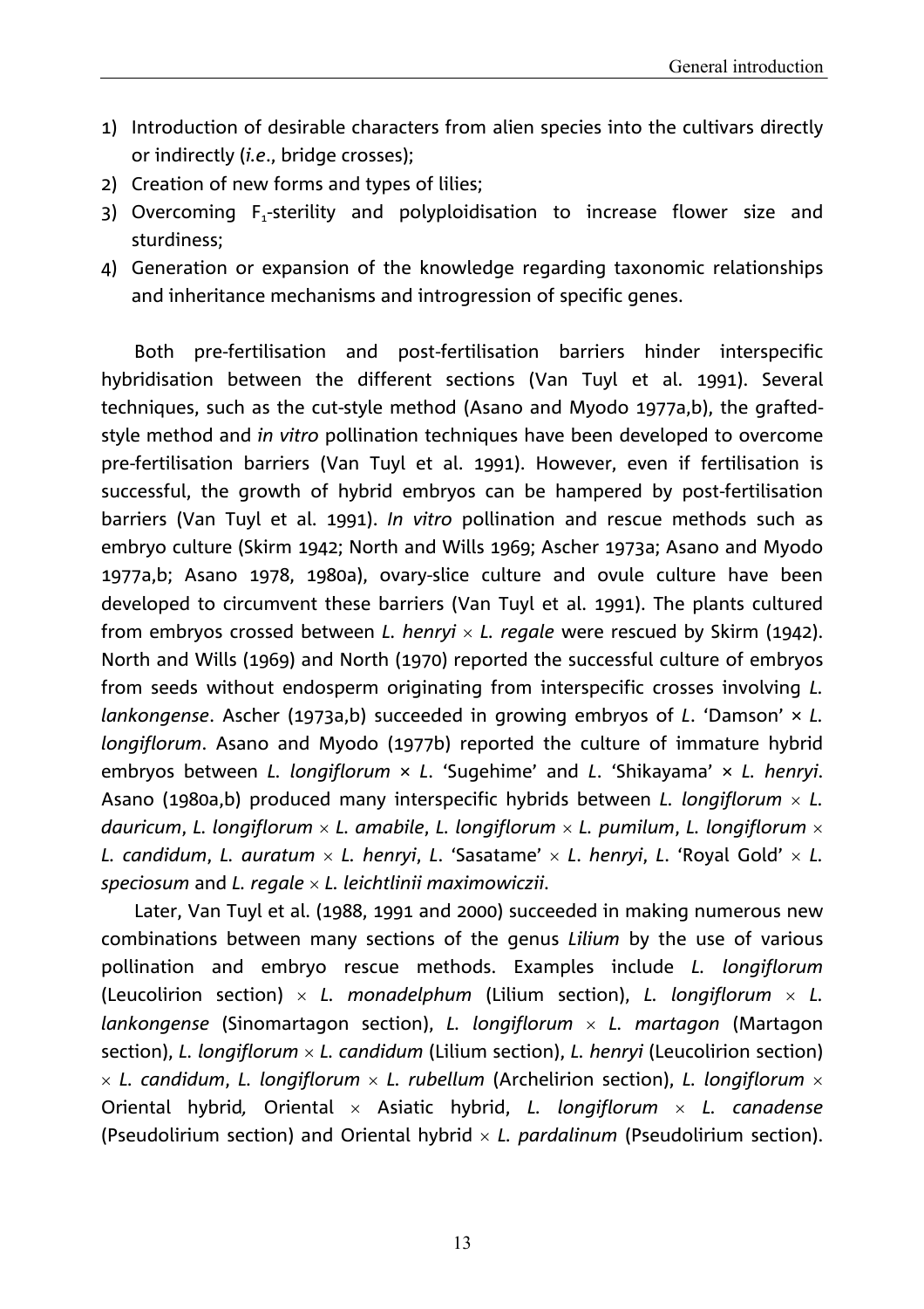1) Introduction of desirable characters from alien species into the cultivars directly or indirectly (*i.e*., bridge crosses);
2) Creation of new forms and types of lilies;
3) Overcoming $F_1$-sterility and polyploidisation to increase flower size and sturdiness;
4) Generation or expansion of the knowledge regarding taxonomic relationships and inheritance mechanisms and introgression of specific genes.

Both pre-fertilisation and post-fertilisation barriers hinder interspecific hybridisation between the different sections (Van Tuyl et al. 1991). Several techniques, such as the cut-style method (Asano and Myodo 1977a,b), the grafted-style method and *in vitro* pollination techniques have been developed to overcome pre-fertilisation barriers (Van Tuyl et al. 1991). However, even if fertilisation is successful, the growth of hybrid embryos can be hampered by post-fertilisation barriers (Van Tuyl et al. 1991). *In vitro* pollination and rescue methods such as embryo culture (Skirm 1942; North and Wills 1969; Ascher 1973a; Asano and Myodo 1977a,b; Asano 1978, 1980a), ovary-slice culture and ovule culture have been developed to circumvent these barriers (Van Tuyl et al. 1991). The plants cultured from embryos crossed between *L. henryi* × *L. regale* were rescued by Skirm (1942). North and Wills (1969) and North (1970) reported the successful culture of embryos from seeds without endosperm originating from interspecific crosses involving *L. lankongense*. Ascher (1973a,b) succeeded in growing embryos of *L*. 'Damson' × *L. longiflorum*. Asano and Myodo (1977b) reported the culture of immature hybrid embryos between *L. longiflorum* × *L*. 'Sugehime' and *L*. 'Shikayama' × *L. henryi*. Asano (1980a,b) produced many interspecific hybrids between *L. longiflorum* × *L. dauricum*, *L. longiflorum* × *L. amabile*, *L. longiflorum* × *L. pumilum*, *L. longiflorum* × *L. candidum*, *L. auratum* × *L. henryi*, *L*. 'Sasatame' × *L. henryi*, *L*. 'Royal Gold' × *L. speciosum* and *L. regale* × *L. leichtlinii maximowiczii*.

Later, Van Tuyl et al. (1988, 1991 and 2000) succeeded in making numerous new combinations between many sections of the genus *Lilium* by the use of various pollination and embryo rescue methods. Examples include *L. longiflorum* (Leucolirion section) × *L. monadelphum* (Lilium section), *L. longiflorum* × *L. lankongense* (Sinomartagon section), *L. longiflorum* × *L. martagon* (Martagon section), *L. longiflorum* × *L. candidum* (Lilium section), *L. henryi* (Leucolirion section) × *L. candidum*, *L. longiflorum* × *L. rubellum* (Archelirion section), *L. longiflorum* × Oriental hybrid*,* Oriental × Asiatic hybrid, *L. longiflorum* × *L. canadense* (Pseudolirium section) and Oriental hybrid × *L. pardalinum* (Pseudolirium section).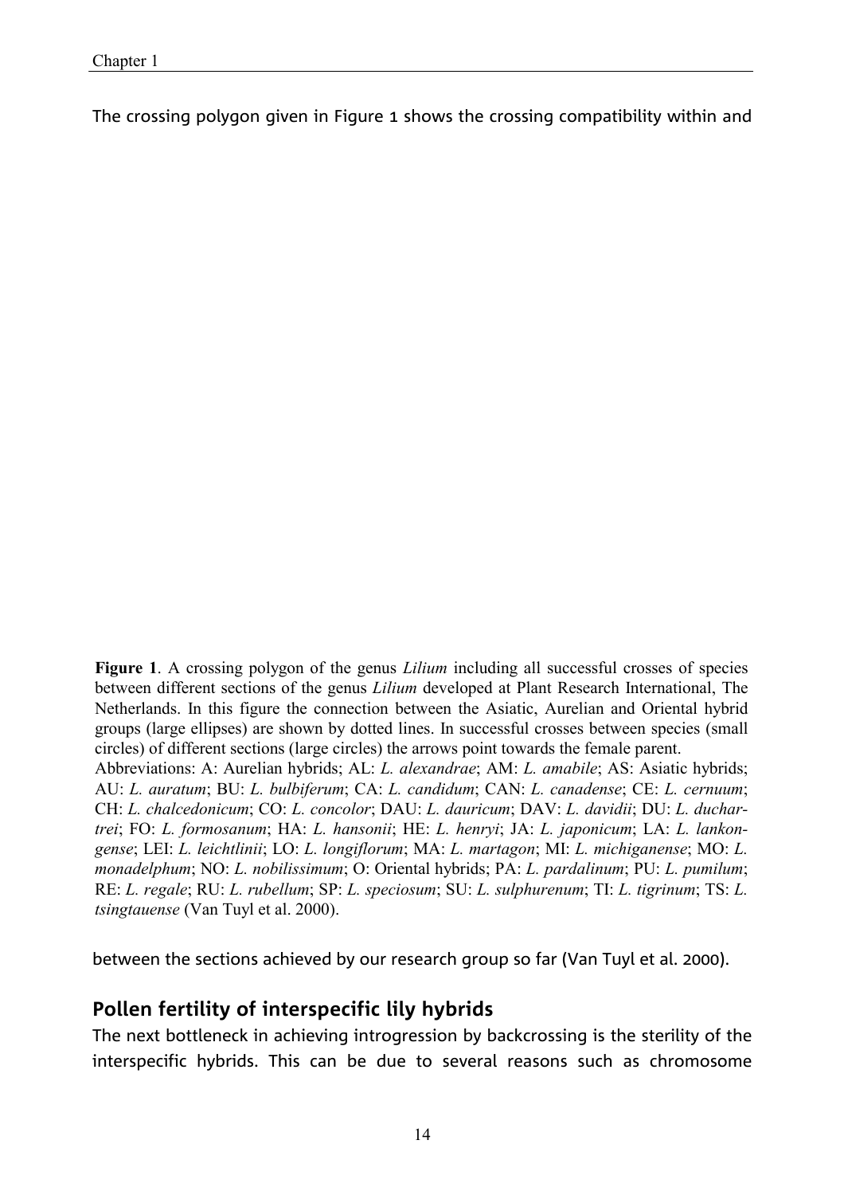The crossing polygon given in Figure 1 shows the crossing compatibility within and

**Figure 1**. A crossing polygon of the genus *Lilium* including all successful crosses of species between different sections of the genus *Lilium* developed at Plant Research International, The Netherlands. In this figure the connection between the Asiatic, Aurelian and Oriental hybrid groups (large ellipses) are shown by dotted lines. In successful crosses between species (small circles) of different sections (large circles) the arrows point towards the female parent.
Abbreviations: A: Aurelian hybrids; AL: *L. alexandrae*; AM: *L. amabile*; AS: Asiatic hybrids; AU: *L. auratum*; BU: *L. bulbiferum*; CA: *L. candidum*; CAN: *L. canadense*; CE: *L. cernuum*; CH: *L. chalcedonicum*; CO: *L. concolor*; DAU: *L. dauricum*; DAV: *L. davidii*; DU: *L. duchartrei*; FO: *L. formosanum*; HA: *L. hansonii*; HE: *L. henryi*; JA: *L. japonicum*; LA: *L. lankongense*; LEI: *L. leichtlinii*; LO: *L. longiflorum*; MA: *L. martagon*; MI: *L. michiganense*; MO: *L. monadelphum*; NO: *L. nobilissimum*; O: Oriental hybrids; PA: *L. pardalinum*; PU: *L. pumilum*; RE: *L. regale*; RU: *L. rubellum*; SP: *L. speciosum*; SU: *L. sulphurenum*; TI: *L. tigrinum*; TS: *L. tsingtauense* (Van Tuyl et al. 2000).

between the sections achieved by our research group so far (Van Tuyl et al. 2000).

## Pollen fertility of interspecific lily hybrids

The next bottleneck in achieving introgression by backcrossing is the sterility of the interspecific hybrids. This can be due to several reasons such as chromosome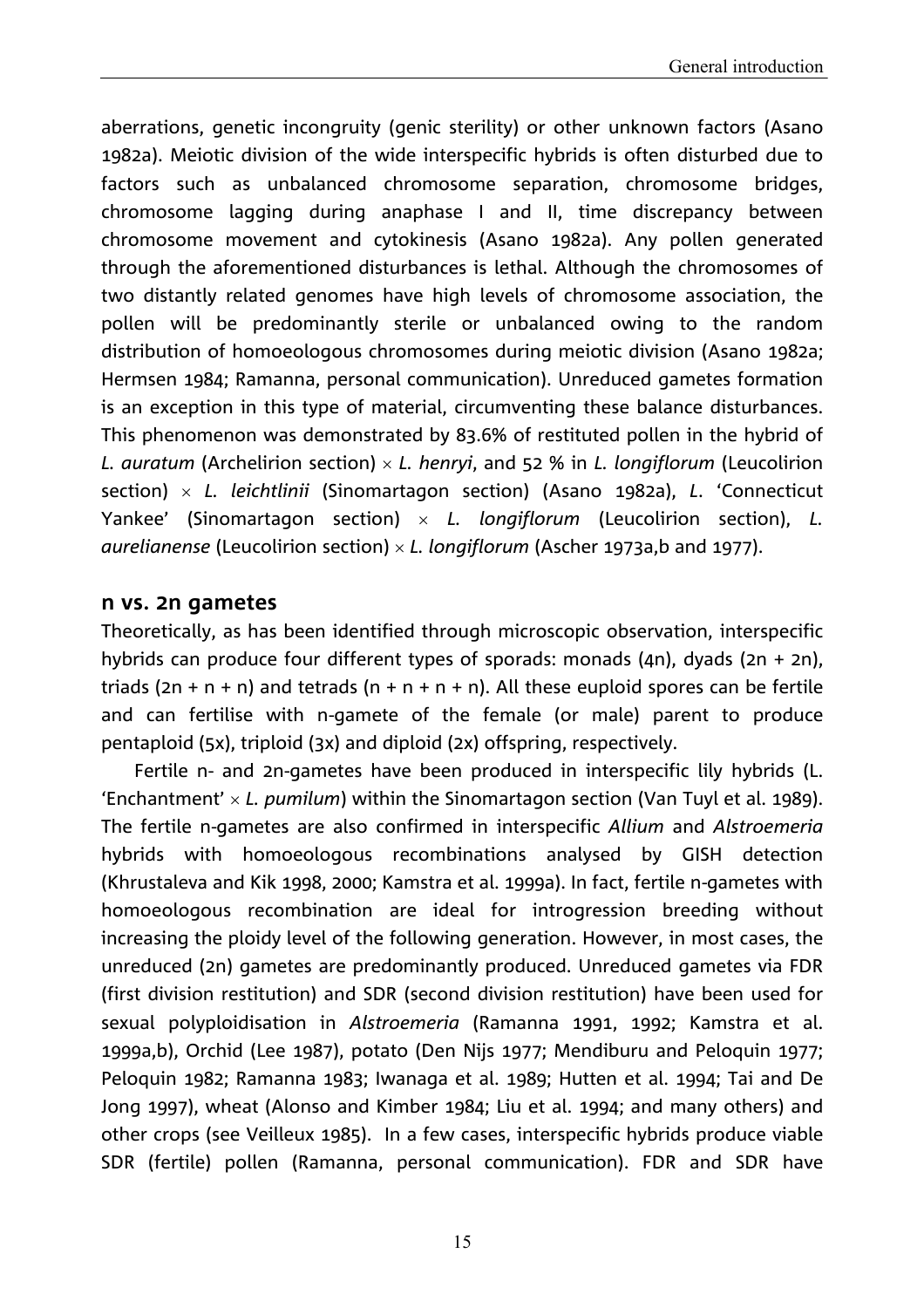aberrations, genetic incongruity (genic sterility) or other unknown factors (Asano 1982a). Meiotic division of the wide interspecific hybrids is often disturbed due to factors such as unbalanced chromosome separation, chromosome bridges, chromosome lagging during anaphase I and II, time discrepancy between chromosome movement and cytokinesis (Asano 1982a). Any pollen generated through the aforementioned disturbances is lethal. Although the chromosomes of two distantly related genomes have high levels of chromosome association, the pollen will be predominantly sterile or unbalanced owing to the random distribution of homoeologous chromosomes during meiotic division (Asano 1982a; Hermsen 1984; Ramanna, personal communication). Unreduced gametes formation is an exception in this type of material, circumventing these balance disturbances. This phenomenon was demonstrated by 83.6% of restituted pollen in the hybrid of *L. auratum* (Archelirion section) × *L. henryi*, and 52 % in *L. longiflorum* (Leucolirion section) × *L. leichtlinii* (Sinomartagon section) (Asano 1982a), *L*. 'Connecticut Yankee' (Sinomartagon section) × *L. longiflorum* (Leucolirion section), *L. aurelianense* (Leucolirion section) × *L. longiflorum* (Ascher 1973a,b and 1977).

## n vs. 2n gametes

Theoretically, as has been identified through microscopic observation, interspecific hybrids can produce four different types of sporads: monads (4n), dyads (2n + 2n), triads (2n + n + n) and tetrads (n + n + n + n). All these euploid spores can be fertile and can fertilise with n-gamete of the female (or male) parent to produce pentaploid (5x), triploid (3x) and diploid (2x) offspring, respectively.

Fertile n- and 2n-gametes have been produced in interspecific lily hybrids (L. 'Enchantment' × *L. pumilum*) within the Sinomartagon section (Van Tuyl et al. 1989). The fertile n-gametes are also confirmed in interspecific *Allium* and *Alstroemeria* hybrids with homoeologous recombinations analysed by GISH detection (Khrustaleva and Kik 1998, 2000; Kamstra et al. 1999a). In fact, fertile n-gametes with homoeologous recombination are ideal for introgression breeding without increasing the ploidy level of the following generation. However, in most cases, the unreduced (2n) gametes are predominantly produced. Unreduced gametes via FDR (first division restitution) and SDR (second division restitution) have been used for sexual polyploidisation in *Alstroemeria* (Ramanna 1991, 1992; Kamstra et al. 1999a,b), Orchid (Lee 1987), potato (Den Nijs 1977; Mendiburu and Peloquin 1977; Peloquin 1982; Ramanna 1983; Iwanaga et al. 1989; Hutten et al. 1994; Tai and De Jong 1997), wheat (Alonso and Kimber 1984; Liu et al. 1994; and many others) and other crops (see Veilleux 1985). In a few cases, interspecific hybrids produce viable SDR (fertile) pollen (Ramanna, personal communication). FDR and SDR have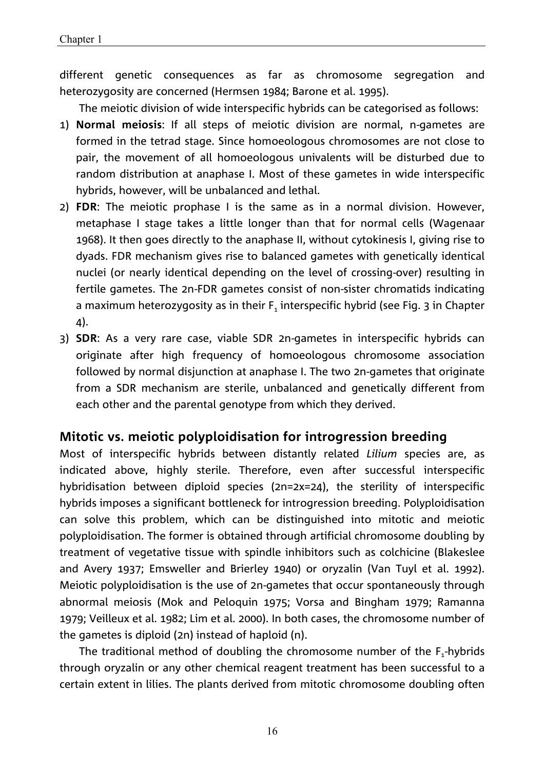different genetic consequences as far as chromosome segregation and heterozygosity are concerned (Hermsen 1984; Barone et al. 1995).

The meiotic division of wide interspecific hybrids can be categorised as follows:

1) **Normal meiosis**: If all steps of meiotic division are normal, n-gametes are formed in the tetrad stage. Since homoeologous chromosomes are not close to pair, the movement of all homoeologous univalents will be disturbed due to random distribution at anaphase I. Most of these gametes in wide interspecific hybrids, however, will be unbalanced and lethal.
2) **FDR**: The meiotic prophase I is the same as in a normal division. However, metaphase I stage takes a little longer than that for normal cells (Wagenaar 1968). It then goes directly to the anaphase II, without cytokinesis I, giving rise to dyads. FDR mechanism gives rise to balanced gametes with genetically identical nuclei (or nearly identical depending on the level of crossing-over) resulting in fertile gametes. The 2n-FDR gametes consist of non-sister chromatids indicating a maximum heterozygosity as in their $F_1$ interspecific hybrid (see Fig. 3 in Chapter 4).
3) **SDR**: As a very rare case, viable SDR 2n-gametes in interspecific hybrids can originate after high frequency of homoeologous chromosome association followed by normal disjunction at anaphase I. The two 2n-gametes that originate from a SDR mechanism are sterile, unbalanced and genetically different from each other and the parental genotype from which they derived.

## Mitotic vs. meiotic polyploidisation for introgression breeding

Most of interspecific hybrids between distantly related *Lilium* species are, as indicated above, highly sterile. Therefore, even after successful interspecific hybridisation between diploid species (2n=2x=24), the sterility of interspecific hybrids imposes a significant bottleneck for introgression breeding. Polyploidisation can solve this problem, which can be distinguished into mitotic and meiotic polyploidisation. The former is obtained through artificial chromosome doubling by treatment of vegetative tissue with spindle inhibitors such as colchicine (Blakeslee and Avery 1937; Emsweller and Brierley 1940) or oryzalin (Van Tuyl et al. 1992). Meiotic polyploidisation is the use of 2n-gametes that occur spontaneously through abnormal meiosis (Mok and Peloquin 1975; Vorsa and Bingham 1979; Ramanna 1979; Veilleux et al. 1982; Lim et al. 2000). In both cases, the chromosome number of the gametes is diploid (2n) instead of haploid (n).

The traditional method of doubling the chromosome number of the $F_1$-hybrids through oryzalin or any other chemical reagent treatment has been successful to a certain extent in lilies. The plants derived from mitotic chromosome doubling often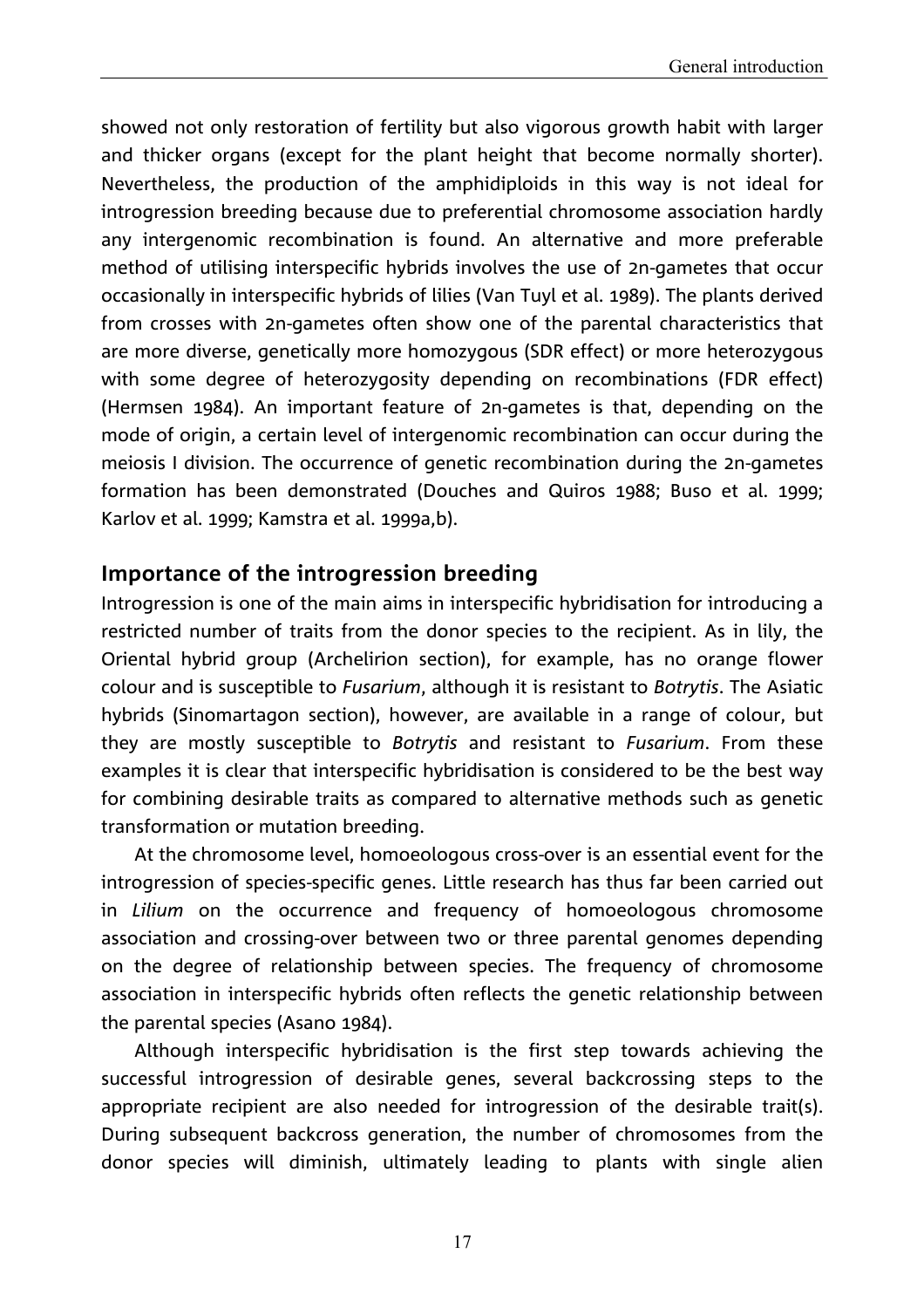showed not only restoration of fertility but also vigorous growth habit with larger and thicker organs (except for the plant height that become normally shorter). Nevertheless, the production of the amphidiploids in this way is not ideal for introgression breeding because due to preferential chromosome association hardly any intergenomic recombination is found. An alternative and more preferable method of utilising interspecific hybrids involves the use of 2n-gametes that occur occasionally in interspecific hybrids of lilies (Van Tuyl et al. 1989). The plants derived from crosses with 2n-gametes often show one of the parental characteristics that are more diverse, genetically more homozygous (SDR effect) or more heterozygous with some degree of heterozygosity depending on recombinations (FDR effect) (Hermsen 1984). An important feature of 2n-gametes is that, depending on the mode of origin, a certain level of intergenomic recombination can occur during the meiosis I division. The occurrence of genetic recombination during the 2n-gametes formation has been demonstrated (Douches and Quiros 1988; Buso et al. 1999; Karlov et al. 1999; Kamstra et al. 1999a,b).

## Importance of the introgression breeding

Introgression is one of the main aims in interspecific hybridisation for introducing a restricted number of traits from the donor species to the recipient. As in lily, the Oriental hybrid group (Archelirion section), for example, has no orange flower colour and is susceptible to *Fusarium*, although it is resistant to *Botrytis*. The Asiatic hybrids (Sinomartagon section), however, are available in a range of colour, but they are mostly susceptible to *Botrytis* and resistant to *Fusarium*. From these examples it is clear that interspecific hybridisation is considered to be the best way for combining desirable traits as compared to alternative methods such as genetic transformation or mutation breeding.

At the chromosome level, homoeologous cross-over is an essential event for the introgression of species-specific genes. Little research has thus far been carried out in *Lilium* on the occurrence and frequency of homoeologous chromosome association and crossing-over between two or three parental genomes depending on the degree of relationship between species. The frequency of chromosome association in interspecific hybrids often reflects the genetic relationship between the parental species (Asano 1984).

Although interspecific hybridisation is the first step towards achieving the successful introgression of desirable genes, several backcrossing steps to the appropriate recipient are also needed for introgression of the desirable trait(s). During subsequent backcross generation, the number of chromosomes from the donor species will diminish, ultimately leading to plants with single alien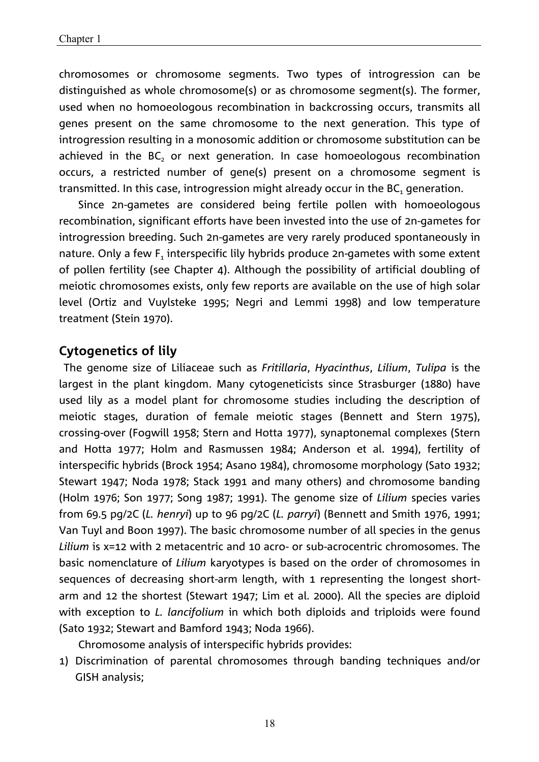chromosomes or chromosome segments. Two types of introgression can be distinguished as whole chromosome(s) or as chromosome segment(s). The former, used when no homoeologous recombination in backcrossing occurs, transmits all genes present on the same chromosome to the next generation. This type of introgression resulting in a monosomic addition or chromosome substitution can be achieved in the $BC_2$ or next generation. In case homoeologous recombination occurs, a restricted number of gene(s) present on a chromosome segment is transmitted. In this case, introgression might already occur in the $BC_1$ generation.

Since 2n-gametes are considered being fertile pollen with homoeologous recombination, significant efforts have been invested into the use of 2n-gametes for introgression breeding. Such 2n-gametes are very rarely produced spontaneously in nature. Only a few $F_1$ interspecific lily hybrids produce 2n-gametes with some extent of pollen fertility (see Chapter 4). Although the possibility of artificial doubling of meiotic chromosomes exists, only few reports are available on the use of high solar level (Ortiz and Vuylsteke 1995; Negri and Lemmi 1998) and low temperature treatment (Stein 1970).

## Cytogenetics of lily

The genome size of Liliaceae such as *Fritillaria*, *Hyacinthus*, *Lilium*, *Tulipa* is the largest in the plant kingdom. Many cytogeneticists since Strasburger (1880) have used lily as a model plant for chromosome studies including the description of meiotic stages, duration of female meiotic stages (Bennett and Stern 1975), crossing-over (Fogwill 1958; Stern and Hotta 1977), synaptonemal complexes (Stern and Hotta 1977; Holm and Rasmussen 1984; Anderson et al. 1994), fertility of interspecific hybrids (Brock 1954; Asano 1984), chromosome morphology (Sato 1932; Stewart 1947; Noda 1978; Stack 1991 and many others) and chromosome banding (Holm 1976; Son 1977; Song 1987; 1991). The genome size of *Lilium* species varies from 69.5 pg/2C (*L. henryi*) up to 96 pg/2C (*L. parryi*) (Bennett and Smith 1976, 1991; Van Tuyl and Boon 1997). The basic chromosome number of all species in the genus *Lilium* is x=12 with 2 metacentric and 10 acro- or sub-acrocentric chromosomes. The basic nomenclature of *Lilium* karyotypes is based on the order of chromosomes in sequences of decreasing short-arm length, with 1 representing the longest short-arm and 12 the shortest (Stewart 1947; Lim et al. 2000). All the species are diploid with exception to *L. lancifolium* in which both diploids and triploids were found (Sato 1932; Stewart and Bamford 1943; Noda 1966).

Chromosome analysis of interspecific hybrids provides:

1) Discrimination of parental chromosomes through banding techniques and/or GISH analysis;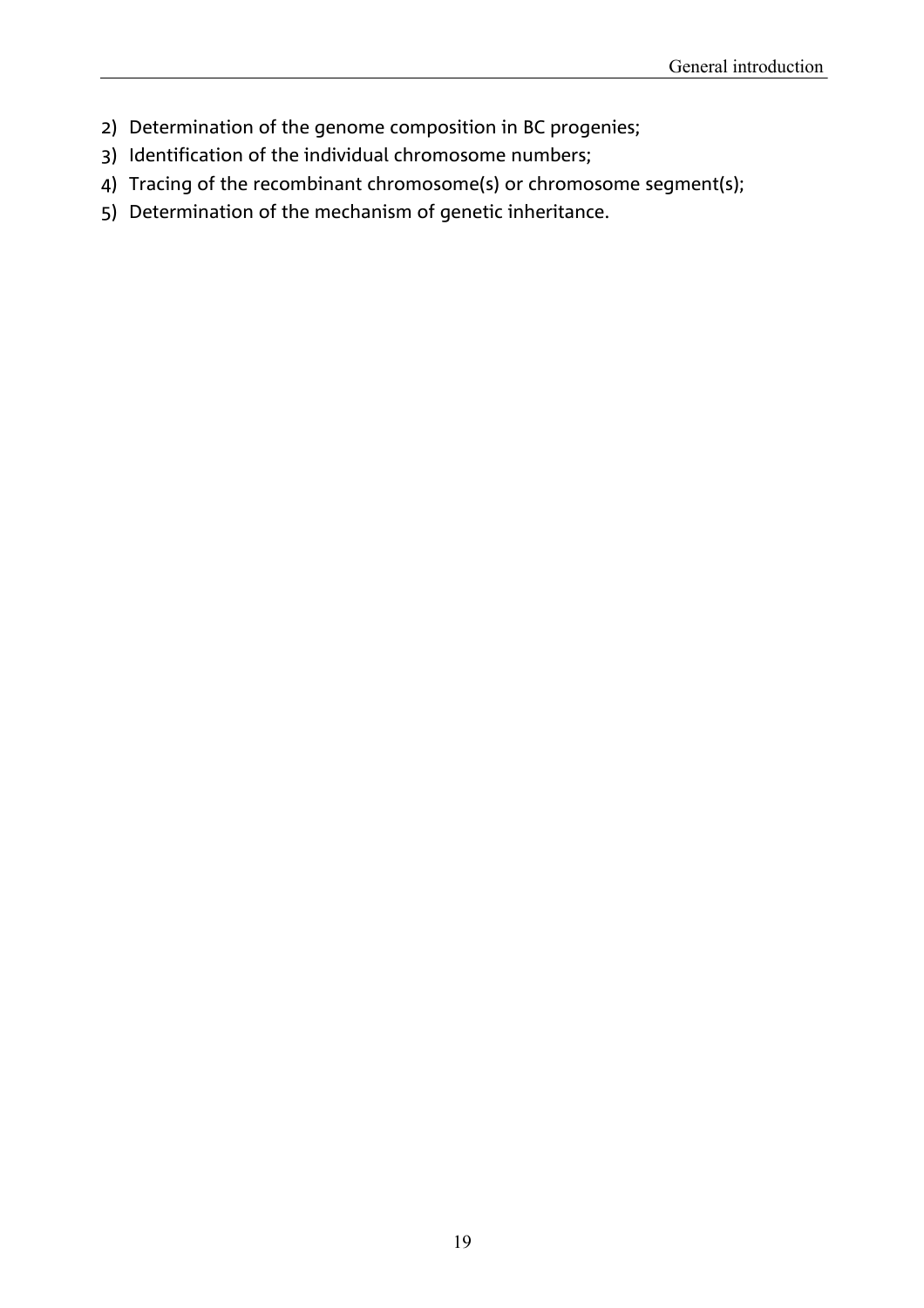2) Determination of the genome composition in BC progenies;
3) Identification of the individual chromosome numbers;
4) Tracing of the recombinant chromosome(s) or chromosome segment(s);
5) Determination of the mechanism of genetic inheritance.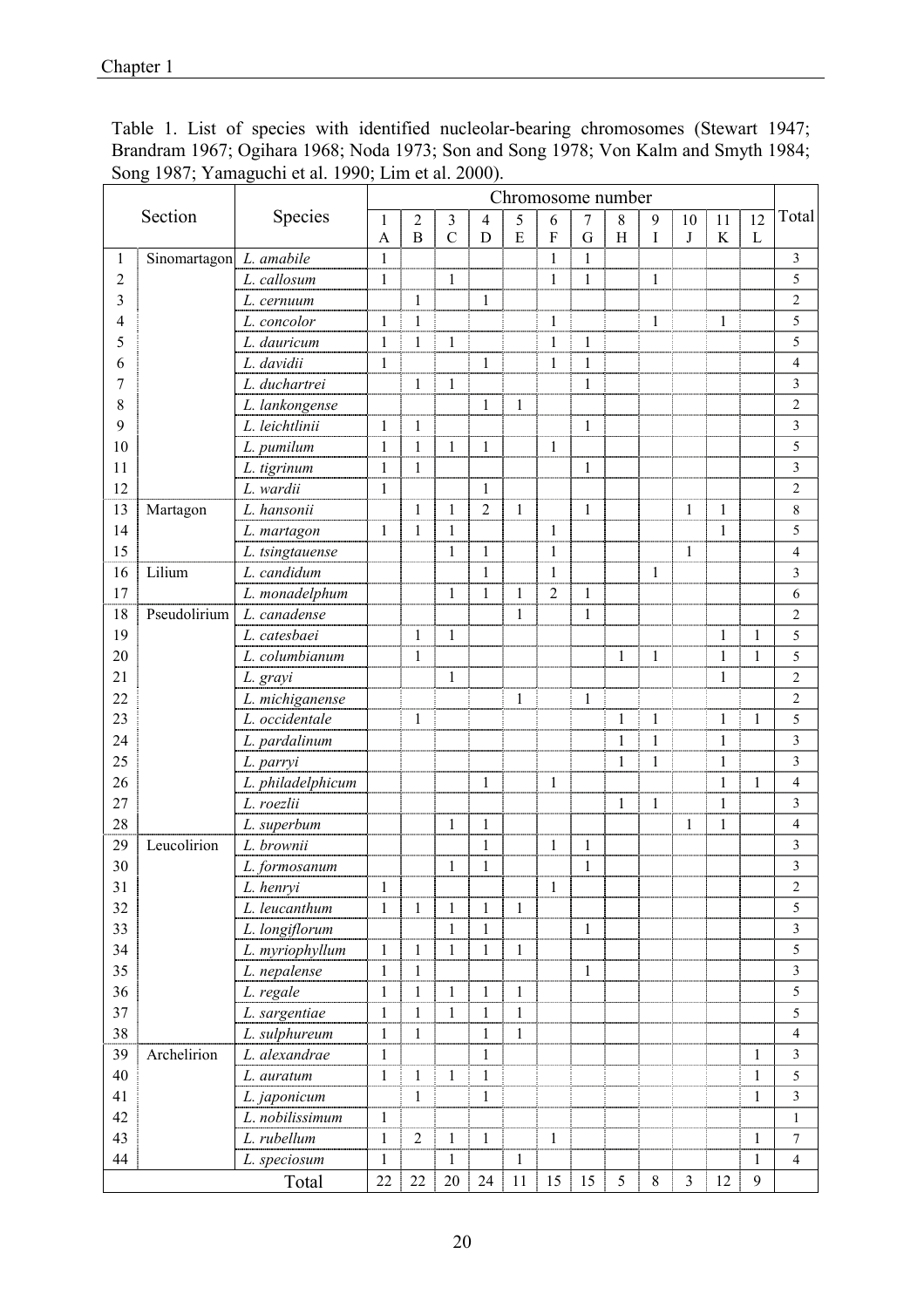Table 1. List of species with identified nucleolar-bearing chromosomes (Stewart 1947; Brandram 1967; Ogihara 1968; Noda 1973; Son and Song 1978; Von Kalm and Smyth 1984; Song 1987; Yamaguchi et al. 1990; Lim et al. 2000).

| | Section | Species | Chromosome number | | | | | | | | | | | | Total |
|---|---|---|---|---|---|---|---|---|---|---|---|---|---|---|---|
| | | | 1 A | 2 B | 3 C | 4 D | 5 E | 6 F | 7 G | 8 H | 9 I | 10 J | 11 K | 12 L | |
| 1 | Sinomartagon | *L. amabile* | 1 | | | | | 1 | 1 | | | | | | 3 |
| 2 | | *L. callosum* | 1 | | 1 | | | 1 | 1 | | 1 | | | | 5 |
| 3 | | *L. cernuum* | | 1 | | 1 | | | | | | | | | 2 |
| 4 | | *L. concolor* | 1 | 1 | | | | 1 | | | 1 | | 1 | | 5 |
| 5 | | *L. dauricum* | 1 | 1 | 1 | | | 1 | 1 | | | | | | 5 |
| 6 | | *L. davidii* | 1 | | | 1 | | 1 | 1 | | | | | | 4 |
| 7 | | *L. duchartrei* | | 1 | 1 | | | | 1 | | | | | | 3 |
| 8 | | *L. lankongense* | | | | 1 | 1 | | | | | | | | 2 |
| 9 | | *L. leichtlinii* | 1 | 1 | | | | | 1 | | | | | | 3 |
| 10 | | *L. pumilum* | 1 | 1 | 1 | 1 | | 1 | | | | | | | 5 |
| 11 | | *L. tigrinum* | 1 | 1 | | | | | 1 | | | | | | 3 |
| 12 | | *L. wardii* | 1 | | | 1 | | | | | | | | | 2 |
| 13 | Martagon | *L. hansonii* | | 1 | 1 | 2 | 1 | | 1 | | | 1 | 1 | | 8 |
| 14 | | *L. martagon* | 1 | 1 | 1 | | | 1 | | | | | 1 | | 5 |
| 15 | | *L. tsingtauense* | | | 1 | 1 | | 1 | | | | 1 | | | 4 |
| 16 | Lilium | *L. candidum* | | | | 1 | | 1 | | | 1 | | | | 3 |
| 17 | | *L. monadelphum* | | | 1 | 1 | 1 | 2 | 1 | | | | | | 6 |
| 18 | Pseudolirium | *L. canadense* | | | | | 1 | | 1 | | | | | | 2 |
| 19 | | *L. catesbaei* | | 1 | 1 | | | | | | | | 1 | 1 | 5 |
| 20 | | *L. columbianum* | | 1 | | | | | | 1 | 1 | | 1 | 1 | 5 |
| 21 | | *L. grayi* | | | 1 | | | | | | | | 1 | | 2 |
| 22 | | *L. michiganense* | | | | | 1 | | 1 | | | | | | 2 |
| 23 | | *L. occidentale* | | 1 | | | | | | 1 | 1 | | 1 | 1 | 5 |
| 24 | | *L. pardalinum* | | | | | | | | 1 | 1 | | 1 | | 3 |
| 25 | | *L. parryi* | | | | | | | | 1 | 1 | | 1 | | 3 |
| 26 | | *L. philadelphicum* | | | | 1 | | 1 | | | | | 1 | 1 | 4 |
| 27 | | *L. roezlii* | | | | | | | | 1 | 1 | | 1 | | 3 |
| 28 | | *L. superbum* | | | 1 | 1 | | | | | | 1 | 1 | | 4 |
| 29 | Leucolirion | *L. brownii* | | | | 1 | | 1 | 1 | | | | | | 3 |
| 30 | | *L. formosanum* | | | 1 | 1 | | | 1 | | | | | | 3 |
| 31 | | *L. henryi* | 1 | | | | | 1 | | | | | | | 2 |
| 32 | | *L. leucanthum* | 1 | 1 | 1 | 1 | 1 | | | | | | | | 5 |
| 33 | | *L. longiflorum* | | | 1 | 1 | | | 1 | | | | | | 3 |
| 34 | | *L. myriophyllum* | 1 | 1 | 1 | 1 | 1 | | | | | | | | 5 |
| 35 | | *L. nepalense* | 1 | 1 | | | | | 1 | | | | | | 3 |
| 36 | | *L. regale* | 1 | 1 | 1 | 1 | 1 | | | | | | | | 5 |
| 37 | | *L. sargentiae* | 1 | 1 | 1 | 1 | 1 | | | | | | | | 5 |
| 38 | | *L. sulphureum* | 1 | 1 | | 1 | 1 | | | | | | | | 4 |
| 39 | Archelirion | *L. alexandrae* | 1 | | | 1 | | | | | | | | 1 | 3 |
| 40 | | *L. auratum* | 1 | 1 | 1 | 1 | | | | | | | | 1 | 5 |
| 41 | | *L. japonicum* | | 1 | | 1 | | | | | | | | 1 | 3 |
| 42 | | *L. nobilissimum* | 1 | | | | | | | | | | | | 1 |
| 43 | | *L. rubellum* | 1 | 2 | 1 | 1 | | 1 | | | | | | 1 | 7 |
| 44 | | *L. speciosum* | 1 | | 1 | | 1 | | | | | | | 1 | 4 |
| | | Total | 22 | 22 | 20 | 24 | 11 | 15 | 15 | 5 | 8 | 3 | 12 | 9 | |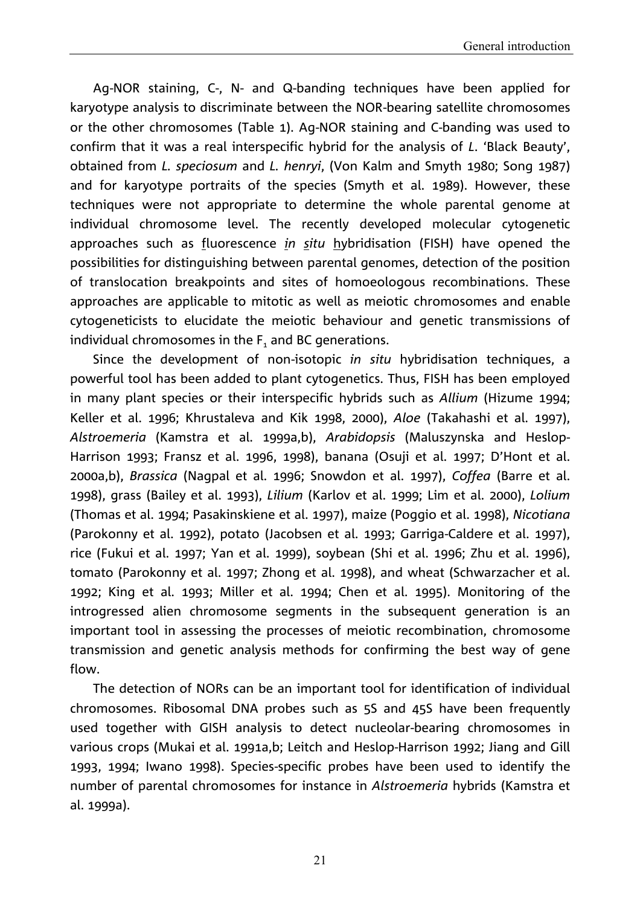Ag-NOR staining, C-, N- and Q-banding techniques have been applied for karyotype analysis to discriminate between the NOR-bearing satellite chromosomes or the other chromosomes (Table 1). Ag-NOR staining and C-banding was used to confirm that it was a real interspecific hybrid for the analysis of *L*. 'Black Beauty', obtained from *L. speciosum* and *L. henryi*, (Von Kalm and Smyth 1980; Song 1987) and for karyotype portraits of the species (Smyth et al. 1989). However, these techniques were not appropriate to determine the whole parental genome at individual chromosome level. The recently developed molecular cytogenetic approaches such as fluorescence *in situ* hybridisation (FISH) have opened the possibilities for distinguishing between parental genomes, detection of the position of translocation breakpoints and sites of homoeologous recombinations. These approaches are applicable to mitotic as well as meiotic chromosomes and enable cytogeneticists to elucidate the meiotic behaviour and genetic transmissions of individual chromosomes in the $F_1$ and BC generations.

Since the development of non-isotopic *in situ* hybridisation techniques, a powerful tool has been added to plant cytogenetics. Thus, FISH has been employed in many plant species or their interspecific hybrids such as *Allium* (Hizume 1994; Keller et al. 1996; Khrustaleva and Kik 1998, 2000), *Aloe* (Takahashi et al. 1997), *Alstroemeria* (Kamstra et al. 1999a,b), *Arabidopsis* (Maluszynska and Heslop-Harrison 1993; Fransz et al. 1996, 1998), banana (Osuji et al. 1997; D'Hont et al. 2000a,b), *Brassica* (Nagpal et al. 1996; Snowdon et al. 1997), *Coffea* (Barre et al. 1998), grass (Bailey et al. 1993), *Lilium* (Karlov et al. 1999; Lim et al. 2000), *Lolium* (Thomas et al. 1994; Pasakinskiene et al. 1997), maize (Poggio et al. 1998), *Nicotiana* (Parokonny et al. 1992), potato (Jacobsen et al. 1993; Garriga-Caldere et al. 1997), rice (Fukui et al. 1997; Yan et al. 1999), soybean (Shi et al. 1996; Zhu et al. 1996), tomato (Parokonny et al. 1997; Zhong et al. 1998), and wheat (Schwarzacher et al. 1992; King et al. 1993; Miller et al. 1994; Chen et al. 1995). Monitoring of the introgressed alien chromosome segments in the subsequent generation is an important tool in assessing the processes of meiotic recombination, chromosome transmission and genetic analysis methods for confirming the best way of gene flow.

The detection of NORs can be an important tool for identification of individual chromosomes. Ribosomal DNA probes such as 5S and 45S have been frequently used together with GISH analysis to detect nucleolar-bearing chromosomes in various crops (Mukai et al. 1991a,b; Leitch and Heslop-Harrison 1992; Jiang and Gill 1993, 1994; Iwano 1998). Species-specific probes have been used to identify the number of parental chromosomes for instance in *Alstroemeria* hybrids (Kamstra et al. 1999a).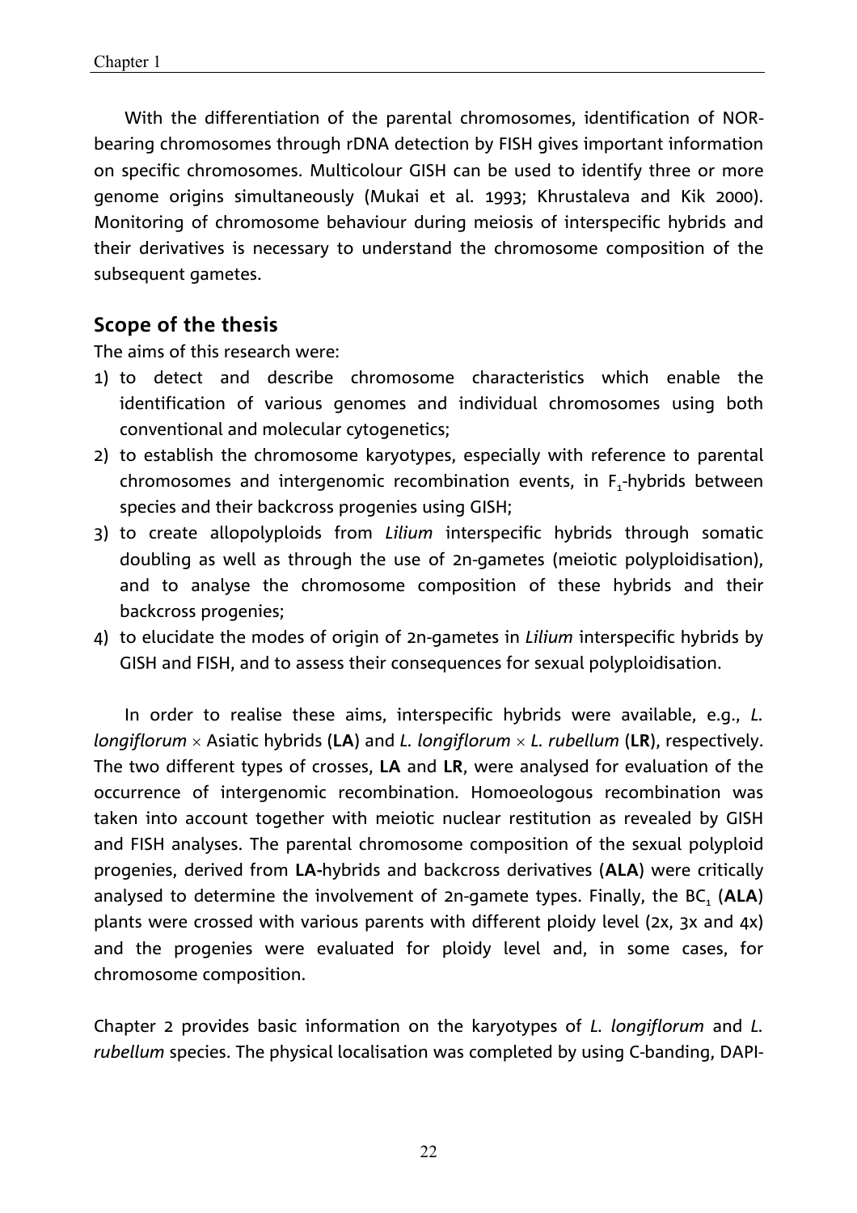With the differentiation of the parental chromosomes, identification of NOR-bearing chromosomes through rDNA detection by FISH gives important information on specific chromosomes. Multicolour GISH can be used to identify three or more genome origins simultaneously (Mukai et al. 1993; Khrustaleva and Kik 2000). Monitoring of chromosome behaviour during meiosis of interspecific hybrids and their derivatives is necessary to understand the chromosome composition of the subsequent gametes.

## Scope of the thesis

The aims of this research were:

1) to detect and describe chromosome characteristics which enable the identification of various genomes and individual chromosomes using both conventional and molecular cytogenetics;
2) to establish the chromosome karyotypes, especially with reference to parental chromosomes and intergenomic recombination events, in $F_1$-hybrids between species and their backcross progenies using GISH;
3) to create allopolyploids from *Lilium* interspecific hybrids through somatic doubling as well as through the use of 2n-gametes (meiotic polyploidisation), and to analyse the chromosome composition of these hybrids and their backcross progenies;
4) to elucidate the modes of origin of 2n-gametes in *Lilium* interspecific hybrids by GISH and FISH, and to assess their consequences for sexual polyploidisation.

In order to realise these aims, interspecific hybrids were available, e.g., *L. longiflorum* × Asiatic hybrids (**LA**) and *L. longiflorum* × *L. rubellum* (**LR**), respectively. The two different types of crosses, **LA** and **LR**, were analysed for evaluation of the occurrence of intergenomic recombination. Homoeologous recombination was taken into account together with meiotic nuclear restitution as revealed by GISH and FISH analyses. The parental chromosome composition of the sexual polyploid progenies, derived from **LA**-hybrids and backcross derivatives (**ALA**) were critically analysed to determine the involvement of 2n-gamete types. Finally, the $BC_1$ (**ALA**) plants were crossed with various parents with different ploidy level (2x, 3x and 4x) and the progenies were evaluated for ploidy level and, in some cases, for chromosome composition.

Chapter 2 provides basic information on the karyotypes of *L. longiflorum* and *L. rubellum* species. The physical localisation was completed by using C-banding, DAPI-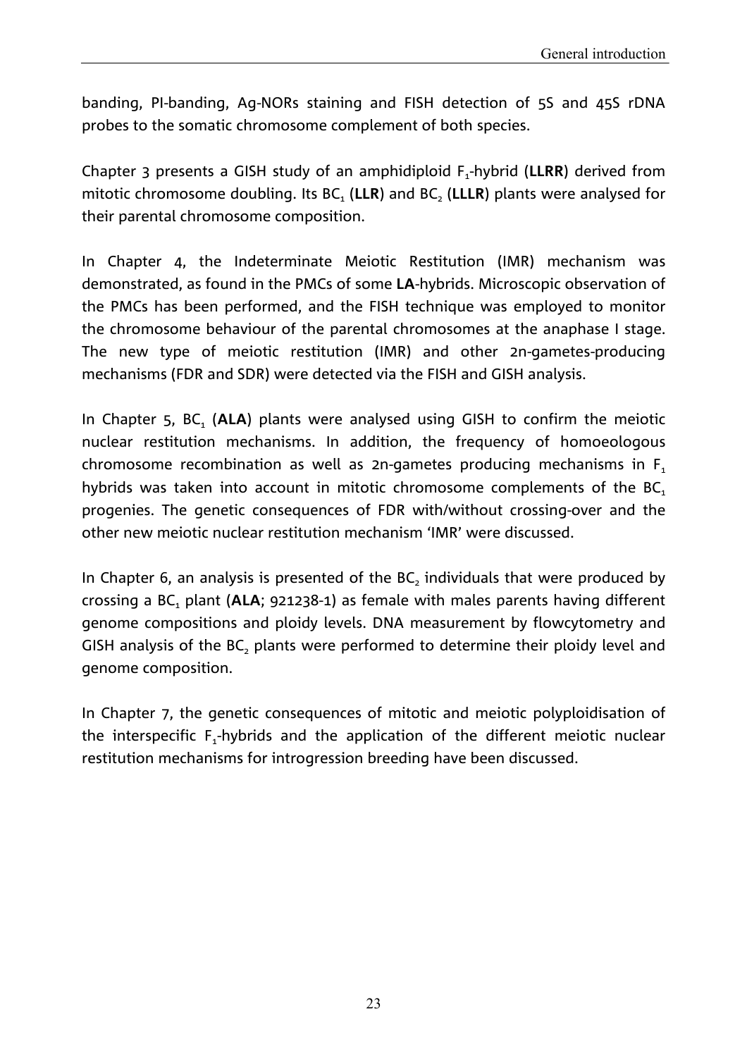banding, PI-banding, Ag-NORs staining and FISH detection of 5S and 45S rDNA probes to the somatic chromosome complement of both species.

Chapter 3 presents a GISH study of an amphidiploid $F_1$-hybrid (**LLRR**) derived from mitotic chromosome doubling. Its $BC_1$ (**LLR**) and $BC_2$ (**LLLR**) plants were analysed for their parental chromosome composition.

In Chapter 4, the Indeterminate Meiotic Restitution (IMR) mechanism was demonstrated, as found in the PMCs of some **LA**-hybrids. Microscopic observation of the PMCs has been performed, and the FISH technique was employed to monitor the chromosome behaviour of the parental chromosomes at the anaphase I stage. The new type of meiotic restitution (IMR) and other 2n-gametes-producing mechanisms (FDR and SDR) were detected via the FISH and GISH analysis.

In Chapter 5, $BC_1$ (**ALA**) plants were analysed using GISH to confirm the meiotic nuclear restitution mechanisms. In addition, the frequency of homoeologous chromosome recombination as well as 2n-gametes producing mechanisms in $F_1$ hybrids was taken into account in mitotic chromosome complements of the $BC_1$ progenies. The genetic consequences of FDR with/without crossing-over and the other new meiotic nuclear restitution mechanism 'IMR' were discussed.

In Chapter 6, an analysis is presented of the $BC_2$ individuals that were produced by crossing a $BC_1$ plant (**ALA**; 921238-1) as female with males parents having different genome compositions and ploidy levels. DNA measurement by flowcytometry and GISH analysis of the $BC_2$ plants were performed to determine their ploidy level and genome composition.

In Chapter 7, the genetic consequences of mitotic and meiotic polyploidisation of the interspecific $F_1$-hybrids and the application of the different meiotic nuclear restitution mechanisms for introgression breeding have been discussed.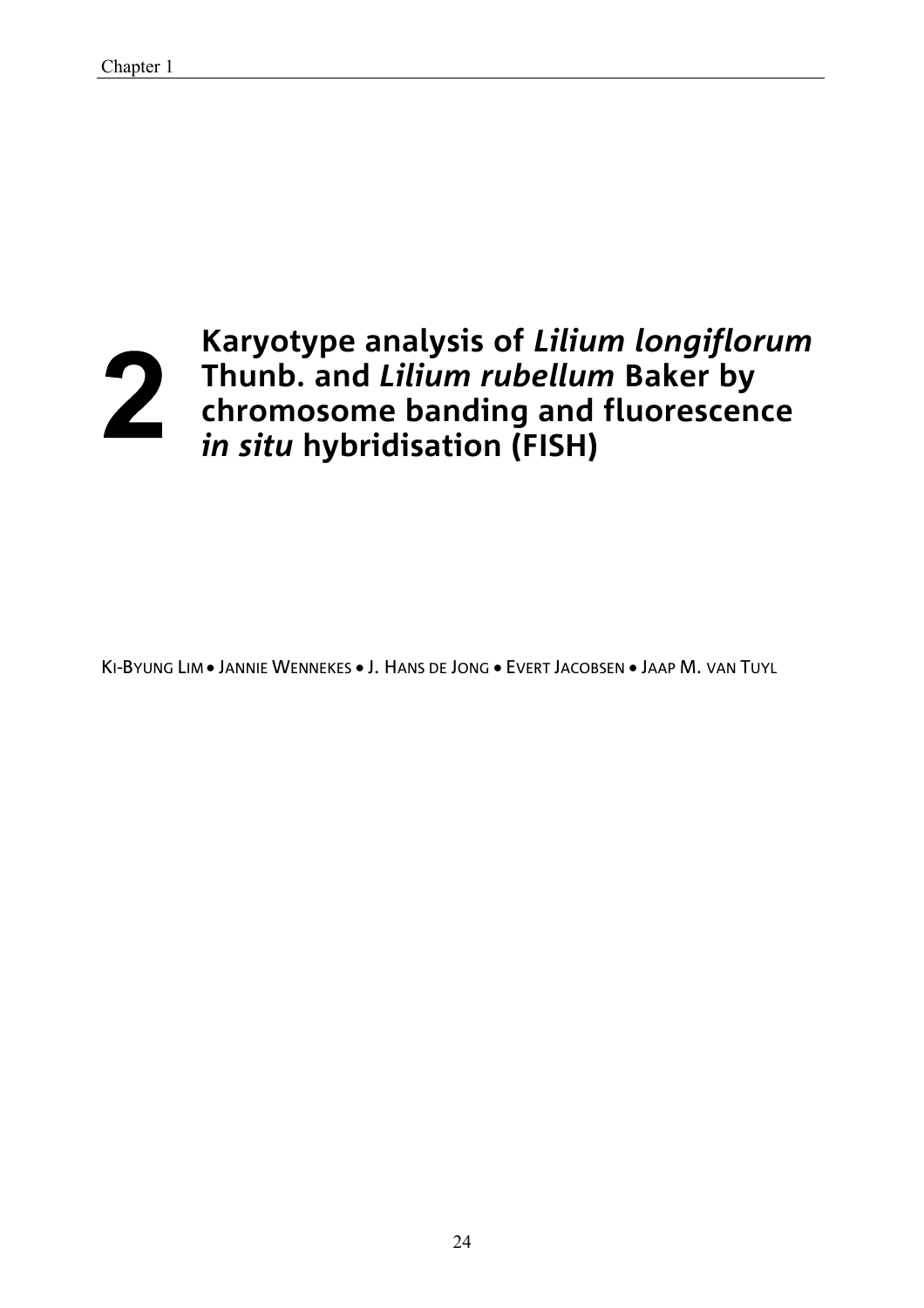# 2 Karyotype analysis of *Lilium longiflorum* Thunb. and *Lilium rubellum* Baker by chromosome banding and fluorescence *in situ* hybridisation (FISH)

KI-BYUNG LIM • JANNIE WENNEKES • J. HANS DE JONG • EVERT JACOBSEN • JAAP M. VAN TUYL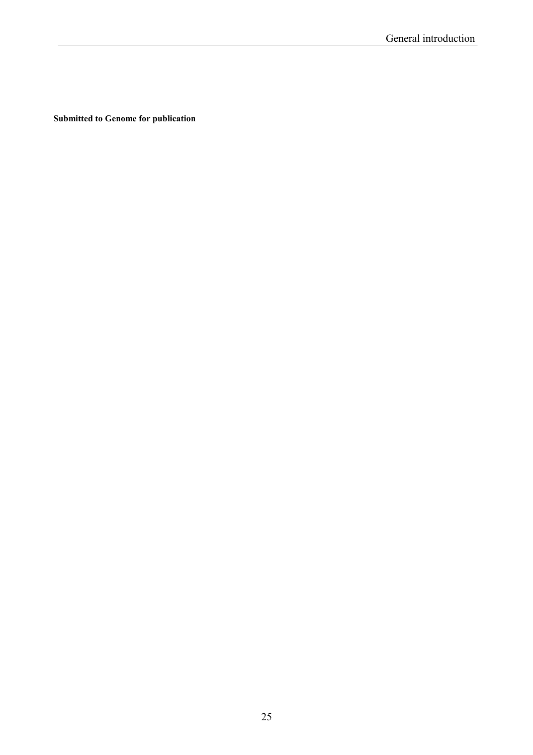**Submitted to Genome for publication**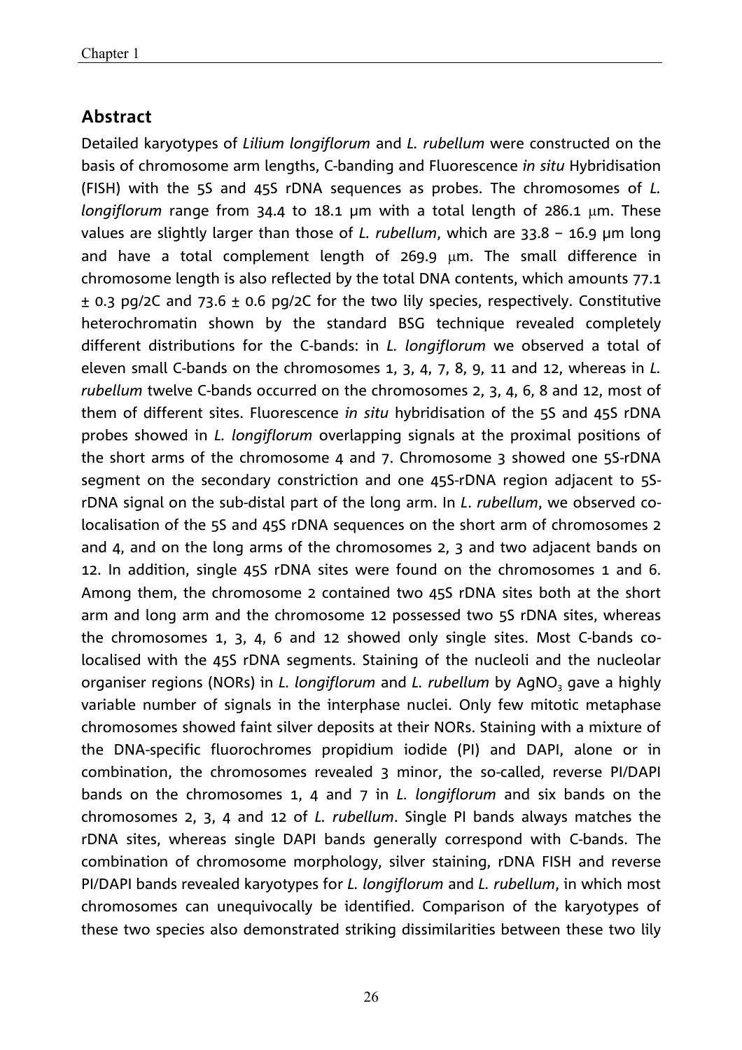## Abstract

Detailed karyotypes of *Lilium longiflorum* and *L. rubellum* were constructed on the basis of chromosome arm lengths, C-banding and Fluorescence *in situ* Hybridisation (FISH) with the 5S and 45S rDNA sequences as probes. The chromosomes of *L. longiflorum* range from 34.4 to 18.1 μm with a total length of 286.1 μm. These values are slightly larger than those of *L. rubellum*, which are 33.8 – 16.9 μm long and have a total complement length of 269.9 μm. The small difference in chromosome length is also reflected by the total DNA contents, which amounts 77.1 ± 0.3 pg/2C and 73.6 ± 0.6 pg/2C for the two lily species, respectively. Constitutive heterochromatin shown by the standard BSG technique revealed completely different distributions for the C-bands: in *L. longiflorum* we observed a total of eleven small C-bands on the chromosomes 1, 3, 4, 7, 8, 9, 11 and 12, whereas in *L. rubellum* twelve C-bands occurred on the chromosomes 2, 3, 4, 6, 8 and 12, most of them of different sites. Fluorescence *in situ* hybridisation of the 5S and 45S rDNA probes showed in *L. longiflorum* overlapping signals at the proximal positions of the short arms of the chromosome 4 and 7. Chromosome 3 showed one 5S-rDNA segment on the secondary constriction and one 45S-rDNA region adjacent to 5S-rDNA signal on the sub-distal part of the long arm. In *L. rubellum*, we observed co-localisation of the 5S and 45S rDNA sequences on the short arm of chromosomes 2 and 4, and on the long arms of the chromosomes 2, 3 and two adjacent bands on 12. In addition, single 45S rDNA sites were found on the chromosomes 1 and 6. Among them, the chromosome 2 contained two 45S rDNA sites both at the short arm and long arm and the chromosome 12 possessed two 5S rDNA sites, whereas the chromosomes 1, 3, 4, 6 and 12 showed only single sites. Most C-bands co-localised with the 45S rDNA segments. Staining of the nucleoli and the nucleolar organiser regions (NORs) in *L. longiflorum* and *L. rubellum* by $AgNO_3$ gave a highly variable number of signals in the interphase nuclei. Only few mitotic metaphase chromosomes showed faint silver deposits at their NORs. Staining with a mixture of the DNA-specific fluorochromes propidium iodide (PI) and DAPI, alone or in combination, the chromosomes revealed 3 minor, the so-called, reverse PI/DAPI bands on the chromosomes 1, 4 and 7 in *L. longiflorum* and six bands on the chromosomes 2, 3, 4 and 12 of *L. rubellum*. Single PI bands always matches the rDNA sites, whereas single DAPI bands generally correspond with C-bands. The combination of chromosome morphology, silver staining, rDNA FISH and reverse PI/DAPI bands revealed karyotypes for *L. longiflorum* and *L. rubellum*, in which most chromosomes can unequivocally be identified. Comparison of the karyotypes of these two species also demonstrated striking dissimilarities between these two lily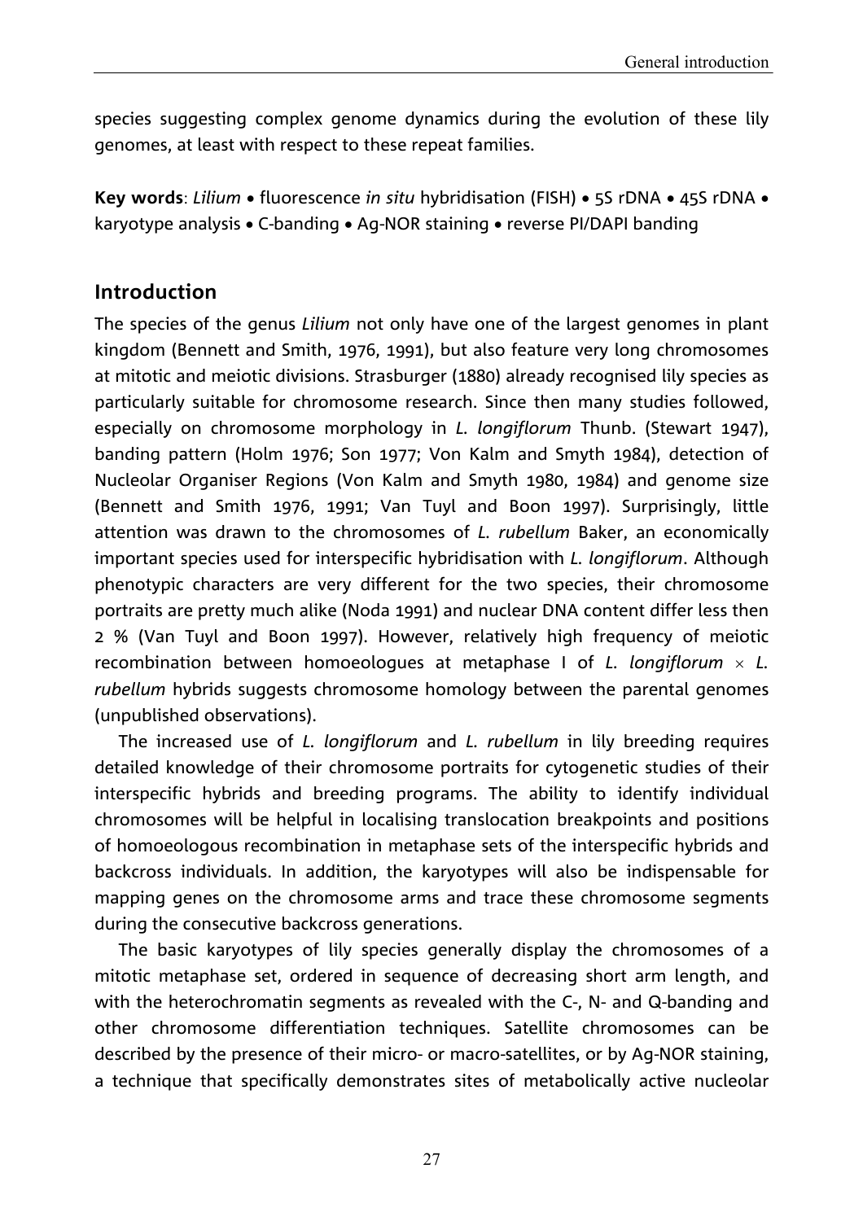species suggesting complex genome dynamics during the evolution of these lily genomes, at least with respect to these repeat families.

**Key words**: *Lilium* • fluorescence *in situ* hybridisation (FISH) • 5S rDNA • 45S rDNA • karyotype analysis • C-banding • Ag-NOR staining • reverse PI/DAPI banding

## Introduction

The species of the genus *Lilium* not only have one of the largest genomes in plant kingdom (Bennett and Smith, 1976, 1991), but also feature very long chromosomes at mitotic and meiotic divisions. Strasburger (1880) already recognised lily species as particularly suitable for chromosome research. Since then many studies followed, especially on chromosome morphology in *L. longiflorum* Thunb. (Stewart 1947), banding pattern (Holm 1976; Son 1977; Von Kalm and Smyth 1984), detection of Nucleolar Organiser Regions (Von Kalm and Smyth 1980, 1984) and genome size (Bennett and Smith 1976, 1991; Van Tuyl and Boon 1997). Surprisingly, little attention was drawn to the chromosomes of *L. rubellum* Baker, an economically important species used for interspecific hybridisation with *L. longiflorum*. Although phenotypic characters are very different for the two species, their chromosome portraits are pretty much alike (Noda 1991) and nuclear DNA content differ less then 2 % (Van Tuyl and Boon 1997). However, relatively high frequency of meiotic recombination between homoeologues at metaphase I of *L. longiflorum* × *L. rubellum* hybrids suggests chromosome homology between the parental genomes (unpublished observations).

The increased use of *L. longiflorum* and *L. rubellum* in lily breeding requires detailed knowledge of their chromosome portraits for cytogenetic studies of their interspecific hybrids and breeding programs. The ability to identify individual chromosomes will be helpful in localising translocation breakpoints and positions of homoeologous recombination in metaphase sets of the interspecific hybrids and backcross individuals. In addition, the karyotypes will also be indispensable for mapping genes on the chromosome arms and trace these chromosome segments during the consecutive backcross generations.

The basic karyotypes of lily species generally display the chromosomes of a mitotic metaphase set, ordered in sequence of decreasing short arm length, and with the heterochromatin segments as revealed with the C-, N- and Q-banding and other chromosome differentiation techniques. Satellite chromosomes can be described by the presence of their micro- or macro-satellites, or by Ag-NOR staining, a technique that specifically demonstrates sites of metabolically active nucleolar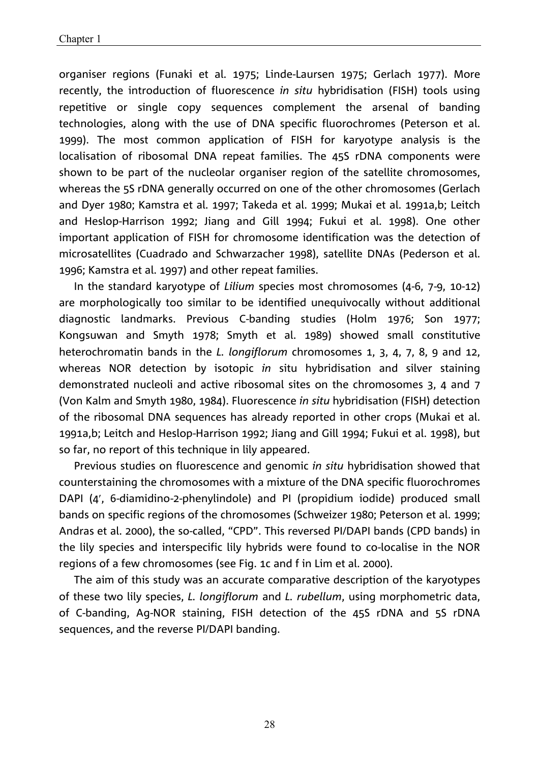organiser regions (Funaki et al. 1975; Linde-Laursen 1975; Gerlach 1977). More recently, the introduction of fluorescence *in situ* hybridisation (FISH) tools using repetitive or single copy sequences complement the arsenal of banding technologies, along with the use of DNA specific fluorochromes (Peterson et al. 1999). The most common application of FISH for karyotype analysis is the localisation of ribosomal DNA repeat families. The 45S rDNA components were shown to be part of the nucleolar organiser region of the satellite chromosomes, whereas the 5S rDNA generally occurred on one of the other chromosomes (Gerlach and Dyer 1980; Kamstra et al. 1997; Takeda et al. 1999; Mukai et al. 1991a,b; Leitch and Heslop-Harrison 1992; Jiang and Gill 1994; Fukui et al. 1998). One other important application of FISH for chromosome identification was the detection of microsatellites (Cuadrado and Schwarzacher 1998), satellite DNAs (Pederson et al. 1996; Kamstra et al. 1997) and other repeat families.

In the standard karyotype of *Lilium* species most chromosomes (4-6, 7-9, 10-12) are morphologically too similar to be identified unequivocally without additional diagnostic landmarks. Previous C-banding studies (Holm 1976; Son 1977; Kongsuwan and Smyth 1978; Smyth et al. 1989) showed small constitutive heterochromatin bands in the *L. longiflorum* chromosomes 1, 3, 4, 7, 8, 9 and 12, whereas NOR detection by isotopic *in* situ hybridisation and silver staining demonstrated nucleoli and active ribosomal sites on the chromosomes 3, 4 and 7 (Von Kalm and Smyth 1980, 1984). Fluorescence *in situ* hybridisation (FISH) detection of the ribosomal DNA sequences has already reported in other crops (Mukai et al. 1991a,b; Leitch and Heslop-Harrison 1992; Jiang and Gill 1994; Fukui et al. 1998), but so far, no report of this technique in lily appeared.

Previous studies on fluorescence and genomic *in situ* hybridisation showed that counterstaining the chromosomes with a mixture of the DNA specific fluorochromes DAPI (4′, 6-diamidino-2-phenylindole) and PI (propidium iodide) produced small bands on specific regions of the chromosomes (Schweizer 1980; Peterson et al. 1999; Andras et al. 2000), the so-called, "CPD". This reversed PI/DAPI bands (CPD bands) in the lily species and interspecific lily hybrids were found to co-localise in the NOR regions of a few chromosomes (see Fig. 1c and f in Lim et al. 2000).

The aim of this study was an accurate comparative description of the karyotypes of these two lily species, *L. longiflorum* and *L. rubellum*, using morphometric data, of C-banding, Ag-NOR staining, FISH detection of the 45S rDNA and 5S rDNA sequences, and the reverse PI/DAPI banding.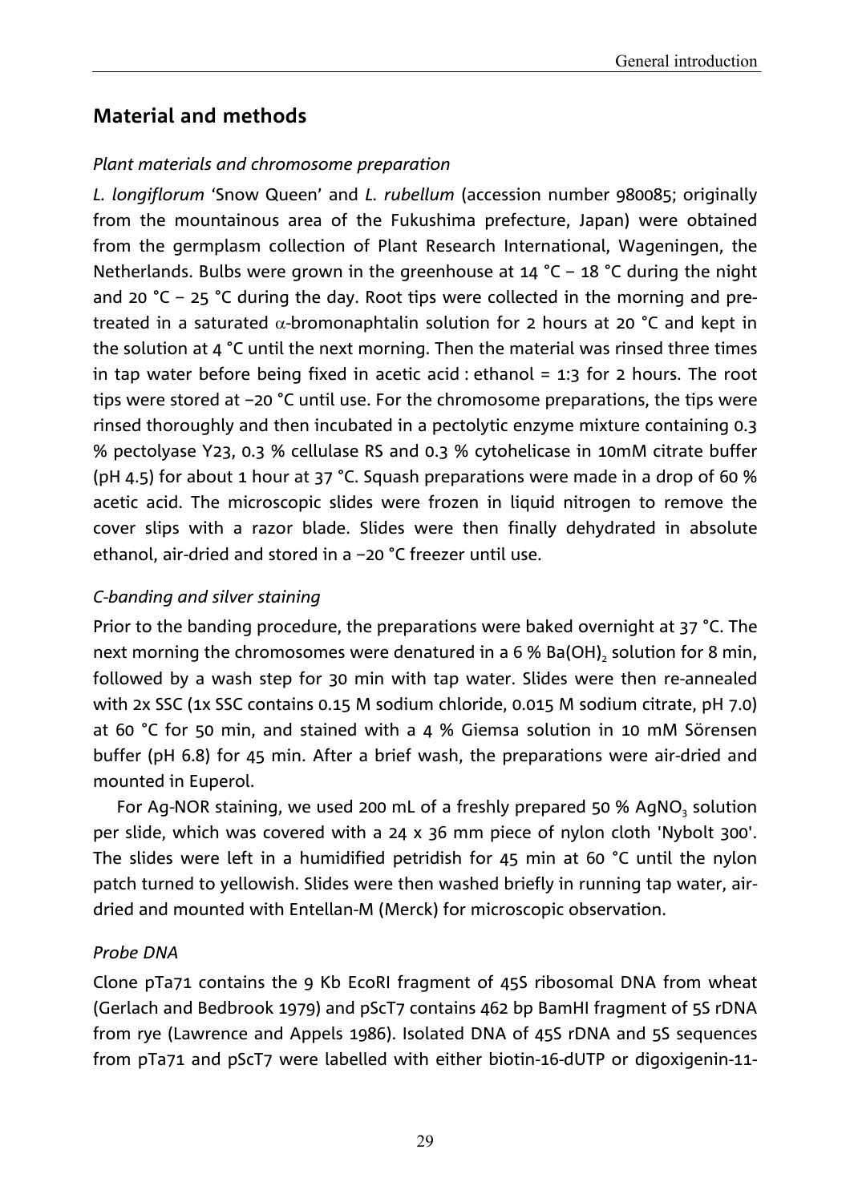## Material and methods

### *Plant materials and chromosome preparation*

*L. longiflorum* 'Snow Queen' and *L. rubellum* (accession number 980085; originally from the mountainous area of the Fukushima prefecture, Japan) were obtained from the germplasm collection of Plant Research International, Wageningen, the Netherlands. Bulbs were grown in the greenhouse at 14 °C – 18 °C during the night and 20 °C – 25 °C during the day. Root tips were collected in the morning and pre-treated in a saturated $\alpha$-bromonaphtalin solution for 2 hours at 20 °C and kept in the solution at 4 °C until the next morning. Then the material was rinsed three times in tap water before being fixed in acetic acid : ethanol = 1:3 for 2 hours. The root tips were stored at −20 °C until use. For the chromosome preparations, the tips were rinsed thoroughly and then incubated in a pectolytic enzyme mixture containing 0.3 % pectolyase Y23, 0.3 % cellulase RS and 0.3 % cytohelicase in 10mM citrate buffer (pH 4.5) for about 1 hour at 37 °C. Squash preparations were made in a drop of 60 % acetic acid. The microscopic slides were frozen in liquid nitrogen to remove the cover slips with a razor blade. Slides were then finally dehydrated in absolute ethanol, air-dried and stored in a −20 °C freezer until use.

### *C-banding and silver staining*

Prior to the banding procedure, the preparations were baked overnight at 37 °C. The next morning the chromosomes were denatured in a 6 % $Ba(OH)_2$ solution for 8 min, followed by a wash step for 30 min with tap water. Slides were then re-annealed with 2x SSC (1x SSC contains 0.15 M sodium chloride, 0.015 M sodium citrate, pH 7.0) at 60 °C for 50 min, and stained with a 4 % Giemsa solution in 10 mM Sörensen buffer (pH 6.8) for 45 min. After a brief wash, the preparations were air-dried and mounted in Euperol.

For Ag-NOR staining, we used 200 mL of a freshly prepared 50 % $AgNO_3$ solution per slide, which was covered with a 24 x 36 mm piece of nylon cloth 'Nybolt 300'. The slides were left in a humidified petridish for 45 min at 60 °C until the nylon patch turned to yellowish. Slides were then washed briefly in running tap water, air-dried and mounted with Entellan-M (Merck) for microscopic observation.

### *Probe DNA*

Clone pTa71 contains the 9 Kb EcoRI fragment of 45S ribosomal DNA from wheat (Gerlach and Bedbrook 1979) and pScT7 contains 462 bp BamHI fragment of 5S rDNA from rye (Lawrence and Appels 1986). Isolated DNA of 45S rDNA and 5S sequences from pTa71 and pScT7 were labelled with either biotin-16-dUTP or digoxigenin-11-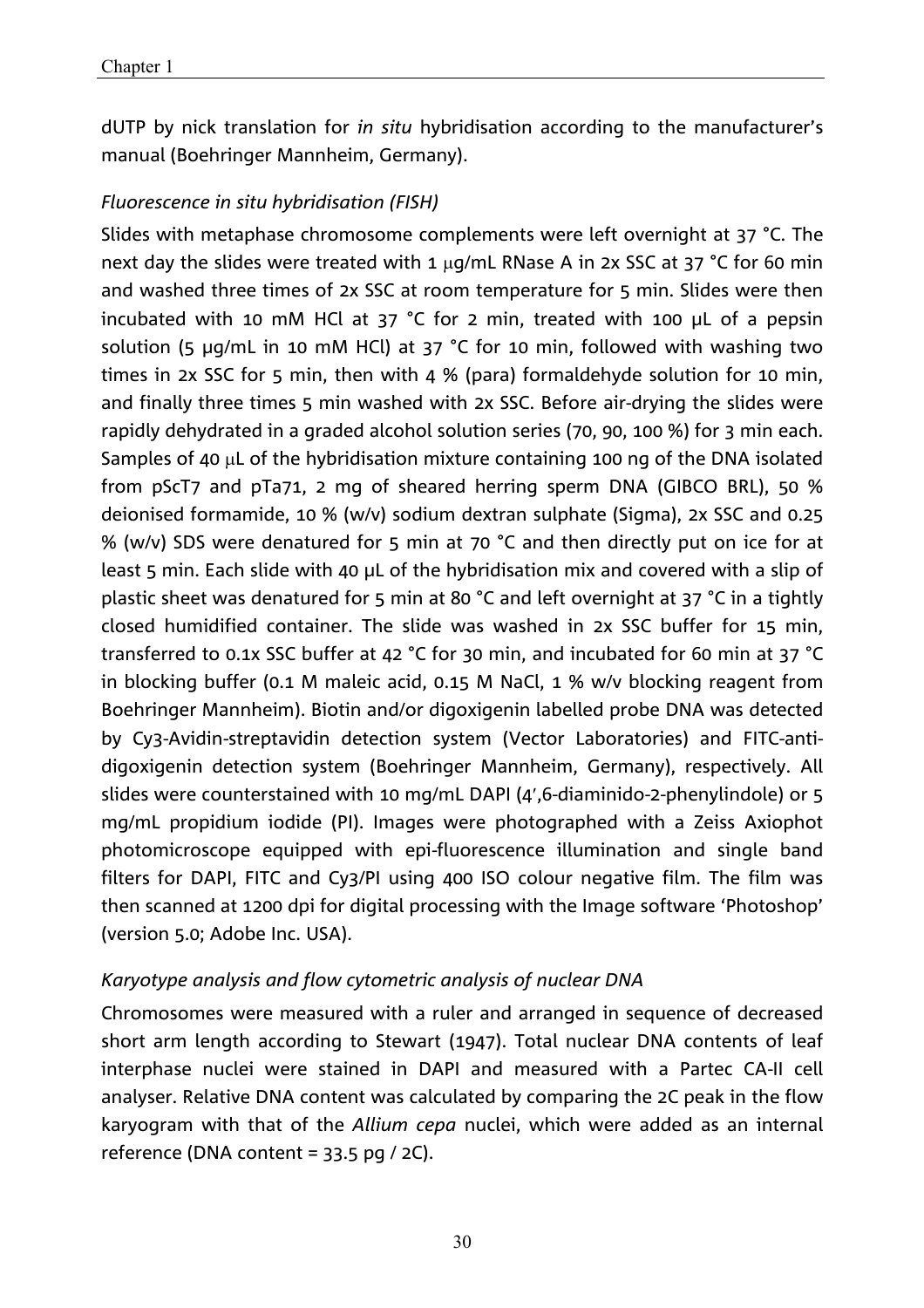dUTP by nick translation for *in situ* hybridisation according to the manufacturer's manual (Boehringer Mannheim, Germany).

### *Fluorescence in situ hybridisation (FISH)*

Slides with metaphase chromosome complements were left overnight at 37 °C. The next day the slides were treated with 1 μg/mL RNase A in 2x SSC at 37 °C for 60 min and washed three times of 2x SSC at room temperature for 5 min. Slides were then incubated with 10 mM HCl at 37 °C for 2 min, treated with 100 μL of a pepsin solution (5 μg/mL in 10 mM HCl) at 37 °C for 10 min, followed with washing two times in 2x SSC for 5 min, then with 4 % (para) formaldehyde solution for 10 min, and finally three times 5 min washed with 2x SSC. Before air-drying the slides were rapidly dehydrated in a graded alcohol solution series (70, 90, 100 %) for 3 min each. Samples of 40 μL of the hybridisation mixture containing 100 ng of the DNA isolated from pScT7 and pTa71, 2 mg of sheared herring sperm DNA (GIBCO BRL), 50 % deionised formamide, 10 % (w/v) sodium dextran sulphate (Sigma), 2x SSC and 0.25 % (w/v) SDS were denatured for 5 min at 70 °C and then directly put on ice for at least 5 min. Each slide with 40 μL of the hybridisation mix and covered with a slip of plastic sheet was denatured for 5 min at 80 °C and left overnight at 37 °C in a tightly closed humidified container. The slide was washed in 2x SSC buffer for 15 min, transferred to 0.1x SSC buffer at 42 °C for 30 min, and incubated for 60 min at 37 °C in blocking buffer (0.1 M maleic acid, 0.15 M NaCl, 1 % w/v blocking reagent from Boehringer Mannheim). Biotin and/or digoxigenin labelled probe DNA was detected by Cy3-Avidin-streptavidin detection system (Vector Laboratories) and FITC-anti-digoxigenin detection system (Boehringer Mannheim, Germany), respectively. All slides were counterstained with 10 mg/mL DAPI (4′,6-diaminido-2-phenylindole) or 5 mg/mL propidium iodide (PI). Images were photographed with a Zeiss Axiophot photomicroscope equipped with epi-fluorescence illumination and single band filters for DAPI, FITC and Cy3/PI using 400 ISO colour negative film. The film was then scanned at 1200 dpi for digital processing with the Image software 'Photoshop' (version 5.0; Adobe Inc. USA).

### *Karyotype analysis and flow cytometric analysis of nuclear DNA*

Chromosomes were measured with a ruler and arranged in sequence of decreased short arm length according to Stewart (1947). Total nuclear DNA contents of leaf interphase nuclei were stained in DAPI and measured with a Partec CA-II cell analyser. Relative DNA content was calculated by comparing the 2C peak in the flow karyogram with that of the *Allium cepa* nuclei, which were added as an internal reference (DNA content = 33.5 pg / 2C).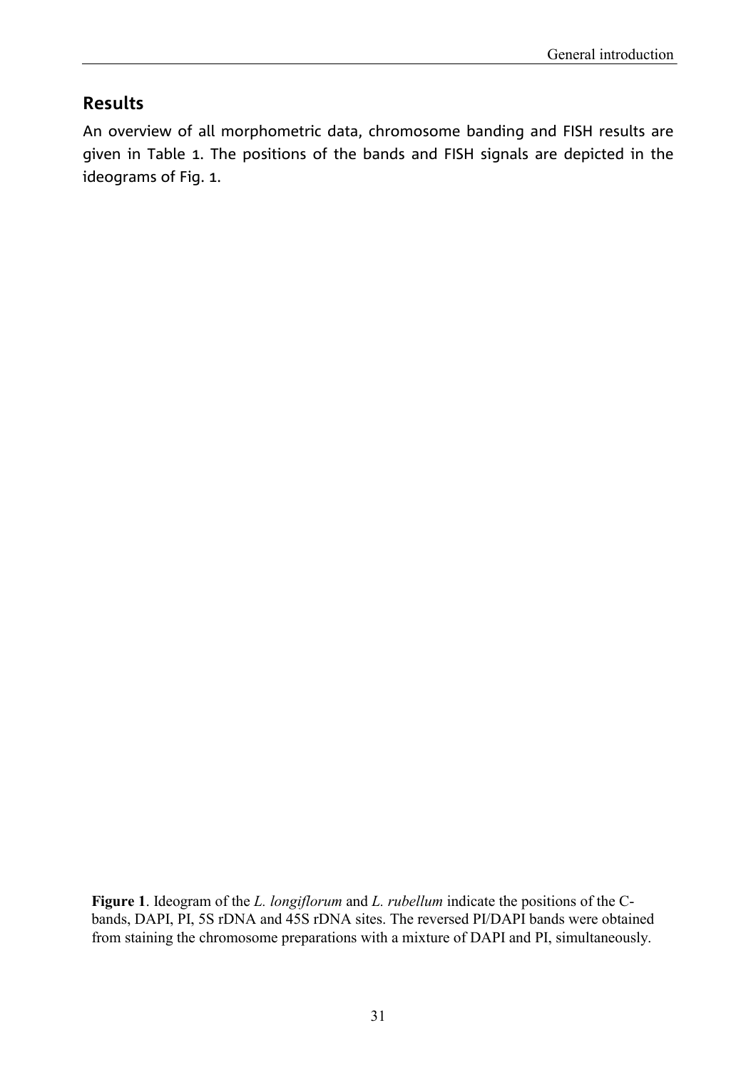## Results

An overview of all morphometric data, chromosome banding and FISH results are given in Table 1. The positions of the bands and FISH signals are depicted in the ideograms of Fig. 1.

**Figure 1**. Ideogram of the *L. longiflorum* and *L. rubellum* indicate the positions of the C-bands, DAPI, PI, 5S rDNA and 45S rDNA sites. The reversed PI/DAPI bands were obtained from staining the chromosome preparations with a mixture of DAPI and PI, simultaneously.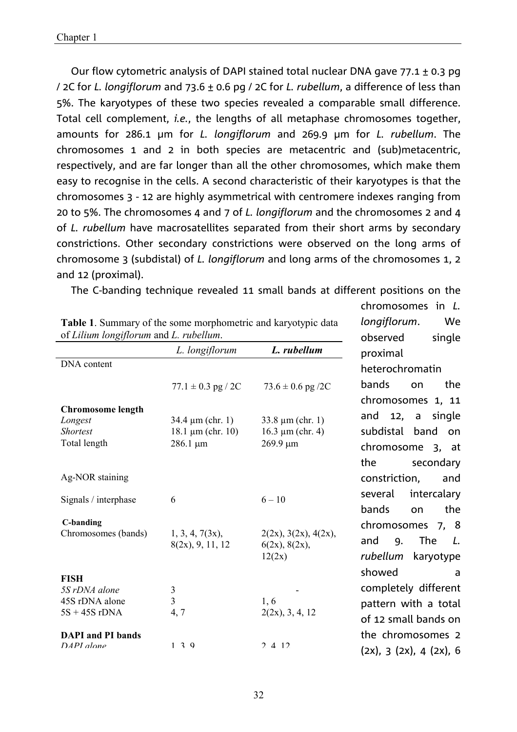Our flow cytometric analysis of DAPI stained total nuclear DNA gave 77.1 ± 0.3 pg / 2C for *L. longiflorum* and 73.6 ± 0.6 pg / 2C for *L. rubellum*, a difference of less than 5%. The karyotypes of these two species revealed a comparable small difference. Total cell complement, *i.e.*, the lengths of all metaphase chromosomes together, amounts for 286.1 μm for *L. longiflorum* and 269.9 μm for *L. rubellum*. The chromosomes 1 and 2 in both species are metacentric and (sub)metacentric, respectively, and are far longer than all the other chromosomes, which make them easy to recognise in the cells. A second characteristic of their karyotypes is that the chromosomes 3 - 12 are highly asymmetrical with centromere indexes ranging from 20 to 5%. The chromosomes 4 and 7 of *L. longiflorum* and the chromosomes 2 and 4 of *L. rubellum* have macrosatellites separated from their short arms by secondary constrictions. Other secondary constrictions were observed on the long arms of chromosome 3 (subdistal) of *L. longiflorum* and long arms of the chromosomes 1, 2 and 12 (proximal).

The C-banding technique revealed 11 small bands at different positions on the chromosomes in *L. longiflorum*. We observed single proximal heterochromatin bands on the chromosomes 1, 11 and 12, a single subdistal band on chromosome 3, at the secondary constriction, and several intercalary bands on the chromosomes 7, 8 and 9. The *L. rubellum* karyotype showed a completely different pattern with a total of 12 small bands on the chromosomes 2 (2x), 3 (2x), 4 (2x), 6

**Table 1**. Summary of the some morphometric and karyotypic data of *Lilium longiflorum* and *L. rubellum*.

| | *L. longiflorum* | ***L. rubellum*** |
|---|---|---|
| DNA content | | |
| | 77.1 ± 0.3 pg / 2C | 73.6 ± 0.6 pg /2C |
| **Chromosome length** | | |
| *Longest* | 34.4 μm (chr. 1) | 33.8 μm (chr. 1) |
| *Shortest* | 18.1 μm (chr. 10) | 16.3 μm (chr. 4) |
| Total length | 286.1 μm | 269.9 μm |
| Ag-NOR staining | | |
| Signals / interphase | 6 | 6 – 10 |
| **C-banding** | | |
| Chromosomes (bands) | 1, 3, 4, 7(3x), 8(2x), 9, 11, 12 | 2(2x), 3(2x), 4(2x), 6(2x), 8(2x), 12(2x) |
| **FISH** | | |
| *5S rDNA alone* | 3 | - |
| 45S rDNA alone | 3 | 1, 6 |
| 5S + 45S rDNA | 4, 7 | 2(2x), 3, 4, 12 |
| **DAPI and PI bands** | | |
| *DAPI alone* | 1, 3, 9 | 2, 4, 12 |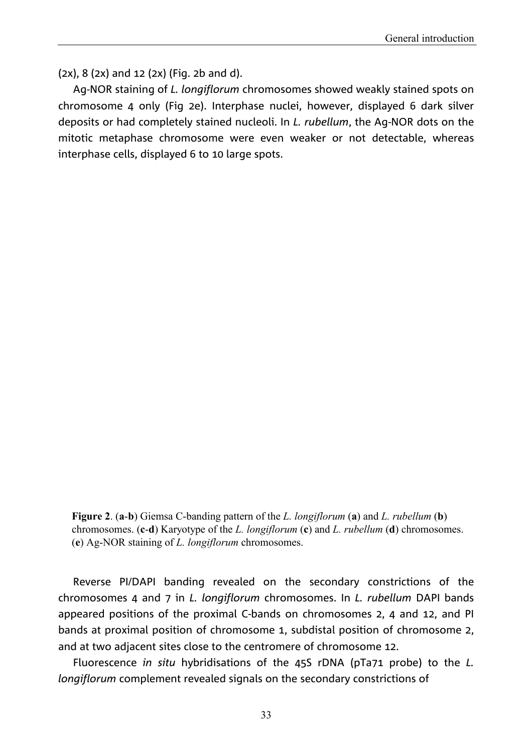(2x), 8 (2x) and 12 (2x) (Fig. 2b and d).

Ag-NOR staining of *L. longiflorum* chromosomes showed weakly stained spots on chromosome 4 only (Fig 2e). Interphase nuclei, however, displayed 6 dark silver deposits or had completely stained nucleoli. In *L. rubellum*, the Ag-NOR dots on the mitotic metaphase chromosome were even weaker or not detectable, whereas interphase cells, displayed 6 to 10 large spots.

**Figure 2**. (**a**-**b**) Giemsa C-banding pattern of the *L. longiflorum* (**a**) and *L. rubellum* (**b**) chromosomes. (**c**-**d**) Karyotype of the *L. longiflorum* (**c**) and *L. rubellum* (**d**) chromosomes. (**e**) Ag-NOR staining of *L. longiflorum* chromosomes.

Reverse PI/DAPI banding revealed on the secondary constrictions of the chromosomes 4 and 7 in *L. longiflorum* chromosomes. In *L. rubellum* DAPI bands appeared positions of the proximal C-bands on chromosomes 2, 4 and 12, and PI bands at proximal position of chromosome 1, subdistal position of chromosome 2, and at two adjacent sites close to the centromere of chromosome 12.

Fluorescence *in situ* hybridisations of the 45S rDNA (pTa71 probe) to the *L. longiflorum* complement revealed signals on the secondary constrictions of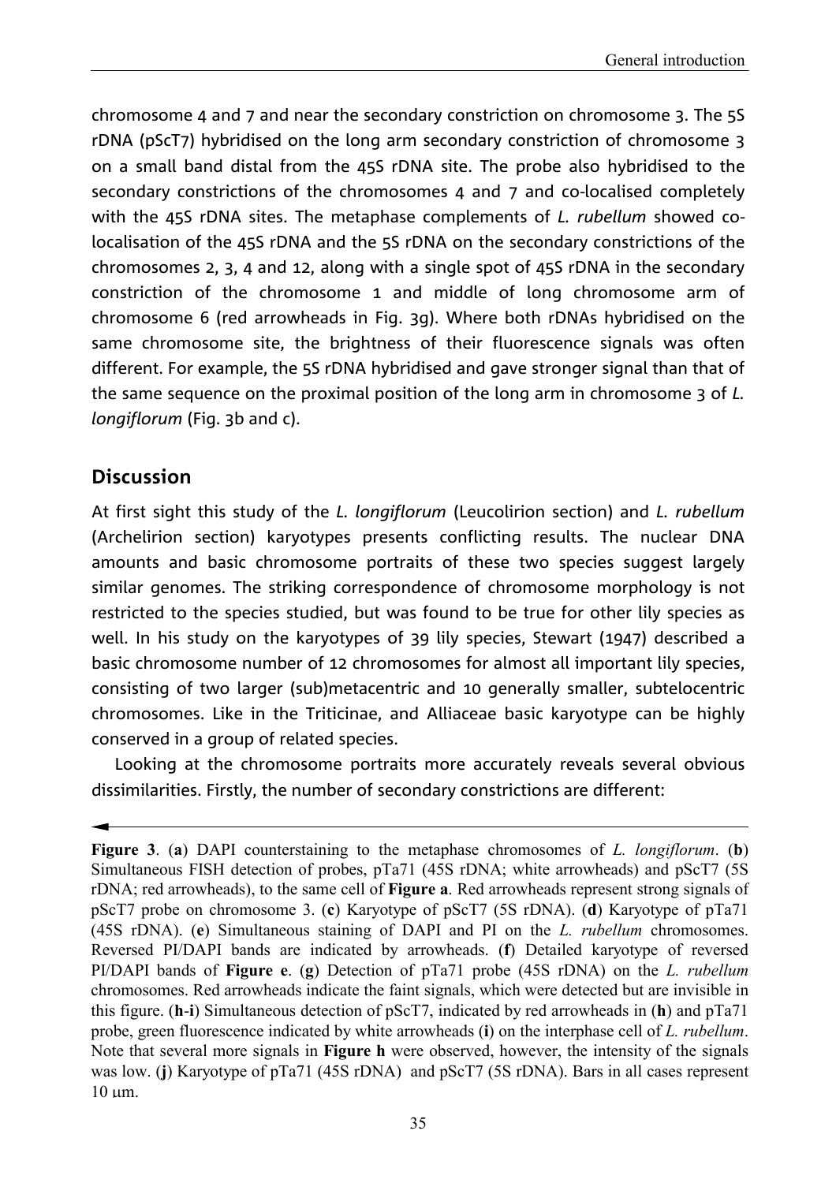chromosome 4 and 7 and near the secondary constriction on chromosome 3. The 5S rDNA (pScT7) hybridised on the long arm secondary constriction of chromosome 3 on a small band distal from the 45S rDNA site. The probe also hybridised to the secondary constrictions of the chromosomes 4 and 7 and co-localised completely with the 45S rDNA sites. The metaphase complements of *L. rubellum* showed co-localisation of the 45S rDNA and the 5S rDNA on the secondary constrictions of the chromosomes 2, 3, 4 and 12, along with a single spot of 45S rDNA in the secondary constriction of the chromosome 1 and middle of long chromosome arm of chromosome 6 (red arrowheads in Fig. 3g). Where both rDNAs hybridised on the same chromosome site, the brightness of their fluorescence signals was often different. For example, the 5S rDNA hybridised and gave stronger signal than that of the same sequence on the proximal position of the long arm in chromosome 3 of *L. longiflorum* (Fig. 3b and c).

## Discussion

At first sight this study of the *L. longiflorum* (Leucolirion section) and *L. rubellum* (Archelirion section) karyotypes presents conflicting results. The nuclear DNA amounts and basic chromosome portraits of these two species suggest largely similar genomes. The striking correspondence of chromosome morphology is not restricted to the species studied, but was found to be true for other lily species as well. In his study on the karyotypes of 39 lily species, Stewart (1947) described a basic chromosome number of 12 chromosomes for almost all important lily species, consisting of two larger (sub)metacentric and 10 generally smaller, subtelocentric chromosomes. Like in the Triticinae, and Alliaceae basic karyotype can be highly conserved in a group of related species.

Looking at the chromosome portraits more accurately reveals several obvious dissimilarities. Firstly, the number of secondary constrictions are different:

**Figure 3**. (**a**) DAPI counterstaining to the metaphase chromosomes of *L. longiflorum*. (**b**) Simultaneous FISH detection of probes, pTa71 (45S rDNA; white arrowheads) and pScT7 (5S rDNA; red arrowheads), to the same cell of **Figure a**. Red arrowheads represent strong signals of pScT7 probe on chromosome 3. (**c**) Karyotype of pScT7 (5S rDNA). (**d**) Karyotype of pTa71 (45S rDNA). (**e**) Simultaneous staining of DAPI and PI on the *L. rubellum* chromosomes. Reversed PI/DAPI bands are indicated by arrowheads. (**f**) Detailed karyotype of reversed PI/DAPI bands of **Figure e**. (**g**) Detection of pTa71 probe (45S rDNA) on the *L. rubellum* chromosomes. Red arrowheads indicate the faint signals, which were detected but are invisible in this figure. (**h**-**i**) Simultaneous detection of pScT7, indicated by red arrowheads in (**h**) and pTa71 probe, green fluorescence indicated by white arrowheads (**i**) on the interphase cell of *L. rubellum*. Note that several more signals in **Figure h** were observed, however, the intensity of the signals was low. (**j**) Karyotype of pTa71 (45S rDNA) and pScT7 (5S rDNA). Bars in all cases represent 10 μm.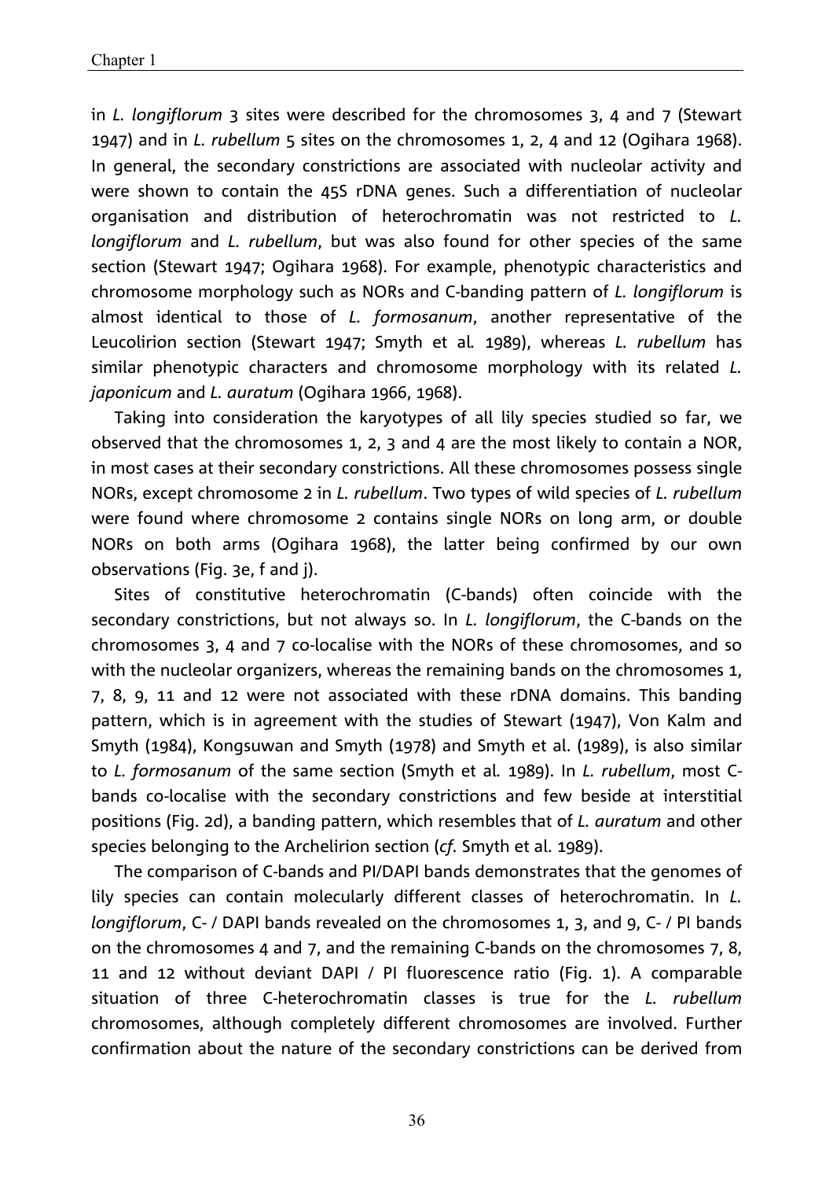in *L. longiflorum* 3 sites were described for the chromosomes 3, 4 and 7 (Stewart 1947) and in *L. rubellum* 5 sites on the chromosomes 1, 2, 4 and 12 (Ogihara 1968). In general, the secondary constrictions are associated with nucleolar activity and were shown to contain the 45S rDNA genes. Such a differentiation of nucleolar organisation and distribution of heterochromatin was not restricted to *L. longiflorum* and *L. rubellum*, but was also found for other species of the same section (Stewart 1947; Ogihara 1968). For example, phenotypic characteristics and chromosome morphology such as NORs and C-banding pattern of *L. longiflorum* is almost identical to those of *L. formosanum*, another representative of the Leucolirion section (Stewart 1947; Smyth et al. 1989), whereas *L. rubellum* has similar phenotypic characters and chromosome morphology with its related *L. japonicum* and *L. auratum* (Ogihara 1966, 1968).

Taking into consideration the karyotypes of all lily species studied so far, we observed that the chromosomes 1, 2, 3 and 4 are the most likely to contain a NOR, in most cases at their secondary constrictions. All these chromosomes possess single NORs, except chromosome 2 in *L. rubellum*. Two types of wild species of *L. rubellum* were found where chromosome 2 contains single NORs on long arm, or double NORs on both arms (Ogihara 1968), the latter being confirmed by our own observations (Fig. 3e, f and j).

Sites of constitutive heterochromatin (C-bands) often coincide with the secondary constrictions, but not always so. In *L. longiflorum*, the C-bands on the chromosomes 3, 4 and 7 co-localise with the NORs of these chromosomes, and so with the nucleolar organizers, whereas the remaining bands on the chromosomes 1, 7, 8, 9, 11 and 12 were not associated with these rDNA domains. This banding pattern, which is in agreement with the studies of Stewart (1947), Von Kalm and Smyth (1984), Kongsuwan and Smyth (1978) and Smyth et al. (1989), is also similar to *L. formosanum* of the same section (Smyth et al. 1989). In *L. rubellum*, most C-bands co-localise with the secondary constrictions and few beside at interstitial positions (Fig. 2d), a banding pattern, which resembles that of *L. auratum* and other species belonging to the Archelirion section (*cf.* Smyth et al. 1989).

The comparison of C-bands and PI/DAPI bands demonstrates that the genomes of lily species can contain molecularly different classes of heterochromatin. In *L. longiflorum*, C- / DAPI bands revealed on the chromosomes 1, 3, and 9, C- / PI bands on the chromosomes 4 and 7, and the remaining C-bands on the chromosomes 7, 8, 11 and 12 without deviant DAPI / PI fluorescence ratio (Fig. 1). A comparable situation of three C-heterochromatin classes is true for the *L. rubellum* chromosomes, although completely different chromosomes are involved. Further confirmation about the nature of the secondary constrictions can be derived from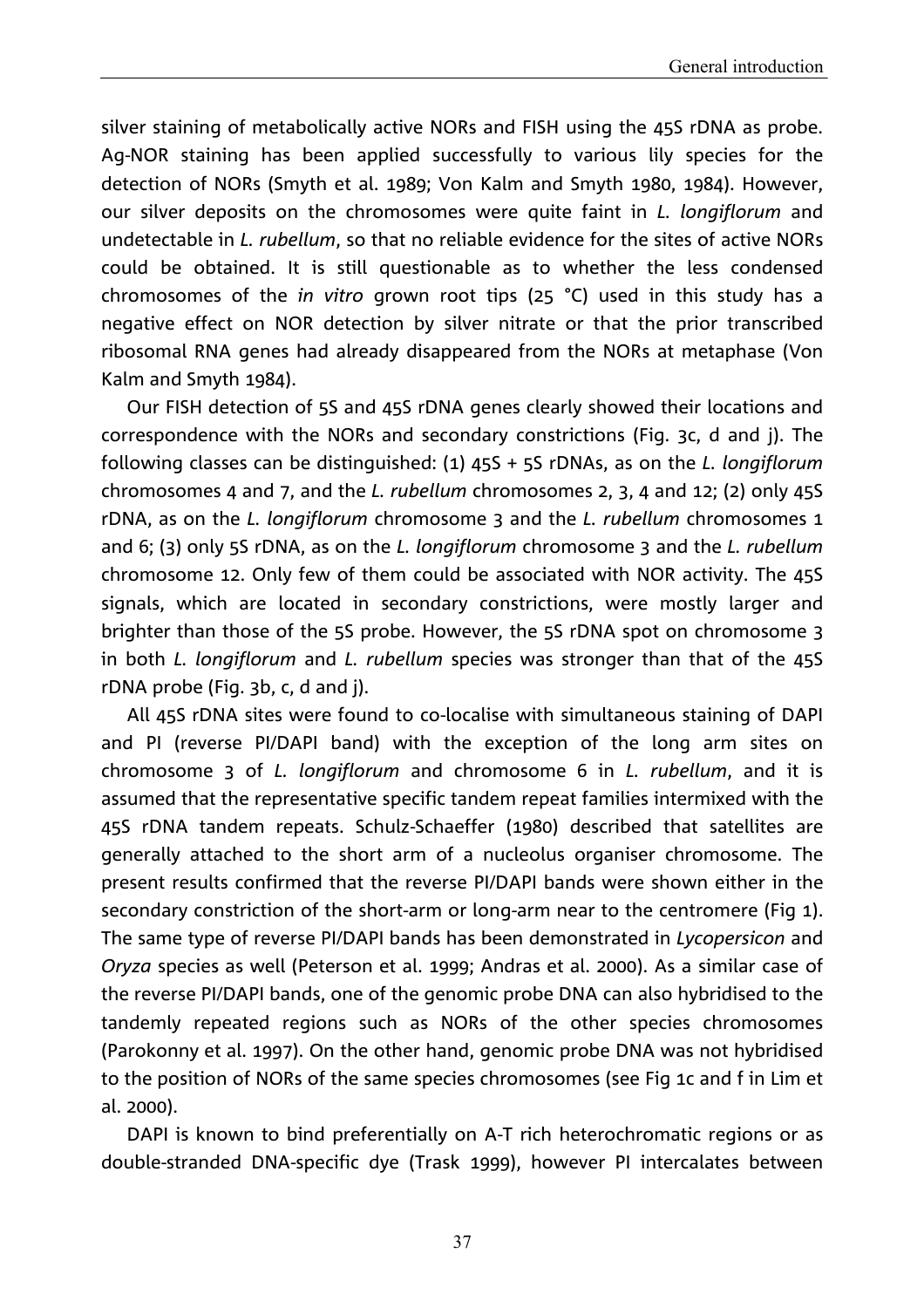silver staining of metabolically active NORs and FISH using the 45S rDNA as probe. Ag-NOR staining has been applied successfully to various lily species for the detection of NORs (Smyth et al. 1989; Von Kalm and Smyth 1980, 1984). However, our silver deposits on the chromosomes were quite faint in *L. longiflorum* and undetectable in *L. rubellum*, so that no reliable evidence for the sites of active NORs could be obtained. It is still questionable as to whether the less condensed chromosomes of the *in vitro* grown root tips (25 °C) used in this study has a negative effect on NOR detection by silver nitrate or that the prior transcribed ribosomal RNA genes had already disappeared from the NORs at metaphase (Von Kalm and Smyth 1984).

Our FISH detection of 5S and 45S rDNA genes clearly showed their locations and correspondence with the NORs and secondary constrictions (Fig. 3c, d and j). The following classes can be distinguished: (1) 45S + 5S rDNAs, as on the *L. longiflorum* chromosomes 4 and 7, and the *L. rubellum* chromosomes 2, 3, 4 and 12; (2) only 45S rDNA, as on the *L. longiflorum* chromosome 3 and the *L. rubellum* chromosomes 1 and 6; (3) only 5S rDNA, as on the *L. longiflorum* chromosome 3 and the *L. rubellum* chromosome 12. Only few of them could be associated with NOR activity. The 45S signals, which are located in secondary constrictions, were mostly larger and brighter than those of the 5S probe. However, the 5S rDNA spot on chromosome 3 in both *L. longiflorum* and *L. rubellum* species was stronger than that of the 45S rDNA probe (Fig. 3b, c, d and j).

All 45S rDNA sites were found to co-localise with simultaneous staining of DAPI and PI (reverse PI/DAPI band) with the exception of the long arm sites on chromosome 3 of *L. longiflorum* and chromosome 6 in *L. rubellum*, and it is assumed that the representative specific tandem repeat families intermixed with the 45S rDNA tandem repeats. Schulz-Schaeffer (1980) described that satellites are generally attached to the short arm of a nucleolus organiser chromosome. The present results confirmed that the reverse PI/DAPI bands were shown either in the secondary constriction of the short-arm or long-arm near to the centromere (Fig 1). The same type of reverse PI/DAPI bands has been demonstrated in *Lycopersicon* and *Oryza* species as well (Peterson et al. 1999; Andras et al. 2000). As a similar case of the reverse PI/DAPI bands, one of the genomic probe DNA can also hybridised to the tandemly repeated regions such as NORs of the other species chromosomes (Parokonny et al. 1997). On the other hand, genomic probe DNA was not hybridised to the position of NORs of the same species chromosomes (see Fig 1c and f in Lim et al. 2000).

DAPI is known to bind preferentially on A-T rich heterochromatic regions or as double-stranded DNA-specific dye (Trask 1999), however PI intercalates between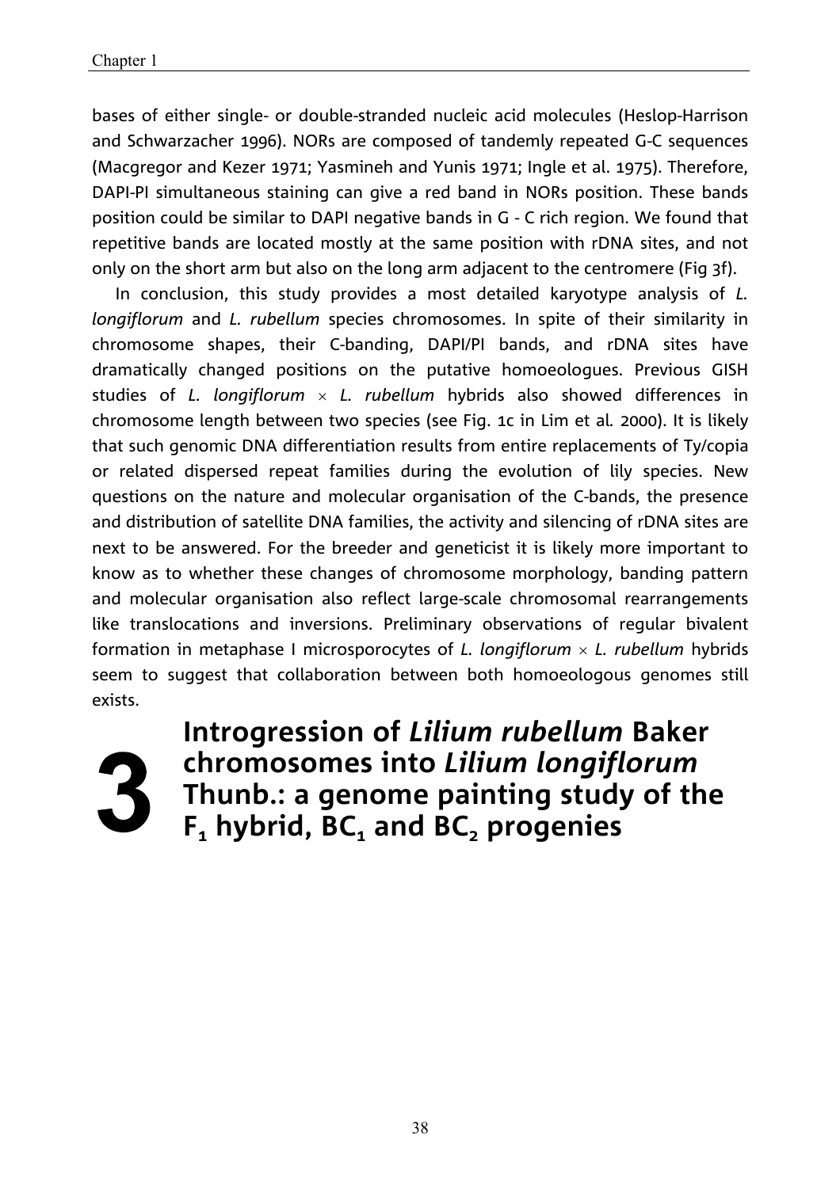bases of either single- or double-stranded nucleic acid molecules (Heslop-Harrison and Schwarzacher 1996). NORs are composed of tandemly repeated G-C sequences (Macgregor and Kezer 1971; Yasmineh and Yunis 1971; Ingle et al. 1975). Therefore, DAPI-PI simultaneous staining can give a red band in NORs position. These bands position could be similar to DAPI negative bands in G - C rich region. We found that repetitive bands are located mostly at the same position with rDNA sites, and not only on the short arm but also on the long arm adjacent to the centromere (Fig 3f).

In conclusion, this study provides a most detailed karyotype analysis of *L. longiflorum* and *L. rubellum* species chromosomes. In spite of their similarity in chromosome shapes, their C-banding, DAPI/PI bands, and rDNA sites have dramatically changed positions on the putative homoeologues. Previous GISH studies of *L. longiflorum* × *L. rubellum* hybrids also showed differences in chromosome length between two species (see Fig. 1c in Lim et al. 2000). It is likely that such genomic DNA differentiation results from entire replacements of Ty/copia or related dispersed repeat families during the evolution of lily species. New questions on the nature and molecular organisation of the C-bands, the presence and distribution of satellite DNA families, the activity and silencing of rDNA sites are next to be answered. For the breeder and geneticist it is likely more important to know as to whether these changes of chromosome morphology, banding pattern and molecular organisation also reflect large-scale chromosomal rearrangements like translocations and inversions. Preliminary observations of regular bivalent formation in metaphase I microsporocytes of *L. longiflorum* × *L. rubellum* hybrids seem to suggest that collaboration between both homoeologous genomes still exists.

# 3 Introgression of *Lilium rubellum* Baker chromosomes into *Lilium longiflorum* Thunb.: a genome painting study of the $F_1$ hybrid, $BC_1$ and $BC_2$ progenies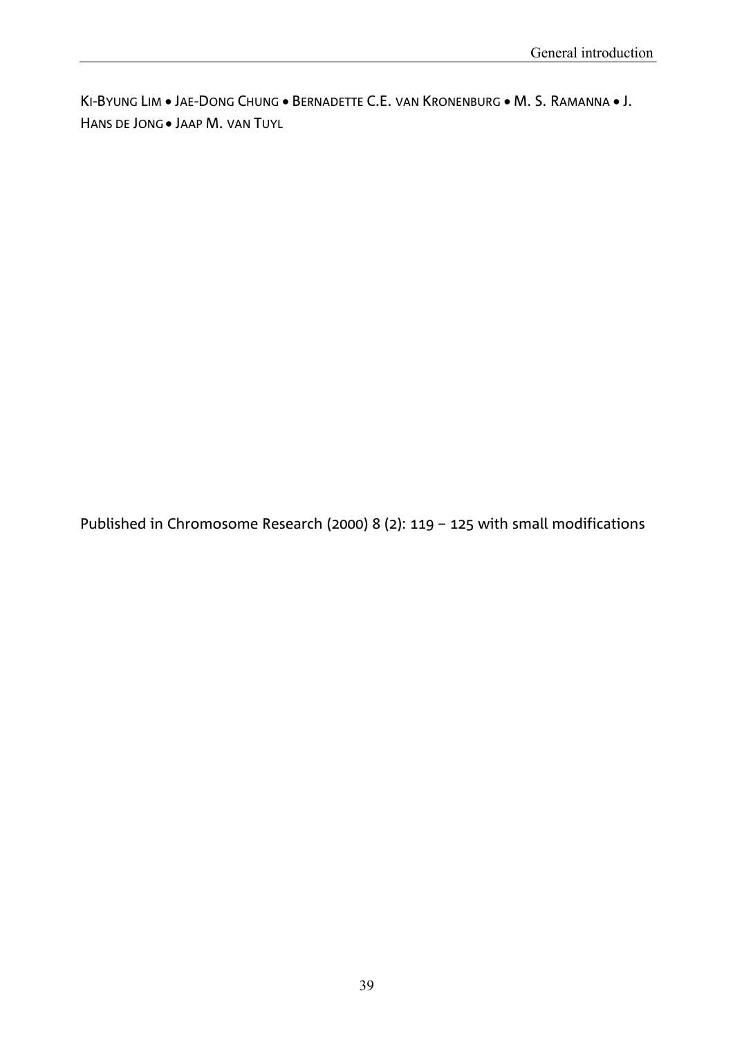KI-BYUNG LIM • JAE-DONG CHUNG • BERNADETTE C.E. VAN KRONENBURG • M. S. RAMANNA • J. HANS DE JONG • JAAP M. VAN TUYL

Published in Chromosome Research (2000) 8 (2): 119 – 125 with small modifications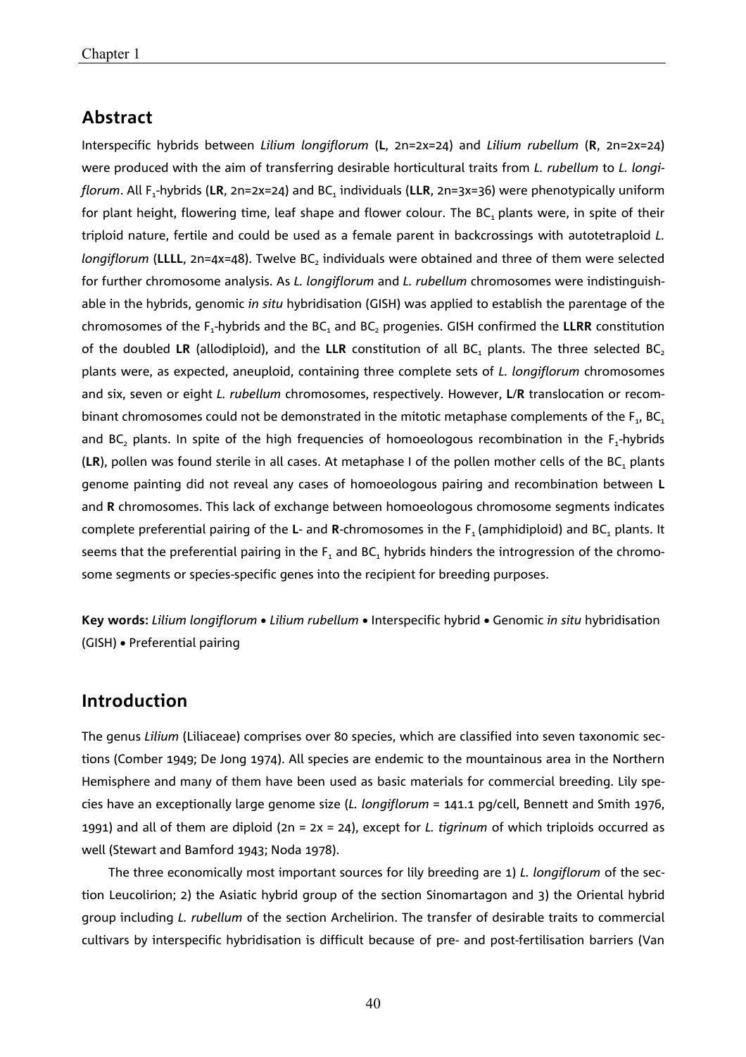## Abstract

Interspecific hybrids between *Lilium longiflorum* (**L**, 2n=2x=24) and *Lilium rubellum* (**R**, 2n=2x=24) were produced with the aim of transferring desirable horticultural traits from *L. rubellum* to *L. longiflorum*. All $F_1$-hybrids (**LR**, 2n=2x=24) and $BC_1$ individuals (**LLR**, 2n=3x=36) were phenotypically uniform for plant height, flowering time, leaf shape and flower colour. The $BC_1$ plants were, in spite of their triploid nature, fertile and could be used as a female parent in backcrossings with autotetraploid *L. longiflorum* (**LLLL**, 2n=4x=48). Twelve $BC_2$ individuals were obtained and three of them were selected for further chromosome analysis. As *L. longiflorum* and *L. rubellum* chromosomes were indistinguishable in the hybrids, genomic *in situ* hybridisation (GISH) was applied to establish the parentage of the chromosomes of the $F_1$-hybrids and the $BC_1$ and $BC_2$ progenies. GISH confirmed the **LLRR** constitution of the doubled **LR** (allodiploid), and the **LLR** constitution of all $BC_1$ plants. The three selected $BC_2$ plants were, as expected, aneuploid, containing three complete sets of *L. longiflorum* chromosomes and six, seven or eight *L. rubellum* chromosomes, respectively. However, **L**/**R** translocation or recombinant chromosomes could not be demonstrated in the mitotic metaphase complements of the $F_1$, $BC_1$ and $BC_2$ plants. In spite of the high frequencies of homoeologous recombination in the $F_1$-hybrids (**LR**), pollen was found sterile in all cases. At metaphase I of the pollen mother cells of the $BC_1$ plants genome painting did not reveal any cases of homoeologous pairing and recombination between **L** and **R** chromosomes. This lack of exchange between homoeologous chromosome segments indicates complete preferential pairing of the **L**- and **R**-chromosomes in the $F_1$ (amphidiploid) and $BC_1$ plants. It seems that the preferential pairing in the $F_1$ and $BC_1$ hybrids hinders the introgression of the chromosome segments or species-specific genes into the recipient for breeding purposes.

**Key words:** *Lilium longiflorum* • *Lilium rubellum* • Interspecific hybrid • Genomic *in situ* hybridisation (GISH) • Preferential pairing

## Introduction

The genus *Lilium* (Liliaceae) comprises over 80 species, which are classified into seven taxonomic sections (Comber 1949; De Jong 1974). All species are endemic to the mountainous area in the Northern Hemisphere and many of them have been used as basic materials for commercial breeding. Lily species have an exceptionally large genome size (*L. longiflorum* = 141.1 pg/cell, Bennett and Smith 1976, 1991) and all of them are diploid (2n = 2x = 24), except for *L. tigrinum* of which triploids occurred as well (Stewart and Bamford 1943; Noda 1978).

The three economically most important sources for lily breeding are 1) *L. longiflorum* of the section Leucolirion; 2) the Asiatic hybrid group of the section Sinomartagon and 3) the Oriental hybrid group including *L. rubellum* of the section Archelirion. The transfer of desirable traits to commercial cultivars by interspecific hybridisation is difficult because of pre- and post-fertilisation barriers (Van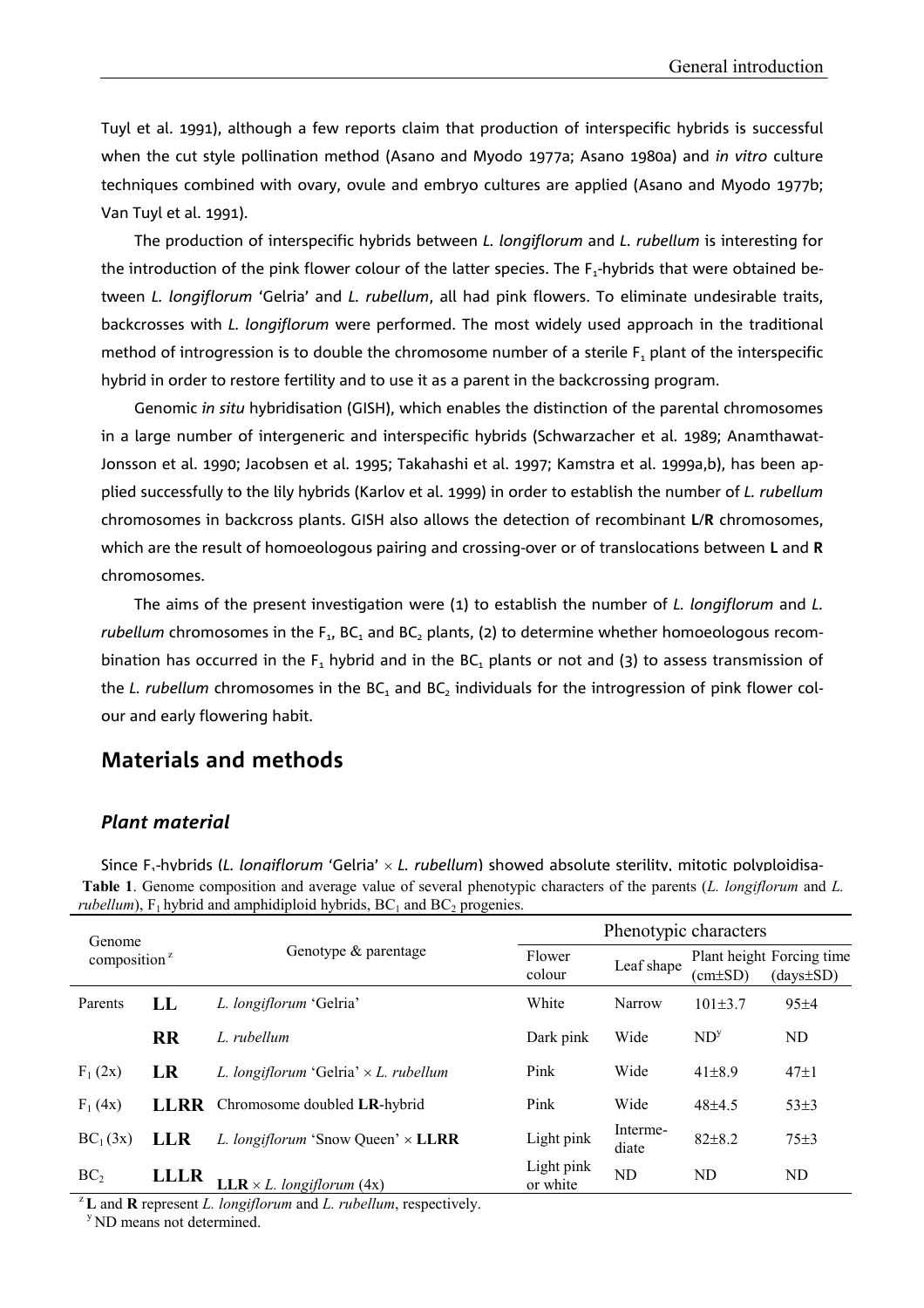Tuyl et al. 1991), although a few reports claim that production of interspecific hybrids is successful when the cut style pollination method (Asano and Myodo 1977a; Asano 1980a) and *in vitro* culture techniques combined with ovary, ovule and embryo cultures are applied (Asano and Myodo 1977b; Van Tuyl et al. 1991).

The production of interspecific hybrids between *L. longiflorum* and *L. rubellum* is interesting for the introduction of the pink flower colour of the latter species. The $F_1$-hybrids that were obtained between *L. longiflorum* 'Gelria' and *L. rubellum*, all had pink flowers. To eliminate undesirable traits, backcrosses with *L. longiflorum* were performed. The most widely used approach in the traditional method of introgression is to double the chromosome number of a sterile $F_1$ plant of the interspecific hybrid in order to restore fertility and to use it as a parent in the backcrossing program.

Genomic *in situ* hybridisation (GISH), which enables the distinction of the parental chromosomes in a large number of intergeneric and interspecific hybrids (Schwarzacher et al. 1989; Anamthawat-Jonsson et al. 1990; Jacobsen et al. 1995; Takahashi et al. 1997; Kamstra et al. 1999a,b), has been applied successfully to the lily hybrids (Karlov et al. 1999) in order to establish the number of *L. rubellum* chromosomes in backcross plants. GISH also allows the detection of recombinant **L**/**R** chromosomes, which are the result of homoeologous pairing and crossing-over or of translocations between **L** and **R** chromosomes.

The aims of the present investigation were (1) to establish the number of *L. longiflorum* and *L. rubellum* chromosomes in the $F_1$, $BC_1$ and $BC_2$ plants, (2) to determine whether homoeologous recombination has occurred in the $F_1$ hybrid and in the $BC_1$ plants or not and (3) to assess transmission of the *L. rubellum* chromosomes in the $BC_1$ and $BC_2$ individuals for the introgression of pink flower colour and early flowering habit.

## Materials and methods

### *Plant material*

Since $F_1$-hybrids (*L. longiflorum* 'Gelria' × *L. rubellum*) showed absolute sterility, mitotic polyploidisa-

**Table 1**. Genome composition and average value of several phenotypic characters of the parents (*L. longiflorum* and *L. rubellum*), $F_1$ hybrid and amphidiploid hybrids, $BC_1$ and $BC_2$ progenies.

| Genome composition[z] | | Genotype & parentage | Phenotypic characters | | | |
|---|---|---|---|---|---|---|
| | | | Flower colour | Leaf shape | Plant height (cm±SD) | Forcing time (days±SD) |
| Parents | **LL** | *L. longiflorum* 'Gelria' | White | Narrow | 101±3.7 | 95±4 |
| | **RR** | *L. rubellum* | Dark pink | Wide | ND[y] | ND |
| $F_1$ (2x) | **LR** | *L. longiflorum* 'Gelria' × *L. rubellum* | Pink | Wide | 41±8.9 | 47±1 |
| $F_1$ (4x) | **LLRR** | Chromosome doubled **LR**-hybrid | Pink | Wide | 48±4.5 | 53±3 |
| $BC_1$ (3x) | **LLR** | *L. longiflorum* 'Snow Queen' × **LLRR** | Light pink | Intermediate | 82±8.2 | 75±3 |
| $BC_2$ | **LLLR** | **LLR** × *L. longiflorum* (4x) | Light pink or white | ND | ND | ND |

[z] **L** and **R** represent *L. longiflorum* and *L. rubellum*, respectively.
[y] ND means not determined.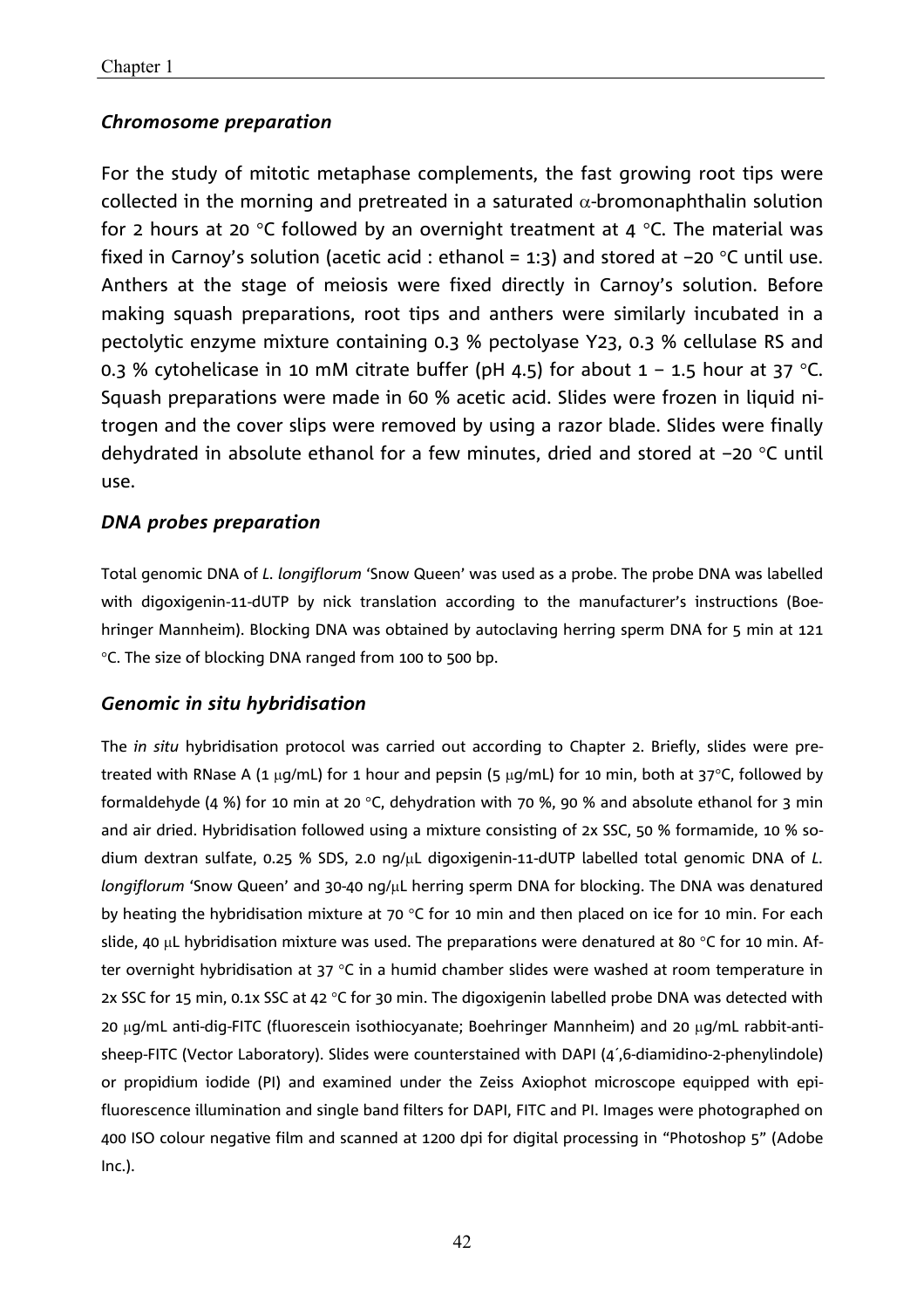### *Chromosome preparation*

For the study of mitotic metaphase complements, the fast growing root tips were collected in the morning and pretreated in a saturated $\alpha$-bromonaphthalin solution for 2 hours at 20 °C followed by an overnight treatment at 4 °C. The material was fixed in Carnoy's solution (acetic acid : ethanol = 1:3) and stored at −20 °C until use. Anthers at the stage of meiosis were fixed directly in Carnoy's solution. Before making squash preparations, root tips and anthers were similarly incubated in a pectolytic enzyme mixture containing 0.3 % pectolyase Y23, 0.3 % cellulase RS and 0.3 % cytohelicase in 10 mM citrate buffer (pH 4.5) for about 1 – 1.5 hour at 37 °C. Squash preparations were made in 60 % acetic acid. Slides were frozen in liquid nitrogen and the cover slips were removed by using a razor blade. Slides were finally dehydrated in absolute ethanol for a few minutes, dried and stored at −20 °C until use.

### *DNA probes preparation*

Total genomic DNA of *L. longiflorum* 'Snow Queen' was used as a probe. The probe DNA was labelled with digoxigenin-11-dUTP by nick translation according to the manufacturer's instructions (Boehringer Mannheim). Blocking DNA was obtained by autoclaving herring sperm DNA for 5 min at 121 °C. The size of blocking DNA ranged from 100 to 500 bp.

### *Genomic in situ hybridisation*

The *in situ* hybridisation protocol was carried out according to Chapter 2. Briefly, slides were pretreated with RNase A (1 μg/mL) for 1 hour and pepsin (5 μg/mL) for 10 min, both at 37°C, followed by formaldehyde (4 %) for 10 min at 20 °C, dehydration with 70 %, 90 % and absolute ethanol for 3 min and air dried. Hybridisation followed using a mixture consisting of 2x SSC, 50 % formamide, 10 % sodium dextran sulfate, 0.25 % SDS, 2.0 ng/μL digoxigenin-11-dUTP labelled total genomic DNA of *L. longiflorum* 'Snow Queen' and 30-40 ng/μL herring sperm DNA for blocking. The DNA was denatured by heating the hybridisation mixture at 70 °C for 10 min and then placed on ice for 10 min. For each slide, 40 μL hybridisation mixture was used. The preparations were denatured at 80 °C for 10 min. After overnight hybridisation at 37 °C in a humid chamber slides were washed at room temperature in 2x SSC for 15 min, 0.1x SSC at 42 °C for 30 min. The digoxigenin labelled probe DNA was detected with 20 μg/mL anti-dig-FITC (fluorescein isothiocyanate; Boehringer Mannheim) and 20 μg/mL rabbit-anti-sheep-FITC (Vector Laboratory). Slides were counterstained with DAPI (4´,6-diamidino-2-phenylindole) or propidium iodide (PI) and examined under the Zeiss Axiophot microscope equipped with epi-fluorescence illumination and single band filters for DAPI, FITC and PI. Images were photographed on 400 ISO colour negative film and scanned at 1200 dpi for digital processing in "Photoshop 5" (Adobe Inc.).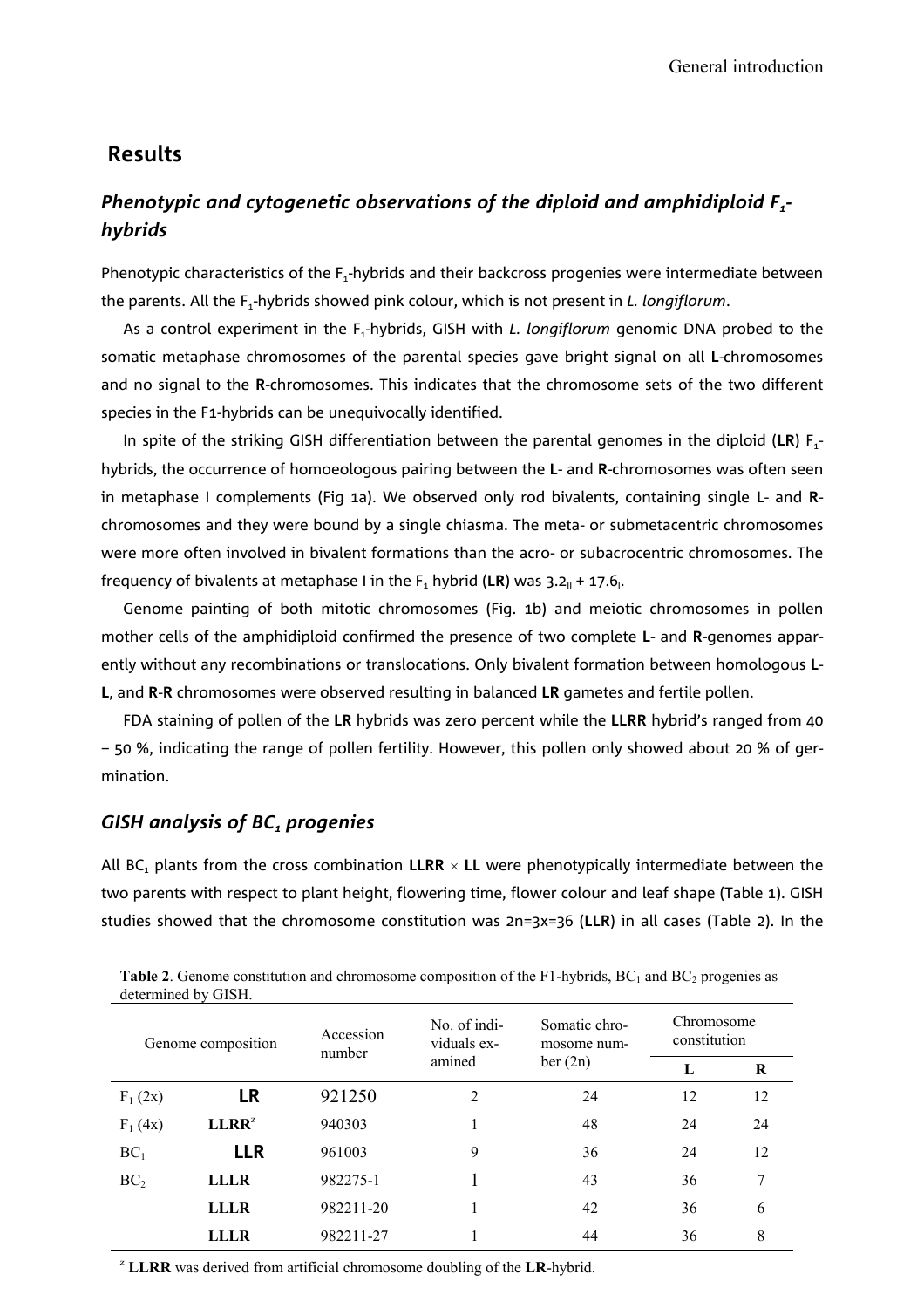## Results

### *Phenotypic and cytogenetic observations of the diploid and amphidiploid $F_1$-hybrids*

Phenotypic characteristics of the $F_1$-hybrids and their backcross progenies were intermediate between the parents. All the $F_1$-hybrids showed pink colour, which is not present in *L. longiflorum*.

As a control experiment in the $F_1$-hybrids, GISH with *L. longiflorum* genomic DNA probed to the somatic metaphase chromosomes of the parental species gave bright signal on all **L**-chromosomes and no signal to the **R**-chromosomes. This indicates that the chromosome sets of the two different species in the F1-hybrids can be unequivocally identified.

In spite of the striking GISH differentiation between the parental genomes in the diploid (**LR**) $F_1$-hybrids, the occurrence of homoeologous pairing between the **L**- and **R**-chromosomes was often seen in metaphase I complements (Fig 1a). We observed only rod bivalents, containing single **L**- and **R**-chromosomes and they were bound by a single chiasma. The meta- or submetacentric chromosomes were more often involved in bivalent formations than the acro- or subacrocentric chromosomes. The frequency of bivalents at metaphase I in the $F_1$ hybrid (**LR**) was $3.2_{II} + 17.6_{I}$.

Genome painting of both mitotic chromosomes (Fig. 1b) and meiotic chromosomes in pollen mother cells of the amphidiploid confirmed the presence of two complete **L**- and **R**-genomes apparently without any recombinations or translocations. Only bivalent formation between homologous **L-L**, and **R-R** chromosomes were observed resulting in balanced **LR** gametes and fertile pollen.

FDA staining of pollen of the **LR** hybrids was zero percent while the **LLRR** hybrid's ranged from 40 – 50 %, indicating the range of pollen fertility. However, this pollen only showed about 20 % of germination.

### *GISH analysis of $BC_1$ progenies*

All $BC_1$ plants from the cross combination **LLRR** × **LL** were phenotypically intermediate between the two parents with respect to plant height, flowering time, flower colour and leaf shape (Table 1). GISH studies showed that the chromosome constitution was 2n=3x=36 (**LLR**) in all cases (Table 2). In the

**Table 2**. Genome constitution and chromosome composition of the F1-hybrids, $BC_1$ and $BC_2$ progenies as determined by GISH.

| Genome composition | | Accession number | No. of individuals examined | Somatic chromosome number (2n) | Chromosome constitution | |
|---|---|---|---|---|---|---|
| | | | | | **L** | **R** |
| $F_1$ (2x) | **LR** | 921250 | 2 | 24 | 12 | 12 |
| $F_1$ (4x) | **LLRR**[z] | 940303 | 1 | 48 | 24 | 24 |
| $BC_1$ | **LLR** | 961003 | 9 | 36 | 24 | 12 |
| $BC_2$ | **LLLR** | 982275-1 | 1 | 43 | 36 | 7 |
| | **LLLR** | 982211-20 | 1 | 42 | 36 | 6 |
| | **LLLR** | 982211-27 | 1 | 44 | 36 | 8 |

[z] **LLRR** was derived from artificial chromosome doubling of the **LR**-hybrid.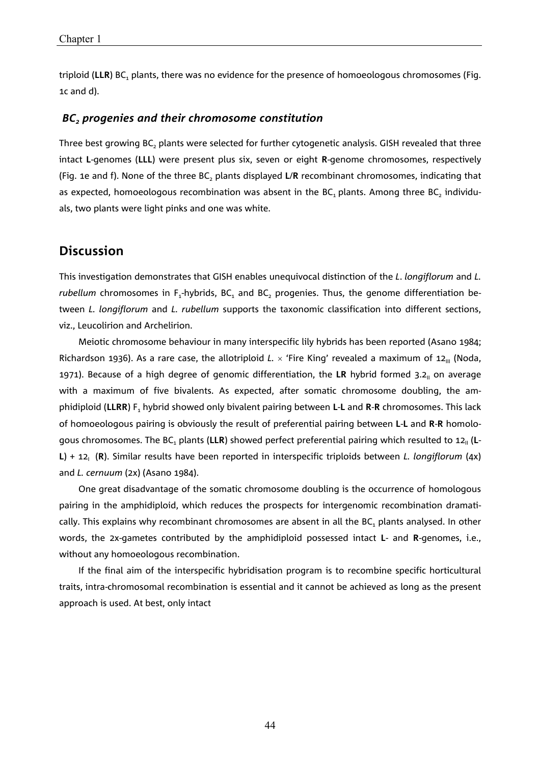triploid (**LLR**) $BC_1$ plants, there was no evidence for the presence of homoeologous chromosomes (Fig. 1c and d).

### *$BC_2$ progenies and their chromosome constitution*

Three best growing $BC_2$ plants were selected for further cytogenetic analysis. GISH revealed that three intact **L**-genomes (**LLL**) were present plus six, seven or eight **R**-genome chromosomes, respectively (Fig. 1e and f). None of the three $BC_2$ plants displayed **L**/**R** recombinant chromosomes, indicating that as expected, homoeologous recombination was absent in the $BC_1$ plants. Among three $BC_2$ individuals, two plants were light pinks and one was white.

## Discussion

This investigation demonstrates that GISH enables unequivocal distinction of the *L. longiflorum* and *L. rubellum* chromosomes in $F_1$-hybrids, $BC_1$ and $BC_2$ progenies. Thus, the genome differentiation between *L. longiflorum* and *L. rubellum* supports the taxonomic classification into different sections, viz., Leucolirion and Archelirion.

Meiotic chromosome behaviour in many interspecific lily hybrids has been reported (Asano 1984; Richardson 1936). As a rare case, the allotriploid *L.* × 'Fire King' revealed a maximum of $12_{III}$ (Noda, 1971). Because of a high degree of genomic differentiation, the **LR** hybrid formed $3.2_{II}$ on average with a maximum of five bivalents. As expected, after somatic chromosome doubling, the amphidiploid (**LLRR**) $F_1$ hybrid showed only bivalent pairing between **L**-**L** and **R**-**R** chromosomes. This lack of homoeologous pairing is obviously the result of preferential pairing between **L**-**L** and **R**-**R** homologous chromosomes. The $BC_1$ plants (**LLR**) showed perfect preferential pairing which resulted to $12_{II}$ (**L**-**L**) + $12_{I}$ (**R**). Similar results have been reported in interspecific triploids between *L. longiflorum* (4x) and *L. cernuum* (2x) (Asano 1984).

One great disadvantage of the somatic chromosome doubling is the occurrence of homologous pairing in the amphidiploid, which reduces the prospects for intergenomic recombination dramatically. This explains why recombinant chromosomes are absent in all the $BC_1$ plants analysed. In other words, the 2x-gametes contributed by the amphidiploid possessed intact **L**- and **R**-genomes, i.e., without any homoeologous recombination.

If the final aim of the interspecific hybridisation program is to recombine specific horticultural traits, intra-chromosomal recombination is essential and it cannot be achieved as long as the present approach is used. At best, only intact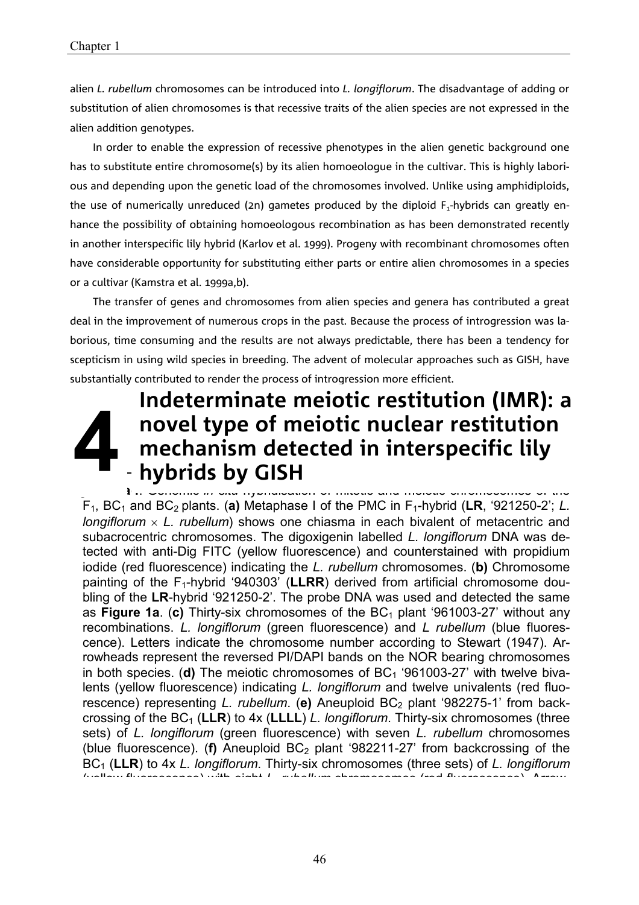alien *L. rubellum* chromosomes can be introduced into *L. longiflorum*. The disadvantage of adding or substitution of alien chromosomes is that recessive traits of the alien species are not expressed in the alien addition genotypes.

In order to enable the expression of recessive phenotypes in the alien genetic background one has to substitute entire chromosome(s) by its alien homoeologue in the cultivar. This is highly laborious and depending upon the genetic load of the chromosomes involved. Unlike using amphidiploids, the use of numerically unreduced (2n) gametes produced by the diploid $F_1$-hybrids can greatly enhance the possibility of obtaining homoeologous recombination as has been demonstrated recently in another interspecific lily hybrid (Karlov et al. 1999). Progeny with recombinant chromosomes often have considerable opportunity for substituting either parts or entire alien chromosomes in a species or a cultivar (Kamstra et al. 1999a,b).

The transfer of genes and chromosomes from alien species and genera has contributed a great deal in the improvement of numerous crops in the past. Because the process of introgression was laborious, time consuming and the results are not always predictable, there has been a tendency for scepticism in using wild species in breeding. The advent of molecular approaches such as GISH, have substantially contributed to render the process of introgression more efficient.

# 4 Indeterminate meiotic restitution (IMR): a novel type of meiotic nuclear restitution mechanism detected in interspecific lily hybrids by GISH

…. Genomic *in situ* hybridisation of mitotic and meiotic chromosomes of the $F_1$, $BC_1$ and $BC_2$ plants. (**a)** Metaphase I of the PMC in $F_1$-hybrid (**LR**, '921250-2'; *L. longiflorum* × *L. rubellum*) shows one chiasma in each bivalent of metacentric and subacrocentric chromosomes. The digoxigenin labelled *L. longiflorum* DNA was detected with anti-Dig FITC (yellow fluorescence) and counterstained with propidium iodide (red fluorescence) indicating the *L. rubellum* chromosomes. (**b)** Chromosome painting of the $F_1$-hybrid '940303' (**LLRR**) derived from artificial chromosome doubling of the **LR**-hybrid '921250-2'. The probe DNA was used and detected the same as **Figure 1a**. (**c)** Thirty-six chromosomes of the $BC_1$ plant '961003-27' without any recombinations. *L. longiflorum* (green fluorescence) and *L rubellum* (blue fluorescence). Letters indicate the chromosome number according to Stewart (1947). Arrowheads represent the reversed PI/DAPI bands on the NOR bearing chromosomes in both species. (**d)** The meiotic chromosomes of $BC_1$ '961003-27' with twelve bivalents (yellow fluorescence) indicating *L. longiflorum* and twelve univalents (red fluorescence) representing *L. rubellum*. (**e)** Aneuploid $BC_2$ plant '982275-1' from backcrossing of the $BC_1$ (**LLR**) to 4x (**LLLL**) *L. longiflorum*. Thirty-six chromosomes (three sets) of *L. longiflorum* (green fluorescence) with seven *L. rubellum* chromosomes (blue fluorescence). (**f**) Aneuploid $BC_2$ plant '982211-27' from backcrossing of the $BC_1$ (**LLR**) to 4x *L. longiflorum*. Thirty-six chromosomes (three sets) of *L. longiflorum* (yellow fluorescence) with eight *L. rubellum* chromosomes (red fluorescence). Arrow…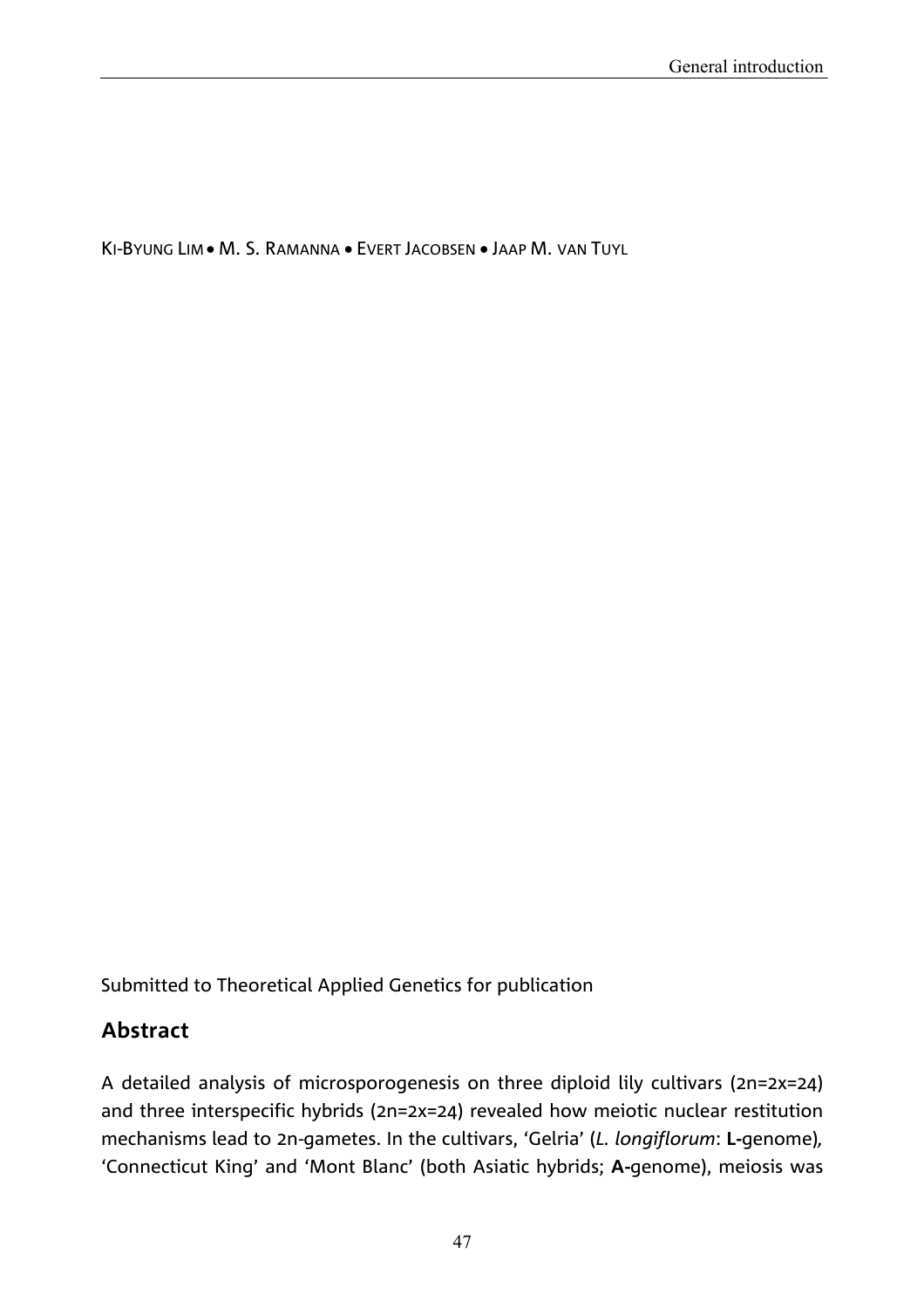KI-BYUNG LIM • M. S. RAMANNA • EVERT JACOBSEN • JAAP M. VAN TUYL

Submitted to Theoretical Applied Genetics for publication

## Abstract

A detailed analysis of microsporogenesis on three diploid lily cultivars (2n=2x=24) and three interspecific hybrids (2n=2x=24) revealed how meiotic nuclear restitution mechanisms lead to 2n-gametes. In the cultivars, 'Gelria' (*L. longiflorum*: **L-**genome), 'Connecticut King' and 'Mont Blanc' (both Asiatic hybrids; **A-**genome), meiosis was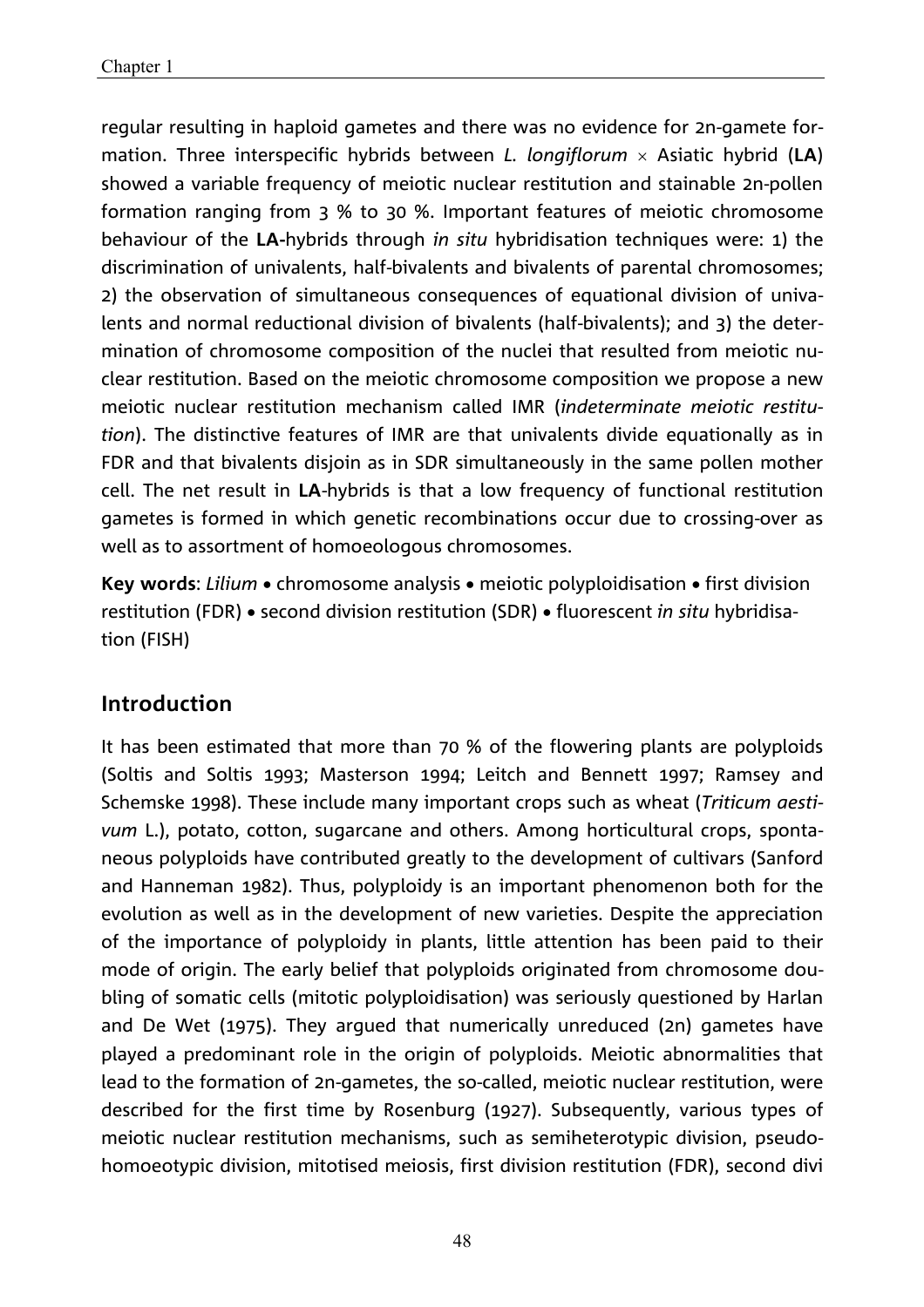regular resulting in haploid gametes and there was no evidence for 2n-gamete formation. Three interspecific hybrids between *L. longiflorum* × Asiatic hybrid (**LA**) showed a variable frequency of meiotic nuclear restitution and stainable 2n-pollen formation ranging from 3 % to 30 %. Important features of meiotic chromosome behaviour of the **LA**-hybrids through *in situ* hybridisation techniques were: 1) the discrimination of univalents, half-bivalents and bivalents of parental chromosomes; 2) the observation of simultaneous consequences of equational division of univalents and normal reductional division of bivalents (half-bivalents); and 3) the determination of chromosome composition of the nuclei that resulted from meiotic nuclear restitution. Based on the meiotic chromosome composition we propose a new meiotic nuclear restitution mechanism called IMR (*indeterminate meiotic restitution*). The distinctive features of IMR are that univalents divide equationally as in FDR and that bivalents disjoin as in SDR simultaneously in the same pollen mother cell. The net result in **LA**-hybrids is that a low frequency of functional restitution gametes is formed in which genetic recombinations occur due to crossing-over as well as to assortment of homoeologous chromosomes.

**Key words**: *Lilium* • chromosome analysis • meiotic polyploidisation • first division restitution (FDR) • second division restitution (SDR) • fluorescent *in situ* hybridisation (FISH)

## Introduction

It has been estimated that more than 70 % of the flowering plants are polyploids (Soltis and Soltis 1993; Masterson 1994; Leitch and Bennett 1997; Ramsey and Schemske 1998). These include many important crops such as wheat (*Triticum aestivum* L.), potato, cotton, sugarcane and others. Among horticultural crops, spontaneous polyploids have contributed greatly to the development of cultivars (Sanford and Hanneman 1982). Thus, polyploidy is an important phenomenon both for the evolution as well as in the development of new varieties. Despite the appreciation of the importance of polyploidy in plants, little attention has been paid to their mode of origin. The early belief that polyploids originated from chromosome doubling of somatic cells (mitotic polyploidisation) was seriously questioned by Harlan and De Wet (1975). They argued that numerically unreduced (2n) gametes have played a predominant role in the origin of polyploids. Meiotic abnormalities that lead to the formation of 2n-gametes, the so-called, meiotic nuclear restitution, were described for the first time by Rosenburg (1927). Subsequently, various types of meiotic nuclear restitution mechanisms, such as semiheterotypic division, pseudohomoeotypic division, mitotised meiosis, first division restitution (FDR), second divi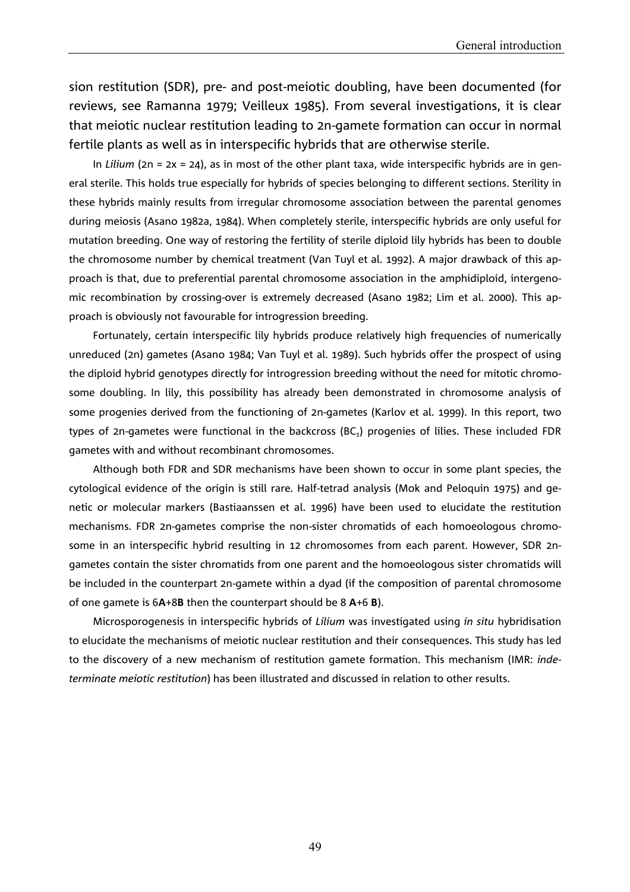sion restitution (SDR), pre- and post-meiotic doubling, have been documented (for reviews, see Ramanna 1979; Veilleux 1985). From several investigations, it is clear that meiotic nuclear restitution leading to 2n-gamete formation can occur in normal fertile plants as well as in interspecific hybrids that are otherwise sterile.

In *Lilium* (2n = 2x = 24), as in most of the other plant taxa, wide interspecific hybrids are in general sterile. This holds true especially for hybrids of species belonging to different sections. Sterility in these hybrids mainly results from irregular chromosome association between the parental genomes during meiosis (Asano 1982a, 1984). When completely sterile, interspecific hybrids are only useful for mutation breeding. One way of restoring the fertility of sterile diploid lily hybrids has been to double the chromosome number by chemical treatment (Van Tuyl et al. 1992). A major drawback of this approach is that, due to preferential parental chromosome association in the amphidiploid, intergenomic recombination by crossing-over is extremely decreased (Asano 1982; Lim et al. 2000). This approach is obviously not favourable for introgression breeding.

Fortunately, certain interspecific lily hybrids produce relatively high frequencies of numerically unreduced (2n) gametes (Asano 1984; Van Tuyl et al. 1989). Such hybrids offer the prospect of using the diploid hybrid genotypes directly for introgression breeding without the need for mitotic chromosome doubling. In lily, this possibility has already been demonstrated in chromosome analysis of some progenies derived from the functioning of 2n-gametes (Karlov et al. 1999). In this report, two types of 2n-gametes were functional in the backcross ($BC_1$) progenies of lilies. These included FDR gametes with and without recombinant chromosomes.

Although both FDR and SDR mechanisms have been shown to occur in some plant species, the cytological evidence of the origin is still rare. Half-tetrad analysis (Mok and Peloquin 1975) and genetic or molecular markers (Bastiaanssen et al. 1996) have been used to elucidate the restitution mechanisms. FDR 2n-gametes comprise the non-sister chromatids of each homoeologous chromosome in an interspecific hybrid resulting in 12 chromosomes from each parent. However, SDR 2n-gametes contain the sister chromatids from one parent and the homoeologous sister chromatids will be included in the counterpart 2n-gamete within a dyad (if the composition of parental chromosome of one gamete is 6**A**+8**B** then the counterpart should be 8 **A**+6 **B**).

Microsporogenesis in interspecific hybrids of *Lilium* was investigated using *in situ* hybridisation to elucidate the mechanisms of meiotic nuclear restitution and their consequences. This study has led to the discovery of a new mechanism of restitution gamete formation. This mechanism (IMR: *indeterminate meiotic restitution*) has been illustrated and discussed in relation to other results.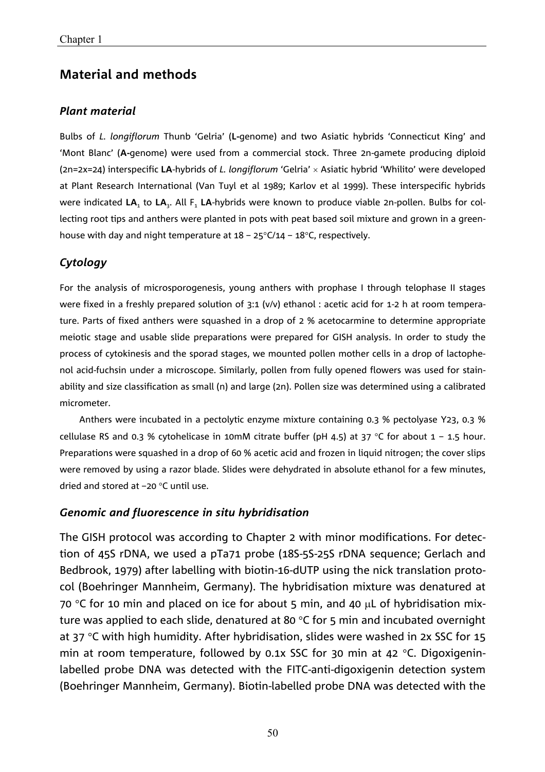## Material and methods

### *Plant material*

Bulbs of *L. longiflorum* Thunb 'Gelria' (**L-**genome) and two Asiatic hybrids 'Connecticut King' and 'Mont Blanc' (**A-**genome) were used from a commercial stock. Three 2n-gamete producing diploid (2n=2x=24) interspecific **LA**-hybrids of *L. longiflorum* 'Gelria' × Asiatic hybrid 'Whilito' were developed at Plant Research International (Van Tuyl et al 1989; Karlov et al 1999). These interspecific hybrids were indicated **LA**$_1$ to **LA**$_3$. All $F_1$ **LA**-hybrids were known to produce viable 2n-pollen. Bulbs for collecting root tips and anthers were planted in pots with peat based soil mixture and grown in a greenhouse with day and night temperature at 18 – 25°C/14 – 18°C, respectively.

### *Cytology*

For the analysis of microsporogenesis, young anthers with prophase I through telophase II stages were fixed in a freshly prepared solution of 3:1 (v/v) ethanol : acetic acid for 1-2 h at room temperature. Parts of fixed anthers were squashed in a drop of 2 % acetocarmine to determine appropriate meiotic stage and usable slide preparations were prepared for GISH analysis. In order to study the process of cytokinesis and the sporad stages, we mounted pollen mother cells in a drop of lactophenol acid-fuchsin under a microscope. Similarly, pollen from fully opened flowers was used for stainability and size classification as small (n) and large (2n). Pollen size was determined using a calibrated micrometer.

Anthers were incubated in a pectolytic enzyme mixture containing 0.3 % pectolyase Y23, 0.3 % cellulase RS and 0.3 % cytohelicase in 10mM citrate buffer (pH 4.5) at 37 °C for about 1 – 1.5 hour. Preparations were squashed in a drop of 60 % acetic acid and frozen in liquid nitrogen; the cover slips were removed by using a razor blade. Slides were dehydrated in absolute ethanol for a few minutes, dried and stored at –20 °C until use.

### *Genomic and fluorescence in situ hybridisation*

The GISH protocol was according to Chapter 2 with minor modifications. For detection of 45S rDNA, we used a pTa71 probe (18S-5S-25S rDNA sequence; Gerlach and Bedbrook, 1979) after labelling with biotin-16-dUTP using the nick translation protocol (Boehringer Mannheim, Germany). The hybridisation mixture was denatured at 70 °C for 10 min and placed on ice for about 5 min, and 40 μL of hybridisation mixture was applied to each slide, denatured at 80 °C for 5 min and incubated overnight at 37 °C with high humidity. After hybridisation, slides were washed in 2x SSC for 15 min at room temperature, followed by 0.1x SSC for 30 min at 42 °C. Digoxigenin-labelled probe DNA was detected with the FITC-anti-digoxigenin detection system (Boehringer Mannheim, Germany). Biotin-labelled probe DNA was detected with the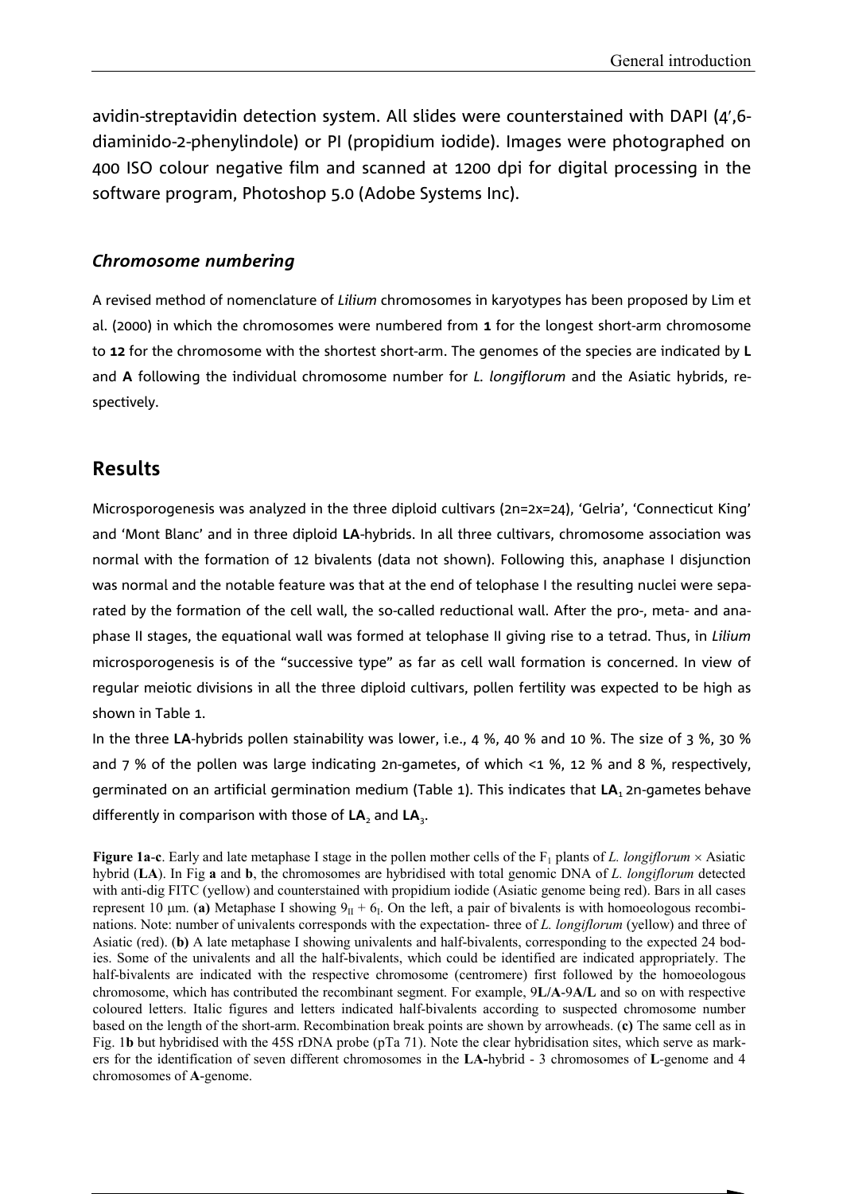avidin-streptavidin detection system. All slides were counterstained with DAPI (4′,6-diaminido-2-phenylindole) or PI (propidium iodide). Images were photographed on 400 ISO colour negative film and scanned at 1200 dpi for digital processing in the software program, Photoshop 5.0 (Adobe Systems Inc).

### *Chromosome numbering*

A revised method of nomenclature of *Lilium* chromosomes in karyotypes has been proposed by Lim et al. (2000) in which the chromosomes were numbered from **1** for the longest short-arm chromosome to **12** for the chromosome with the shortest short-arm. The genomes of the species are indicated by **L** and **A** following the individual chromosome number for *L. longiflorum* and the Asiatic hybrids, respectively.

## Results

Microsporogenesis was analyzed in the three diploid cultivars (2n=2x=24), 'Gelria', 'Connecticut King' and 'Mont Blanc' and in three diploid **LA**-hybrids. In all three cultivars, chromosome association was normal with the formation of 12 bivalents (data not shown). Following this, anaphase I disjunction was normal and the notable feature was that at the end of telophase I the resulting nuclei were separated by the formation of the cell wall, the so-called reductional wall. After the pro-, meta- and anaphase II stages, the equational wall was formed at telophase II giving rise to a tetrad. Thus, in *Lilium* microsporogenesis is of the "successive type" as far as cell wall formation is concerned. In view of regular meiotic divisions in all the three diploid cultivars, pollen fertility was expected to be high as shown in Table 1.

In the three **LA**-hybrids pollen stainability was lower, i.e., 4 %, 40 % and 10 %. The size of 3 %, 30 % and 7 % of the pollen was large indicating 2n-gametes, of which <1 %, 12 % and 8 %, respectively, germinated on an artificial germination medium (Table 1). This indicates that **LA**$_1$ 2n-gametes behave differently in comparison with those of **LA**$_2$ and **LA**$_3$.

**Figure 1a-c**. Early and late metaphase I stage in the pollen mother cells of the $F_1$ plants of *L. longiflorum* × Asiatic hybrid (**LA**). In Fig **a** and **b**, the chromosomes are hybridised with total genomic DNA of *L. longiflorum* detected with anti-dig FITC (yellow) and counterstained with propidium iodide (Asiatic genome being red). Bars in all cases represent 10 µm. (**a**) Metaphase I showing $9_{II} + 6_{I}$. On the left, a pair of bivalents is with homoeologous recombinations. Note: number of univalents corresponds with the expectation- three of *L. longiflorum* (yellow) and three of Asiatic (red). (**b**) A late metaphase I showing univalents and half-bivalents, corresponding to the expected 24 bodies. Some of the univalents and all the half-bivalents, which could be identified are indicated appropriately. The half-bivalents are indicated with the respective chromosome (centromere) first followed by the homoeologous chromosome, which has contributed the recombinant segment. For example, 9**L/A**-9**A/L** and so on with respective coloured letters. Italic figures and letters indicated half-bivalents according to suspected chromosome number based on the length of the short-arm. Recombination break points are shown by arrowheads. (**c**) The same cell as in Fig. 1**b** but hybridised with the 45S rDNA probe (pTa 71). Note the clear hybridisation sites, which serve as markers for the identification of seven different chromosomes in the **LA**-hybrid - 3 chromosomes of **L**-genome and 4 chromosomes of **A**-genome.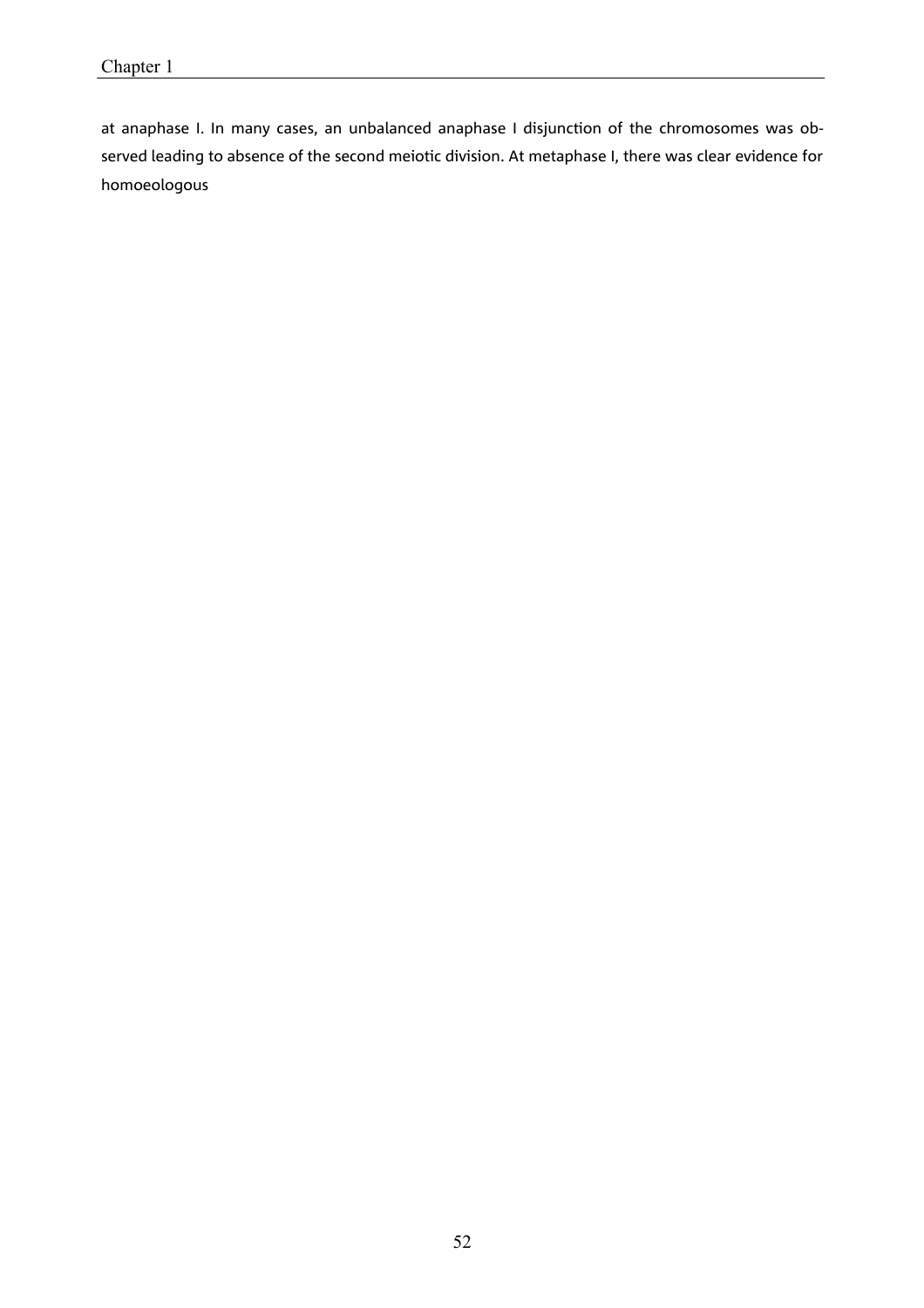at anaphase I. In many cases, an unbalanced anaphase I disjunction of the chromosomes was observed leading to absence of the second meiotic division. At metaphase I, there was clear evidence for homoeologous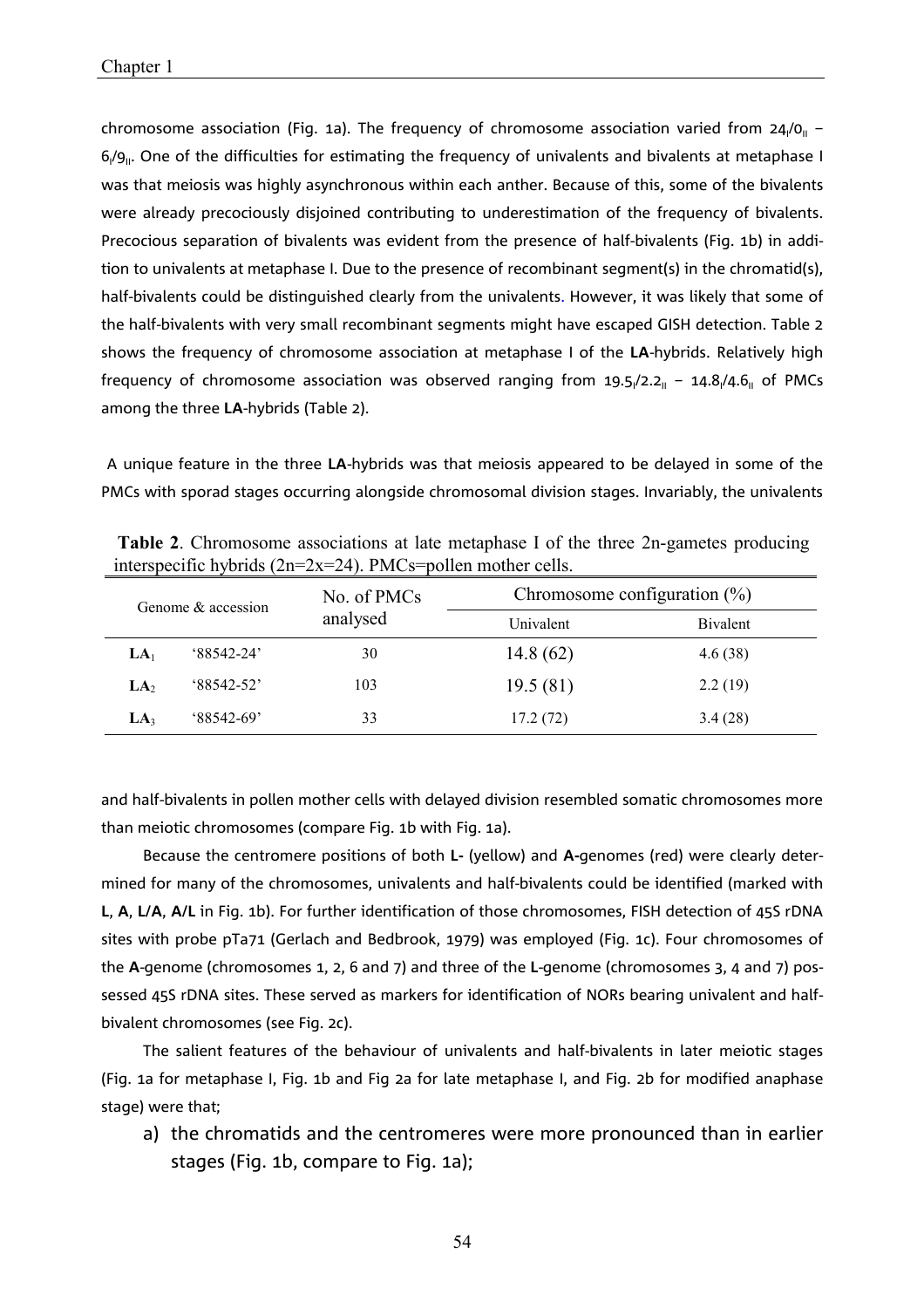chromosome association (Fig. 1a). The frequency of chromosome association varied from $24_I/0_{II}$ – $6_I/9_{II}$. One of the difficulties for estimating the frequency of univalents and bivalents at metaphase I was that meiosis was highly asynchronous within each anther. Because of this, some of the bivalents were already precociously disjoined contributing to underestimation of the frequency of bivalents. Precocious separation of bivalents was evident from the presence of half-bivalents (Fig. 1b) in addition to univalents at metaphase I. Due to the presence of recombinant segment(s) in the chromatid(s), half-bivalents could be distinguished clearly from the univalents. However, it was likely that some of the half-bivalents with very small recombinant segments might have escaped GISH detection. Table 2 shows the frequency of chromosome association at metaphase I of the **LA**-hybrids. Relatively high frequency of chromosome association was observed ranging from $19.5_I/2.2_{II}$ – $14.8_I/4.6_{II}$ of PMCs among the three **LA**-hybrids (Table 2).

A unique feature in the three **LA**-hybrids was that meiosis appeared to be delayed in some of the PMCs with sporad stages occurring alongside chromosomal division stages. Invariably, the univalents

**Table 2**. Chromosome associations at late metaphase I of the three 2n-gametes producing interspecific hybrids (2n=2x=24). PMCs=pollen mother cells.

| Genome & accession | | No. of PMCs analysed | Chromosome configuration (%) | |
|---|---|---|---|---|
| | | | Univalent | Bivalent |
| **LA₁** | '88542-24' | 30 | 14.8 (62) | 4.6 (38) |
| **LA₂** | '88542-52' | 103 | 19.5 (81) | 2.2 (19) |
| **LA₃** | '88542-69' | 33 | 17.2 (72) | 3.4 (28) |

and half-bivalents in pollen mother cells with delayed division resembled somatic chromosomes more than meiotic chromosomes (compare Fig. 1b with Fig. 1a).

Because the centromere positions of both **L-** (yellow) and **A-**genomes (red) were clearly determined for many of the chromosomes, univalents and half-bivalents could be identified (marked with **L**, **A**, **L/A**, **A/L** in Fig. 1b). For further identification of those chromosomes, FISH detection of 45S rDNA sites with probe pTa71 (Gerlach and Bedbrook, 1979) was employed (Fig. 1c). Four chromosomes of the **A**-genome (chromosomes 1, 2, 6 and 7) and three of the **L**-genome (chromosomes 3, 4 and 7) possessed 45S rDNA sites. These served as markers for identification of NORs bearing univalent and half-bivalent chromosomes (see Fig. 2c).

The salient features of the behaviour of univalents and half-bivalents in later meiotic stages (Fig. 1a for metaphase I, Fig. 1b and Fig 2a for late metaphase I, and Fig. 2b for modified anaphase stage) were that;

a) the chromatids and the centromeres were more pronounced than in earlier stages (Fig. 1b, compare to Fig. 1a);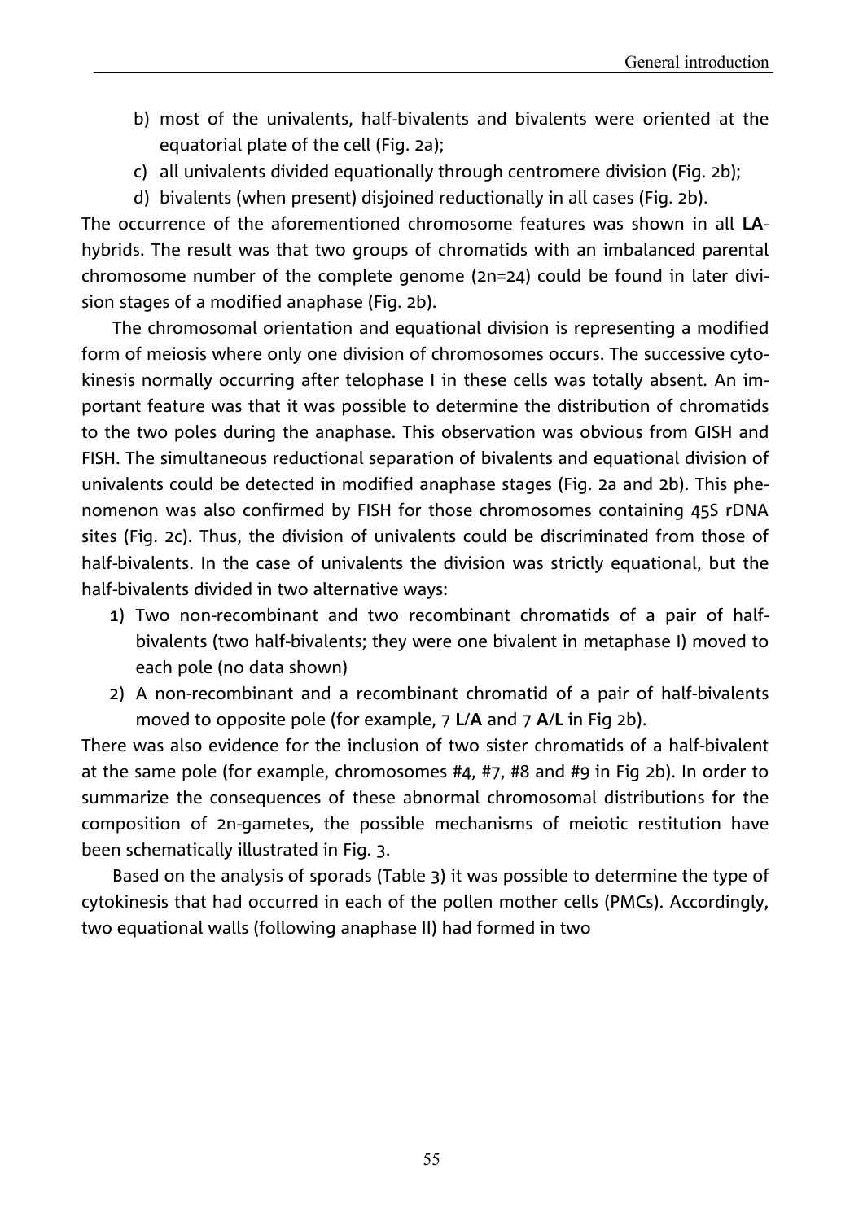b) most of the univalents, half-bivalents and bivalents were oriented at the equatorial plate of the cell (Fig. 2a);
c) all univalents divided equationally through centromere division (Fig. 2b);
d) bivalents (when present) disjoined reductionally in all cases (Fig. 2b).

The occurrence of the aforementioned chromosome features was shown in all **LA**-hybrids. The result was that two groups of chromatids with an imbalanced parental chromosome number of the complete genome (2n=24) could be found in later division stages of a modified anaphase (Fig. 2b).

The chromosomal orientation and equational division is representing a modified form of meiosis where only one division of chromosomes occurs. The successive cytokinesis normally occurring after telophase I in these cells was totally absent. An important feature was that it was possible to determine the distribution of chromatids to the two poles during the anaphase. This observation was obvious from GISH and FISH. The simultaneous reductional separation of bivalents and equational division of univalents could be detected in modified anaphase stages (Fig. 2a and 2b). This phenomenon was also confirmed by FISH for those chromosomes containing 45S rDNA sites (Fig. 2c). Thus, the division of univalents could be discriminated from those of half-bivalents. In the case of univalents the division was strictly equational, but the half-bivalents divided in two alternative ways:

1) Two non-recombinant and two recombinant chromatids of a pair of half-bivalents (two half-bivalents; they were one bivalent in metaphase I) moved to each pole (no data shown)
2) A non-recombinant and a recombinant chromatid of a pair of half-bivalents moved to opposite pole (for example, 7 **L**/**A** and 7 **A**/**L** in Fig 2b).

There was also evidence for the inclusion of two sister chromatids of a half-bivalent at the same pole (for example, chromosomes #4, #7, #8 and #9 in Fig 2b). In order to summarize the consequences of these abnormal chromosomal distributions for the composition of 2n-gametes, the possible mechanisms of meiotic restitution have been schematically illustrated in Fig. 3.

Based on the analysis of sporads (Table 3) it was possible to determine the type of cytokinesis that had occurred in each of the pollen mother cells (PMCs). Accordingly, two equational walls (following anaphase II) had formed in two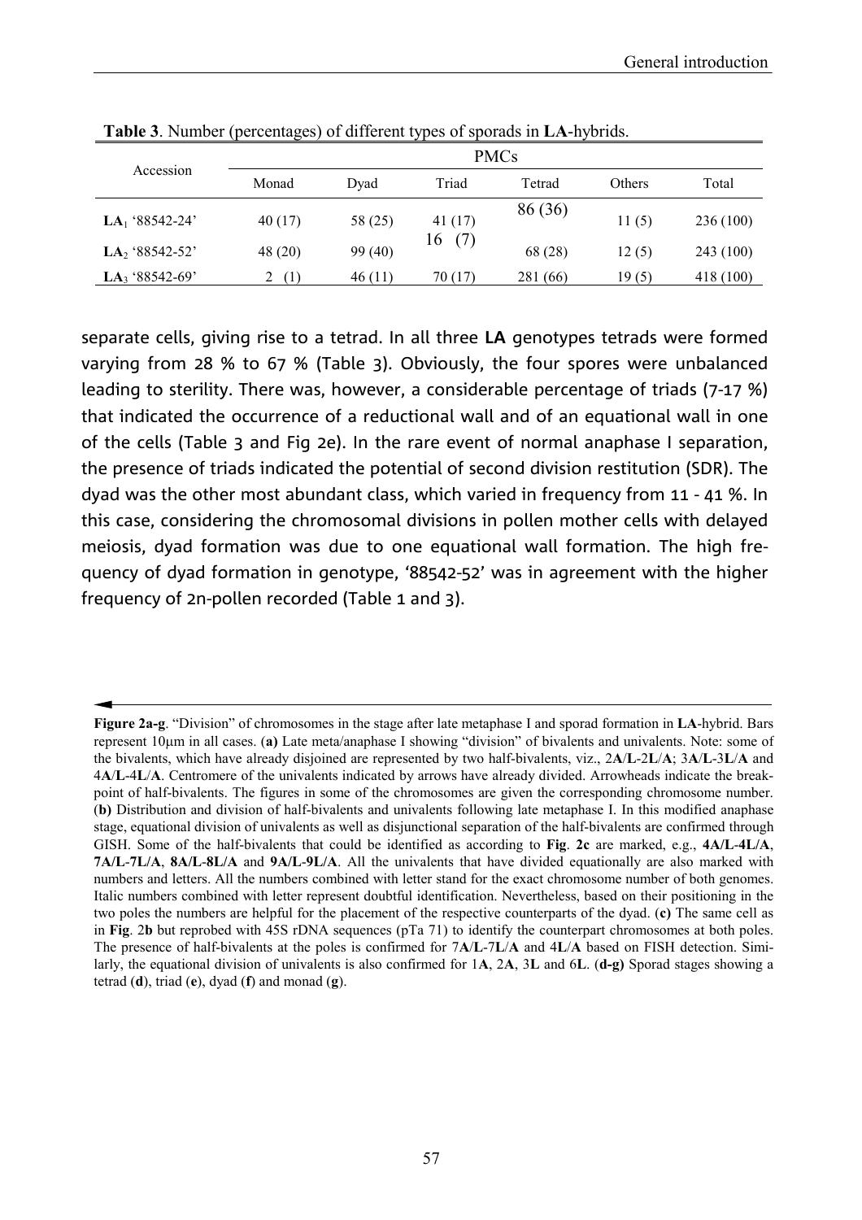**Table 3**. Number (percentages) of different types of sporads in **LA**-hybrids.

| Accession | PMCs | | | | | |
|---|---|---|---|---|---|---|
| | Monad | Dyad | Triad | Tetrad | Others | Total |
| **LA**$_1$ '88542-24' | 40 (17) | 58 (25) | 41 (17) | 86 (36) | 11 (5) | 236 (100) |
| **LA**$_2$ '88542-52' | 48 (20) | 99 (40) | 16 (7) | 68 (28) | 12 (5) | 243 (100) |
| **LA**$_3$ '88542-69' | 2 (1) | 46 (11) | 70 (17) | 281 (66) | 19 (5) | 418 (100) |

separate cells, giving rise to a tetrad. In all three **LA** genotypes tetrads were formed varying from 28 % to 67 % (Table 3). Obviously, the four spores were unbalanced leading to sterility. There was, however, a considerable percentage of triads (7-17 %) that indicated the occurrence of a reductional wall and of an equational wall in one of the cells (Table 3 and Fig 2e). In the rare event of normal anaphase I separation, the presence of triads indicated the potential of second division restitution (SDR). The dyad was the other most abundant class, which varied in frequency from 11 - 41 %. In this case, considering the chromosomal divisions in pollen mother cells with delayed meiosis, dyad formation was due to one equational wall formation. The high frequency of dyad formation in genotype, '88542-52' was in agreement with the higher frequency of 2n-pollen recorded (Table 1 and 3).

**Figure 2a-g**. "Division" of chromosomes in the stage after late metaphase I and sporad formation in **LA**-hybrid. Bars represent 10μm in all cases. (**a)** Late meta/anaphase I showing "division" of bivalents and univalents. Note: some of the bivalents, which have already disjoined are represented by two half-bivalents, viz., 2**A**/**L**-2**L**/**A**; 3**A**/**L**-3**L**/**A** and 4**A**/**L**-4**L**/**A**. Centromere of the univalents indicated by arrows have already divided. Arrowheads indicate the breakpoint of half-bivalents. The figures in some of the chromosomes are given the corresponding chromosome number. (**b)** Distribution and division of half-bivalents and univalents following late metaphase I. In this modified anaphase stage, equational division of univalents as well as disjunctional separation of the half-bivalents are confirmed through GISH. Some of the half-bivalents that could be identified as according to **Fig**. **2c** are marked, e.g., **4A/L-4L/A**, **7A/L-7L/A**, **8A/L-8L/A** and **9A/L-9L/A**. All the univalents that have divided equationally are also marked with numbers and letters. All the numbers combined with letter stand for the exact chromosome number of both genomes. Italic numbers combined with letter represent doubtful identification. Nevertheless, based on their positioning in the two poles the numbers are helpful for the placement of the respective counterparts of the dyad. (**c)** The same cell as in **Fig**. 2**b** but reprobed with 45S rDNA sequences (pTa 71) to identify the counterpart chromosomes at both poles. The presence of half-bivalents at the poles is confirmed for 7**A**/**L**-7**L**/**A** and 4**L**/**A** based on FISH detection. Similarly, the equational division of univalents is also confirmed for 1**A**, 2**A**, 3**L** and 6**L**. (**d-g)** Sporad stages showing a tetrad (**d**), triad (**e**), dyad (**f**) and monad (**g**).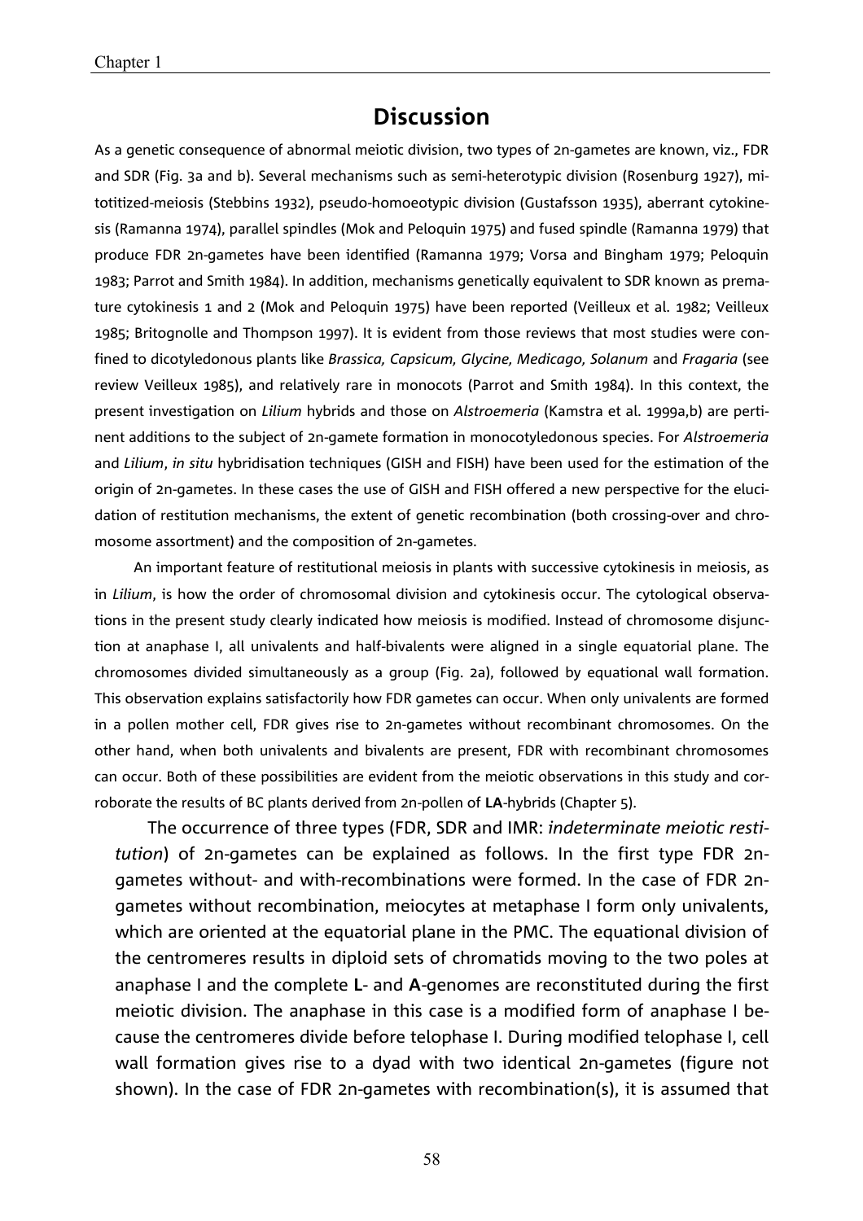## Discussion

As a genetic consequence of abnormal meiotic division, two types of 2n-gametes are known, viz., FDR and SDR (Fig. 3a and b). Several mechanisms such as semi-heterotypic division (Rosenburg 1927), mitotitized-meiosis (Stebbins 1932), pseudo-homoeotypic division (Gustafsson 1935), aberrant cytokinesis (Ramanna 1974), parallel spindles (Mok and Peloquin 1975) and fused spindle (Ramanna 1979) that produce FDR 2n-gametes have been identified (Ramanna 1979; Vorsa and Bingham 1979; Peloquin 1983; Parrot and Smith 1984). In addition, mechanisms genetically equivalent to SDR known as premature cytokinesis 1 and 2 (Mok and Peloquin 1975) have been reported (Veilleux et al. 1982; Veilleux 1985; Britognolle and Thompson 1997). It is evident from those reviews that most studies were confined to dicotyledonous plants like *Brassica, Capsicum, Glycine, Medicago, Solanum* and *Fragaria* (see review Veilleux 1985), and relatively rare in monocots (Parrot and Smith 1984). In this context, the present investigation on *Lilium* hybrids and those on *Alstroemeria* (Kamstra et al. 1999a,b) are pertinent additions to the subject of 2n-gamete formation in monocotyledonous species. For *Alstroemeria* and *Lilium*, *in situ* hybridisation techniques (GISH and FISH) have been used for the estimation of the origin of 2n-gametes. In these cases the use of GISH and FISH offered a new perspective for the elucidation of restitution mechanisms, the extent of genetic recombination (both crossing-over and chromosome assortment) and the composition of 2n-gametes.

An important feature of restitutional meiosis in plants with successive cytokinesis in meiosis, as in *Lilium*, is how the order of chromosomal division and cytokinesis occur. The cytological observations in the present study clearly indicated how meiosis is modified. Instead of chromosome disjunction at anaphase I, all univalents and half-bivalents were aligned in a single equatorial plane. The chromosomes divided simultaneously as a group (Fig. 2a), followed by equational wall formation. This observation explains satisfactorily how FDR gametes can occur. When only univalents are formed in a pollen mother cell, FDR gives rise to 2n-gametes without recombinant chromosomes. On the other hand, when both univalents and bivalents are present, FDR with recombinant chromosomes can occur. Both of these possibilities are evident from the meiotic observations in this study and corroborate the results of BC plants derived from 2n-pollen of **LA**-hybrids (Chapter 5).

The occurrence of three types (FDR, SDR and IMR: *indeterminate meiotic restitution*) of 2n-gametes can be explained as follows. In the first type FDR 2n-gametes without- and with-recombinations were formed. In the case of FDR 2n-gametes without recombination, meiocytes at metaphase I form only univalents, which are oriented at the equatorial plane in the PMC. The equational division of the centromeres results in diploid sets of chromatids moving to the two poles at anaphase I and the complete **L**- and **A**-genomes are reconstituted during the first meiotic division. The anaphase in this case is a modified form of anaphase I because the centromeres divide before telophase I. During modified telophase I, cell wall formation gives rise to a dyad with two identical 2n-gametes (figure not shown). In the case of FDR 2n-gametes with recombination(s), it is assumed that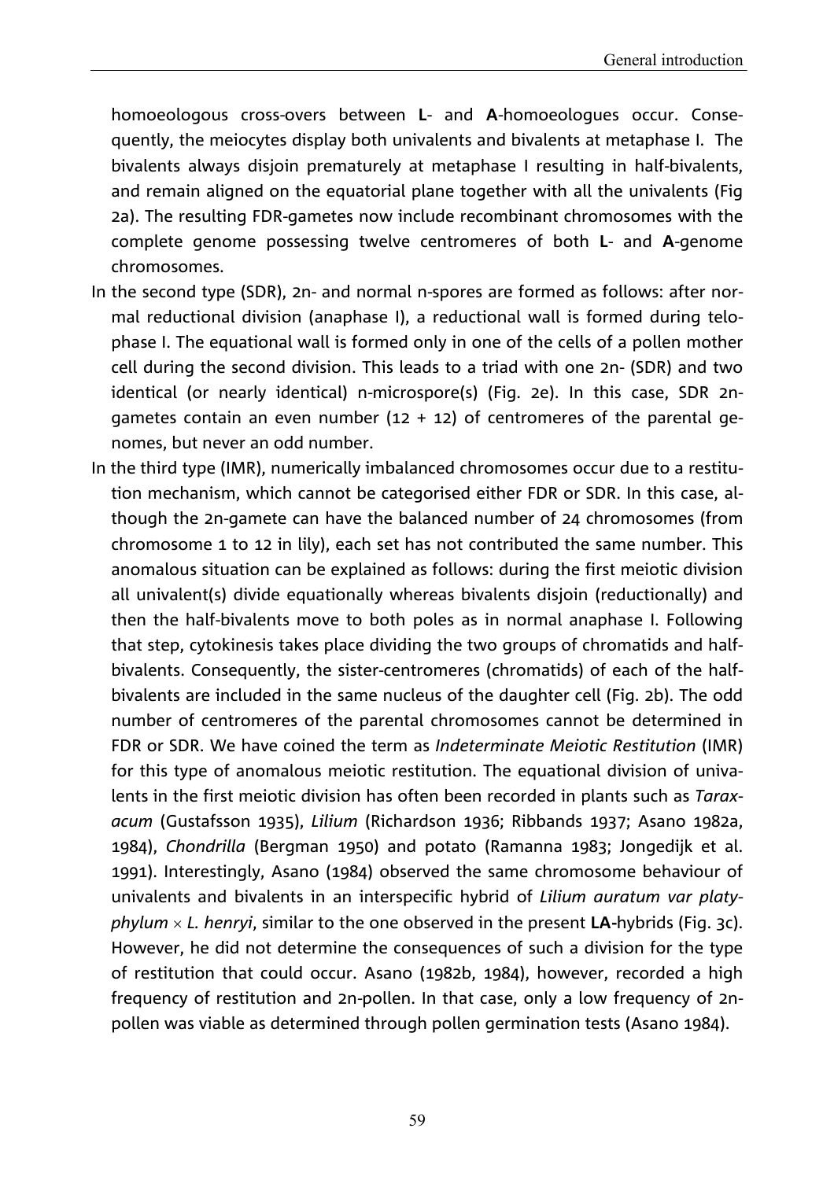homoeologous cross-overs between **L**- and **A**-homoeologues occur. Consequently, the meiocytes display both univalents and bivalents at metaphase I. The bivalents always disjoin prematurely at metaphase I resulting in half-bivalents, and remain aligned on the equatorial plane together with all the univalents (Fig 2a). The resulting FDR-gametes now include recombinant chromosomes with the complete genome possessing twelve centromeres of both **L**- and **A**-genome chromosomes.

In the second type (SDR), 2n- and normal n-spores are formed as follows: after normal reductional division (anaphase I), a reductional wall is formed during telophase I. The equational wall is formed only in one of the cells of a pollen mother cell during the second division. This leads to a triad with one 2n- (SDR) and two identical (or nearly identical) n-microspore(s) (Fig. 2e). In this case, SDR 2n-gametes contain an even number (12 + 12) of centromeres of the parental genomes, but never an odd number.

In the third type (IMR), numerically imbalanced chromosomes occur due to a restitution mechanism, which cannot be categorised either FDR or SDR. In this case, although the 2n-gamete can have the balanced number of 24 chromosomes (from chromosome 1 to 12 in lily), each set has not contributed the same number. This anomalous situation can be explained as follows: during the first meiotic division all univalent(s) divide equationally whereas bivalents disjoin (reductionally) and then the half-bivalents move to both poles as in normal anaphase I. Following that step, cytokinesis takes place dividing the two groups of chromatids and half-bivalents. Consequently, the sister-centromeres (chromatids) of each of the half-bivalents are included in the same nucleus of the daughter cell (Fig. 2b). The odd number of centromeres of the parental chromosomes cannot be determined in FDR or SDR. We have coined the term as *Indeterminate Meiotic Restitution* (IMR) for this type of anomalous meiotic restitution. The equational division of univalents in the first meiotic division has often been recorded in plants such as *Taraxacum* (Gustafsson 1935), *Lilium* (Richardson 1936; Ribbands 1937; Asano 1982a, 1984), *Chondrilla* (Bergman 1950) and potato (Ramanna 1983; Jongedijk et al. 1991). Interestingly, Asano (1984) observed the same chromosome behaviour of univalents and bivalents in an interspecific hybrid of *Lilium auratum var platyphylum* × *L. henryi*, similar to the one observed in the present **LA**-hybrids (Fig. 3c). However, he did not determine the consequences of such a division for the type of restitution that could occur. Asano (1982b, 1984), however, recorded a high frequency of restitution and 2n-pollen. In that case, only a low frequency of 2n-pollen was viable as determined through pollen germination tests (Asano 1984).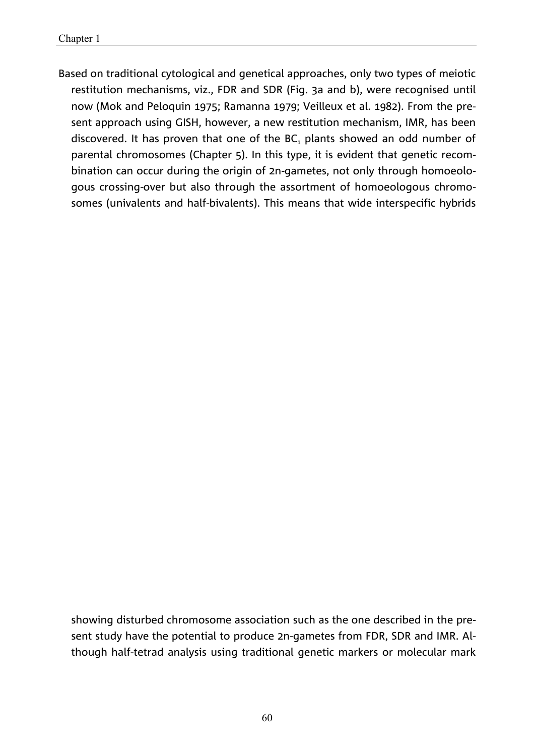Based on traditional cytological and genetical approaches, only two types of meiotic restitution mechanisms, viz., FDR and SDR (Fig. 3a and b), were recognised until now (Mok and Peloquin 1975; Ramanna 1979; Veilleux et al. 1982). From the present approach using GISH, however, a new restitution mechanism, IMR, has been discovered. It has proven that one of the $BC_1$ plants showed an odd number of parental chromosomes (Chapter 5). In this type, it is evident that genetic recombination can occur during the origin of 2n-gametes, not only through homoeologous crossing-over but also through the assortment of homoeologous chromosomes (univalents and half-bivalents). This means that wide interspecific hybrids

showing disturbed chromosome association such as the one described in the present study have the potential to produce 2n-gametes from FDR, SDR and IMR. Although half-tetrad analysis using traditional genetic markers or molecular mark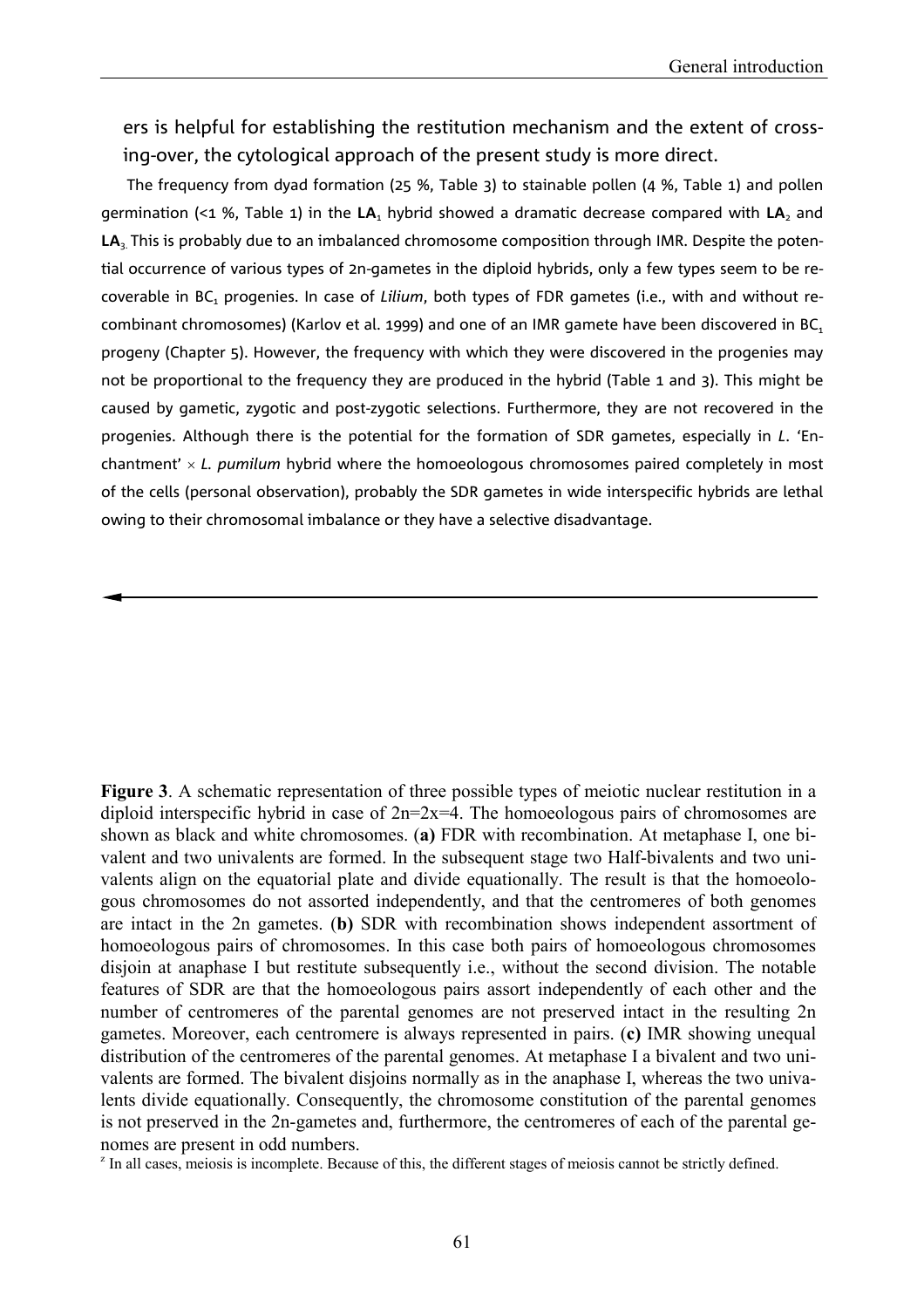ers is helpful for establishing the restitution mechanism and the extent of crossing-over, the cytological approach of the present study is more direct.

The frequency from dyad formation (25 %, Table 3) to stainable pollen (4 %, Table 1) and pollen germination (<1 %, Table 1) in the $\mathbf{LA_1}$ hybrid showed a dramatic decrease compared with $\mathbf{LA_2}$ and $\mathbf{LA_3}$. This is probably due to an imbalanced chromosome composition through IMR. Despite the potential occurrence of various types of 2n-gametes in the diploid hybrids, only a few types seem to be recoverable in $BC_1$ progenies. In case of *Lilium*, both types of FDR gametes (i.e., with and without recombinant chromosomes) (Karlov et al. 1999) and one of an IMR gamete have been discovered in $BC_1$ progeny (Chapter 5). However, the frequency with which they were discovered in the progenies may not be proportional to the frequency they are produced in the hybrid (Table 1 and 3). This might be caused by gametic, zygotic and post-zygotic selections. Furthermore, they are not recovered in the progenies. Although there is the potential for the formation of SDR gametes, especially in *L.* 'Enchantment' × *L. pumilum* hybrid where the homoeologous chromosomes paired completely in most of the cells (personal observation), probably the SDR gametes in wide interspecific hybrids are lethal owing to their chromosomal imbalance or they have a selective disadvantage.

**Figure 3**. A schematic representation of three possible types of meiotic nuclear restitution in a diploid interspecific hybrid in case of 2n=2x=4. The homoeologous pairs of chromosomes are shown as black and white chromosomes. (**a)** FDR with recombination. At metaphase I, one bivalent and two univalents are formed. In the subsequent stage two Half-bivalents and two univalents align on the equatorial plate and divide equationally. The result is that the homoeologous chromosomes do not assorted independently, and that the centromeres of both genomes are intact in the 2n gametes. (**b)** SDR with recombination shows independent assortment of homoeologous pairs of chromosomes. In this case both pairs of homoeologous chromosomes disjoin at anaphase I but restitute subsequently i.e., without the second division. The notable features of SDR are that the homoeologous pairs assort independently of each other and the number of centromeres of the parental genomes are not preserved intact in the resulting 2n gametes. Moreover, each centromere is always represented in pairs. (**c**) IMR showing unequal distribution of the centromeres of the parental genomes. At metaphase I a bivalent and two univalents are formed. The bivalent disjoins normally as in the anaphase I, whereas the two univalents divide equationally. Consequently, the chromosome constitution of the parental genomes is not preserved in the 2n-gametes and, furthermore, the centromeres of each of the parental genomes are present in odd numbers.

[z] In all cases, meiosis is incomplete. Because of this, the different stages of meiosis cannot be strictly defined.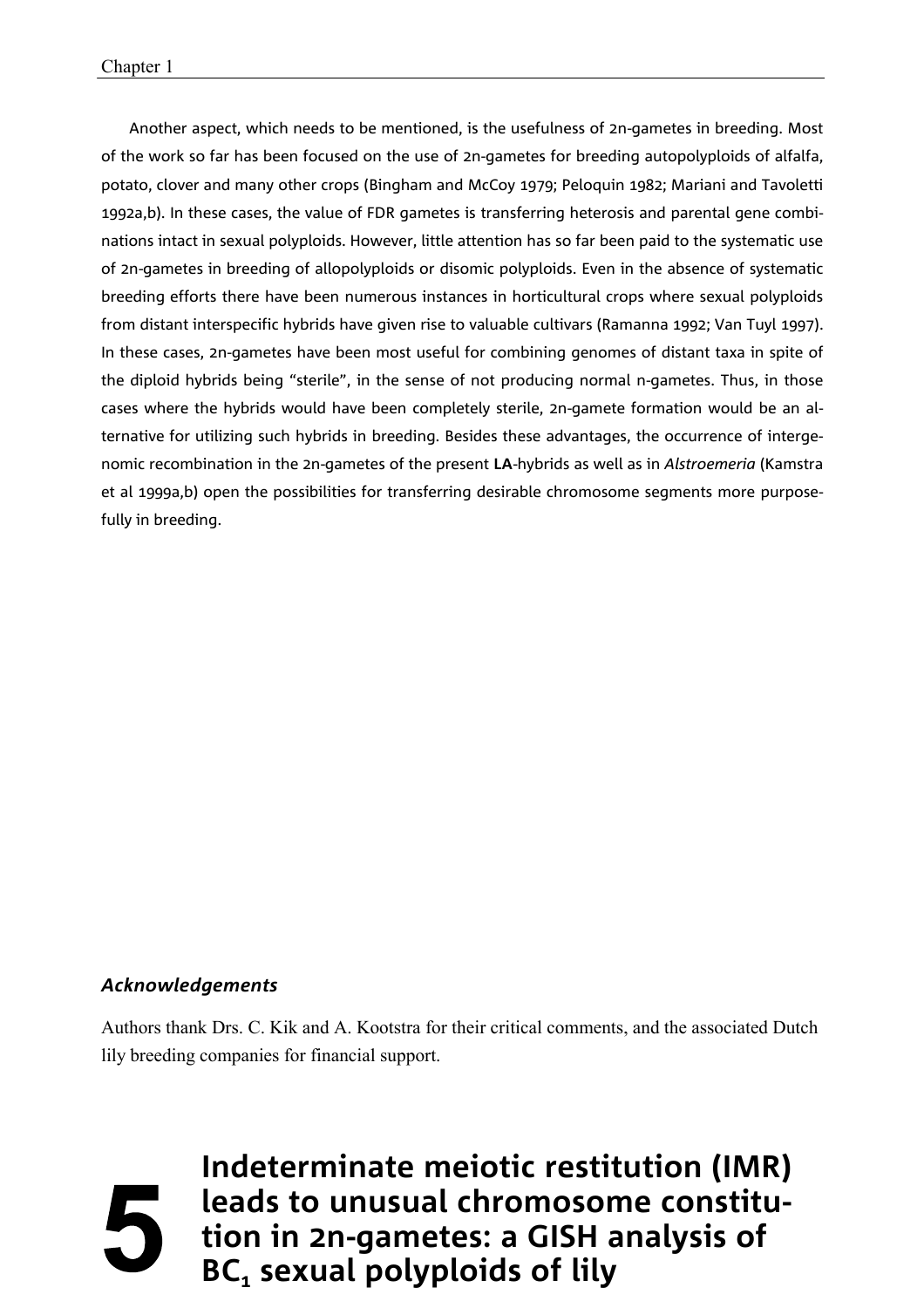Another aspect, which needs to be mentioned, is the usefulness of 2n-gametes in breeding. Most of the work so far has been focused on the use of 2n-gametes for breeding autopolyploids of alfalfa, potato, clover and many other crops (Bingham and McCoy 1979; Peloquin 1982; Mariani and Tavoletti 1992a,b). In these cases, the value of FDR gametes is transferring heterosis and parental gene combinations intact in sexual polyploids. However, little attention has so far been paid to the systematic use of 2n-gametes in breeding of allopolyploids or disomic polyploids. Even in the absence of systematic breeding efforts there have been numerous instances in horticultural crops where sexual polyploids from distant interspecific hybrids have given rise to valuable cultivars (Ramanna 1992; Van Tuyl 1997). In these cases, 2n-gametes have been most useful for combining genomes of distant taxa in spite of the diploid hybrids being "sterile", in the sense of not producing normal n-gametes. Thus, in those cases where the hybrids would have been completely sterile, 2n-gamete formation would be an alternative for utilizing such hybrids in breeding. Besides these advantages, the occurrence of intergenomic recombination in the 2n-gametes of the present **LA**-hybrids as well as in *Alstroemeria* (Kamstra et al 1999a,b) open the possibilities for transferring desirable chromosome segments more purposefully in breeding.

### *Acknowledgements*

Authors thank Drs. C. Kik and A. Kootstra for their critical comments, and the associated Dutch lily breeding companies for financial support.

# 5 Indeterminate meiotic restitution (IMR) leads to unusual chromosome constitution in 2n-gametes: a GISH analysis of $BC_1$ sexual polyploids of lily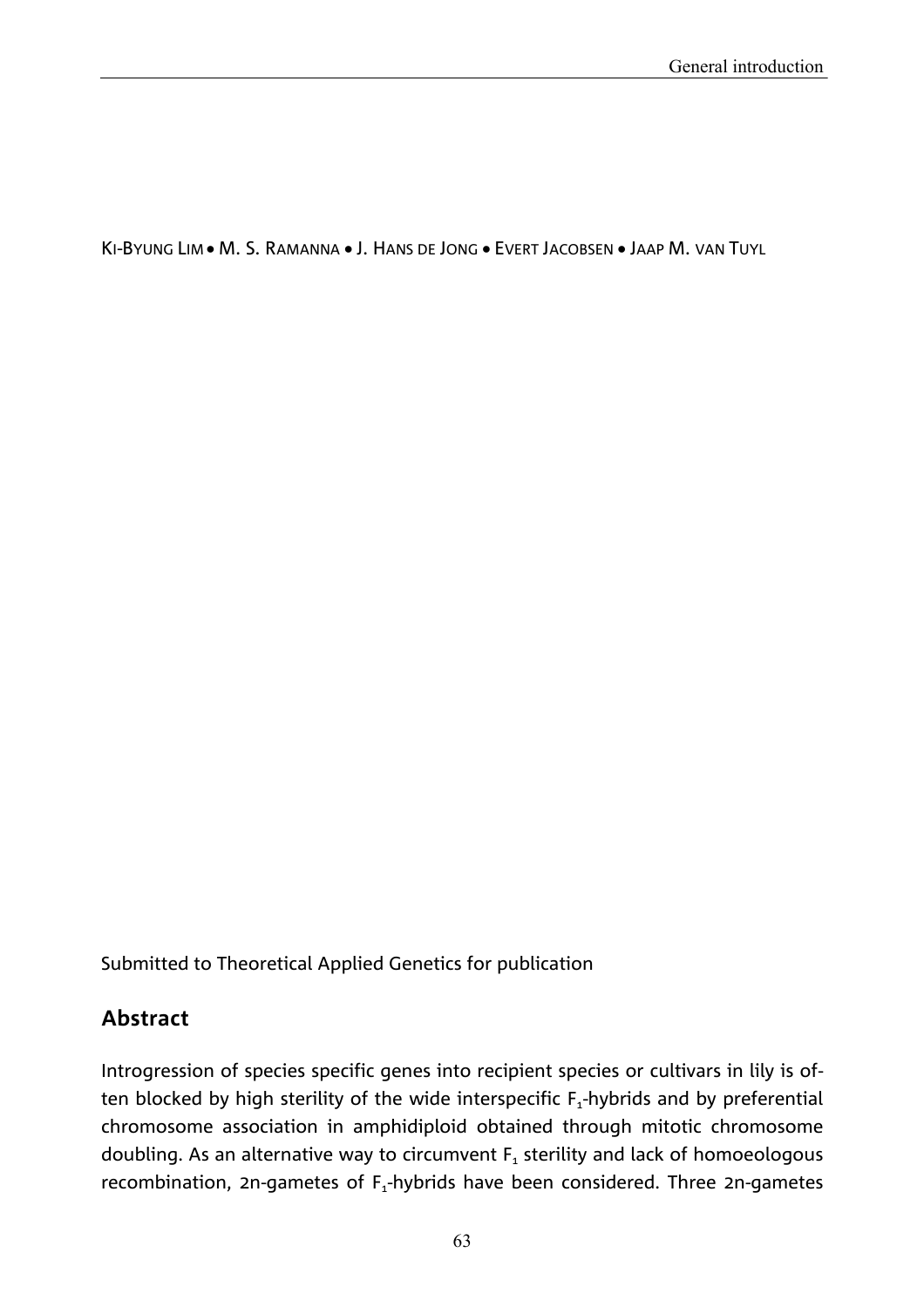KI-BYUNG LIM • M. S. RAMANNA • J. HANS DE JONG • EVERT JACOBSEN • JAAP M. VAN TUYL

Submitted to Theoretical Applied Genetics for publication

## Abstract

Introgression of species specific genes into recipient species or cultivars in lily is often blocked by high sterility of the wide interspecific $F_1$-hybrids and by preferential chromosome association in amphidiploid obtained through mitotic chromosome doubling. As an alternative way to circumvent $F_1$ sterility and lack of homoeologous recombination, 2n-gametes of $F_1$-hybrids have been considered. Three 2n-gametes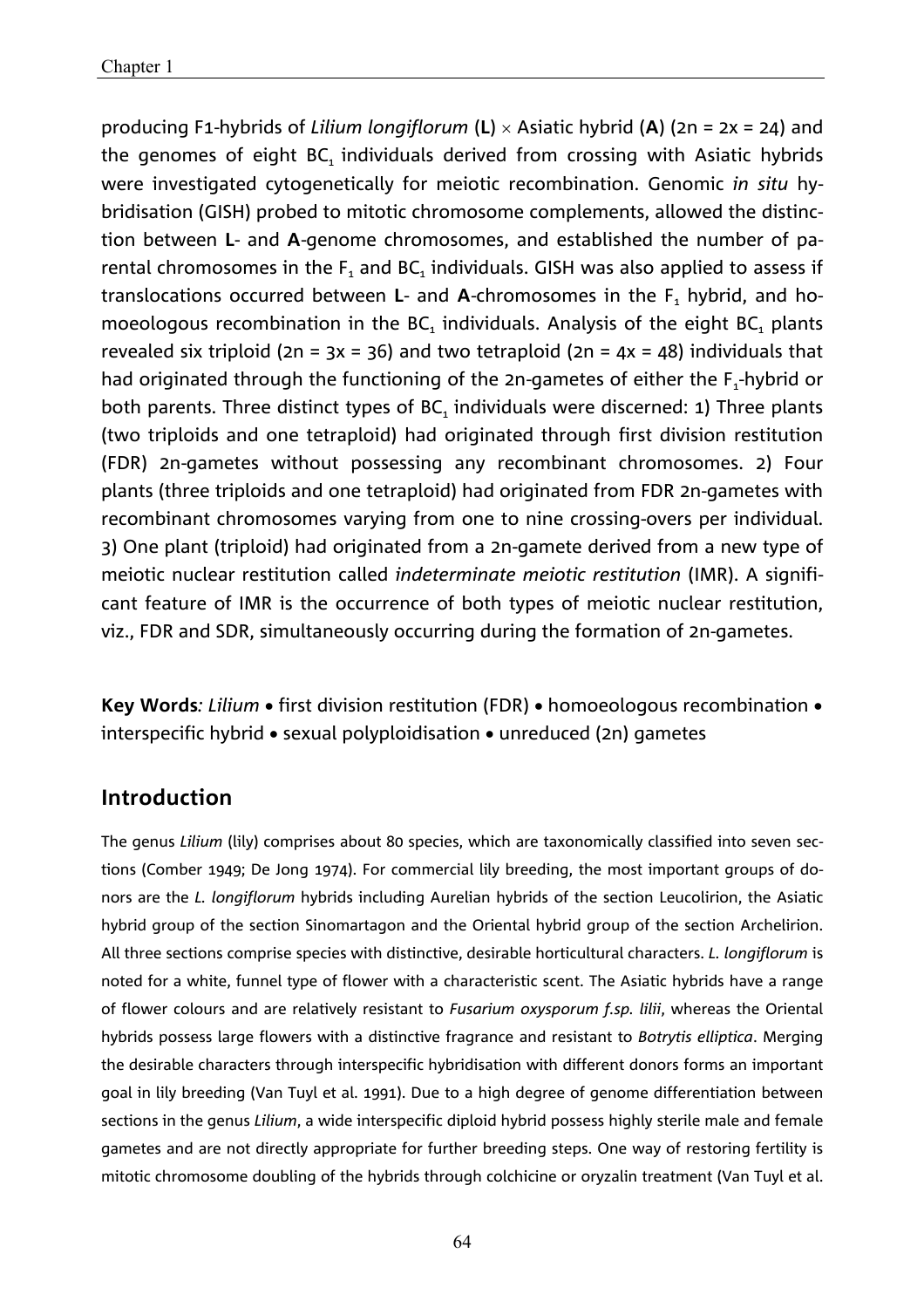producing F1-hybrids of *Lilium longiflorum* (**L**) × Asiatic hybrid (**A**) (2n = 2x = 24) and the genomes of eight $BC_1$ individuals derived from crossing with Asiatic hybrids were investigated cytogenetically for meiotic recombination. Genomic *in situ* hybridisation (GISH) probed to mitotic chromosome complements, allowed the distinction between **L**- and **A**-genome chromosomes, and established the number of parental chromosomes in the $F_1$ and $BC_1$ individuals. GISH was also applied to assess if translocations occurred between **L**- and **A**-chromosomes in the $F_1$ hybrid, and homoeologous recombination in the $BC_1$ individuals. Analysis of the eight $BC_1$ plants revealed six triploid (2n = 3x = 36) and two tetraploid (2n = 4x = 48) individuals that had originated through the functioning of the 2n-gametes of either the $F_1$-hybrid or both parents. Three distinct types of $BC_1$ individuals were discerned: 1) Three plants (two triploids and one tetraploid) had originated through first division restitution (FDR) 2n-gametes without possessing any recombinant chromosomes. 2) Four plants (three triploids and one tetraploid) had originated from FDR 2n-gametes with recombinant chromosomes varying from one to nine crossing-overs per individual. 3) One plant (triploid) had originated from a 2n-gamete derived from a new type of meiotic nuclear restitution called *indeterminate meiotic restitution* (IMR). A significant feature of IMR is the occurrence of both types of meiotic nuclear restitution, viz., FDR and SDR, simultaneously occurring during the formation of 2n-gametes.

**Key Words**: *Lilium* • first division restitution (FDR) • homoeologous recombination • interspecific hybrid • sexual polyploidisation • unreduced (2n) gametes

## Introduction

The genus *Lilium* (lily) comprises about 80 species, which are taxonomically classified into seven sections (Comber 1949; De Jong 1974). For commercial lily breeding, the most important groups of donors are the *L. longiflorum* hybrids including Aurelian hybrids of the section Leucolirion, the Asiatic hybrid group of the section Sinomartagon and the Oriental hybrid group of the section Archelirion. All three sections comprise species with distinctive, desirable horticultural characters. *L. longiflorum* is noted for a white, funnel type of flower with a characteristic scent. The Asiatic hybrids have a range of flower colours and are relatively resistant to *Fusarium oxysporum f.sp. lilii*, whereas the Oriental hybrids possess large flowers with a distinctive fragrance and resistant to *Botrytis elliptica*. Merging the desirable characters through interspecific hybridisation with different donors forms an important goal in lily breeding (Van Tuyl et al. 1991). Due to a high degree of genome differentiation between sections in the genus *Lilium*, a wide interspecific diploid hybrid possess highly sterile male and female gametes and are not directly appropriate for further breeding steps. One way of restoring fertility is mitotic chromosome doubling of the hybrids through colchicine or oryzalin treatment (Van Tuyl et al.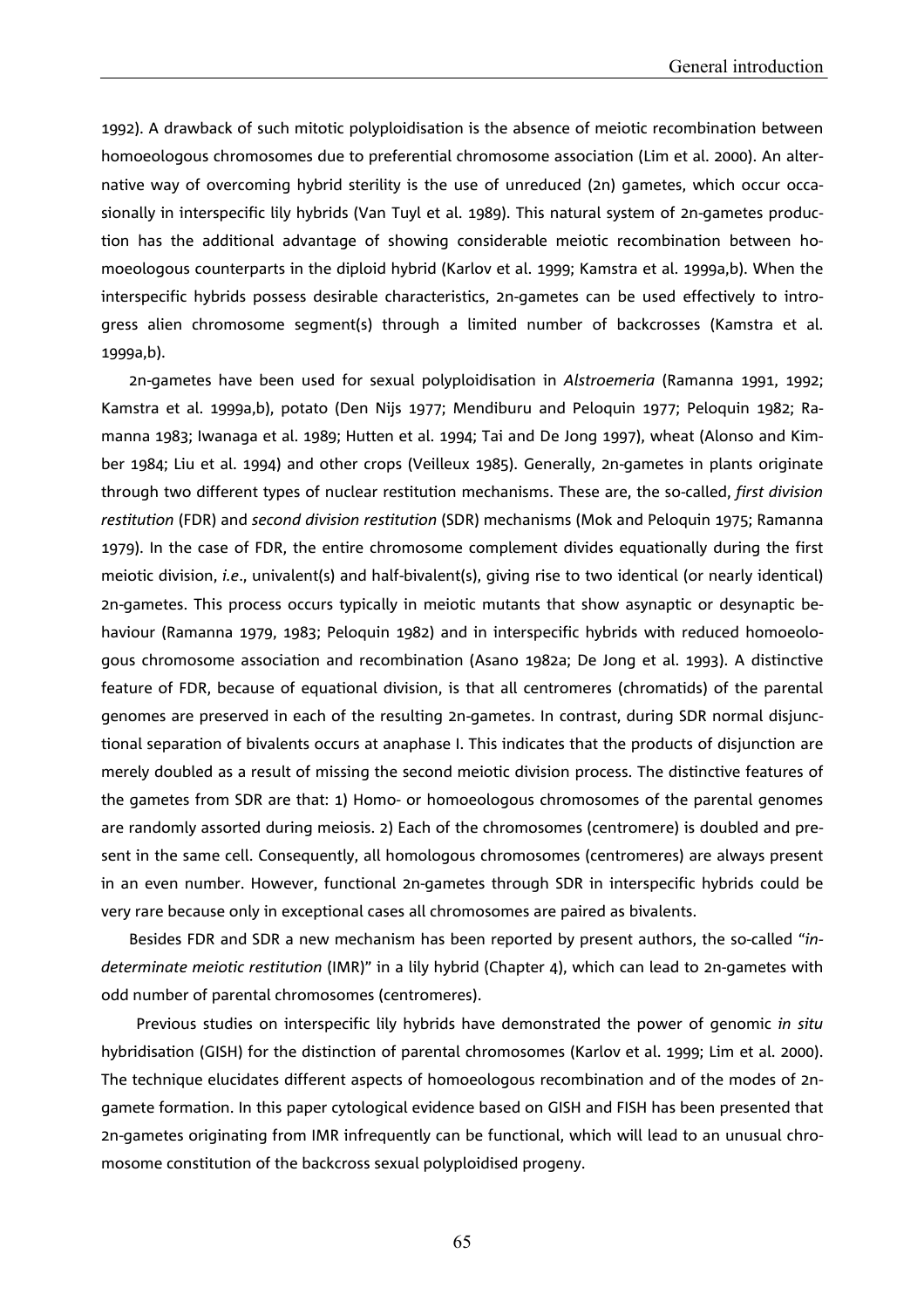1992). A drawback of such mitotic polyploidisation is the absence of meiotic recombination between homoeologous chromosomes due to preferential chromosome association (Lim et al. 2000). An alternative way of overcoming hybrid sterility is the use of unreduced (2n) gametes, which occur occasionally in interspecific lily hybrids (Van Tuyl et al. 1989). This natural system of 2n-gametes production has the additional advantage of showing considerable meiotic recombination between homoeologous counterparts in the diploid hybrid (Karlov et al. 1999; Kamstra et al. 1999a,b). When the interspecific hybrids possess desirable characteristics, 2n-gametes can be used effectively to introgress alien chromosome segment(s) through a limited number of backcrosses (Kamstra et al. 1999a,b).

2n-gametes have been used for sexual polyploidisation in *Alstroemeria* (Ramanna 1991, 1992; Kamstra et al. 1999a,b), potato (Den Nijs 1977; Mendiburu and Peloquin 1977; Peloquin 1982; Ramanna 1983; Iwanaga et al. 1989; Hutten et al. 1994; Tai and De Jong 1997), wheat (Alonso and Kimber 1984; Liu et al. 1994) and other crops (Veilleux 1985). Generally, 2n-gametes in plants originate through two different types of nuclear restitution mechanisms. These are, the so-called, *first division restitution* (FDR) and *second division restitution* (SDR) mechanisms (Mok and Peloquin 1975; Ramanna 1979). In the case of FDR, the entire chromosome complement divides equationally during the first meiotic division, *i.e*., univalent(s) and half-bivalent(s), giving rise to two identical (or nearly identical) 2n-gametes. This process occurs typically in meiotic mutants that show asynaptic or desynaptic behaviour (Ramanna 1979, 1983; Peloquin 1982) and in interspecific hybrids with reduced homoeologous chromosome association and recombination (Asano 1982a; De Jong et al. 1993). A distinctive feature of FDR, because of equational division, is that all centromeres (chromatids) of the parental genomes are preserved in each of the resulting 2n-gametes. In contrast, during SDR normal disjunctional separation of bivalents occurs at anaphase I. This indicates that the products of disjunction are merely doubled as a result of missing the second meiotic division process. The distinctive features of the gametes from SDR are that: 1) Homo- or homoeologous chromosomes of the parental genomes are randomly assorted during meiosis. 2) Each of the chromosomes (centromere) is doubled and present in the same cell. Consequently, all homologous chromosomes (centromeres) are always present in an even number. However, functional 2n-gametes through SDR in interspecific hybrids could be very rare because only in exceptional cases all chromosomes are paired as bivalents.

Besides FDR and SDR a new mechanism has been reported by present authors, the so-called "*indeterminate meiotic restitution* (IMR)" in a lily hybrid (Chapter 4), which can lead to 2n-gametes with odd number of parental chromosomes (centromeres).

Previous studies on interspecific lily hybrids have demonstrated the power of genomic *in situ* hybridisation (GISH) for the distinction of parental chromosomes (Karlov et al. 1999; Lim et al. 2000). The technique elucidates different aspects of homoeologous recombination and of the modes of 2n-gamete formation. In this paper cytological evidence based on GISH and FISH has been presented that 2n-gametes originating from IMR infrequently can be functional, which will lead to an unusual chromosome constitution of the backcross sexual polyploidised progeny.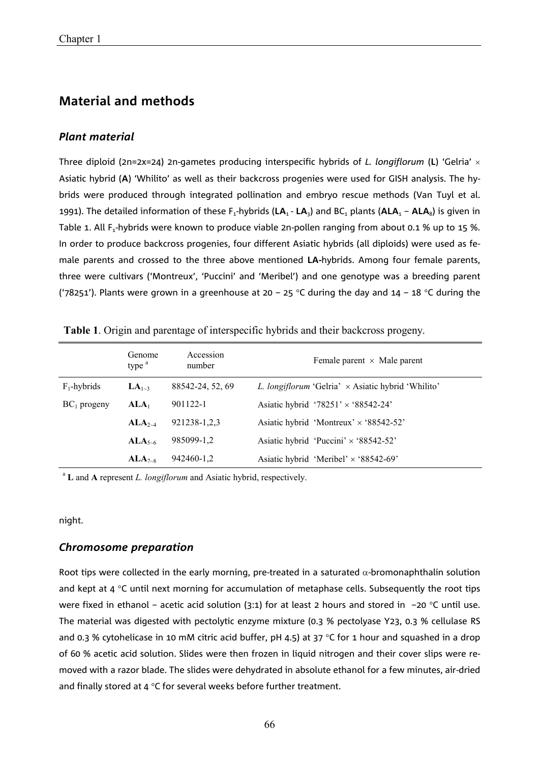## Material and methods

### *Plant material*

Three diploid (2n=2x=24) 2n-gametes producing interspecific hybrids of *L. longiflorum* (**L**) 'Gelria' × Asiatic hybrid (**A**) 'Whilito' as well as their backcross progenies were used for GISH analysis. The hybrids were produced through integrated pollination and embryo rescue methods (Van Tuyl et al. 1991). The detailed information of these $F_1$-hybrids (**$LA_1$** - **$LA_3$**) and $BC_1$ plants (**$ALA_1$** – **$ALA_8$**) is given in Table 1. All $F_1$-hybrids were known to produce viable 2n-pollen ranging from about 0.1 % up to 15 %. In order to produce backcross progenies, four different Asiatic hybrids (all diploids) were used as female parents and crossed to the three above mentioned **LA**-hybrids. Among four female parents, three were cultivars ('Montreux', 'Puccini' and 'Meribel') and one genotype was a breeding parent ('78251'). Plants were grown in a greenhouse at 20 – 25 °C during the day and 14 – 18 °C during the night.

**Table 1**. Origin and parentage of interspecific hybrids and their backcross progeny.

| | Genome type [a] | Accession number | Female parent × Male parent |
|---|---|---|---|
| $F_1$-hybrids | **$LA_{1\sim3}$** | 88542-24, 52, 69 | *L. longiflorum* 'Gelria' × Asiatic hybrid 'Whilito' |
| $BC_1$ progeny | **$ALA_1$** | 901122-1 | Asiatic hybrid '78251' × '88542-24' |
| | **$ALA_{2\sim4}$** | 921238-1,2,3 | Asiatic hybrid 'Montreux' × '88542-52' |
| | **$ALA_{5\sim6}$** | 985099-1,2 | Asiatic hybrid 'Puccini' × '88542-52' |
| | **$ALA_{7\sim8}$** | 942460-1,2 | Asiatic hybrid 'Meribel' × '88542-69' |

[a] **L** and **A** represent *L. longiflorum* and Asiatic hybrid, respectively.

### *Chromosome preparation*

Root tips were collected in the early morning, pre-treated in a saturated α-bromonaphthalin solution and kept at 4 °C until next morning for accumulation of metaphase cells. Subsequently the root tips were fixed in ethanol – acetic acid solution (3:1) for at least 2 hours and stored in −20 °C until use. The material was digested with pectolytic enzyme mixture (0.3 % pectolyase Y23, 0.3 % cellulase RS and 0.3 % cytohelicase in 10 mM citric acid buffer, pH 4.5) at 37 °C for 1 hour and squashed in a drop of 60 % acetic acid solution. Slides were then frozen in liquid nitrogen and their cover slips were removed with a razor blade. The slides were dehydrated in absolute ethanol for a few minutes, air-dried and finally stored at 4 °C for several weeks before further treatment.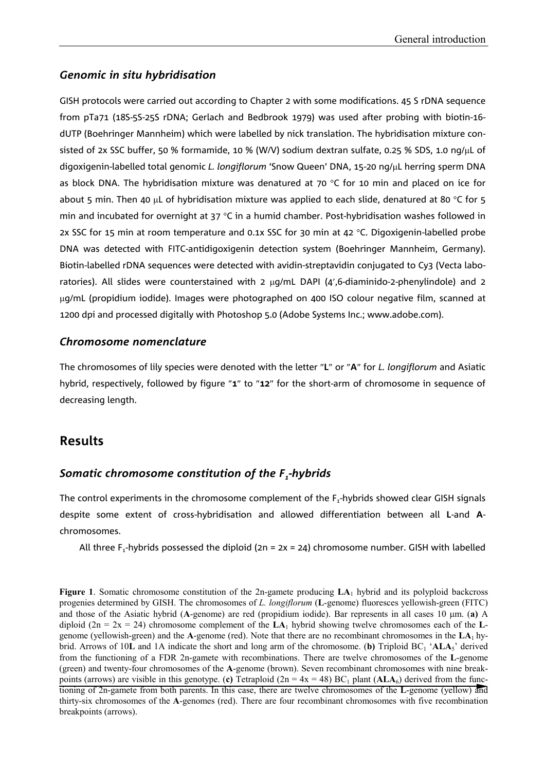### *Genomic in situ hybridisation*

GISH protocols were carried out according to Chapter 2 with some modifications. 45 S rDNA sequence from pTa71 (18S-5S-25S rDNA; Gerlach and Bedbrook 1979) was used after probing with biotin-16-dUTP (Boehringer Mannheim) which were labelled by nick translation. The hybridisation mixture consisted of 2x SSC buffer, 50 % formamide, 10 % (W/V) sodium dextran sulfate, 0.25 % SDS, 1.0 ng/μL of digoxigenin-labelled total genomic *L. longiflorum* 'Snow Queen' DNA, 15-20 ng/μL herring sperm DNA as block DNA. The hybridisation mixture was denatured at 70 °C for 10 min and placed on ice for about 5 min. Then 40 μL of hybridisation mixture was applied to each slide, denatured at 80 °C for 5 min and incubated for overnight at 37 °C in a humid chamber. Post-hybridisation washes followed in 2x SSC for 15 min at room temperature and 0.1x SSC for 30 min at 42 °C. Digoxigenin-labelled probe DNA was detected with FITC-antidigoxigenin detection system (Boehringer Mannheim, Germany). Biotin-labelled rDNA sequences were detected with avidin-streptavidin conjugated to Cy3 (Vecta laboratories). All slides were counterstained with 2 μg/mL DAPI (4′,6-diaminido-2-phenylindole) and 2 μg/mL (propidium iodide). Images were photographed on 400 ISO colour negative film, scanned at 1200 dpi and processed digitally with Photoshop 5.0 (Adobe Systems Inc.; www.adobe.com).

### *Chromosome nomenclature*

The chromosomes of lily species were denoted with the letter "**L**" or "**A**" for *L. longiflorum* and Asiatic hybrid, respectively, followed by figure "**1**" to "**12**" for the short-arm of chromosome in sequence of decreasing length.

## Results

### *Somatic chromosome constitution of the $F_1$-hybrids*

The control experiments in the chromosome complement of the $F_1$-hybrids showed clear GISH signals despite some extent of cross-hybridisation and allowed differentiation between all **L**-and **A**-chromosomes.

All three $F_1$-hybrids possessed the diploid (2n = 2x = 24) chromosome number. GISH with labelled

**Figure 1**. Somatic chromosome constitution of the 2n-gamete producing **LA**$_1$ hybrid and its polyploid backcross progenies determined by GISH. The chromosomes of *L. longiflorum* (**L**-genome) fluoresces yellowish-green (FITC) and those of the Asiatic hybrid (**A**-genome) are red (propidium iodide). Bar represents in all cases 10 μm. (**a)** A diploid (2n = 2x = 24) chromosome complement of the **LA**$_1$ hybrid showing twelve chromosomes each of the **L**-genome (yellowish-green) and the **A**-genome (red). Note that there are no recombinant chromosomes in the **LA**$_1$ hybrid. Arrows of 10**L** and 1A indicate the short and long arm of the chromosome. (**b)** Triploid BC$_1$ '**ALA**$_5$' derived from the functioning of a FDR 2n-gamete with recombinations. There are twelve chromosomes of the **L**-genome (green) and twenty-four chromosomes of the **A**-genome (brown). Seven recombinant chromosomes with nine breakpoints (arrows) are visible in this genotype. (**c)** Tetraploid (2n = 4x = 48) BC$_1$ plant (**ALA**$_6$) derived from the functioning of 2n-gamete from both parents. In this case, there are twelve chromosomes of the **L**-genome (yellow) and thirty-six chromosomes of the **A**-genomes (red). There are four recombinant chromosomes with five recombination breakpoints (arrows).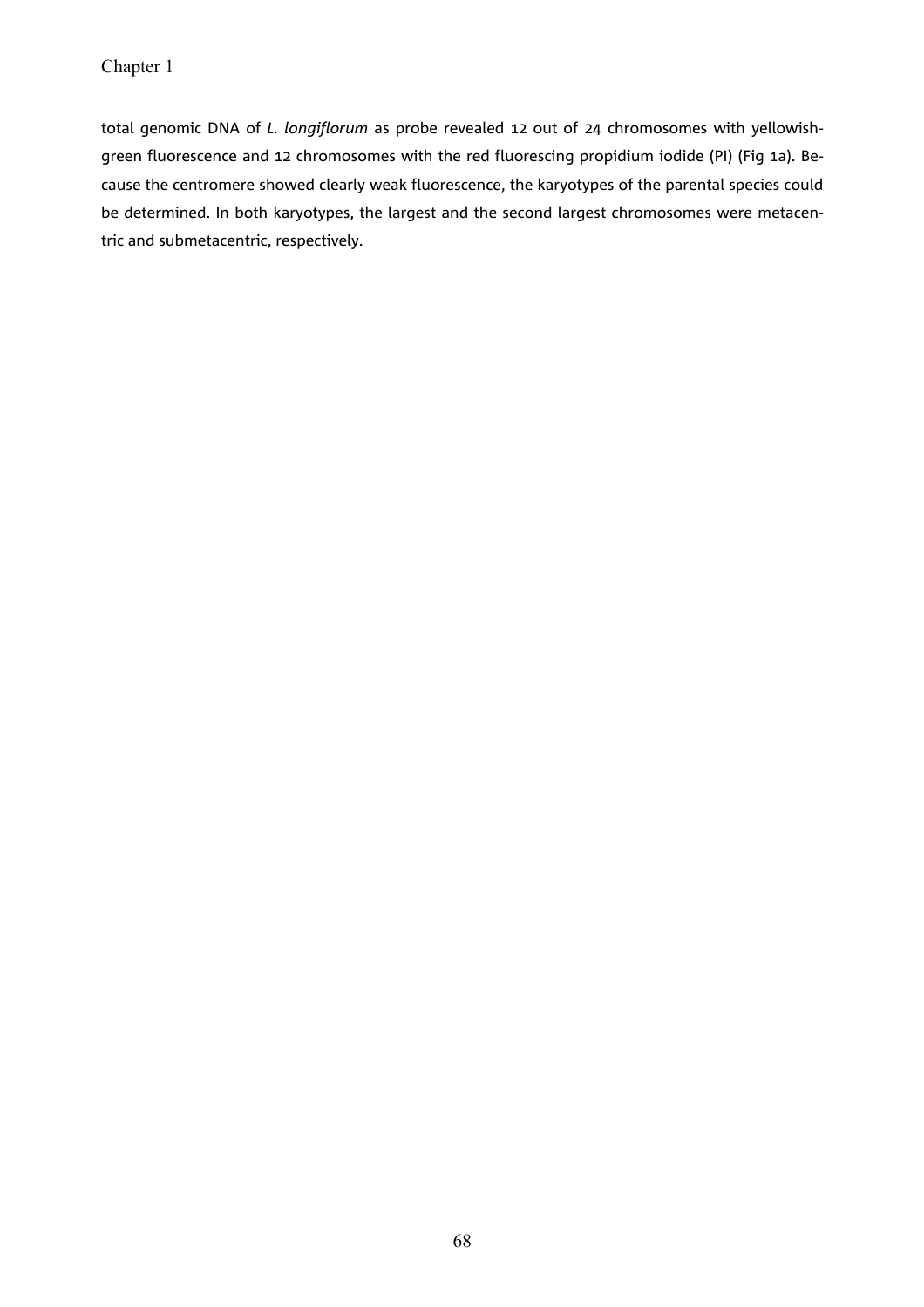total genomic DNA of *L. longiflorum* as probe revealed 12 out of 24 chromosomes with yellowish-green fluorescence and 12 chromosomes with the red fluorescing propidium iodide (PI) (Fig 1a). Because the centromere showed clearly weak fluorescence, the karyotypes of the parental species could be determined. In both karyotypes, the largest and the second largest chromosomes were metacentric and submetacentric, respectively.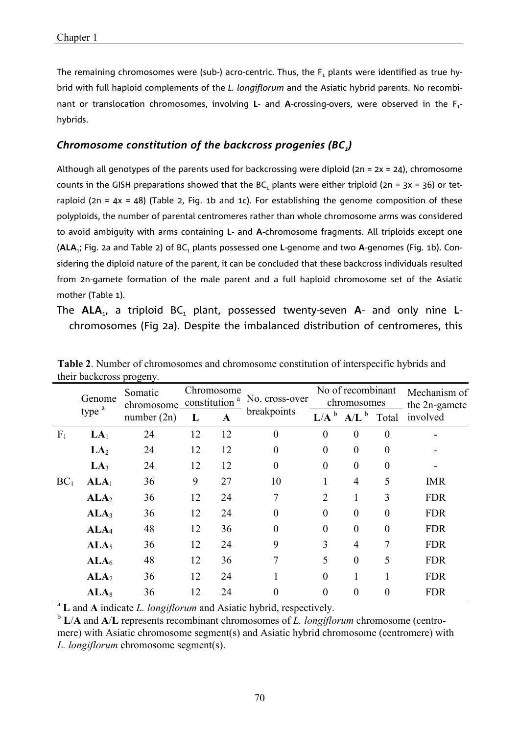The remaining chromosomes were (sub-) acro-centric. Thus, the $F_1$ plants were identified as true hybrid with full haploid complements of the *L. longiflorum* and the Asiatic hybrid parents. No recombinant or translocation chromosomes, involving **L**- and **A**-crossing-overs, were observed in the $F_1$-hybrids.

### *Chromosome constitution of the backcross progenies ($BC_1$)*

Although all genotypes of the parents used for backcrossing were diploid (2n = 2x = 24), chromosome counts in the GISH preparations showed that the $BC_1$ plants were either triploid (2n = 3x = 36) or tetraploid (2n = 4x = 48) (Table 2, Fig. 1b and 1c). For establishing the genome composition of these polyploids, the number of parental centromeres rather than whole chromosome arms was considered to avoid ambiguity with arms containing **L**- and **A**-chromosome fragments. All triploids except one (**ALA**$_1$; Fig. 2a and Table 2) of $BC_1$ plants possessed one **L**-genome and two **A**-genomes (Fig. 1b). Considering the diploid nature of the parent, it can be concluded that these backcross individuals resulted from 2n-gamete formation of the male parent and a full haploid chromosome set of the Asiatic mother (Table 1).

The **ALA**$_1$, a triploid $BC_1$ plant, possessed twenty-seven **A**- and only nine **L**-chromosomes (Fig 2a). Despite the imbalanced distribution of centromeres, this

**Table 2**. Number of chromosomes and chromosome constitution of interspecific hybrids and their backcross progeny.

| | Genome type [a] | Somatic chromosome number (2n) | Chromosome constitution [a] | | No. cross-over breakpoints | No of recombinant chromosomes | | | Mechanism of the 2n-gamete involved |
|---|---|---|---|---|---|---|---|---|---|
| | | | L | A | | L/A [b] | A/L [b] | Total | |
| $F_1$ | **LA**$_1$ | 24 | 12 | 12 | 0 | 0 | 0 | 0 | - |
| | **LA**$_2$ | 24 | 12 | 12 | 0 | 0 | 0 | 0 | - |
| | **LA**$_3$ | 24 | 12 | 12 | 0 | 0 | 0 | 0 | - |
| $BC_1$ | **ALA**$_1$ | 36 | 9 | 27 | 10 | 1 | 4 | 5 | IMR |
| | **ALA**$_2$ | 36 | 12 | 24 | 7 | 2 | 1 | 3 | FDR |
| | **ALA**$_3$ | 36 | 12 | 24 | 0 | 0 | 0 | 0 | FDR |
| | **ALA**$_4$ | 48 | 12 | 36 | 0 | 0 | 0 | 0 | FDR |
| | **ALA**$_5$ | 36 | 12 | 24 | 9 | 3 | 4 | 7 | FDR |
| | **ALA**$_6$ | 48 | 12 | 36 | 7 | 5 | 0 | 5 | FDR |
| | **ALA**$_7$ | 36 | 12 | 24 | 1 | 0 | 1 | 1 | FDR |
| | **ALA**$_8$ | 36 | 12 | 24 | 0 | 0 | 0 | 0 | FDR |

[a] **L** and **A** indicate *L. longiflorum* and Asiatic hybrid, respectively.

[b] **L**/**A** and **A**/**L** represents recombinant chromosomes of *L. longiflorum* chromosome (centromere) with Asiatic chromosome segment(s) and Asiatic hybrid chromosome (centromere) with *L. longiflorum* chromosome segment(s).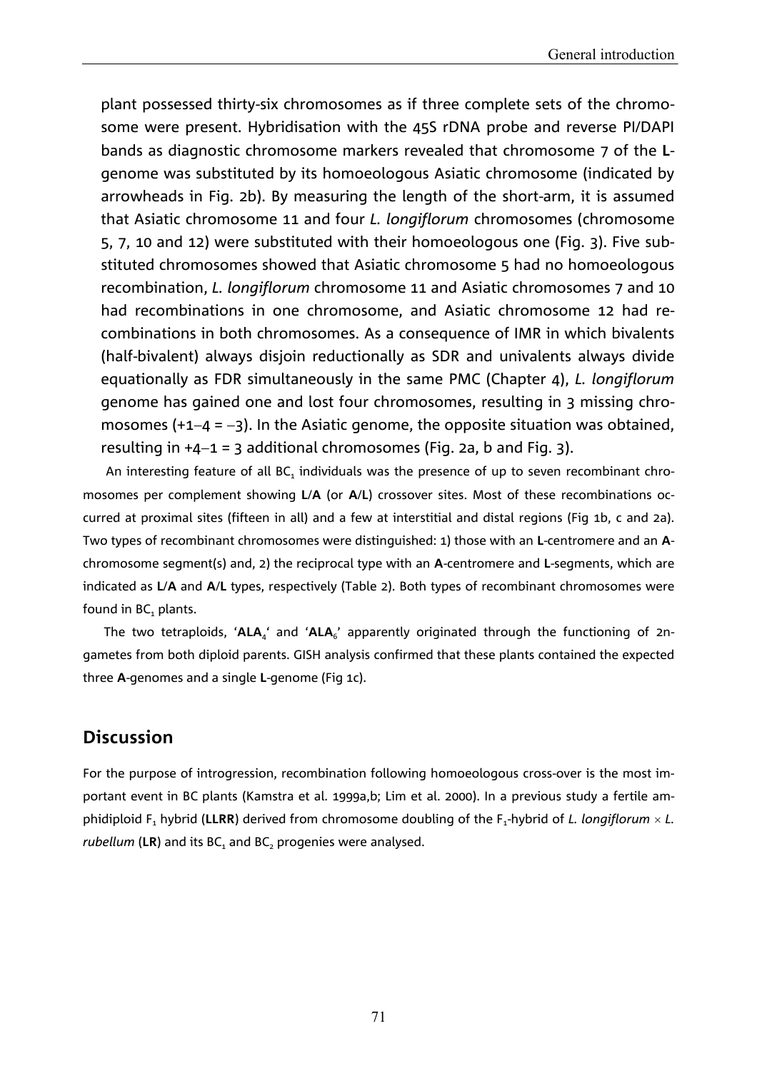plant possessed thirty-six chromosomes as if three complete sets of the chromosome were present. Hybridisation with the 45S rDNA probe and reverse PI/DAPI bands as diagnostic chromosome markers revealed that chromosome 7 of the **L**-genome was substituted by its homoeologous Asiatic chromosome (indicated by arrowheads in Fig. 2b). By measuring the length of the short-arm, it is assumed that Asiatic chromosome 11 and four *L. longiflorum* chromosomes (chromosome 5, 7, 10 and 12) were substituted with their homoeologous one (Fig. 3). Five substituted chromosomes showed that Asiatic chromosome 5 had no homoeologous recombination, *L. longiflorum* chromosome 11 and Asiatic chromosomes 7 and 10 had recombinations in one chromosome, and Asiatic chromosome 12 had recombinations in both chromosomes. As a consequence of IMR in which bivalents (half-bivalent) always disjoin reductionally as SDR and univalents always divide equationally as FDR simultaneously in the same PMC (Chapter 4), *L. longiflorum* genome has gained one and lost four chromosomes, resulting in 3 missing chromosomes (+1–4 = –3). In the Asiatic genome, the opposite situation was obtained, resulting in +4–1 = 3 additional chromosomes (Fig. 2a, b and Fig. 3).

An interesting feature of all $BC_1$ individuals was the presence of up to seven recombinant chromosomes per complement showing **L**/**A** (or **A**/**L**) crossover sites. Most of these recombinations occurred at proximal sites (fifteen in all) and a few at interstitial and distal regions (Fig 1b, c and 2a). Two types of recombinant chromosomes were distinguished: 1) those with an **L**-centromere and an **A**-chromosome segment(s) and, 2) the reciprocal type with an **A**-centromere and **L**-segments, which are indicated as **L**/**A** and **A**/**L** types, respectively (Table 2). Both types of recombinant chromosomes were found in $BC_1$ plants.

The two tetraploids, '$\mathbf{ALA_4}$' and '$\mathbf{ALA_6}$' apparently originated through the functioning of 2n-gametes from both diploid parents. GISH analysis confirmed that these plants contained the expected three **A**-genomes and a single **L**-genome (Fig 1c).

## Discussion

For the purpose of introgression, recombination following homoeologous cross-over is the most important event in BC plants (Kamstra et al. 1999a,b; Lim et al. 2000). In a previous study a fertile amphidiploid $F_1$ hybrid (**LLRR**) derived from chromosome doubling of the $F_1$-hybrid of *L. longiflorum* × *L. rubellum* (**LR**) and its $BC_1$ and $BC_2$ progenies were analysed.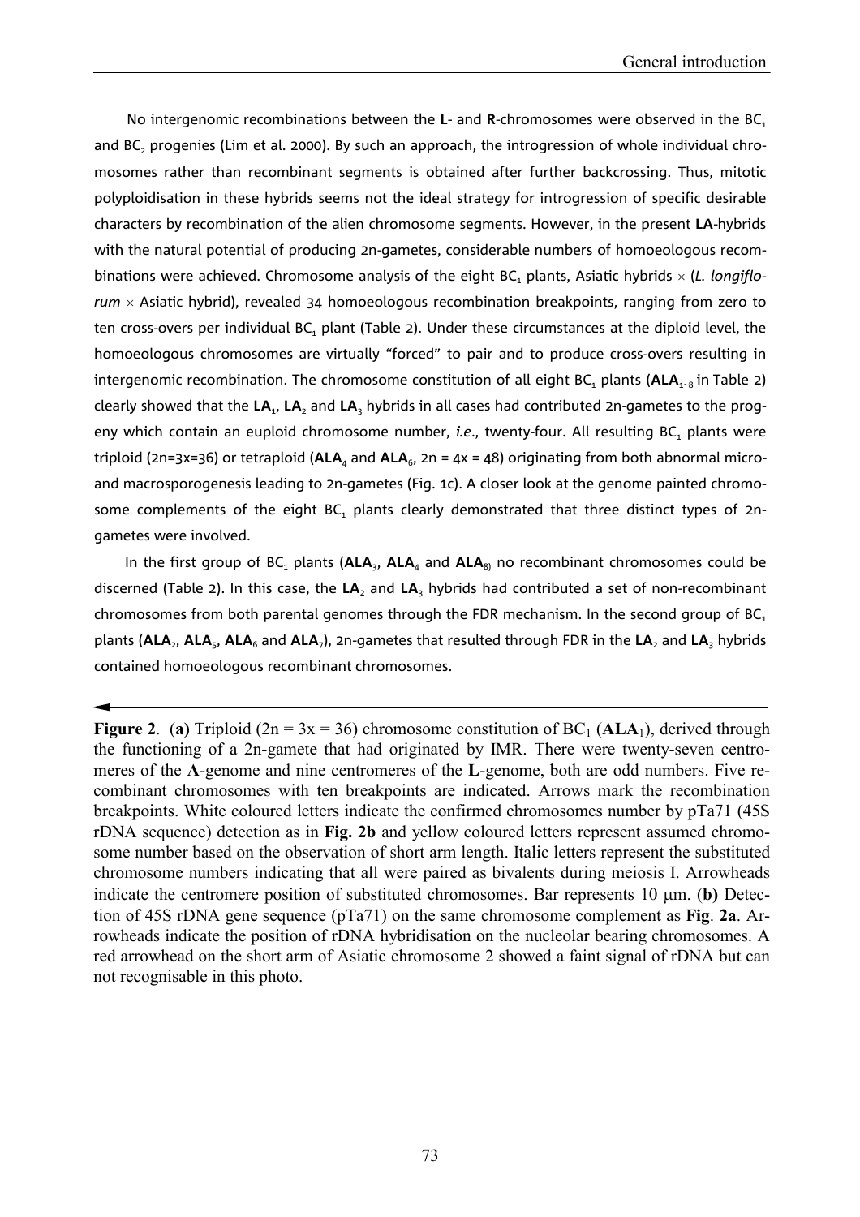No intergenomic recombinations between the **L**- and **R**-chromosomes were observed in the $BC_1$ and $BC_2$ progenies (Lim et al. 2000). By such an approach, the introgression of whole individual chromosomes rather than recombinant segments is obtained after further backcrossing. Thus, mitotic polyploidisation in these hybrids seems not the ideal strategy for introgression of specific desirable characters by recombination of the alien chromosome segments. However, in the present **LA**-hybrids with the natural potential of producing 2n-gametes, considerable numbers of homoeologous recombinations were achieved. Chromosome analysis of the eight $BC_1$ plants, Asiatic hybrids × (*L. longiflorum* × Asiatic hybrid), revealed 34 homoeologous recombination breakpoints, ranging from zero to ten cross-overs per individual $BC_1$ plant (Table 2). Under these circumstances at the diploid level, the homoeologous chromosomes are virtually "forced" to pair and to produce cross-overs resulting in intergenomic recombination. The chromosome constitution of all eight $BC_1$ plants (**ALA**$_{1-8}$ in Table 2) clearly showed that the **LA**$_1$, **LA**$_2$ and **LA**$_3$ hybrids in all cases had contributed 2n-gametes to the progeny which contain an euploid chromosome number, *i.e*., twenty-four. All resulting $BC_1$ plants were triploid (2n=3x=36) or tetraploid (**ALA**$_4$ and **ALA**$_6$, 2n = 4x = 48) originating from both abnormal micro- and macrosporogenesis leading to 2n-gametes (Fig. 1c). A closer look at the genome painted chromosome complements of the eight $BC_1$ plants clearly demonstrated that three distinct types of 2n-gametes were involved.

In the first group of $BC_1$ plants (**ALA**$_3$, **ALA**$_4$ and **ALA**$_8$) no recombinant chromosomes could be discerned (Table 2). In this case, the **LA**$_2$ and **LA**$_3$ hybrids had contributed a set of non-recombinant chromosomes from both parental genomes through the FDR mechanism. In the second group of $BC_1$ plants (**ALA**$_2$, **ALA**$_5$, **ALA**$_6$ and **ALA**$_7$), 2n-gametes that resulted through FDR in the **LA**$_2$ and **LA**$_3$ hybrids contained homoeologous recombinant chromosomes.

**Figure 2**. (**a)** Triploid (2n = 3x = 36) chromosome constitution of $BC_1$ (**ALA**$_1$), derived through the functioning of a 2n-gamete that had originated by IMR. There were twenty-seven centromeres of the **A**-genome and nine centromeres of the **L**-genome, both are odd numbers. Five recombinant chromosomes with ten breakpoints are indicated. Arrows mark the recombination breakpoints. White coloured letters indicate the confirmed chromosomes number by pTa71 (45S rDNA sequence) detection as in **Fig. 2b** and yellow coloured letters represent assumed chromosome number based on the observation of short arm length. Italic letters represent the substituted chromosome numbers indicating that all were paired as bivalents during meiosis I. Arrowheads indicate the centromere position of substituted chromosomes. Bar represents 10 μm. (**b)** Detection of 45S rDNA gene sequence (pTa71) on the same chromosome complement as **Fig**. **2a**. Arrowheads indicate the position of rDNA hybridisation on the nucleolar bearing chromosomes. A red arrowhead on the short arm of Asiatic chromosome 2 showed a faint signal of rDNA but can not recognisable in this photo.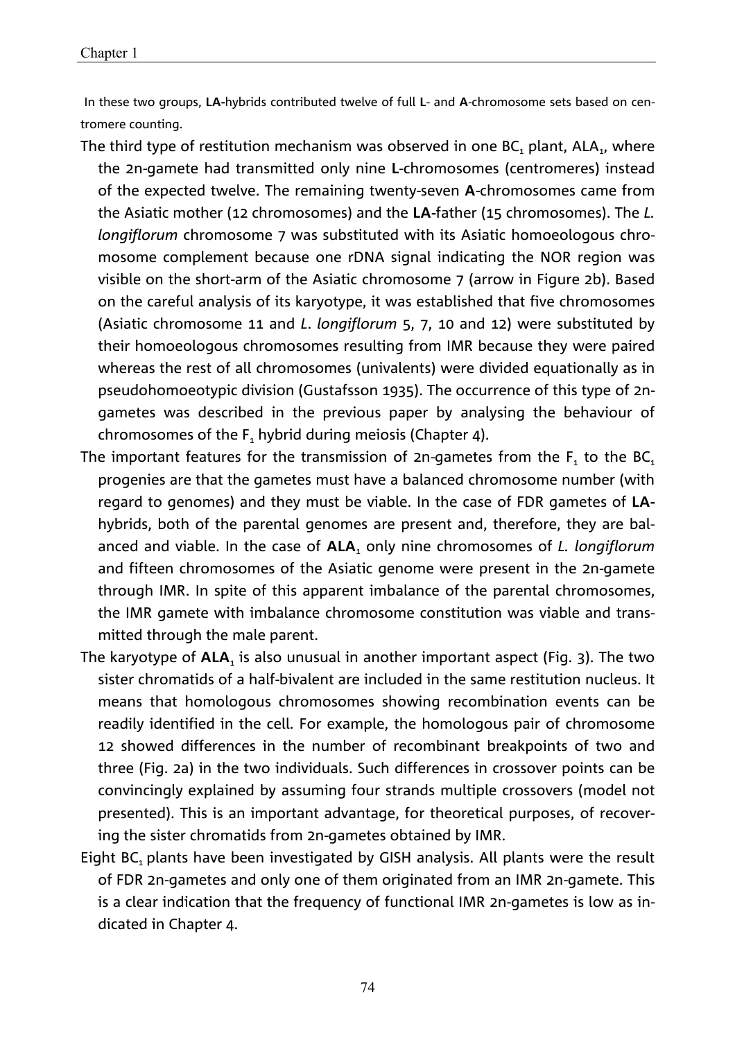In these two groups, **LA-**hybrids contributed twelve of full **L**- and **A**-chromosome sets based on centromere counting.

The third type of restitution mechanism was observed in one $BC_1$ plant, $ALA_1$, where the 2n-gamete had transmitted only nine **L**-chromosomes (centromeres) instead of the expected twelve. The remaining twenty-seven **A**-chromosomes came from the Asiatic mother (12 chromosomes) and the **LA-**father (15 chromosomes). The *L. longiflorum* chromosome 7 was substituted with its Asiatic homoeologous chromosome complement because one rDNA signal indicating the NOR region was visible on the short-arm of the Asiatic chromosome 7 (arrow in Figure 2b). Based on the careful analysis of its karyotype, it was established that five chromosomes (Asiatic chromosome 11 and *L. longiflorum* 5, 7, 10 and 12) were substituted by their homoeologous chromosomes resulting from IMR because they were paired whereas the rest of all chromosomes (univalents) were divided equationally as in pseudohomoeotypic division (Gustafsson 1935). The occurrence of this type of 2n-gametes was described in the previous paper by analysing the behaviour of chromosomes of the $F_1$ hybrid during meiosis (Chapter 4).

The important features for the transmission of 2n-gametes from the $F_1$ to the $BC_1$ progenies are that the gametes must have a balanced chromosome number (with regard to genomes) and they must be viable. In the case of FDR gametes of **LA-**hybrids, both of the parental genomes are present and, therefore, they are balanced and viable. In the case of $\mathbf{ALA_1}$ only nine chromosomes of *L. longiflorum* and fifteen chromosomes of the Asiatic genome were present in the 2n-gamete through IMR. In spite of this apparent imbalance of the parental chromosomes, the IMR gamete with imbalance chromosome constitution was viable and transmitted through the male parent.

The karyotype of $\mathbf{ALA_1}$ is also unusual in another important aspect (Fig. 3). The two sister chromatids of a half-bivalent are included in the same restitution nucleus. It means that homologous chromosomes showing recombination events can be readily identified in the cell. For example, the homologous pair of chromosome 12 showed differences in the number of recombinant breakpoints of two and three (Fig. 2a) in the two individuals. Such differences in crossover points can be convincingly explained by assuming four strands multiple crossovers (model not presented). This is an important advantage, for theoretical purposes, of recovering the sister chromatids from 2n-gametes obtained by IMR.

Eight $BC_1$ plants have been investigated by GISH analysis. All plants were the result of FDR 2n-gametes and only one of them originated from an IMR 2n-gamete. This is a clear indication that the frequency of functional IMR 2n-gametes is low as indicated in Chapter 4.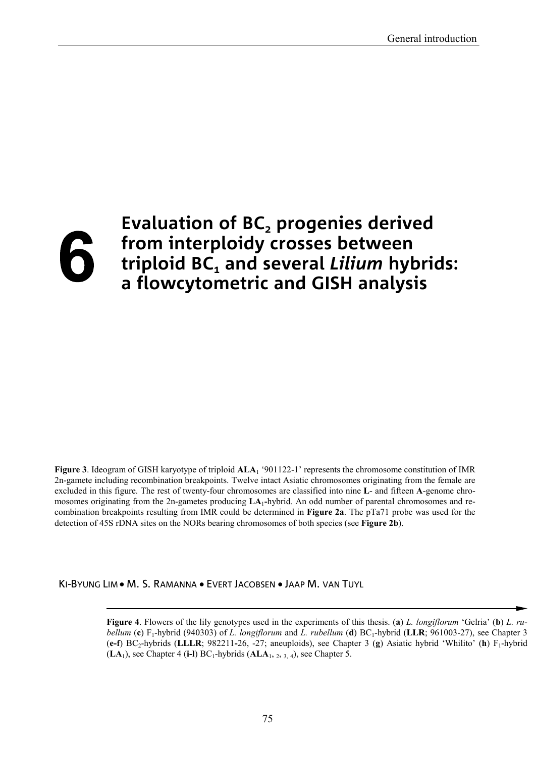# 6 Evaluation of $BC_2$ progenies derived from interploidy crosses between triploid $BC_1$ and several *Lilium* hybrids: a flowcytometric and GISH analysis

**Figure 3**. Ideogram of GISH karyotype of triploid **ALA**$_1$ '901122-1' represents the chromosome constitution of IMR 2n-gamete including recombination breakpoints. Twelve intact Asiatic chromosomes originating from the female are excluded in this figure. The rest of twenty-four chromosomes are classified into nine **L**- and fifteen **A**-genome chromosomes originating from the 2n-gametes producing **LA**$_1$-hybrid. An odd number of parental chromosomes and recombination breakpoints resulting from IMR could be determined in **Figure 2a**. The pTa71 probe was used for the detection of 45S rDNA sites on the NORs bearing chromosomes of both species (see **Figure 2b**).

KI-BYUNG LIM • M. S. RAMANNA • EVERT JACOBSEN • JAAP M. VAN TUYL

**Figure 4**. Flowers of the lily genotypes used in the experiments of this thesis. (**a**) *L. longiflorum* 'Gelria' (**b**) *L. rubellum* (**c**) $F_1$-hybrid (940303) of *L. longiflorum* and *L. rubellum* (**d**) $BC_1$-hybrid (**LLR**; 961003-27), see Chapter 3 (**e-f**) $BC_2$-hybrids (**LLLR**; 982211-26, -27; aneuploids), see Chapter 3 (**g**) Asiatic hybrid 'Whilito' (**h**) $F_1$-hybrid (**LA**$_1$), see Chapter 4 (**i-l**) $BC_1$-hybrids (**ALA**$_{1, 2, 3, 4}$), see Chapter 5.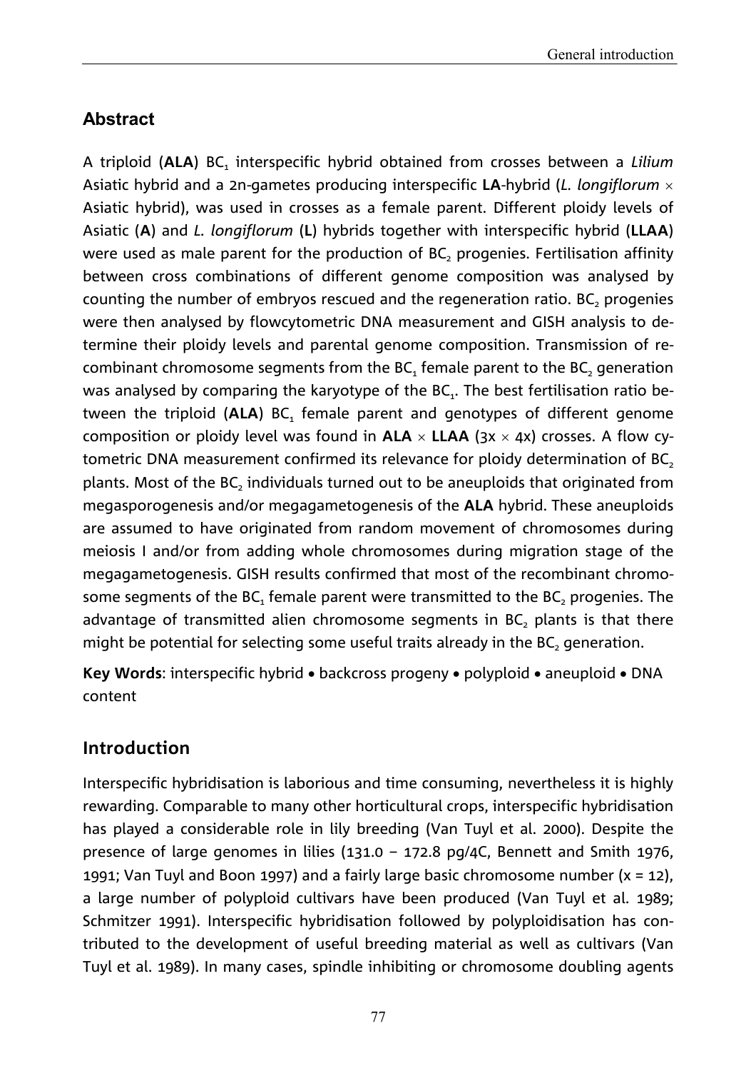## Abstract

A triploid (**ALA**) $BC_1$ interspecific hybrid obtained from crosses between a *Lilium* Asiatic hybrid and a 2n-gametes producing interspecific **LA**-hybrid (*L. longiflorum* × Asiatic hybrid), was used in crosses as a female parent. Different ploidy levels of Asiatic (**A**) and *L. longiflorum* (**L**) hybrids together with interspecific hybrid (**LLAA**) were used as male parent for the production of $BC_2$ progenies. Fertilisation affinity between cross combinations of different genome composition was analysed by counting the number of embryos rescued and the regeneration ratio. $BC_2$ progenies were then analysed by flowcytometric DNA measurement and GISH analysis to determine their ploidy levels and parental genome composition. Transmission of recombinant chromosome segments from the $BC_1$ female parent to the $BC_2$ generation was analysed by comparing the karyotype of the $BC_1$. The best fertilisation ratio between the triploid (**ALA**) $BC_1$ female parent and genotypes of different genome composition or ploidy level was found in **ALA** × **LLAA** (3x × 4x) crosses. A flow cytometric DNA measurement confirmed its relevance for ploidy determination of $BC_2$ plants. Most of the $BC_2$ individuals turned out to be aneuploids that originated from megasporogenesis and/or megagametogenesis of the **ALA** hybrid. These aneuploids are assumed to have originated from random movement of chromosomes during meiosis I and/or from adding whole chromosomes during migration stage of the megagametogenesis. GISH results confirmed that most of the recombinant chromosome segments of the $BC_1$ female parent were transmitted to the $BC_2$ progenies. The advantage of transmitted alien chromosome segments in $BC_2$ plants is that there might be potential for selecting some useful traits already in the $BC_2$ generation.

**Key Words**: interspecific hybrid • backcross progeny • polyploid • aneuploid • DNA content

## Introduction

Interspecific hybridisation is laborious and time consuming, nevertheless it is highly rewarding. Comparable to many other horticultural crops, interspecific hybridisation has played a considerable role in lily breeding (Van Tuyl et al. 2000). Despite the presence of large genomes in lilies (131.0 – 172.8 pg/4C, Bennett and Smith 1976, 1991; Van Tuyl and Boon 1997) and a fairly large basic chromosome number (x = 12), a large number of polyploid cultivars have been produced (Van Tuyl et al. 1989; Schmitzer 1991). Interspecific hybridisation followed by polyploidisation has contributed to the development of useful breeding material as well as cultivars (Van Tuyl et al. 1989). In many cases, spindle inhibiting or chromosome doubling agents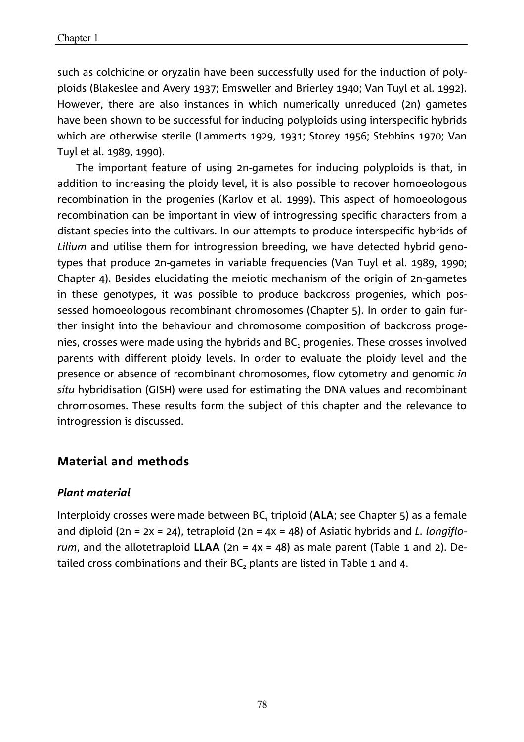such as colchicine or oryzalin have been successfully used for the induction of polyploids (Blakeslee and Avery 1937; Emsweller and Brierley 1940; Van Tuyl et al. 1992). However, there are also instances in which numerically unreduced (2n) gametes have been shown to be successful for inducing polyploids using interspecific hybrids which are otherwise sterile (Lammerts 1929, 1931; Storey 1956; Stebbins 1970; Van Tuyl et al. 1989, 1990).

The important feature of using 2n-gametes for inducing polyploids is that, in addition to increasing the ploidy level, it is also possible to recover homoeologous recombination in the progenies (Karlov et al. 1999). This aspect of homoeologous recombination can be important in view of introgressing specific characters from a distant species into the cultivars. In our attempts to produce interspecific hybrids of *Lilium* and utilise them for introgression breeding, we have detected hybrid genotypes that produce 2n-gametes in variable frequencies (Van Tuyl et al. 1989, 1990; Chapter 4). Besides elucidating the meiotic mechanism of the origin of 2n-gametes in these genotypes, it was possible to produce backcross progenies, which possessed homoeologous recombinant chromosomes (Chapter 5). In order to gain further insight into the behaviour and chromosome composition of backcross progenies, crosses were made using the hybrids and $BC_1$ progenies. These crosses involved parents with different ploidy levels. In order to evaluate the ploidy level and the presence or absence of recombinant chromosomes, flow cytometry and genomic *in situ* hybridisation (GISH) were used for estimating the DNA values and recombinant chromosomes. These results form the subject of this chapter and the relevance to introgression is discussed.

## Material and methods

### *Plant material*

Interploidy crosses were made between $BC_1$ triploid (**ALA**; see Chapter 5) as a female and diploid (2n = 2x = 24), tetraploid (2n = 4x = 48) of Asiatic hybrids and *L. longiflorum*, and the allotetraploid **LLAA** (2n = 4x = 48) as male parent (Table 1 and 2). Detailed cross combinations and their $BC_2$ plants are listed in Table 1 and 4.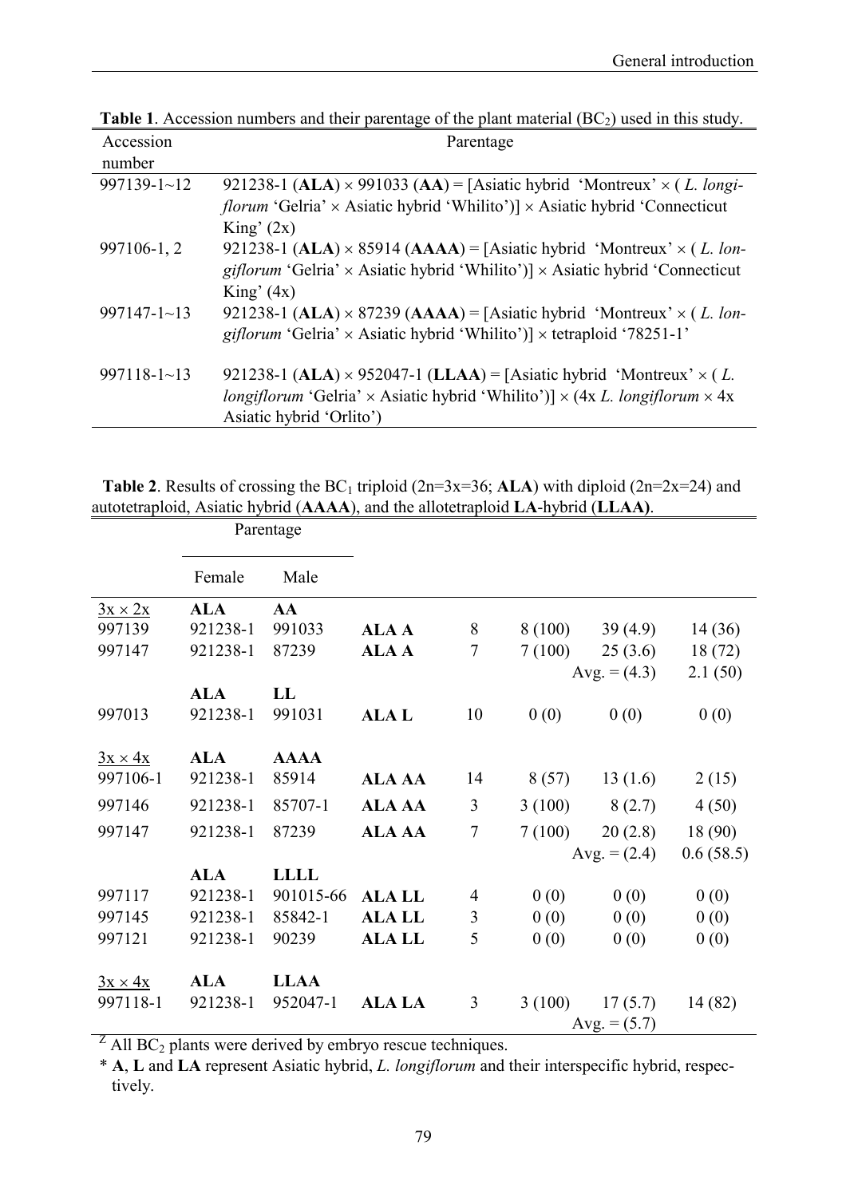**Table 1**. Accession numbers and their parentage of the plant material ($BC_2$) used in this study.

| Accession number | Parentage |
|---|---|
| 997139-1~12 | 921238-1 (**ALA**) × 991033 (**AA**) = [Asiatic hybrid 'Montreux' × ( *L. longiflorum* 'Gelria' × Asiatic hybrid 'Whilito')] × Asiatic hybrid 'Connecticut King' (2x) |
| 997106-1, 2 | 921238-1 (**ALA**) × 85914 (**AAAA**) = [Asiatic hybrid 'Montreux' × ( *L. longiflorum* 'Gelria' × Asiatic hybrid 'Whilito')] × Asiatic hybrid 'Connecticut King' (4x) |
| 997147-1~13 | 921238-1 (**ALA**) × 87239 (**AAAA**) = [Asiatic hybrid 'Montreux' × ( *L. longiflorum* 'Gelria' × Asiatic hybrid 'Whilito')] × tetraploid '78251-1' |
| 997118-1~13 | 921238-1 (**ALA**) × 952047-1 (**LLAA**) = [Asiatic hybrid 'Montreux' × ( *L. longiflorum* 'Gelria' × Asiatic hybrid 'Whilito')] × (4x *L. longiflorum* × 4x Asiatic hybrid 'Orlito') |

**Table 2**. Results of crossing the $BC_1$ triploid (2n=3x=36; **ALA**) with diploid (2n=2x=24) and autotetraploid, Asiatic hybrid (**AAAA**), and the allotetraploid **LA**-hybrid (**LLAA)**.

| | Parentage | | | | | | |
|---|---|---|---|---|---|---|---|
| | Female | Male | | | | | |
| 3x × 2x | **ALA** | **AA** | | | | | |
| 997139 | 921238-1 | 991033 | **ALA A** | 8 | 8 (100) | 39 (4.9) | 14 (36) |
| 997147 | 921238-1 | 87239 | **ALA A** | 7 | 7 (100) | 25 (3.6) | 18 (72) |
| | | | | | | Avg. = (4.3) | 2.1 (50) |
| | **ALA** | **LL** | | | | | |
| 997013 | 921238-1 | 991031 | **ALA L** | 10 | 0 (0) | 0 (0) | 0 (0) |
| 3x × 4x | **ALA** | **AAAA** | | | | | |
| 997106-1 | 921238-1 | 85914 | **ALA AA** | 14 | 8 (57) | 13 (1.6) | 2 (15) |
| 997146 | 921238-1 | 85707-1 | **ALA AA** | 3 | 3 (100) | 8 (2.7) | 4 (50) |
| 997147 | 921238-1 | 87239 | **ALA AA** | 7 | 7 (100) | 20 (2.8) | 18 (90) |
| | | | | | | Avg. = (2.4) | 0.6 (58.5) |
| | **ALA** | **LLLL** | | | | | |
| 997117 | 921238-1 | 901015-66 | **ALA LL** | 4 | 0 (0) | 0 (0) | 0 (0) |
| 997145 | 921238-1 | 85842-1 | **ALA LL** | 3 | 0 (0) | 0 (0) | 0 (0) |
| 997121 | 921238-1 | 90239 | **ALA LL** | 5 | 0 (0) | 0 (0) | 0 (0) |
| 3x × 4x | **ALA** | **LLAA** | | | | | |
| 997118-1 | 921238-1 | 952047-1 | **ALA LA** | 3 | 3 (100) | 17 (5.7) | 14 (82) |
| | | | | | | Avg. = (5.7) | |

[Z] All $BC_2$ plants were derived by embryo rescue techniques.

\* **A**, **L** and **LA** represent Asiatic hybrid, *L. longiflorum* and their interspecific hybrid, respectively.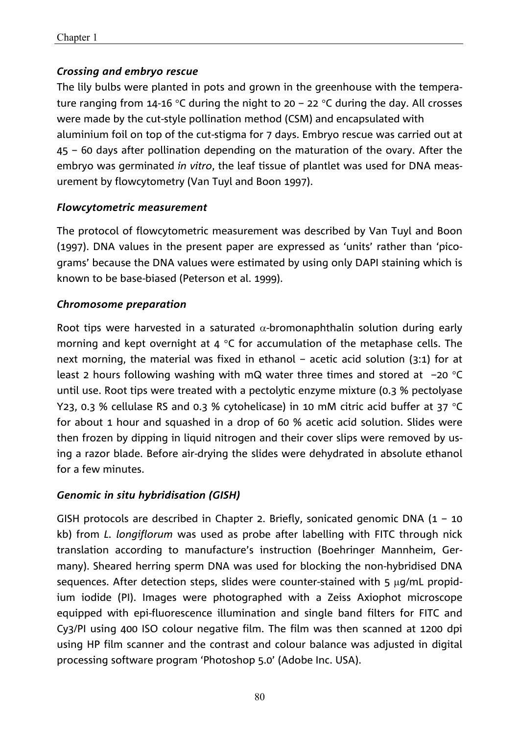### *Crossing and embryo rescue*

The lily bulbs were planted in pots and grown in the greenhouse with the temperature ranging from 14-16 °C during the night to 20 – 22 °C during the day. All crosses were made by the cut-style pollination method (CSM) and encapsulated with aluminium foil on top of the cut-stigma for 7 days. Embryo rescue was carried out at 45 – 60 days after pollination depending on the maturation of the ovary. After the embryo was germinated *in vitro*, the leaf tissue of plantlet was used for DNA measurement by flowcytometry (Van Tuyl and Boon 1997).

### *Flowcytometric measurement*

The protocol of flowcytometric measurement was described by Van Tuyl and Boon (1997). DNA values in the present paper are expressed as 'units' rather than 'picograms' because the DNA values were estimated by using only DAPI staining which is known to be base-biased (Peterson et al. 1999).

### *Chromosome preparation*

Root tips were harvested in a saturated $\alpha$-bromonaphthalin solution during early morning and kept overnight at 4 °C for accumulation of the metaphase cells. The next morning, the material was fixed in ethanol – acetic acid solution (3:1) for at least 2 hours following washing with mQ water three times and stored at −20 °C until use. Root tips were treated with a pectolytic enzyme mixture (0.3 % pectolyase Y23, 0.3 % cellulase RS and 0.3 % cytohelicase) in 10 mM citric acid buffer at 37 °C for about 1 hour and squashed in a drop of 60 % acetic acid solution. Slides were then frozen by dipping in liquid nitrogen and their cover slips were removed by using a razor blade. Before air-drying the slides were dehydrated in absolute ethanol for a few minutes.

### *Genomic in situ hybridisation (GISH)*

GISH protocols are described in Chapter 2. Briefly, sonicated genomic DNA (1 – 10 kb) from *L. longiflorum* was used as probe after labelling with FITC through nick translation according to manufacture's instruction (Boehringer Mannheim, Germany). Sheared herring sperm DNA was used for blocking the non-hybridised DNA sequences. After detection steps, slides were counter-stained with 5 μg/mL propidium iodide (PI). Images were photographed with a Zeiss Axiophot microscope equipped with epi-fluorescence illumination and single band filters for FITC and Cy3/PI using 400 ISO colour negative film. The film was then scanned at 1200 dpi using HP film scanner and the contrast and colour balance was adjusted in digital processing software program 'Photoshop 5.0' (Adobe Inc. USA).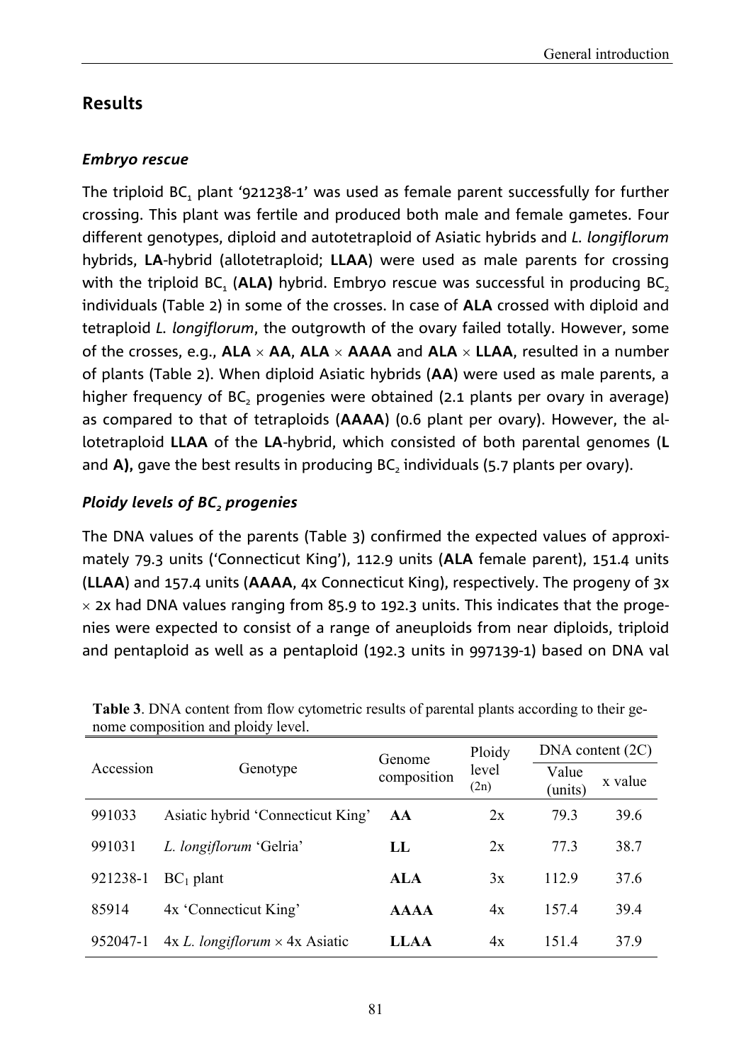## Results

### *Embryo rescue*

The triploid $BC_1$ plant '921238-1' was used as female parent successfully for further crossing. This plant was fertile and produced both male and female gametes. Four different genotypes, diploid and autotetraploid of Asiatic hybrids and *L. longiflorum* hybrids, **LA**-hybrid (allotetraploid; **LLAA**) were used as male parents for crossing with the triploid $BC_1$ (**ALA)** hybrid. Embryo rescue was successful in producing $BC_2$ individuals (Table 2) in some of the crosses. In case of **ALA** crossed with diploid and tetraploid *L. longiflorum*, the outgrowth of the ovary failed totally. However, some of the crosses, e.g., **ALA** × **AA**, **ALA** × **AAAA** and **ALA** × **LLAA**, resulted in a number of plants (Table 2). When diploid Asiatic hybrids (**AA**) were used as male parents, a higher frequency of $BC_2$ progenies were obtained (2.1 plants per ovary in average) as compared to that of tetraploids (**AAAA**) (0.6 plant per ovary). However, the allotetraploid **LLAA** of the **LA**-hybrid, which consisted of both parental genomes (**L** and **A),** gave the best results in producing $BC_2$ individuals (5.7 plants per ovary).

### *Ploidy levels of $BC_2$ progenies*

The DNA values of the parents (Table 3) confirmed the expected values of approximately 79.3 units ('Connecticut King'), 112.9 units (**ALA** female parent), 151.4 units (**LLAA**) and 157.4 units (**AAAA**, 4x Connecticut King), respectively. The progeny of 3x × 2x had DNA values ranging from 85.9 to 192.3 units. This indicates that the progenies were expected to consist of a range of aneuploids from near diploids, triploid and pentaploid as well as a pentaploid (192.3 units in 997139-1) based on DNA val

**Table 3**. DNA content from flow cytometric results of parental plants according to their genome composition and ploidy level.

| Accession | Genotype | Genome composition | Ploidy level (2n) | DNA content (2C) | |
|---|---|---|---|---|---|
| | | | | Value (units) | x value |
| 991033 | Asiatic hybrid 'Connecticut King' | **AA** | 2x | 79.3 | 39.6 |
| 991031 | *L. longiflorum* 'Gelria' | **LL** | 2x | 77.3 | 38.7 |
| 921238-1 | $BC_1$ plant | **ALA** | 3x | 112.9 | 37.6 |
| 85914 | 4x 'Connecticut King' | **AAAA** | 4x | 157.4 | 39.4 |
| 952047-1 | 4x *L. longiflorum* × 4x Asiatic | **LLAA** | 4x | 151.4 | 37.9 |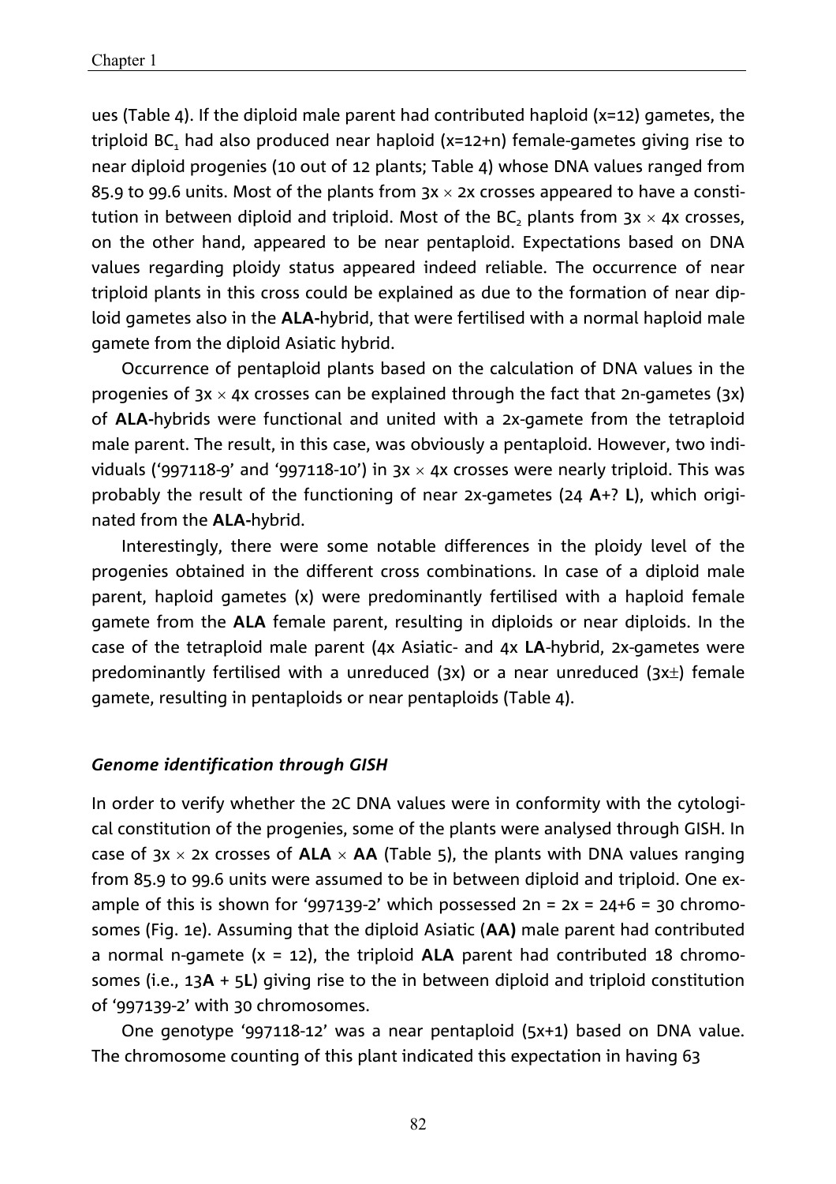ues (Table 4). If the diploid male parent had contributed haploid (x=12) gametes, the triploid $BC_1$ had also produced near haploid (x=12+n) female-gametes giving rise to near diploid progenies (10 out of 12 plants; Table 4) whose DNA values ranged from 85.9 to 99.6 units. Most of the plants from 3x × 2x crosses appeared to have a constitution in between diploid and triploid. Most of the $BC_2$ plants from 3x × 4x crosses, on the other hand, appeared to be near pentaploid. Expectations based on DNA values regarding ploidy status appeared indeed reliable. The occurrence of near triploid plants in this cross could be explained as due to the formation of near diploid gametes also in the **ALA**-hybrid, that were fertilised with a normal haploid male gamete from the diploid Asiatic hybrid.

Occurrence of pentaploid plants based on the calculation of DNA values in the progenies of 3x × 4x crosses can be explained through the fact that 2n-gametes (3x) of **ALA**-hybrids were functional and united with a 2x-gamete from the tetraploid male parent. The result, in this case, was obviously a pentaploid. However, two individuals ('997118-9' and '997118-10') in 3x × 4x crosses were nearly triploid. This was probably the result of the functioning of near 2x-gametes (24 **A**+? **L**), which originated from the **ALA**-hybrid.

Interestingly, there were some notable differences in the ploidy level of the progenies obtained in the different cross combinations. In case of a diploid male parent, haploid gametes (x) were predominantly fertilised with a haploid female gamete from the **ALA** female parent, resulting in diploids or near diploids. In the case of the tetraploid male parent (4x Asiatic- and 4x **LA**-hybrid, 2x-gametes were predominantly fertilised with a unreduced (3x) or a near unreduced (3x±) female gamete, resulting in pentaploids or near pentaploids (Table 4).

### *Genome identification through GISH*

In order to verify whether the 2C DNA values were in conformity with the cytological constitution of the progenies, some of the plants were analysed through GISH. In case of 3x × 2x crosses of **ALA** × **AA** (Table 5), the plants with DNA values ranging from 85.9 to 99.6 units were assumed to be in between diploid and triploid. One example of this is shown for '997139-2' which possessed 2n = 2x = 24+6 = 30 chromosomes (Fig. 1e). Assuming that the diploid Asiatic (**AA)** male parent had contributed a normal n-gamete (x = 12), the triploid **ALA** parent had contributed 18 chromosomes (i.e., 13**A** + 5**L**) giving rise to the in between diploid and triploid constitution of '997139-2' with 30 chromosomes.

One genotype '997118-12' was a near pentaploid (5x+1) based on DNA value. The chromosome counting of this plant indicated this expectation in having 63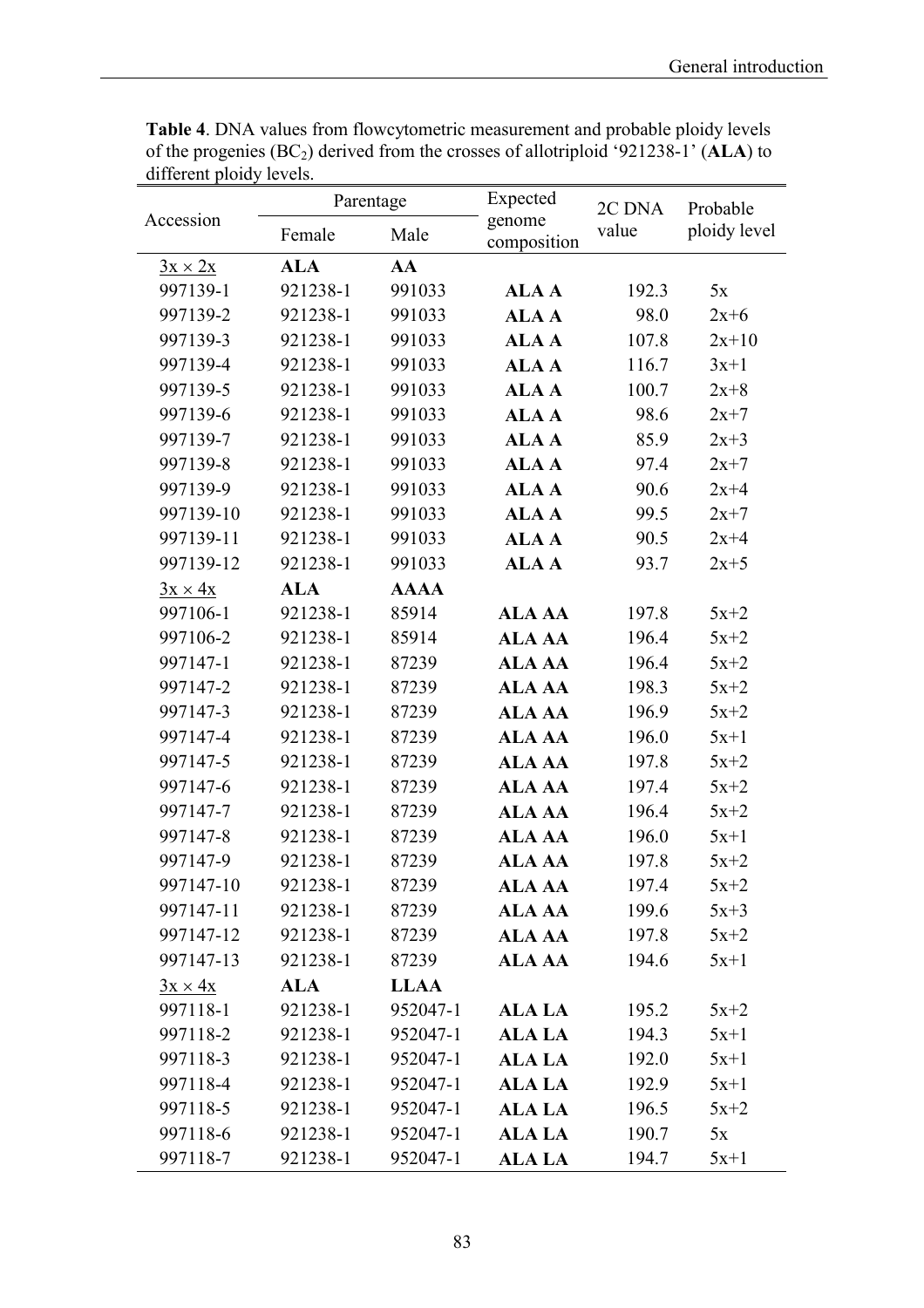**Table 4**. DNA values from flowcytometric measurement and probable ploidy levels of the progenies ($BC_2$) derived from the crosses of allotriploid '921238-1' (**ALA**) to different ploidy levels.

| Accession | Parentage | | Expected genome composition | 2C DNA value | Probable ploidy level |
|---|---|---|---|---|---|
| | Female | Male | | | |
| 3x × 2x | **ALA** | **AA** | | | |
| 997139-1 | 921238-1 | 991033 | **ALA A** | 192.3 | 5x |
| 997139-2 | 921238-1 | 991033 | **ALA A** | 98.0 | 2x+6 |
| 997139-3 | 921238-1 | 991033 | **ALA A** | 107.8 | 2x+10 |
| 997139-4 | 921238-1 | 991033 | **ALA A** | 116.7 | 3x+1 |
| 997139-5 | 921238-1 | 991033 | **ALA A** | 100.7 | 2x+8 |
| 997139-6 | 921238-1 | 991033 | **ALA A** | 98.6 | 2x+7 |
| 997139-7 | 921238-1 | 991033 | **ALA A** | 85.9 | 2x+3 |
| 997139-8 | 921238-1 | 991033 | **ALA A** | 97.4 | 2x+7 |
| 997139-9 | 921238-1 | 991033 | **ALA A** | 90.6 | 2x+4 |
| 997139-10 | 921238-1 | 991033 | **ALA A** | 99.5 | 2x+7 |
| 997139-11 | 921238-1 | 991033 | **ALA A** | 90.5 | 2x+4 |
| 997139-12 | 921238-1 | 991033 | **ALA A** | 93.7 | 2x+5 |
| 3x × 4x | **ALA** | **AAAA** | | | |
| 997106-1 | 921238-1 | 85914 | **ALA AA** | 197.8 | 5x+2 |
| 997106-2 | 921238-1 | 85914 | **ALA AA** | 196.4 | 5x+2 |
| 997147-1 | 921238-1 | 87239 | **ALA AA** | 196.4 | 5x+2 |
| 997147-2 | 921238-1 | 87239 | **ALA AA** | 198.3 | 5x+2 |
| 997147-3 | 921238-1 | 87239 | **ALA AA** | 196.9 | 5x+2 |
| 997147-4 | 921238-1 | 87239 | **ALA AA** | 196.0 | 5x+1 |
| 997147-5 | 921238-1 | 87239 | **ALA AA** | 197.8 | 5x+2 |
| 997147-6 | 921238-1 | 87239 | **ALA AA** | 197.4 | 5x+2 |
| 997147-7 | 921238-1 | 87239 | **ALA AA** | 196.4 | 5x+2 |
| 997147-8 | 921238-1 | 87239 | **ALA AA** | 196.0 | 5x+1 |
| 997147-9 | 921238-1 | 87239 | **ALA AA** | 197.8 | 5x+2 |
| 997147-10 | 921238-1 | 87239 | **ALA AA** | 197.4 | 5x+2 |
| 997147-11 | 921238-1 | 87239 | **ALA AA** | 199.6 | 5x+3 |
| 997147-12 | 921238-1 | 87239 | **ALA AA** | 197.8 | 5x+2 |
| 997147-13 | 921238-1 | 87239 | **ALA AA** | 194.6 | 5x+1 |
| 3x × 4x | **ALA** | **LLAA** | | | |
| 997118-1 | 921238-1 | 952047-1 | **ALA LA** | 195.2 | 5x+2 |
| 997118-2 | 921238-1 | 952047-1 | **ALA LA** | 194.3 | 5x+1 |
| 997118-3 | 921238-1 | 952047-1 | **ALA LA** | 192.0 | 5x+1 |
| 997118-4 | 921238-1 | 952047-1 | **ALA LA** | 192.9 | 5x+1 |
| 997118-5 | 921238-1 | 952047-1 | **ALA LA** | 196.5 | 5x+2 |
| 997118-6 | 921238-1 | 952047-1 | **ALA LA** | 190.7 | 5x |
| 997118-7 | 921238-1 | 952047-1 | **ALA LA** | 194.7 | 5x+1 |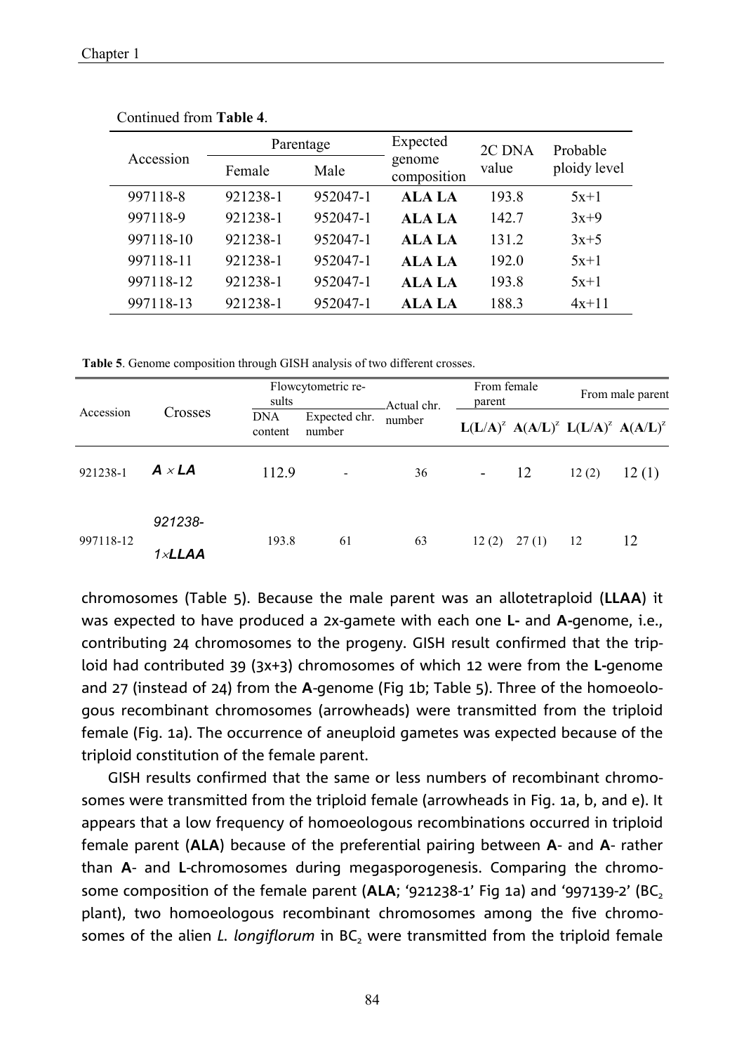Continued from **Table 4**.

| Accession | Parentage | | Expected genome composition | 2C DNA value | Probable ploidy level |
|---|---|---|---|---|---|
| | Female | Male | | | |
| 997118-8 | 921238-1 | 952047-1 | **ALA LA** | 193.8 | 5x+1 |
| 997118-9 | 921238-1 | 952047-1 | **ALA LA** | 142.7 | 3x+9 |
| 997118-10 | 921238-1 | 952047-1 | **ALA LA** | 131.2 | 3x+5 |
| 997118-11 | 921238-1 | 952047-1 | **ALA LA** | 192.0 | 5x+1 |
| 997118-12 | 921238-1 | 952047-1 | **ALA LA** | 193.8 | 5x+1 |
| 997118-13 | 921238-1 | 952047-1 | **ALA LA** | 188.3 | 4x+11 |

**Table 5**. Genome composition through GISH analysis of two different crosses.

| Accession | Crosses | Flowcytometric results | | Actual chr. number | From female parent | | From male parent | |
|---|---|---|---|---|---|---|---|---|
| | | DNA content | Expected chr. number | | $\mathbf{L}(\mathbf{L}/\mathbf{A})^z$ | $\mathbf{A}(\mathbf{A}/\mathbf{L})^z$ | $\mathbf{L}(\mathbf{L}/\mathbf{A})^z$ | $\mathbf{A}(\mathbf{A}/\mathbf{L})^z$ |
| 921238-1 | ***A × LA*** | 112.9 | - | 36 | - | 12 | 12 (2) | 12 (1) |
| 997118-12 | *921238-1×**LLAA*** | 193.8 | 61 | 63 | 12 (2) | 27 (1) | 12 | 12 |

chromosomes (Table 5). Because the male parent was an allotetraploid (**LLAA**) it was expected to have produced a 2x-gamete with each one **L-** and **A-**genome, i.e., contributing 24 chromosomes to the progeny. GISH result confirmed that the triploid had contributed 39 (3x+3) chromosomes of which 12 were from the **L-**genome and 27 (instead of 24) from the **A**-genome (Fig 1b; Table 5). Three of the homoeologous recombinant chromosomes (arrowheads) were transmitted from the triploid female (Fig. 1a). The occurrence of aneuploid gametes was expected because of the triploid constitution of the female parent.

GISH results confirmed that the same or less numbers of recombinant chromosomes were transmitted from the triploid female (arrowheads in Fig. 1a, b, and e). It appears that a low frequency of homoeologous recombinations occurred in triploid female parent (**ALA**) because of the preferential pairing between **A**- and **A**- rather than **A**- and **L**-chromosomes during megasporogenesis. Comparing the chromosome composition of the female parent (**ALA**; '921238-1' Fig 1a) and '997139-2' ($BC_2$ plant), two homoeologous recombinant chromosomes among the five chromosomes of the alien *L. longiflorum* in $BC_2$ were transmitted from the triploid female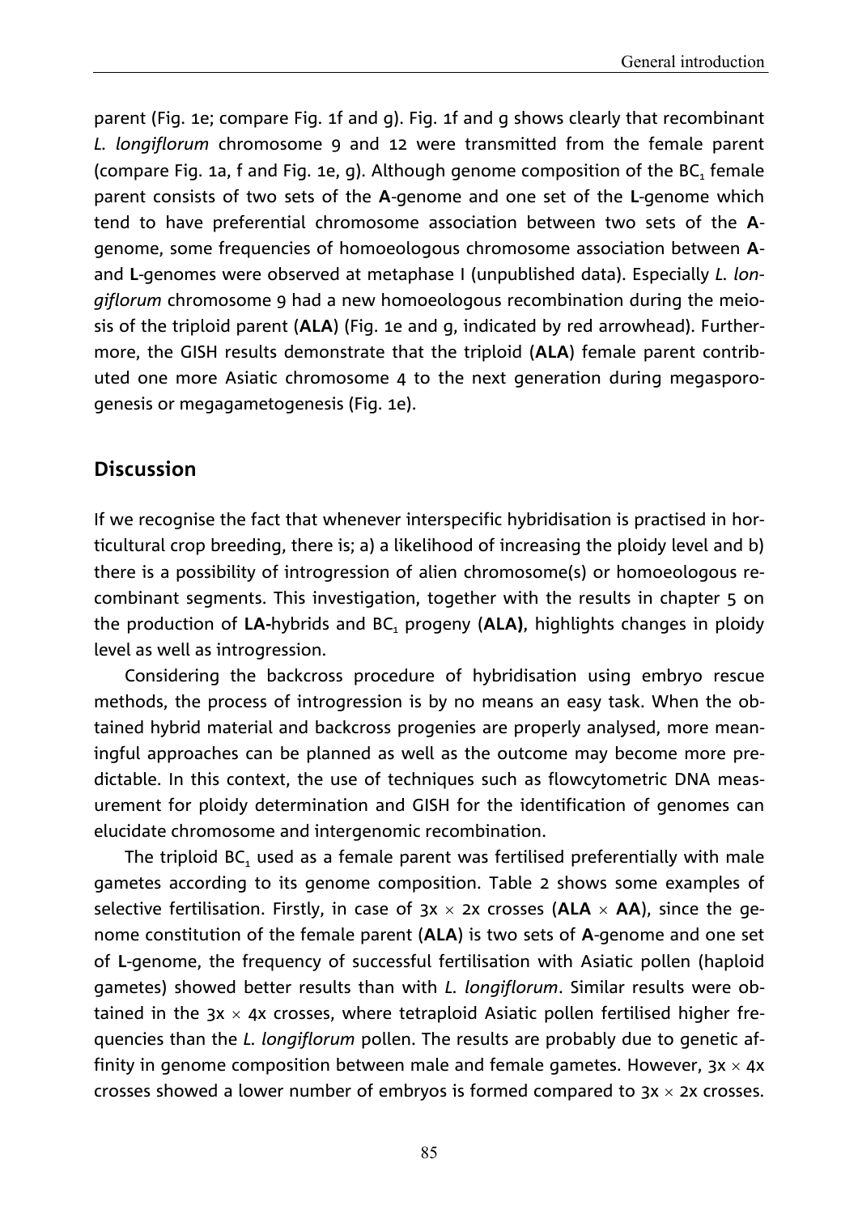parent (Fig. 1e; compare Fig. 1f and g). Fig. 1f and g shows clearly that recombinant *L. longiflorum* chromosome 9 and 12 were transmitted from the female parent (compare Fig. 1a, f and Fig. 1e, g). Although genome composition of the $BC_1$ female parent consists of two sets of the **A**-genome and one set of the **L**-genome which tend to have preferential chromosome association between two sets of the **A**-genome, some frequencies of homoeologous chromosome association between **A**- and **L**-genomes were observed at metaphase I (unpublished data). Especially *L. longiflorum* chromosome 9 had a new homoeologous recombination during the meiosis of the triploid parent (**ALA**) (Fig. 1e and g, indicated by red arrowhead). Furthermore, the GISH results demonstrate that the triploid (**ALA**) female parent contributed one more Asiatic chromosome 4 to the next generation during megasporogenesis or megagametogenesis (Fig. 1e).

## Discussion

If we recognise the fact that whenever interspecific hybridisation is practised in horticultural crop breeding, there is; a) a likelihood of increasing the ploidy level and b) there is a possibility of introgression of alien chromosome(s) or homoeologous recombinant segments. This investigation, together with the results in chapter 5 on the production of **LA**-hybrids and $BC_1$ progeny (**ALA)**, highlights changes in ploidy level as well as introgression.

Considering the backcross procedure of hybridisation using embryo rescue methods, the process of introgression is by no means an easy task. When the obtained hybrid material and backcross progenies are properly analysed, more meaningful approaches can be planned as well as the outcome may become more predictable. In this context, the use of techniques such as flowcytometric DNA measurement for ploidy determination and GISH for the identification of genomes can elucidate chromosome and intergenomic recombination.

The triploid $BC_1$ used as a female parent was fertilised preferentially with male gametes according to its genome composition. Table 2 shows some examples of selective fertilisation. Firstly, in case of $3x \times 2x$ crosses (**ALA** $\times$ **AA**), since the genome constitution of the female parent (**ALA**) is two sets of **A**-genome and one set of **L**-genome, the frequency of successful fertilisation with Asiatic pollen (haploid gametes) showed better results than with *L. longiflorum*. Similar results were obtained in the $3x \times 4x$ crosses, where tetraploid Asiatic pollen fertilised higher frequencies than the *L. longiflorum* pollen. The results are probably due to genetic affinity in genome composition between male and female gametes. However, $3x \times 4x$ crosses showed a lower number of embryos is formed compared to $3x \times 2x$ crosses.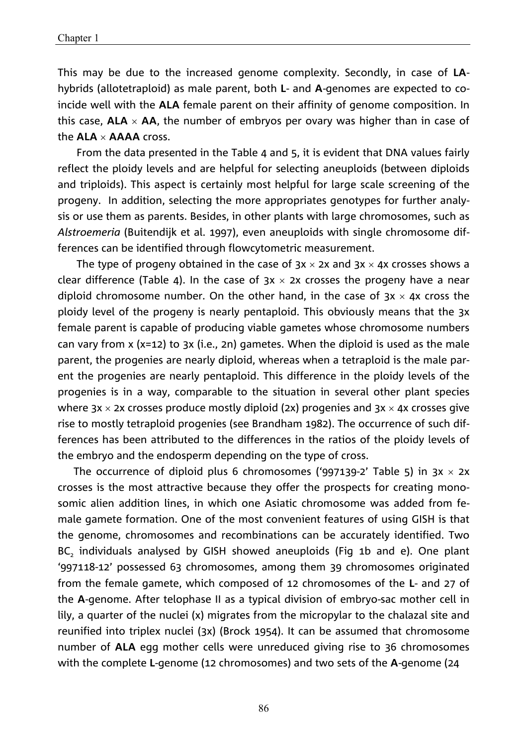This may be due to the increased genome complexity. Secondly, in case of **LA**-hybrids (allotetraploid) as male parent, both **L**- and **A**-genomes are expected to coincide well with the **ALA** female parent on their affinity of genome composition. In this case, **ALA** × **AA**, the number of embryos per ovary was higher than in case of the **ALA** × **AAAA** cross.

From the data presented in the Table 4 and 5, it is evident that DNA values fairly reflect the ploidy levels and are helpful for selecting aneuploids (between diploids and triploids). This aspect is certainly most helpful for large scale screening of the progeny. In addition, selecting the more appropriates genotypes for further analysis or use them as parents. Besides, in other plants with large chromosomes, such as *Alstroemeria* (Buitendijk et al. 1997), even aneuploids with single chromosome differences can be identified through flowcytometric measurement.

The type of progeny obtained in the case of 3x × 2x and 3x × 4x crosses shows a clear difference (Table 4). In the case of 3x × 2x crosses the progeny have a near diploid chromosome number. On the other hand, in the case of 3x × 4x cross the ploidy level of the progeny is nearly pentaploid. This obviously means that the 3x female parent is capable of producing viable gametes whose chromosome numbers can vary from x (x=12) to 3x (i.e., 2n) gametes. When the diploid is used as the male parent, the progenies are nearly diploid, whereas when a tetraploid is the male parent the progenies are nearly pentaploid. This difference in the ploidy levels of the progenies is in a way, comparable to the situation in several other plant species where 3x × 2x crosses produce mostly diploid (2x) progenies and 3x × 4x crosses give rise to mostly tetraploid progenies (see Brandham 1982). The occurrence of such differences has been attributed to the differences in the ratios of the ploidy levels of the embryo and the endosperm depending on the type of cross.

The occurrence of diploid plus 6 chromosomes ('997139-2' Table 5) in 3x × 2x crosses is the most attractive because they offer the prospects for creating monosomic alien addition lines, in which one Asiatic chromosome was added from female gamete formation. One of the most convenient features of using GISH is that the genome, chromosomes and recombinations can be accurately identified. Two $BC_2$ individuals analysed by GISH showed aneuploids (Fig 1b and e). One plant '997118-12' possessed 63 chromosomes, among them 39 chromosomes originated from the female gamete, which composed of 12 chromosomes of the **L**- and 27 of the **A**-genome. After telophase II as a typical division of embryo-sac mother cell in lily, a quarter of the nuclei (x) migrates from the micropylar to the chalazal site and reunified into triplex nuclei (3x) (Brock 1954). It can be assumed that chromosome number of **ALA** egg mother cells were unreduced giving rise to 36 chromosomes with the complete **L**-genome (12 chromosomes) and two sets of the **A**-genome (24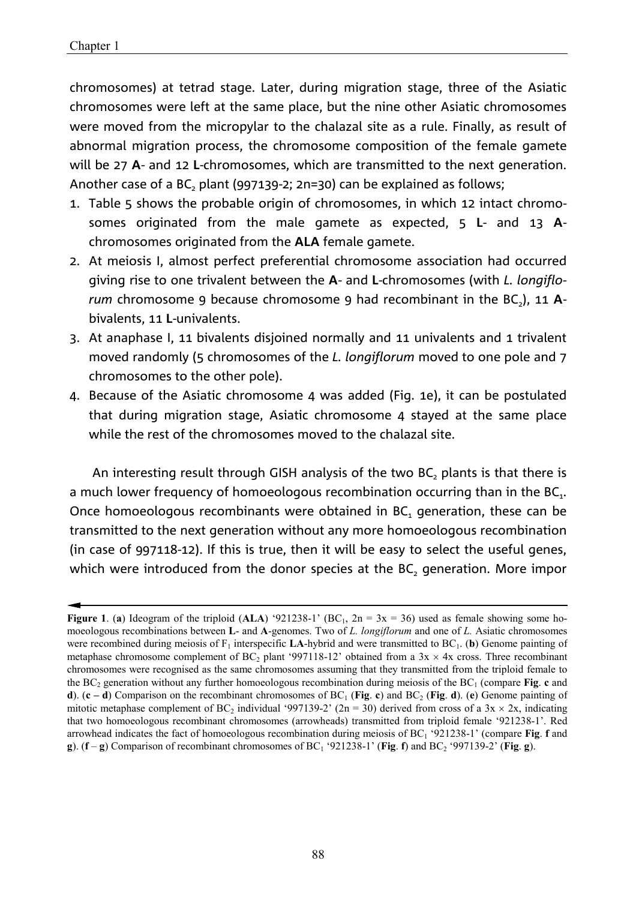chromosomes) at tetrad stage. Later, during migration stage, three of the Asiatic chromosomes were left at the same place, but the nine other Asiatic chromosomes were moved from the micropylar to the chalazal site as a rule. Finally, as result of abnormal migration process, the chromosome composition of the female gamete will be 27 **A**- and 12 **L**-chromosomes, which are transmitted to the next generation. Another case of a $BC_2$ plant (997139-2; 2n=30) can be explained as follows;

1. Table 5 shows the probable origin of chromosomes, in which 12 intact chromosomes originated from the male gamete as expected, 5 **L**- and 13 **A**-chromosomes originated from the **ALA** female gamete.
2. At meiosis I, almost perfect preferential chromosome association had occurred giving rise to one trivalent between the **A**- and **L**-chromosomes (with *L. longiflorum* chromosome 9 because chromosome 9 had recombinant in the $BC_2$), 11 **A**-bivalents, 11 **L**-univalents.
3. At anaphase I, 11 bivalents disjoined normally and 11 univalents and 1 trivalent moved randomly (5 chromosomes of the *L. longiflorum* moved to one pole and 7 chromosomes to the other pole).
4. Because of the Asiatic chromosome 4 was added (Fig. 1e), it can be postulated that during migration stage, Asiatic chromosome 4 stayed at the same place while the rest of the chromosomes moved to the chalazal site.

An interesting result through GISH analysis of the two $BC_2$ plants is that there is a much lower frequency of homoeologous recombination occurring than in the $BC_1$. Once homoeologous recombinants were obtained in $BC_1$ generation, these can be transmitted to the next generation without any more homoeologous recombination (in case of 997118-12). If this is true, then it will be easy to select the useful genes, which were introduced from the donor species at the $BC_2$ generation. More impor

**Figure 1**. (**a**) Ideogram of the triploid (**ALA**) '921238-1' ($BC_1$, $2n = 3x = 36$) used as female showing some homoeologous recombinations between **L**- and **A**-genomes. Two of *L. longiflorum* and one of *L.* Asiatic chromosomes were recombined during meiosis of $F_1$ interspecific **LA**-hybrid and were transmitted to $BC_1$. (**b**) Genome painting of metaphase chromosome complement of $BC_2$ plant '997118-12' obtained from a $3x \times 4x$ cross. Three recombinant chromosomes were recognised as the same chromosomes assuming that they transmitted from the triploid female to the $BC_2$ generation without any further homoeologous recombination during meiosis of the $BC_1$ (compare **Fig**. **c** and **d**). (**c – d**) Comparison on the recombinant chromosomes of $BC_1$ (**Fig**. **c**) and $BC_2$ (**Fig**. **d**). (**e**) Genome painting of mitotic metaphase complement of $BC_2$ individual '997139-2' ($2n = 30$) derived from cross of a $3x \times 2x$, indicating that two homoeologous recombinant chromosomes (arrowheads) transmitted from triploid female '921238-1'. Red arrowhead indicates the fact of homoeologous recombination during meiosis of $BC_1$ '921238-1' (compare **Fig**. **f** and **g**). (**f – g**) Comparison of recombinant chromosomes of $BC_1$ '921238-1' (**Fig**. **f**) and $BC_2$ '997139-2' (**Fig**. **g**).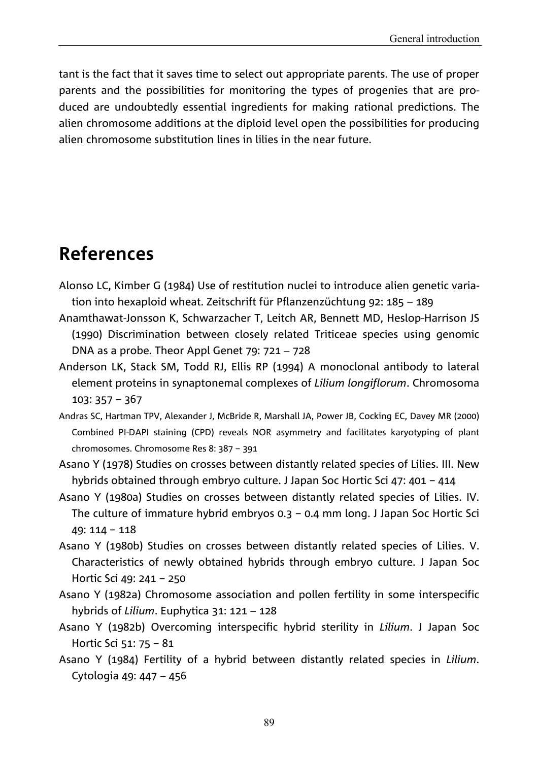tant is the fact that it saves time to select out appropriate parents. The use of proper parents and the possibilities for monitoring the types of progenies that are produced are undoubtedly essential ingredients for making rational predictions. The alien chromosome additions at the diploid level open the possibilities for producing alien chromosome substitution lines in lilies in the near future.

## References

Alonso LC, Kimber G (1984) Use of restitution nuclei to introduce alien genetic variation into hexaploid wheat. Zeitschrift für Pflanzenzüchtung 92: 185 – 189

Anamthawat-Jonsson K, Schwarzacher T, Leitch AR, Bennett MD, Heslop-Harrison JS (1990) Discrimination between closely related Triticeae species using genomic DNA as a probe. Theor Appl Genet 79: 721 – 728

Anderson LK, Stack SM, Todd RJ, Ellis RP (1994) A monoclonal antibody to lateral element proteins in synaptonemal complexes of *Lilium longiflorum*. Chromosoma 103: 357 – 367

Andras SC, Hartman TPV, Alexander J, McBride R, Marshall JA, Power JB, Cocking EC, Davey MR (2000) Combined PI-DAPI staining (CPD) reveals NOR asymmetry and facilitates karyotyping of plant chromosomes. Chromosome Res 8: 387 – 391

Asano Y (1978) Studies on crosses between distantly related species of Lilies. III. New hybrids obtained through embryo culture. J Japan Soc Hortic Sci 47: 401 – 414

Asano Y (1980a) Studies on crosses between distantly related species of Lilies. IV. The culture of immature hybrid embryos 0.3 – 0.4 mm long. J Japan Soc Hortic Sci 49: 114 – 118

Asano Y (1980b) Studies on crosses between distantly related species of Lilies. V. Characteristics of newly obtained hybrids through embryo culture. J Japan Soc Hortic Sci 49: 241 – 250

Asano Y (1982a) Chromosome association and pollen fertility in some interspecific hybrids of *Lilium*. Euphytica 31: 121 – 128

Asano Y (1982b) Overcoming interspecific hybrid sterility in *Lilium*. J Japan Soc Hortic Sci 51: 75 – 81

Asano Y (1984) Fertility of a hybrid between distantly related species in *Lilium*. Cytologia 49: 447 – 456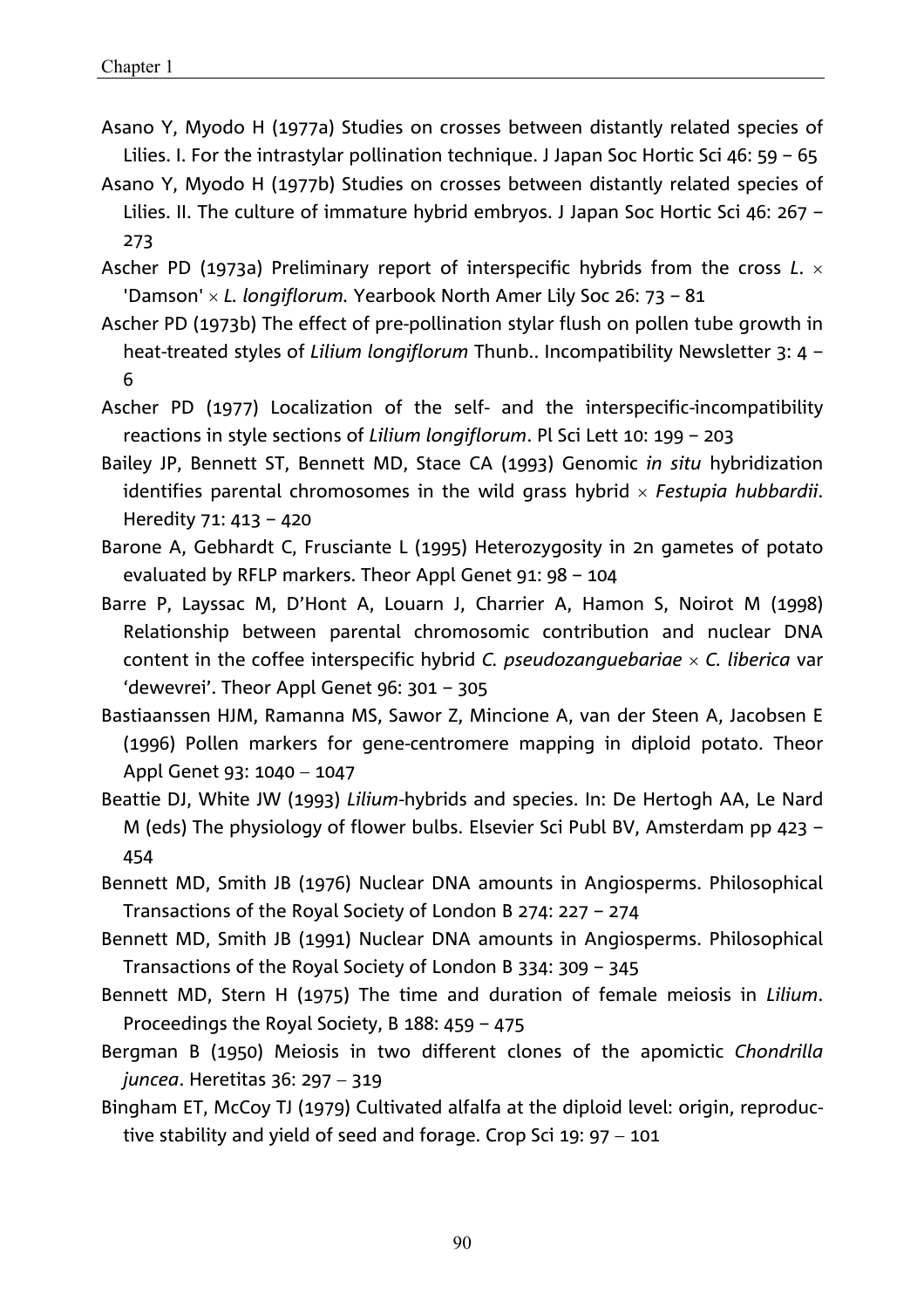Asano Y, Myodo H (1977a) Studies on crosses between distantly related species of Lilies. I. For the intrastylar pollination technique. J Japan Soc Hortic Sci 46: 59 – 65

Asano Y, Myodo H (1977b) Studies on crosses between distantly related species of Lilies. II. The culture of immature hybrid embryos. J Japan Soc Hortic Sci 46: 267 – 273

Ascher PD (1973a) Preliminary report of interspecific hybrids from the cross *L.* × 'Damson' × *L. longiflorum.* Yearbook North Amer Lily Soc 26: 73 – 81

Ascher PD (1973b) The effect of pre-pollination stylar flush on pollen tube growth in heat-treated styles of *Lilium longiflorum* Thunb.. Incompatibility Newsletter 3: 4 – 6

Ascher PD (1977) Localization of the self- and the interspecific-incompatibility reactions in style sections of *Lilium longiflorum*. Pl Sci Lett 10: 199 – 203

Bailey JP, Bennett ST, Bennett MD, Stace CA (1993) Genomic *in situ* hybridization identifies parental chromosomes in the wild grass hybrid × *Festupia hubbardii*. Heredity 71: 413 – 420

Barone A, Gebhardt C, Frusciante L (1995) Heterozygosity in 2n gametes of potato evaluated by RFLP markers. Theor Appl Genet 91: 98 – 104

Barre P, Layssac M, D'Hont A, Louarn J, Charrier A, Hamon S, Noirot M (1998) Relationship between parental chromosomic contribution and nuclear DNA content in the coffee interspecific hybrid *C. pseudozanguebariae* × *C. liberica* var 'dewevrei'. Theor Appl Genet 96: 301 – 305

Bastiaanssen HJM, Ramanna MS, Sawor Z, Mincione A, van der Steen A, Jacobsen E (1996) Pollen markers for gene-centromere mapping in diploid potato. Theor Appl Genet 93: 1040 – 1047

Beattie DJ, White JW (1993) *Lilium*-hybrids and species. In: De Hertogh AA, Le Nard M (eds) The physiology of flower bulbs. Elsevier Sci Publ BV, Amsterdam pp 423 – 454

Bennett MD, Smith JB (1976) Nuclear DNA amounts in Angiosperms. Philosophical Transactions of the Royal Society of London B 274: 227 – 274

Bennett MD, Smith JB (1991) Nuclear DNA amounts in Angiosperms. Philosophical Transactions of the Royal Society of London B 334: 309 – 345

Bennett MD, Stern H (1975) The time and duration of female meiosis in *Lilium*. Proceedings the Royal Society, B 188: 459 – 475

Bergman B (1950) Meiosis in two different clones of the apomictic *Chondrilla juncea*. Heretitas 36: 297 – 319

Bingham ET, McCoy TJ (1979) Cultivated alfalfa at the diploid level: origin, reproductive stability and yield of seed and forage. Crop Sci 19: 97 – 101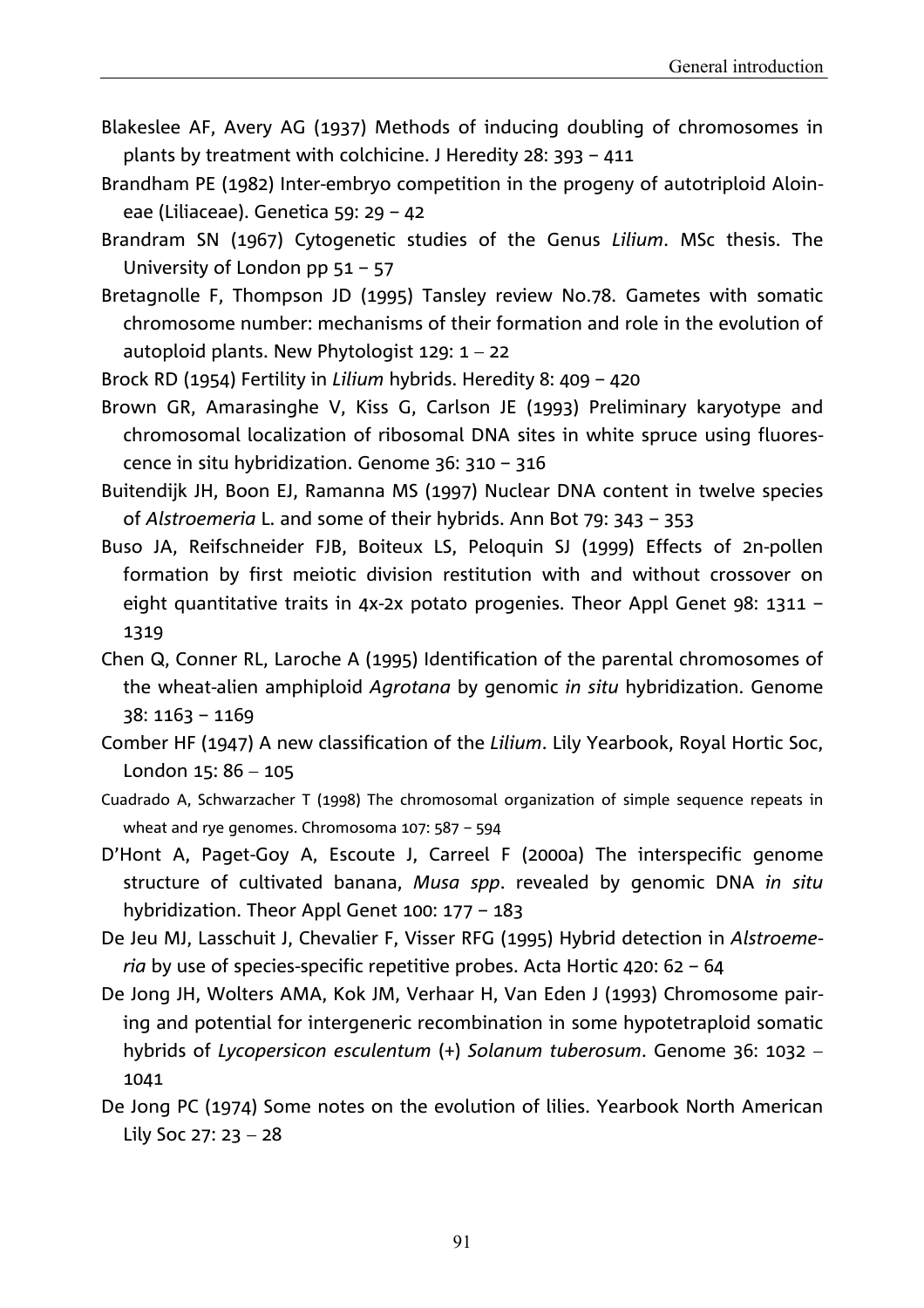Blakeslee AF, Avery AG (1937) Methods of inducing doubling of chromosomes in plants by treatment with colchicine. J Heredity 28: 393 – 411

Brandham PE (1982) Inter-embryo competition in the progeny of autotriploid Aloineae (Liliaceae). Genetica 59: 29 – 42

Brandram SN (1967) Cytogenetic studies of the Genus *Lilium*. MSc thesis. The University of London pp 51 – 57

Bretagnolle F, Thompson JD (1995) Tansley review No.78. Gametes with somatic chromosome number: mechanisms of their formation and role in the evolution of autoploid plants. New Phytologist 129: 1 – 22

Brock RD (1954) Fertility in *Lilium* hybrids. Heredity 8: 409 – 420

Brown GR, Amarasinghe V, Kiss G, Carlson JE (1993) Preliminary karyotype and chromosomal localization of ribosomal DNA sites in white spruce using fluorescence in situ hybridization. Genome 36: 310 – 316

Buitendijk JH, Boon EJ, Ramanna MS (1997) Nuclear DNA content in twelve species of *Alstroemeria* L. and some of their hybrids. Ann Bot 79: 343 – 353

Buso JA, Reifschneider FJB, Boiteux LS, Peloquin SJ (1999) Effects of 2n-pollen formation by first meiotic division restitution with and without crossover on eight quantitative traits in 4x-2x potato progenies. Theor Appl Genet 98: 1311 – 1319

Chen Q, Conner RL, Laroche A (1995) Identification of the parental chromosomes of the wheat-alien amphiploid *Agrotana* by genomic *in situ* hybridization. Genome 38: 1163 – 1169

Comber HF (1947) A new classification of the *Lilium*. Lily Yearbook, Royal Hortic Soc, London 15: 86 – 105

Cuadrado A, Schwarzacher T (1998) The chromosomal organization of simple sequence repeats in wheat and rye genomes. Chromosoma 107: 587 – 594

D'Hont A, Paget-Goy A, Escoute J, Carreel F (2000a) The interspecific genome structure of cultivated banana, *Musa spp*. revealed by genomic DNA *in situ* hybridization. Theor Appl Genet 100: 177 – 183

De Jeu MJ, Lasschuit J, Chevalier F, Visser RFG (1995) Hybrid detection in *Alstroemeria* by use of species-specific repetitive probes. Acta Hortic 420: 62 – 64

De Jong JH, Wolters AMA, Kok JM, Verhaar H, Van Eden J (1993) Chromosome pairing and potential for intergeneric recombination in some hypotetraploid somatic hybrids of *Lycopersicon esculentum* (+) *Solanum tuberosum*. Genome 36: 1032 – 1041

De Jong PC (1974) Some notes on the evolution of lilies. Yearbook North American Lily Soc 27: 23 – 28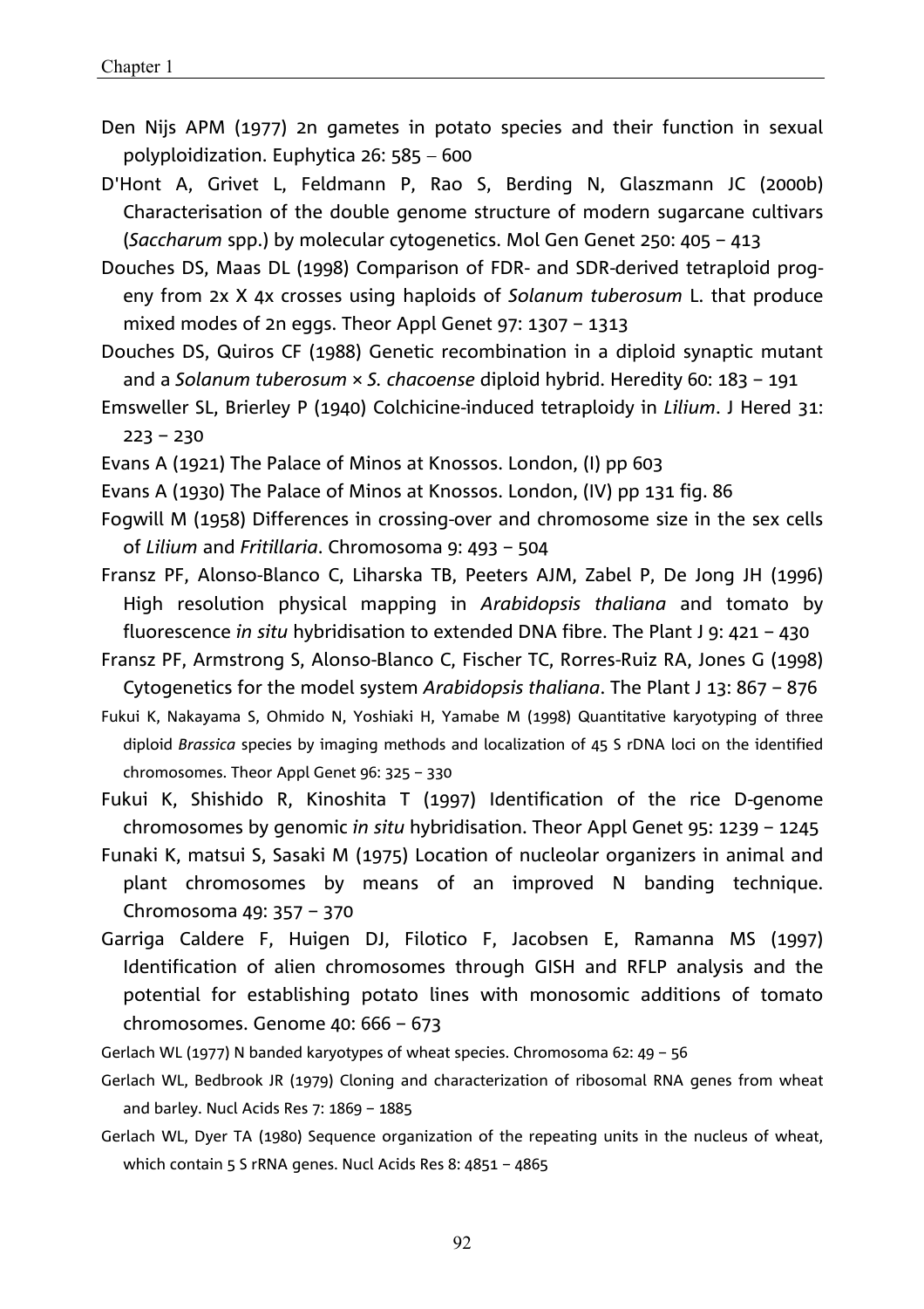Den Nijs APM (1977) 2n gametes in potato species and their function in sexual polyploidization. Euphytica 26: 585 – 600

D'Hont A, Grivet L, Feldmann P, Rao S, Berding N, Glaszmann JC (2000b) Characterisation of the double genome structure of modern sugarcane cultivars (*Saccharum* spp.) by molecular cytogenetics. Mol Gen Genet 250: 405 – 413

Douches DS, Maas DL (1998) Comparison of FDR- and SDR-derived tetraploid progeny from 2x X 4x crosses using haploids of *Solanum tuberosum* L. that produce mixed modes of 2n eggs. Theor Appl Genet 97: 1307 – 1313

Douches DS, Quiros CF (1988) Genetic recombination in a diploid synaptic mutant and a *Solanum tuberosum* × *S. chacoense* diploid hybrid. Heredity 60: 183 – 191

Emsweller SL, Brierley P (1940) Colchicine-induced tetraploidy in *Lilium*. J Hered 31: 223 – 230

Evans A (1921) The Palace of Minos at Knossos. London, (I) pp 603

Evans A (1930) The Palace of Minos at Knossos. London, (IV) pp 131 fig. 86

Fogwill M (1958) Differences in crossing-over and chromosome size in the sex cells of *Lilium* and *Fritillaria*. Chromosoma 9: 493 – 504

Fransz PF, Alonso-Blanco C, Liharska TB, Peeters AJM, Zabel P, De Jong JH (1996) High resolution physical mapping in *Arabidopsis thaliana* and tomato by fluorescence *in situ* hybridisation to extended DNA fibre. The Plant J 9: 421 – 430

Fransz PF, Armstrong S, Alonso-Blanco C, Fischer TC, Rorres-Ruiz RA, Jones G (1998) Cytogenetics for the model system *Arabidopsis thaliana*. The Plant J 13: 867 – 876

Fukui K, Nakayama S, Ohmido N, Yoshiaki H, Yamabe M (1998) Quantitative karyotyping of three diploid *Brassica* species by imaging methods and localization of 45 S rDNA loci on the identified chromosomes. Theor Appl Genet 96: 325 – 330

Fukui K, Shishido R, Kinoshita T (1997) Identification of the rice D-genome chromosomes by genomic *in situ* hybridisation. Theor Appl Genet 95: 1239 – 1245

Funaki K, matsui S, Sasaki M (1975) Location of nucleolar organizers in animal and plant chromosomes by means of an improved N banding technique. Chromosoma 49: 357 – 370

Garriga Caldere F, Huigen DJ, Filotico F, Jacobsen E, Ramanna MS (1997) Identification of alien chromosomes through GISH and RFLP analysis and the potential for establishing potato lines with monosomic additions of tomato chromosomes. Genome 40: 666 – 673

Gerlach WL (1977) N banded karyotypes of wheat species. Chromosoma 62: 49 – 56

Gerlach WL, Bedbrook JR (1979) Cloning and characterization of ribosomal RNA genes from wheat and barley. Nucl Acids Res 7: 1869 – 1885

Gerlach WL, Dyer TA (1980) Sequence organization of the repeating units in the nucleus of wheat, which contain 5 S rRNA genes. Nucl Acids Res 8: 4851 – 4865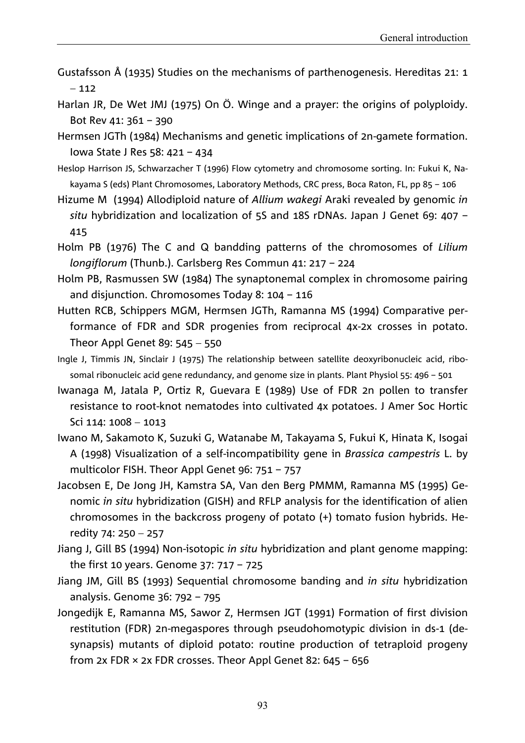Gustafsson Å (1935) Studies on the mechanisms of parthenogenesis. Hereditas 21: 1 – 112

Harlan JR, De Wet JMJ (1975) On Ö. Winge and a prayer: the origins of polyploidy. Bot Rev 41: 361 – 390

Hermsen JGTh (1984) Mechanisms and genetic implications of 2n-gamete formation. Iowa State J Res 58: 421 – 434

Heslop Harrison JS, Schwarzacher T (1996) Flow cytometry and chromosome sorting. In: Fukui K, Nakayama S (eds) Plant Chromosomes, Laboratory Methods, CRC press, Boca Raton, FL, pp 85 – 106

Hizume M (1994) Allodiploid nature of *Allium wakegi* Araki revealed by genomic *in situ* hybridization and localization of 5S and 18S rDNAs. Japan J Genet 69: 407 – 415

Holm PB (1976) The C and Q bandding patterns of the chromosomes of *Lilium longiflorum* (Thunb.). Carlsberg Res Commun 41: 217 – 224

Holm PB, Rasmussen SW (1984) The synaptonemal complex in chromosome pairing and disjunction. Chromosomes Today 8: 104 – 116

Hutten RCB, Schippers MGM, Hermsen JGTh, Ramanna MS (1994) Comparative performance of FDR and SDR progenies from reciprocal 4x-2x crosses in potato. Theor Appl Genet 89: 545 – 550

Ingle J, Timmis JN, Sinclair J (1975) The relationship between satellite deoxyribonucleic acid, ribosomal ribonucleic acid gene redundancy, and genome size in plants. Plant Physiol 55: 496 – 501

Iwanaga M, Jatala P, Ortiz R, Guevara E (1989) Use of FDR 2n pollen to transfer resistance to root-knot nematodes into cultivated 4x potatoes. J Amer Soc Hortic Sci 114: 1008 – 1013

Iwano M, Sakamoto K, Suzuki G, Watanabe M, Takayama S, Fukui K, Hinata K, Isogai A (1998) Visualization of a self-incompatibility gene in *Brassica campestris* L. by multicolor FISH. Theor Appl Genet 96: 751 – 757

Jacobsen E, De Jong JH, Kamstra SA, Van den Berg PMMM, Ramanna MS (1995) Genomic *in situ* hybridization (GISH) and RFLP analysis for the identification of alien chromosomes in the backcross progeny of potato (+) tomato fusion hybrids. Heredity 74: 250 – 257

Jiang J, Gill BS (1994) Non-isotopic *in situ* hybridization and plant genome mapping: the first 10 years. Genome 37: 717 – 725

Jiang JM, Gill BS (1993) Sequential chromosome banding and *in situ* hybridization analysis. Genome 36: 792 – 795

Jongedijk E, Ramanna MS, Sawor Z, Hermsen JGT (1991) Formation of first division restitution (FDR) 2n-megaspores through pseudohomotypic division in ds-1 (desynapsis) mutants of diploid potato: routine production of tetraploid progeny from 2x FDR × 2x FDR crosses. Theor Appl Genet 82: 645 – 656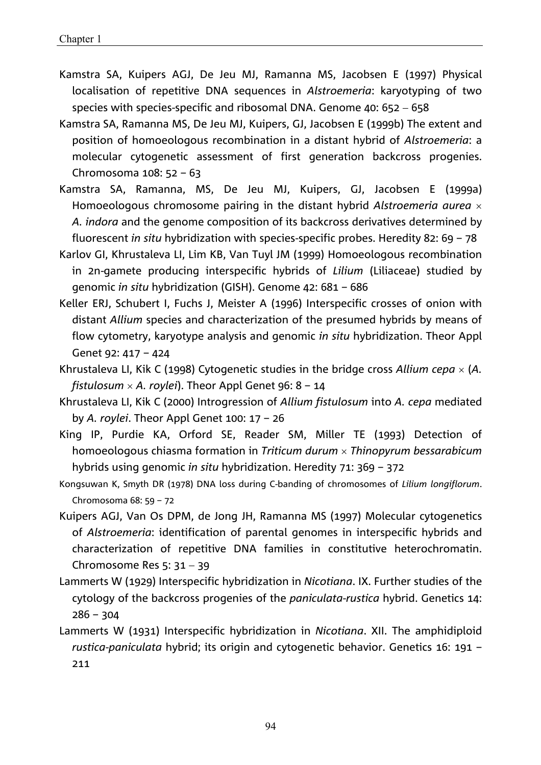Kamstra SA, Kuipers AGJ, De Jeu MJ, Ramanna MS, Jacobsen E (1997) Physical localisation of repetitive DNA sequences in *Alstroemeria*: karyotyping of two species with species-specific and ribosomal DNA. Genome 40: 652 – 658

Kamstra SA, Ramanna MS, De Jeu MJ, Kuipers, GJ, Jacobsen E (1999b) The extent and position of homoeologous recombination in a distant hybrid of *Alstroemeria*: a molecular cytogenetic assessment of first generation backcross progenies. Chromosoma 108: 52 – 63

Kamstra SA, Ramanna, MS, De Jeu MJ, Kuipers, GJ, Jacobsen E (1999a) Homoeologous chromosome pairing in the distant hybrid *Alstroemeria aurea* × *A. indora* and the genome composition of its backcross derivatives determined by fluorescent *in situ* hybridization with species-specific probes. Heredity 82: 69 – 78

Karlov GI, Khrustaleva LI, Lim KB, Van Tuyl JM (1999) Homoeologous recombination in 2n-gamete producing interspecific hybrids of *Lilium* (Liliaceae) studied by genomic *in situ* hybridization (GISH). Genome 42: 681 – 686

Keller ERJ, Schubert I, Fuchs J, Meister A (1996) Interspecific crosses of onion with distant *Allium* species and characterization of the presumed hybrids by means of flow cytometry, karyotype analysis and genomic *in situ* hybridization. Theor Appl Genet 92: 417 – 424

Khrustaleva LI, Kik C (1998) Cytogenetic studies in the bridge cross *Allium cepa* × (*A. fistulosum* × *A. roylei*). Theor Appl Genet 96: 8 – 14

Khrustaleva LI, Kik C (2000) Introgression of *Allium fistulosum* into *A. cepa* mediated by *A. roylei*. Theor Appl Genet 100: 17 – 26

King IP, Purdie KA, Orford SE, Reader SM, Miller TE (1993) Detection of homoeologous chiasma formation in *Triticum durum* × *Thinopyrum bessarabicum* hybrids using genomic *in situ* hybridization. Heredity 71: 369 – 372

Kongsuwan K, Smyth DR (1978) DNA loss during C-banding of chromosomes of *Lilium longiflorum*. Chromosoma 68: 59 – 72

Kuipers AGJ, Van Os DPM, de Jong JH, Ramanna MS (1997) Molecular cytogenetics of *Alstroemeria*: identification of parental genomes in interspecific hybrids and characterization of repetitive DNA families in constitutive heterochromatin. Chromosome Res 5: 31 – 39

Lammerts W (1929) Interspecific hybridization in *Nicotiana*. IX. Further studies of the cytology of the backcross progenies of the *paniculata-rustica* hybrid. Genetics 14: 286 – 304

Lammerts W (1931) Interspecific hybridization in *Nicotiana*. XII. The amphidiploid *rustica-paniculata* hybrid; its origin and cytogenetic behavior. Genetics 16: 191 – 211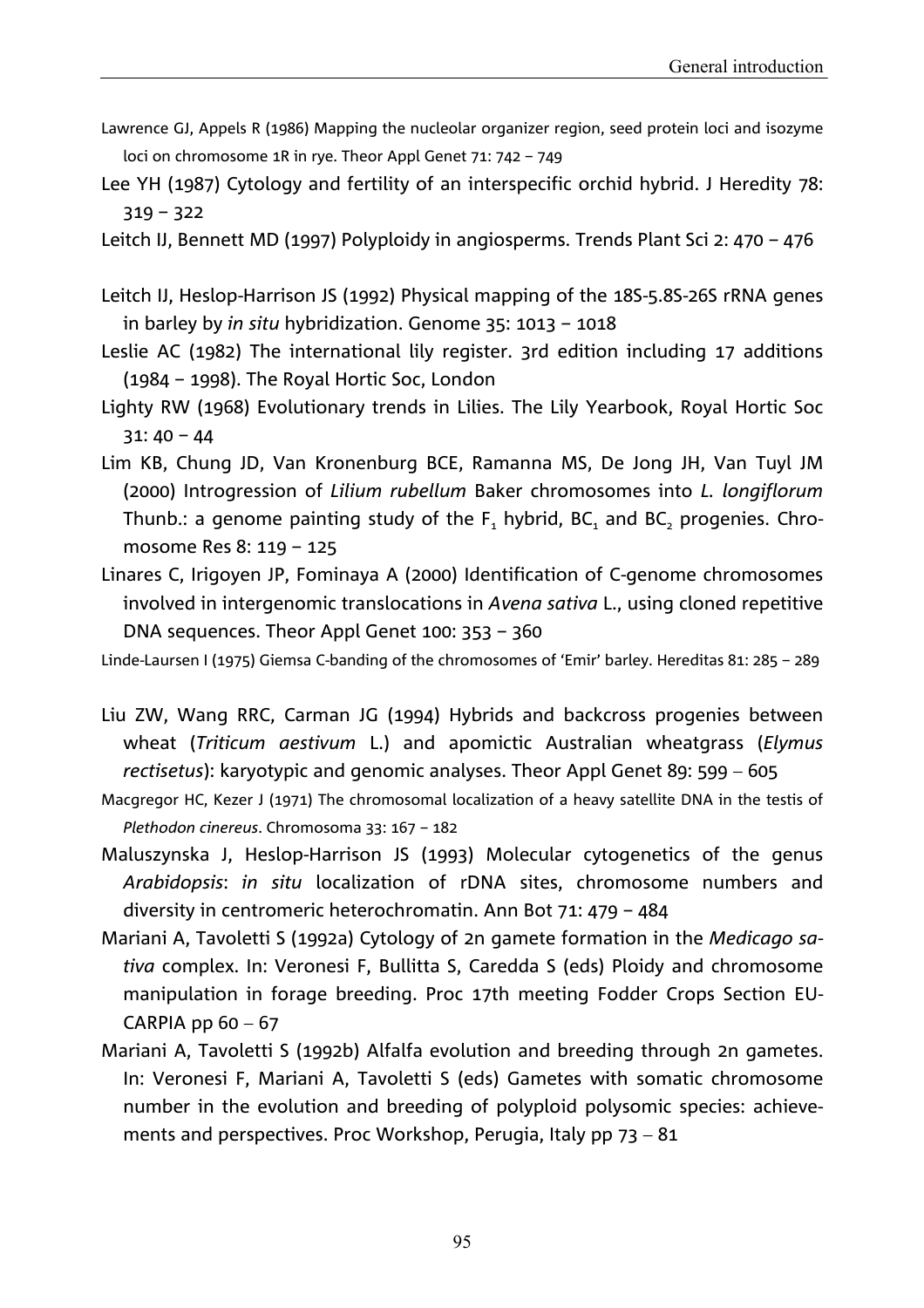Lawrence GJ, Appels R (1986) Mapping the nucleolar organizer region, seed protein loci and isozyme loci on chromosome 1R in rye. Theor Appl Genet 71: 742 – 749

Lee YH (1987) Cytology and fertility of an interspecific orchid hybrid. J Heredity 78: 319 – 322

Leitch IJ, Bennett MD (1997) Polyploidy in angiosperms. Trends Plant Sci 2: 470 – 476

Leitch IJ, Heslop-Harrison JS (1992) Physical mapping of the 18S-5.8S-26S rRNA genes in barley by *in situ* hybridization. Genome 35: 1013 – 1018

Leslie AC (1982) The international lily register. 3rd edition including 17 additions (1984 – 1998). The Royal Hortic Soc, London

Lighty RW (1968) Evolutionary trends in Lilies. The Lily Yearbook, Royal Hortic Soc 31: 40 – 44

Lim KB, Chung JD, Van Kronenburg BCE, Ramanna MS, De Jong JH, Van Tuyl JM (2000) Introgression of *Lilium rubellum* Baker chromosomes into *L. longiflorum* Thunb.: a genome painting study of the $F_1$ hybrid, $BC_1$ and $BC_2$ progenies. Chromosome Res 8: 119 – 125

Linares C, Irigoyen JP, Fominaya A (2000) Identification of C-genome chromosomes involved in intergenomic translocations in *Avena sativa* L., using cloned repetitive DNA sequences. Theor Appl Genet 100: 353 – 360

Linde-Laursen I (1975) Giemsa C-banding of the chromosomes of 'Emir' barley. Hereditas 81: 285 – 289

Liu ZW, Wang RRC, Carman JG (1994) Hybrids and backcross progenies between wheat (*Triticum aestivum* L.) and apomictic Australian wheatgrass (*Elymus rectisetus*): karyotypic and genomic analyses. Theor Appl Genet 89: 599 – 605

Macgregor HC, Kezer J (1971) The chromosomal localization of a heavy satellite DNA in the testis of *Plethodon cinereus*. Chromosoma 33: 167 – 182

Maluszynska J, Heslop-Harrison JS (1993) Molecular cytogenetics of the genus *Arabidopsis*: *in situ* localization of rDNA sites, chromosome numbers and diversity in centromeric heterochromatin. Ann Bot 71: 479 – 484

Mariani A, Tavoletti S (1992a) Cytology of 2n gamete formation in the *Medicago sativa* complex. In: Veronesi F, Bullitta S, Caredda S (eds) Ploidy and chromosome manipulation in forage breeding. Proc 17th meeting Fodder Crops Section EUCARPIA pp 60 – 67

Mariani A, Tavoletti S (1992b) Alfalfa evolution and breeding through 2n gametes. In: Veronesi F, Mariani A, Tavoletti S (eds) Gametes with somatic chromosome number in the evolution and breeding of polyploid polysomic species: achievements and perspectives. Proc Workshop, Perugia, Italy pp 73 – 81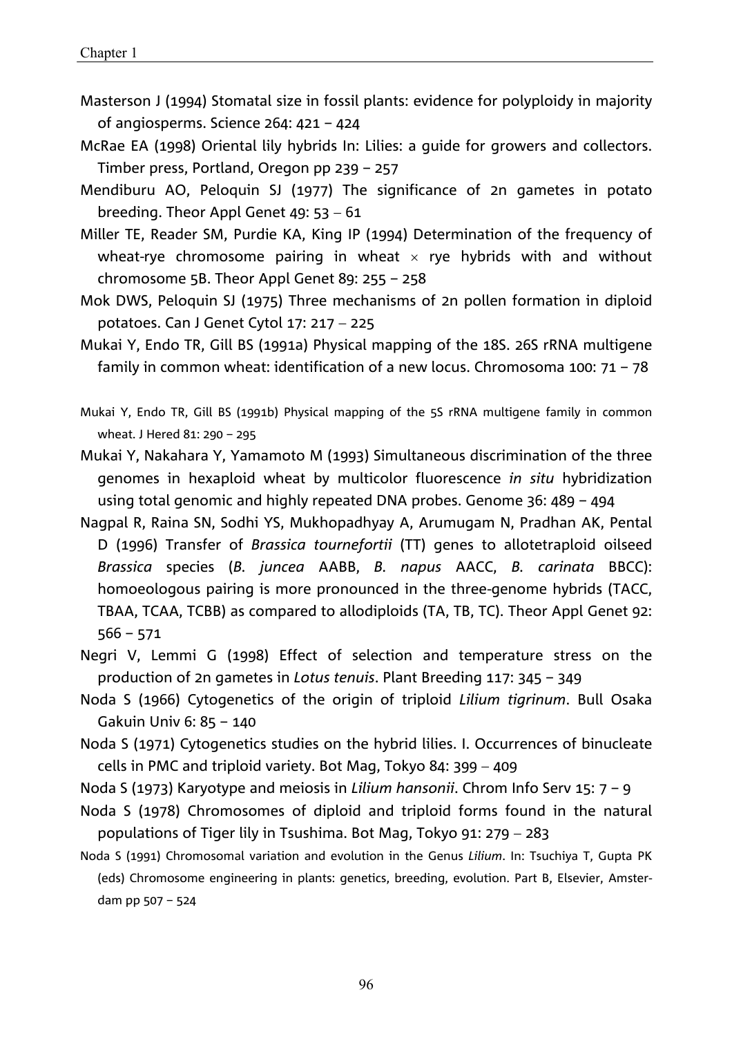Masterson J (1994) Stomatal size in fossil plants: evidence for polyploidy in majority of angiosperms. Science 264: 421 – 424

McRae EA (1998) Oriental lily hybrids In: Lilies: a guide for growers and collectors. Timber press, Portland, Oregon pp 239 – 257

Mendiburu AO, Peloquin SJ (1977) The significance of 2n gametes in potato breeding. Theor Appl Genet 49: 53 – 61

Miller TE, Reader SM, Purdie KA, King IP (1994) Determination of the frequency of wheat-rye chromosome pairing in wheat × rye hybrids with and without chromosome 5B. Theor Appl Genet 89: 255 – 258

Mok DWS, Peloquin SJ (1975) Three mechanisms of 2n pollen formation in diploid potatoes. Can J Genet Cytol 17: 217 – 225

Mukai Y, Endo TR, Gill BS (1991a) Physical mapping of the 18S. 26S rRNA multigene family in common wheat: identification of a new locus. Chromosoma 100: 71 – 78

Mukai Y, Endo TR, Gill BS (1991b) Physical mapping of the 5S rRNA multigene family in common wheat. J Hered 81: 290 – 295

Mukai Y, Nakahara Y, Yamamoto M (1993) Simultaneous discrimination of the three genomes in hexaploid wheat by multicolor fluorescence *in situ* hybridization using total genomic and highly repeated DNA probes. Genome 36: 489 – 494

Nagpal R, Raina SN, Sodhi YS, Mukhopadhyay A, Arumugam N, Pradhan AK, Pental D (1996) Transfer of *Brassica tournefortii* (TT) genes to allotetraploid oilseed *Brassica* species (*B. juncea* AABB, *B. napus* AACC, *B. carinata* BBCC): homoeologous pairing is more pronounced in the three-genome hybrids (TACC, TBAA, TCAA, TCBB) as compared to allodiploids (TA, TB, TC). Theor Appl Genet 92: 566 – 571

Negri V, Lemmi G (1998) Effect of selection and temperature stress on the production of 2n gametes in *Lotus tenuis*. Plant Breeding 117: 345 – 349

Noda S (1966) Cytogenetics of the origin of triploid *Lilium tigrinum*. Bull Osaka Gakuin Univ 6: 85 – 140

Noda S (1971) Cytogenetics studies on the hybrid lilies. I. Occurrences of binucleate cells in PMC and triploid variety. Bot Mag, Tokyo 84: 399 – 409

Noda S (1973) Karyotype and meiosis in *Lilium hansonii*. Chrom Info Serv 15: 7 – 9

Noda S (1978) Chromosomes of diploid and triploid forms found in the natural populations of Tiger lily in Tsushima. Bot Mag, Tokyo 91: 279 – 283

Noda S (1991) Chromosomal variation and evolution in the Genus *Lilium*. In: Tsuchiya T, Gupta PK (eds) Chromosome engineering in plants: genetics, breeding, evolution. Part B, Elsevier, Amsterdam pp 507 – 524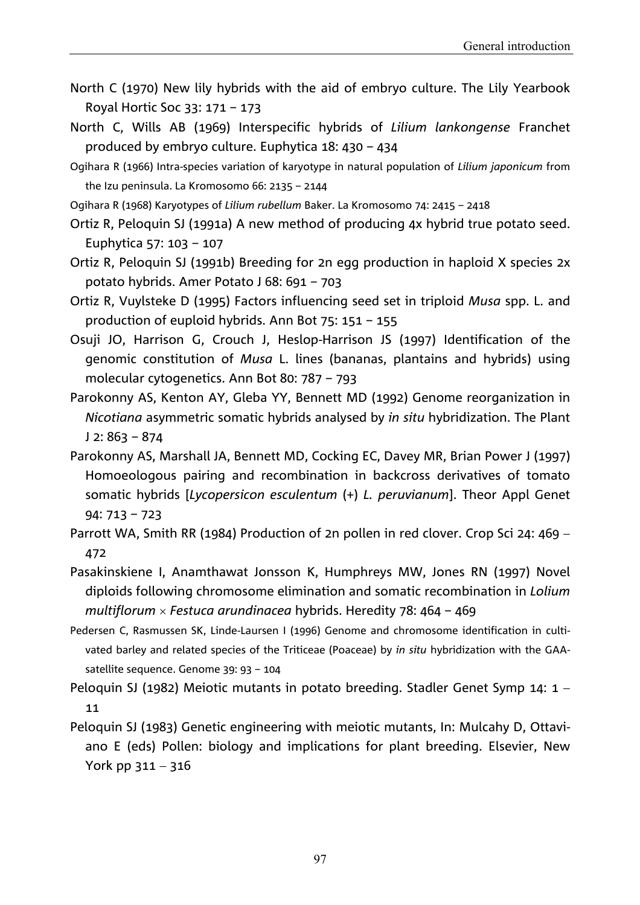North C (1970) New lily hybrids with the aid of embryo culture. The Lily Yearbook Royal Hortic Soc 33: 171 – 173

North C, Wills AB (1969) Interspecific hybrids of *Lilium lankongense* Franchet produced by embryo culture. Euphytica 18: 430 – 434

Ogihara R (1966) Intra-species variation of karyotype in natural population of *Lilium japonicum* from the Izu peninsula. La Kromosomo 66: 2135 – 2144

Ogihara R (1968) Karyotypes of *Lilium rubellum* Baker. La Kromosomo 74: 2415 – 2418

Ortiz R, Peloquin SJ (1991a) A new method of producing 4x hybrid true potato seed. Euphytica 57: 103 – 107

Ortiz R, Peloquin SJ (1991b) Breeding for 2n egg production in haploid X species 2x potato hybrids. Amer Potato J 68: 691 – 703

Ortiz R, Vuylsteke D (1995) Factors influencing seed set in triploid *Musa* spp. L. and production of euploid hybrids. Ann Bot 75: 151 – 155

Osuji JO, Harrison G, Crouch J, Heslop-Harrison JS (1997) Identification of the genomic constitution of *Musa* L. lines (bananas, plantains and hybrids) using molecular cytogenetics. Ann Bot 80: 787 – 793

Parokonny AS, Kenton AY, Gleba YY, Bennett MD (1992) Genome reorganization in *Nicotiana* asymmetric somatic hybrids analysed by *in situ* hybridization. The Plant J 2: 863 – 874

Parokonny AS, Marshall JA, Bennett MD, Cocking EC, Davey MR, Brian Power J (1997) Homoeologous pairing and recombination in backcross derivatives of tomato somatic hybrids [*Lycopersicon esculentum* (+) *L. peruvianum*]. Theor Appl Genet 94: 713 – 723

Parrott WA, Smith RR (1984) Production of 2n pollen in red clover. Crop Sci 24: 469 – 472

Pasakinskiene I, Anamthawat Jonsson K, Humphreys MW, Jones RN (1997) Novel diploids following chromosome elimination and somatic recombination in *Lolium multiflorum* × *Festuca arundinacea* hybrids. Heredity 78: 464 – 469

Pedersen C, Rasmussen SK, Linde-Laursen I (1996) Genome and chromosome identification in cultivated barley and related species of the Triticeae (Poaceae) by *in situ* hybridization with the GAA-satellite sequence. Genome 39: 93 – 104

Peloquin SJ (1982) Meiotic mutants in potato breeding. Stadler Genet Symp 14: 1 – 11

Peloquin SJ (1983) Genetic engineering with meiotic mutants, In: Mulcahy D, Ottaviano E (eds) Pollen: biology and implications for plant breeding. Elsevier, New York pp 311 – 316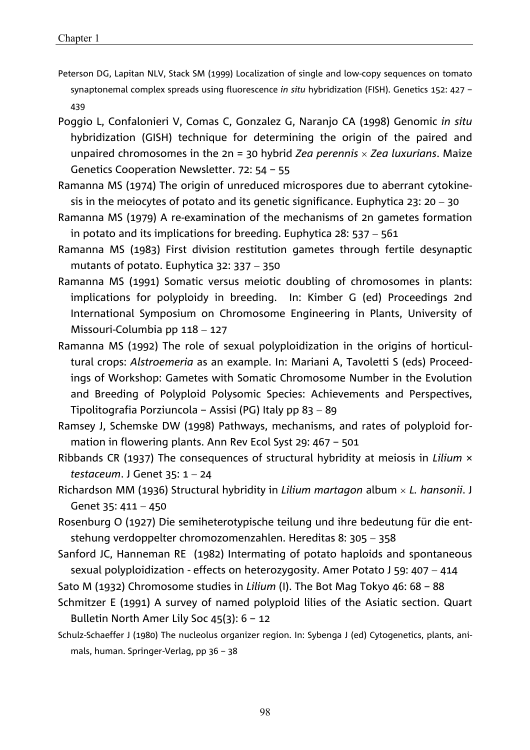Peterson DG, Lapitan NLV, Stack SM (1999) Localization of single and low-copy sequences on tomato synaptonemal complex spreads using fluorescence *in situ* hybridization (FISH). Genetics 152: 427 – 439

Poggio L, Confalonieri V, Comas C, Gonzalez G, Naranjo CA (1998) Genomic *in situ* hybridization (GISH) technique for determining the origin of the paired and unpaired chromosomes in the 2n = 30 hybrid *Zea perennis* × *Zea luxurians*. Maize Genetics Cooperation Newsletter. 72: 54 – 55

Ramanna MS (1974) The origin of unreduced microspores due to aberrant cytokinesis in the meiocytes of potato and its genetic significance. Euphytica 23: 20 – 30

Ramanna MS (1979) A re-examination of the mechanisms of 2n gametes formation in potato and its implications for breeding. Euphytica 28: 537 – 561

Ramanna MS (1983) First division restitution gametes through fertile desynaptic mutants of potato. Euphytica 32: 337 – 350

Ramanna MS (1991) Somatic versus meiotic doubling of chromosomes in plants: implications for polyploidy in breeding. In: Kimber G (ed) Proceedings 2nd International Symposium on Chromosome Engineering in Plants, University of Missouri-Columbia pp 118 – 127

Ramanna MS (1992) The role of sexual polyploidization in the origins of horticultural crops: *Alstroemeria* as an example. In: Mariani A, Tavoletti S (eds) Proceedings of Workshop: Gametes with Somatic Chromosome Number in the Evolution and Breeding of Polyploid Polysomic Species: Achievements and Perspectives, Tipolitografia Porziuncola – Assisi (PG) Italy pp 83 – 89

Ramsey J, Schemske DW (1998) Pathways, mechanisms, and rates of polyploid formation in flowering plants. Ann Rev Ecol Syst 29: 467 – 501

Ribbands CR (1937) The consequences of structural hybridity at meiosis in *Lilium* × *testaceum*. J Genet 35: 1 – 24

Richardson MM (1936) Structural hybridity in *Lilium martagon* album × *L. hansonii*. J Genet 35: 411 – 450

Rosenburg O (1927) Die semiheterotypische teilung und ihre bedeutung für die entstehung verdoppelter chromozomenzahlen. Hereditas 8: 305 – 358

Sanford JC, Hanneman RE (1982) Intermating of potato haploids and spontaneous sexual polyploidization - effects on heterozygosity. Amer Potato J 59: 407 – 414

Sato M (1932) Chromosome studies in *Lilium* (I). The Bot Mag Tokyo 46: 68 – 88

Schmitzer E (1991) A survey of named polyploid lilies of the Asiatic section. Quart Bulletin North Amer Lily Soc 45(3): 6 – 12

Schulz-Schaeffer J (1980) The nucleolus organizer region. In: Sybenga J (ed) Cytogenetics, plants, animals, human. Springer-Verlag, pp 36 – 38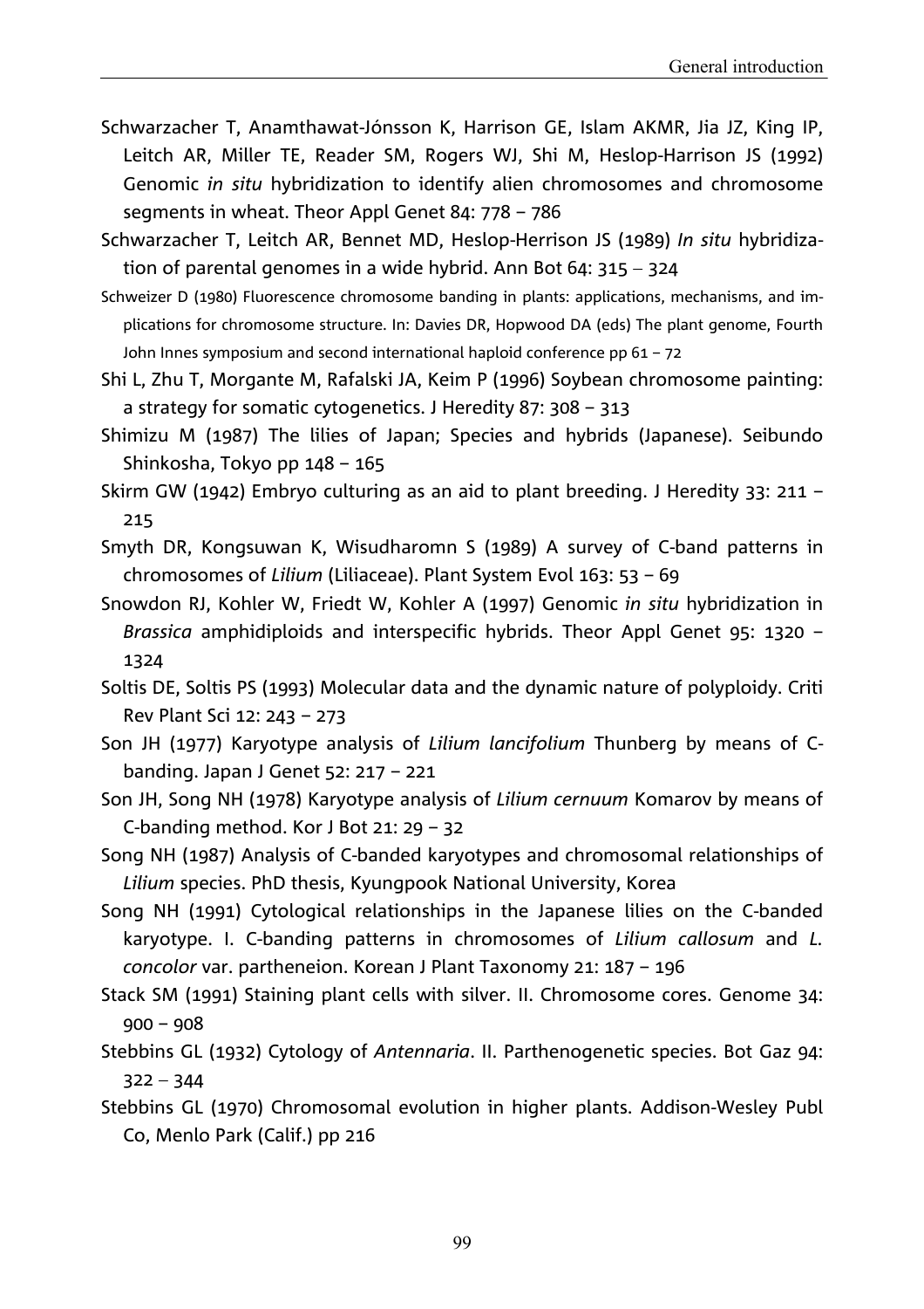Schwarzacher T, Anamthawat-Jónsson K, Harrison GE, Islam AKMR, Jia JZ, King IP, Leitch AR, Miller TE, Reader SM, Rogers WJ, Shi M, Heslop-Harrison JS (1992) Genomic *in situ* hybridization to identify alien chromosomes and chromosome segments in wheat. Theor Appl Genet 84: 778 – 786

Schwarzacher T, Leitch AR, Bennet MD, Heslop-Herrison JS (1989) *In situ* hybridization of parental genomes in a wide hybrid. Ann Bot 64: 315 – 324

Schweizer D (1980) Fluorescence chromosome banding in plants: applications, mechanisms, and implications for chromosome structure. In: Davies DR, Hopwood DA (eds) The plant genome, Fourth John Innes symposium and second international haploid conference pp 61 – 72

Shi L, Zhu T, Morgante M, Rafalski JA, Keim P (1996) Soybean chromosome painting: a strategy for somatic cytogenetics. J Heredity 87: 308 – 313

Shimizu M (1987) The lilies of Japan; Species and hybrids (Japanese). Seibundo Shinkosha, Tokyo pp 148 – 165

Skirm GW (1942) Embryo culturing as an aid to plant breeding. J Heredity 33: 211 – 215

Smyth DR, Kongsuwan K, Wisudharomn S (1989) A survey of C-band patterns in chromosomes of *Lilium* (Liliaceae). Plant System Evol 163: 53 – 69

Snowdon RJ, Kohler W, Friedt W, Kohler A (1997) Genomic *in situ* hybridization in *Brassica* amphidiploids and interspecific hybrids. Theor Appl Genet 95: 1320 – 1324

Soltis DE, Soltis PS (1993) Molecular data and the dynamic nature of polyploidy. Criti Rev Plant Sci 12: 243 – 273

Son JH (1977) Karyotype analysis of *Lilium lancifolium* Thunberg by means of C-banding. Japan J Genet 52: 217 – 221

Son JH, Song NH (1978) Karyotype analysis of *Lilium cernuum* Komarov by means of C-banding method. Kor J Bot 21: 29 – 32

Song NH (1987) Analysis of C-banded karyotypes and chromosomal relationships of *Lilium* species. PhD thesis, Kyungpook National University, Korea

Song NH (1991) Cytological relationships in the Japanese lilies on the C-banded karyotype. I. C-banding patterns in chromosomes of *Lilium callosum* and *L. concolor* var. partheneion. Korean J Plant Taxonomy 21: 187 – 196

Stack SM (1991) Staining plant cells with silver. II. Chromosome cores. Genome 34: 900 – 908

Stebbins GL (1932) Cytology of *Antennaria*. II. Parthenogenetic species. Bot Gaz 94: 322 – 344

Stebbins GL (1970) Chromosomal evolution in higher plants. Addison-Wesley Publ Co, Menlo Park (Calif.) pp 216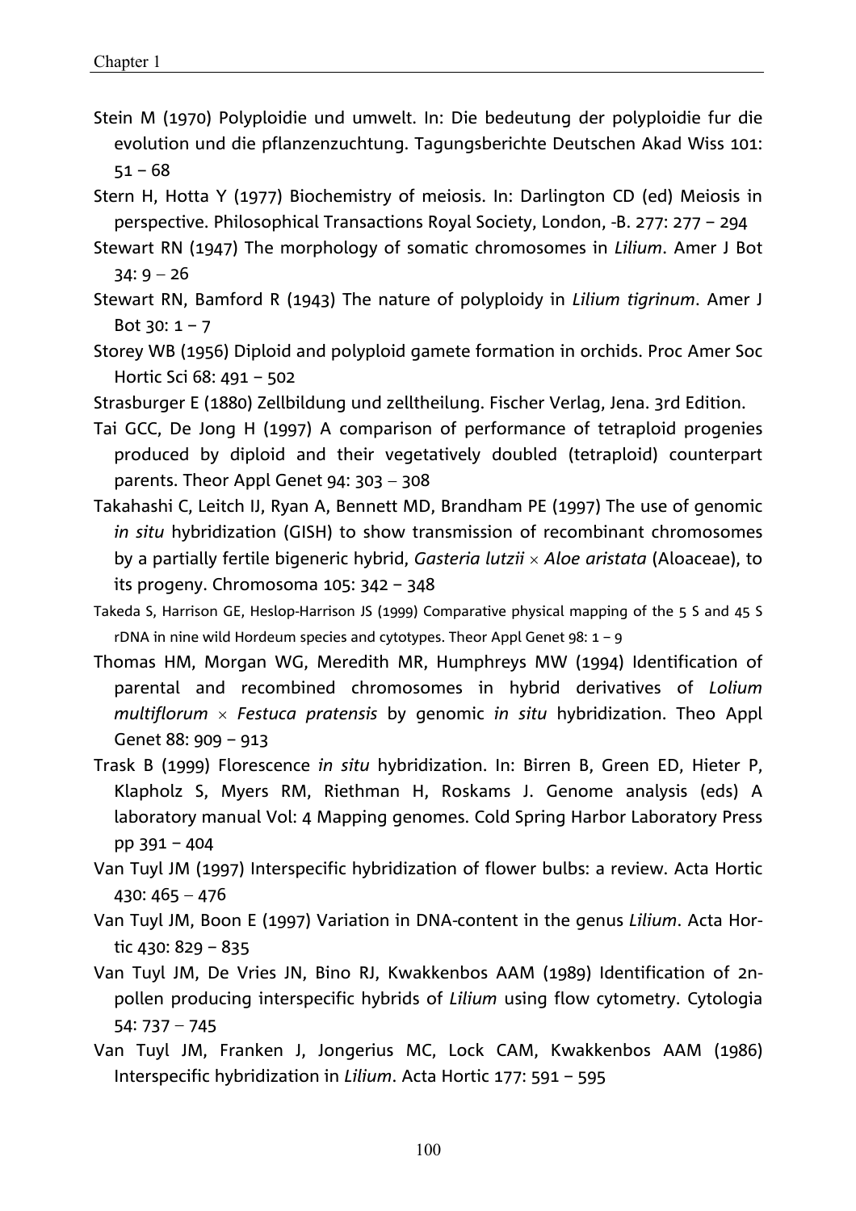Stein M (1970) Polyploidie und umwelt. In: Die bedeutung der polyploidie fur die evolution und die pflanzenzuchtung. Tagungsberichte Deutschen Akad Wiss 101: 51 – 68

Stern H, Hotta Y (1977) Biochemistry of meiosis. In: Darlington CD (ed) Meiosis in perspective. Philosophical Transactions Royal Society, London, -B. 277: 277 – 294

Stewart RN (1947) The morphology of somatic chromosomes in *Lilium*. Amer J Bot 34: 9 – 26

Stewart RN, Bamford R (1943) The nature of polyploidy in *Lilium tigrinum*. Amer J Bot 30: 1 – 7

Storey WB (1956) Diploid and polyploid gamete formation in orchids. Proc Amer Soc Hortic Sci 68: 491 – 502

Strasburger E (1880) Zellbildung und zelltheilung. Fischer Verlag, Jena. 3rd Edition.

Tai GCC, De Jong H (1997) A comparison of performance of tetraploid progenies produced by diploid and their vegetatively doubled (tetraploid) counterpart parents. Theor Appl Genet 94: 303 – 308

Takahashi C, Leitch IJ, Ryan A, Bennett MD, Brandham PE (1997) The use of genomic *in situ* hybridization (GISH) to show transmission of recombinant chromosomes by a partially fertile bigeneric hybrid, *Gasteria lutzii* × *Aloe aristata* (Aloaceae), to its progeny. Chromosoma 105: 342 – 348

Takeda S, Harrison GE, Heslop-Harrison JS (1999) Comparative physical mapping of the 5 S and 45 S rDNA in nine wild Hordeum species and cytotypes. Theor Appl Genet 98: 1 – 9

Thomas HM, Morgan WG, Meredith MR, Humphreys MW (1994) Identification of parental and recombined chromosomes in hybrid derivatives of *Lolium multiflorum* × *Festuca pratensis* by genomic *in situ* hybridization. Theo Appl Genet 88: 909 – 913

Trask B (1999) Florescence *in situ* hybridization. In: Birren B, Green ED, Hieter P, Klapholz S, Myers RM, Riethman H, Roskams J. Genome analysis (eds) A laboratory manual Vol: 4 Mapping genomes. Cold Spring Harbor Laboratory Press pp 391 – 404

Van Tuyl JM (1997) Interspecific hybridization of flower bulbs: a review. Acta Hortic 430: 465 – 476

Van Tuyl JM, Boon E (1997) Variation in DNA-content in the genus *Lilium*. Acta Hortic 430: 829 – 835

Van Tuyl JM, De Vries JN, Bino RJ, Kwakkenbos AAM (1989) Identification of 2n-pollen producing interspecific hybrids of *Lilium* using flow cytometry. Cytologia 54: 737 – 745

Van Tuyl JM, Franken J, Jongerius MC, Lock CAM, Kwakkenbos AAM (1986) Interspecific hybridization in *Lilium*. Acta Hortic 177: 591 – 595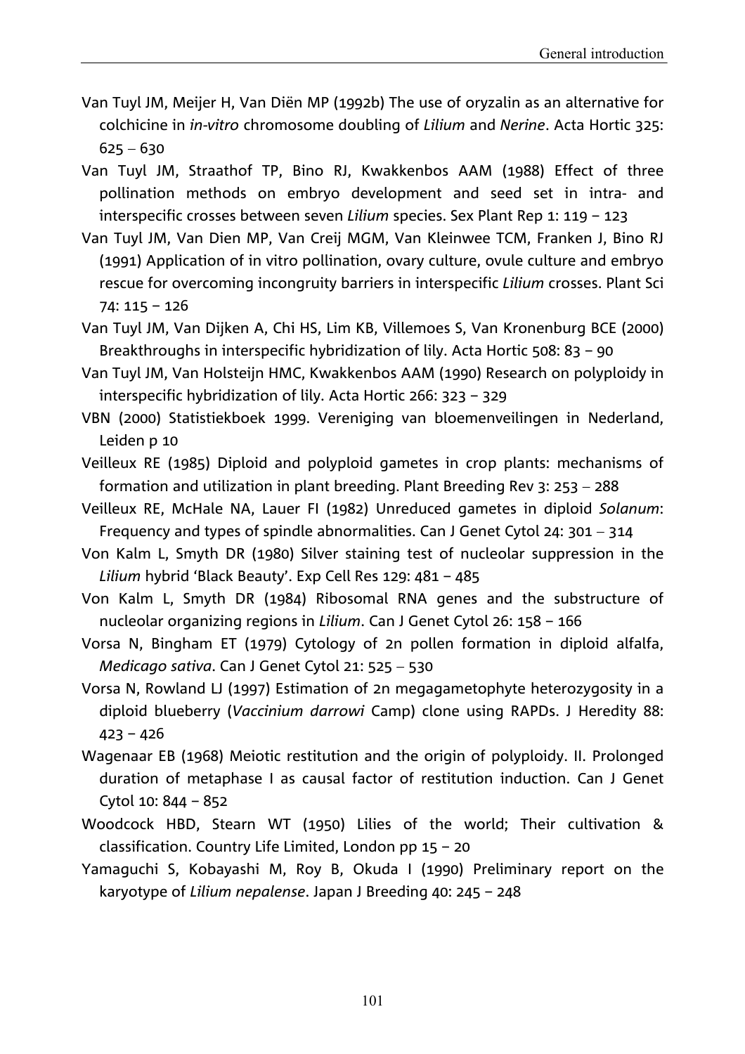Van Tuyl JM, Meijer H, Van Diën MP (1992b) The use of oryzalin as an alternative for colchicine in *in-vitro* chromosome doubling of *Lilium* and *Nerine*. Acta Hortic 325: 625 – 630

Van Tuyl JM, Straathof TP, Bino RJ, Kwakkenbos AAM (1988) Effect of three pollination methods on embryo development and seed set in intra- and interspecific crosses between seven *Lilium* species. Sex Plant Rep 1: 119 – 123

Van Tuyl JM, Van Dien MP, Van Creij MGM, Van Kleinwee TCM, Franken J, Bino RJ (1991) Application of in vitro pollination, ovary culture, ovule culture and embryo rescue for overcoming incongruity barriers in interspecific *Lilium* crosses. Plant Sci 74: 115 – 126

Van Tuyl JM, Van Dijken A, Chi HS, Lim KB, Villemoes S, Van Kronenburg BCE (2000) Breakthroughs in interspecific hybridization of lily. Acta Hortic 508: 83 – 90

Van Tuyl JM, Van Holsteijn HMC, Kwakkenbos AAM (1990) Research on polyploidy in interspecific hybridization of lily. Acta Hortic 266: 323 – 329

VBN (2000) Statistiekboek 1999. Vereniging van bloemenveilingen in Nederland, Leiden p 10

Veilleux RE (1985) Diploid and polyploid gametes in crop plants: mechanisms of formation and utilization in plant breeding. Plant Breeding Rev 3: 253 – 288

Veilleux RE, McHale NA, Lauer FI (1982) Unreduced gametes in diploid *Solanum*: Frequency and types of spindle abnormalities. Can J Genet Cytol 24: 301 – 314

Von Kalm L, Smyth DR (1980) Silver staining test of nucleolar suppression in the *Lilium* hybrid 'Black Beauty'. Exp Cell Res 129: 481 – 485

Von Kalm L, Smyth DR (1984) Ribosomal RNA genes and the substructure of nucleolar organizing regions in *Lilium*. Can J Genet Cytol 26: 158 – 166

Vorsa N, Bingham ET (1979) Cytology of 2n pollen formation in diploid alfalfa, *Medicago sativa*. Can J Genet Cytol 21: 525 – 530

Vorsa N, Rowland LJ (1997) Estimation of 2n megagametophyte heterozygosity in a diploid blueberry (*Vaccinium darrowi* Camp) clone using RAPDs. J Heredity 88: 423 – 426

Wagenaar EB (1968) Meiotic restitution and the origin of polyploidy. II. Prolonged duration of metaphase I as causal factor of restitution induction. Can J Genet Cytol 10: 844 – 852

Woodcock HBD, Stearn WT (1950) Lilies of the world; Their cultivation & classification. Country Life Limited, London pp 15 – 20

Yamaguchi S, Kobayashi M, Roy B, Okuda I (1990) Preliminary report on the karyotype of *Lilium nepalense*. Japan J Breeding 40: 245 – 248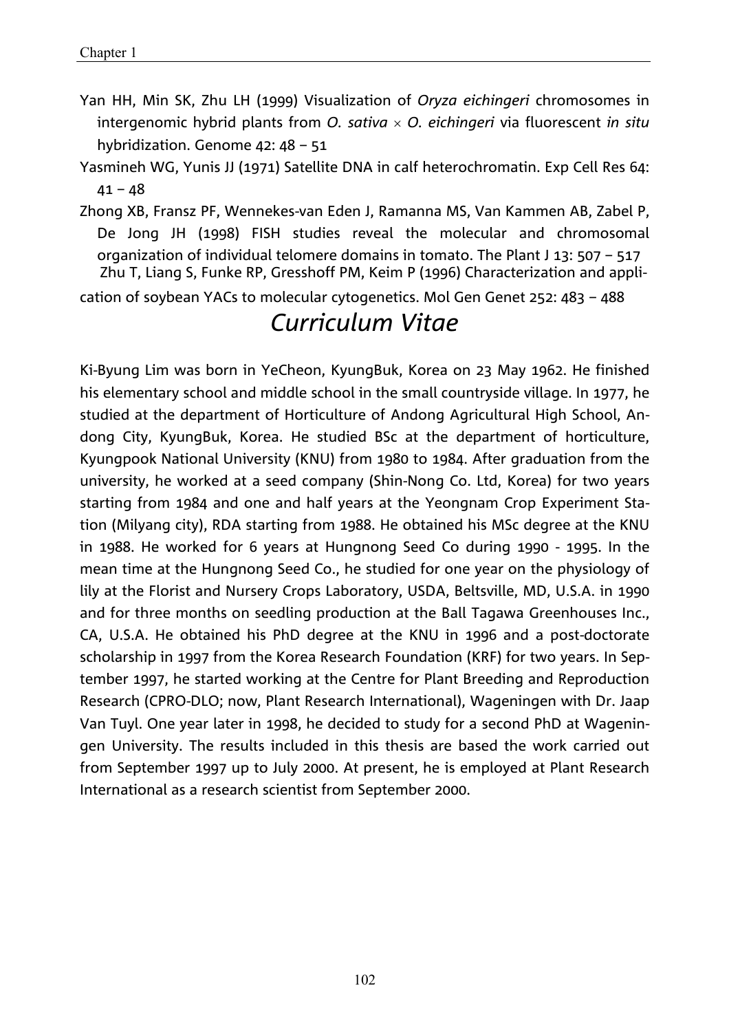Yan HH, Min SK, Zhu LH (1999) Visualization of *Oryza eichingeri* chromosomes in intergenomic hybrid plants from *O. sativa* × *O. eichingeri* via fluorescent *in situ* hybridization. Genome 42: 48 – 51

Yasmineh WG, Yunis JJ (1971) Satellite DNA in calf heterochromatin. Exp Cell Res 64: 41 – 48

Zhong XB, Fransz PF, Wennekes-van Eden J, Ramanna MS, Van Kammen AB, Zabel P, De Jong JH (1998) FISH studies reveal the molecular and chromosomal organization of individual telomere domains in tomato. The Plant J 13: 507 – 517

Zhu T, Liang S, Funke RP, Gresshoff PM, Keim P (1996) Characterization and application of soybean YACs to molecular cytogenetics. Mol Gen Genet 252: 483 – 488

# *Curriculum Vitae*

Ki-Byung Lim was born in YeCheon, KyungBuk, Korea on 23 May 1962. He finished his elementary school and middle school in the small countryside village. In 1977, he studied at the department of Horticulture of Andong Agricultural High School, Andong City, KyungBuk, Korea. He studied BSc at the department of horticulture, Kyungpook National University (KNU) from 1980 to 1984. After graduation from the university, he worked at a seed company (Shin-Nong Co. Ltd, Korea) for two years starting from 1984 and one and half years at the Yeongnam Crop Experiment Station (Milyang city), RDA starting from 1988. He obtained his MSc degree at the KNU in 1988. He worked for 6 years at Hungnong Seed Co during 1990 - 1995. In the mean time at the Hungnong Seed Co., he studied for one year on the physiology of lily at the Florist and Nursery Crops Laboratory, USDA, Beltsville, MD, U.S.A. in 1990 and for three months on seedling production at the Ball Tagawa Greenhouses Inc., CA, U.S.A. He obtained his PhD degree at the KNU in 1996 and a post-doctorate scholarship in 1997 from the Korea Research Foundation (KRF) for two years. In September 1997, he started working at the Centre for Plant Breeding and Reproduction Research (CPRO-DLO; now, Plant Research International), Wageningen with Dr. Jaap Van Tuyl. One year later in 1998, he decided to study for a second PhD at Wageningen University. The results included in this thesis are based the work carried out from September 1997 up to July 2000. At present, he is employed at Plant Research International as a research scientist from September 2000.